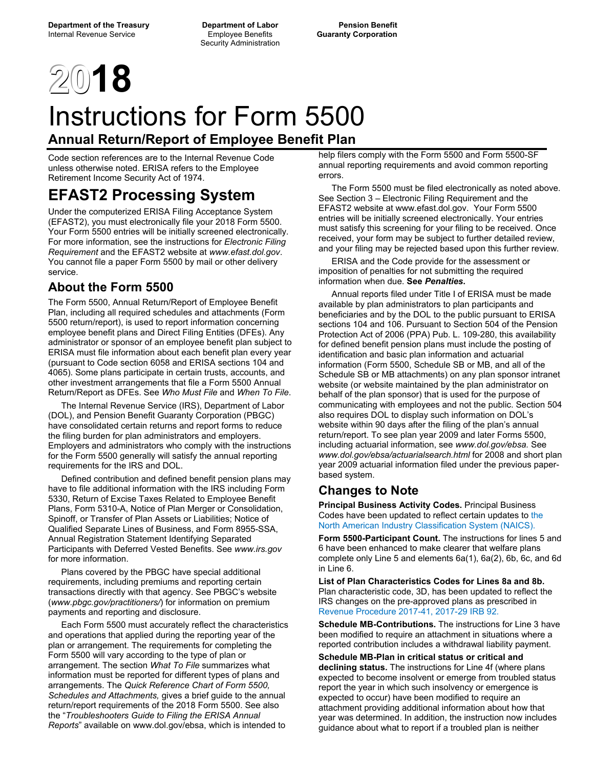**Department of the Treasury**
Internal Revenue Service

**Department of Labor**
Employee Benefits Security Administration

**Pension Benefit Guaranty Corporation**

# 2018

# Instructions for Form 5500

## Annual Return/Report of Employee Benefit Plan

Code section references are to the Internal Revenue Code unless otherwise noted. ERISA refers to the Employee Retirement Income Security Act of 1974.

# EFAST2 Processing System

Under the computerized ERISA Filing Acceptance System (EFAST2), you must electronically file your 2018 Form 5500. Your Form 5500 entries will be initially screened electronically. For more information, see the instructions for *Electronic Filing Requirement* and the EFAST2 website at *www.efast.dol.gov*. You cannot file a paper Form 5500 by mail or other delivery service.

## About the Form 5500

The Form 5500, Annual Return/Report of Employee Benefit Plan, including all required schedules and attachments (Form 5500 return/report), is used to report information concerning employee benefit plans and Direct Filing Entities (DFEs). Any administrator or sponsor of an employee benefit plan subject to ERISA must file information about each benefit plan every year (pursuant to Code section 6058 and ERISA sections 104 and 4065). Some plans participate in certain trusts, accounts, and other investment arrangements that file a Form 5500 Annual Return/Report as DFEs. See *Who Must File* and *When To File*.

The Internal Revenue Service (IRS), Department of Labor (DOL), and Pension Benefit Guaranty Corporation (PBGC) have consolidated certain returns and report forms to reduce the filing burden for plan administrators and employers. Employers and administrators who comply with the instructions for the Form 5500 generally will satisfy the annual reporting requirements for the IRS and DOL.

Defined contribution and defined benefit pension plans may have to file additional information with the IRS including Form 5330, Return of Excise Taxes Related to Employee Benefit Plans, Form 5310-A, Notice of Plan Merger or Consolidation, Spinoff, or Transfer of Plan Assets or Liabilities; Notice of Qualified Separate Lines of Business, and Form 8955-SSA, Annual Registration Statement Identifying Separated Participants with Deferred Vested Benefits. See *www.irs.gov* for more information.

Plans covered by the PBGC have special additional requirements, including premiums and reporting certain transactions directly with that agency. See PBGC's website (*www.pbgc.gov/practitioners/*) for information on premium payments and reporting and disclosure.

Each Form 5500 must accurately reflect the characteristics and operations that applied during the reporting year of the plan or arrangement. The requirements for completing the Form 5500 will vary according to the type of plan or arrangement. The section *What To File* summarizes what information must be reported for different types of plans and arrangements. The *Quick Reference Chart of Form 5500, Schedules and Attachments,* gives a brief guide to the annual return/report requirements of the 2018 Form 5500. See also the "*Troubleshooters Guide to Filing the ERISA Annual Reports*" available on www.dol.gov/ebsa, which is intended to help filers comply with the Form 5500 and Form 5500-SF annual reporting requirements and avoid common reporting errors.

The Form 5500 must be filed electronically as noted above. See Section 3 – Electronic Filing Requirement and the EFAST2 website at www.efast.dol.gov. Your Form 5500 entries will be initially screened electronically. Your entries must satisfy this screening for your filing to be received. Once received, your form may be subject to further detailed review, and your filing may be rejected based upon this further review.

ERISA and the Code provide for the assessment or imposition of penalties for not submitting the required information when due. **See *Penalties*.**

Annual reports filed under Title I of ERISA must be made available by plan administrators to plan participants and beneficiaries and by the DOL to the public pursuant to ERISA sections 104 and 106. Pursuant to Section 504 of the Pension Protection Act of 2006 (PPA) Pub. L. 109-280, this availability for defined benefit pension plans must include the posting of identification and basic plan information and actuarial information (Form 5500, Schedule SB or MB, and all of the Schedule SB or MB attachments) on any plan sponsor intranet website (or website maintained by the plan administrator on behalf of the plan sponsor) that is used for the purpose of communicating with employees and not the public. Section 504 also requires DOL to display such information on DOL's website within 90 days after the filing of the plan's annual return/report. To see plan year 2009 and later Forms 5500, including actuarial information, see *www.dol.gov/ebsa.* See *www.dol.gov/ebsa/actuarialsearch.html* for 2008 and short plan year 2009 actuarial information filed under the previous paper-based system.

## Changes to Note

**Principal Business Activity Codes.** Principal Business Codes have been updated to reflect certain updates to the North American Industry Classification System (NAICS).

**Form 5500-Participant Count.** The instructions for lines 5 and 6 have been enhanced to make clearer that welfare plans complete only Line 5 and elements 6a(1), 6a(2), 6b, 6c, and 6d in Line 6.

**List of Plan Characteristics Codes for Lines 8a and 8b.** Plan characteristic code, 3D, has been updated to reflect the IRS changes on the pre-approved plans as prescribed in Revenue Procedure 2017-41, 2017-29 IRB 92.

**Schedule MB-Contributions.** The instructions for Line 3 have been modified to require an attachment in situations where a reported contribution includes a withdrawal liability payment.

**Schedule MB-Plan in critical status or critical and declining status.** The instructions for Line 4f (where plans expected to become insolvent or emerge from troubled status report the year in which such insolvency or emergence is expected to occur) have been modified to require an attachment providing additional information about how that year was determined. In addition, the instruction now includes guidance about what to report if a troubled plan is neither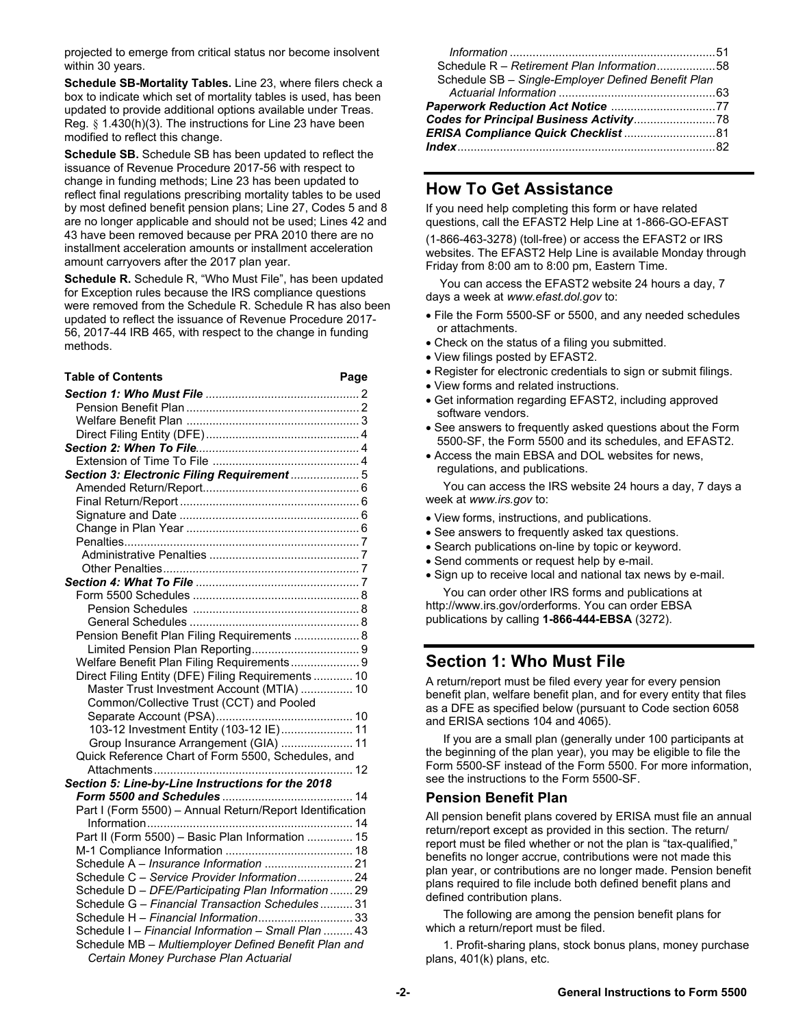projected to emerge from critical status nor become insolvent within 30 years.

**Schedule SB-Mortality Tables.** Line 23, where filers check a box to indicate which set of mortality tables is used, has been updated to provide additional options available under Treas. Reg. § 1.430(h)(3). The instructions for Line 23 have been modified to reflect this change.

**Schedule SB.** Schedule SB has been updated to reflect the issuance of Revenue Procedure 2017-56 with respect to change in funding methods; Line 23 has been updated to reflect final regulations prescribing mortality tables to be used by most defined benefit pension plans; Line 27, Codes 5 and 8 are no longer applicable and should not be used; Lines 42 and 43 have been removed because per PRA 2010 there are no installment acceleration amounts or installment acceleration amount carryovers after the 2017 plan year.

**Schedule R.** Schedule R, "Who Must File", has been updated for Exception rules because the IRS compliance questions were removed from the Schedule R. Schedule R has also been updated to reflect the issuance of Revenue Procedure 2017-56, 2017-44 IRB 465, with respect to the change in funding methods.

| Table of Contents | Page |
|---|---|
| ***Section 1: Who Must File*** | 2 |
| Pension Benefit Plan | 2 |
| Welfare Benefit Plan | 3 |
| Direct Filing Entity (DFE) | 4 |
| ***Section 2: When To File*** | 4 |
| Extension of Time To File | 4 |
| ***Section 3: Electronic Filing Requirement*** | 5 |
| Amended Return/Report | 6 |
| Final Return/Report | 6 |
| Signature and Date | 6 |
| Change in Plan Year | 6 |
| Penalties | 7 |
| Administrative Penalties | 7 |
| Other Penalties | 7 |
| ***Section 4: What To File*** | 7 |
| Form 5500 Schedules | 8 |
| Pension Schedules | 8 |
| General Schedules | 8 |
| Pension Benefit Plan Filing Requirements | 8 |
| Limited Pension Plan Reporting | 9 |
| Welfare Benefit Plan Filing Requirements | 9 |
| Direct Filing Entity (DFE) Filing Requirements | 10 |
| Master Trust Investment Account (MTIA) | 10 |
| Common/Collective Trust (CCT) and Pooled Separate Account (PSA) | 10 |
| 103-12 Investment Entity (103-12 IE) | 11 |
| Group Insurance Arrangement (GIA) | 11 |
| Quick Reference Chart of Form 5500, Schedules, and Attachments | 12 |
| ***Section 5: Line-by-Line Instructions for the 2018 Form 5500 and Schedules*** | 14 |
| Part I (Form 5500) – Annual Return/Report Identification Information | 14 |
| Part II (Form 5500) – Basic Plan Information | 15 |
| M-1 Compliance Information | 18 |
| Schedule A – *Insurance Information* | 21 |
| Schedule C – *Service Provider Information* | 24 |
| Schedule D – *DFE/Participating Plan Information* | 29 |
| Schedule G – *Financial Transaction Schedules* | 31 |
| Schedule H – *Financial Information* | 33 |
| Schedule I – *Financial Information – Small Plan* | 43 |
| Schedule MB – *Multiemployer Defined Benefit Plan and Certain Money Purchase Plan Actuarial Information* | 51 |
| Schedule R – *Retirement Plan Information* | 58 |
| Schedule SB – *Single-Employer Defined Benefit Plan Actuarial Information* | 63 |
| ***Paperwork Reduction Act Notice*** | 77 |
| ***Codes for Principal Business Activity*** | 78 |
| ***ERISA Compliance Quick Checklist*** | 81 |
| ***Index*** | 82 |

## How To Get Assistance

If you need help completing this form or have related questions, call the EFAST2 Help Line at 1-866-GO-EFAST (1-866-463-3278) (toll-free) or access the EFAST2 or IRS websites. The EFAST2 Help Line is available Monday through Friday from 8:00 am to 8:00 pm, Eastern Time.

You can access the EFAST2 website 24 hours a day, 7 days a week at *www.efast.dol.gov* to:

- File the Form 5500-SF or 5500, and any needed schedules or attachments.
- Check on the status of a filing you submitted.
- View filings posted by EFAST2.
- Register for electronic credentials to sign or submit filings.
- View forms and related instructions.
- Get information regarding EFAST2, including approved software vendors.
- See answers to frequently asked questions about the Form 5500-SF, the Form 5500 and its schedules, and EFAST2.
- Access the main EBSA and DOL websites for news, regulations, and publications.

You can access the IRS website 24 hours a day, 7 days a week at *www.irs.gov* to:

- View forms, instructions, and publications.
- See answers to frequently asked tax questions.
- Search publications on-line by topic or keyword.
- Send comments or request help by e-mail.
- Sign up to receive local and national tax news by e-mail.

You can order other IRS forms and publications at http://www.irs.gov/orderforms. You can order EBSA publications by calling **1-866-444-EBSA** (3272).

## Section 1: Who Must File

A return/report must be filed every year for every pension benefit plan, welfare benefit plan, and for every entity that files as a DFE as specified below (pursuant to Code section 6058 and ERISA sections 104 and 4065).

If you are a small plan (generally under 100 participants at the beginning of the plan year), you may be eligible to file the Form 5500-SF instead of the Form 5500. For more information, see the instructions to the Form 5500-SF.

### Pension Benefit Plan

All pension benefit plans covered by ERISA must file an annual return/report except as provided in this section. The return/report must be filed whether or not the plan is "tax-qualified," benefits no longer accrue, contributions were not made this plan year, or contributions are no longer made. Pension benefit plans required to file include both defined benefit plans and defined contribution plans.

The following are among the pension benefit plans for which a return/report must be filed.

1. Profit-sharing plans, stock bonus plans, money purchase plans, 401(k) plans, etc.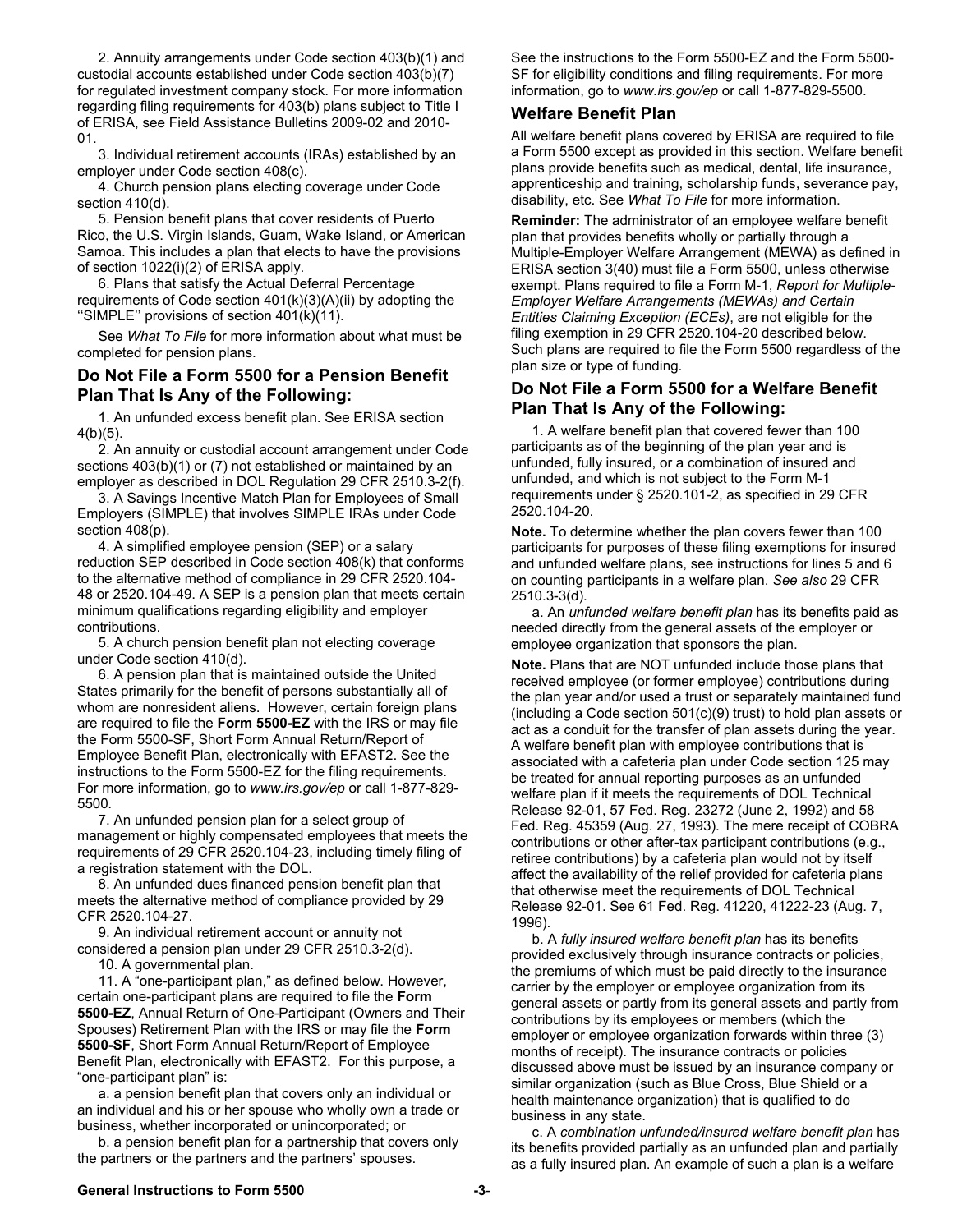2. Annuity arrangements under Code section 403(b)(1) and custodial accounts established under Code section 403(b)(7) for regulated investment company stock. For more information regarding filing requirements for 403(b) plans subject to Title I of ERISA, see Field Assistance Bulletins 2009-02 and 2010-01.

3. Individual retirement accounts (IRAs) established by an employer under Code section 408(c).

4. Church pension plans electing coverage under Code section 410(d).

5. Pension benefit plans that cover residents of Puerto Rico, the U.S. Virgin Islands, Guam, Wake Island, or American Samoa. This includes a plan that elects to have the provisions of section 1022(i)(2) of ERISA apply.

6. Plans that satisfy the Actual Deferral Percentage requirements of Code section 401(k)(3)(A)(ii) by adopting the ''SIMPLE'' provisions of section 401(k)(11).

See *What To File* for more information about what must be completed for pension plans.

### Do Not File a Form 5500 for a Pension Benefit Plan That Is Any of the Following:

1. An unfunded excess benefit plan. See ERISA section 4(b)(5).

2. An annuity or custodial account arrangement under Code sections 403(b)(1) or (7) not established or maintained by an employer as described in DOL Regulation 29 CFR 2510.3-2(f).

3. A Savings Incentive Match Plan for Employees of Small Employers (SIMPLE) that involves SIMPLE IRAs under Code section 408(p).

4. A simplified employee pension (SEP) or a salary reduction SEP described in Code section 408(k) that conforms to the alternative method of compliance in 29 CFR 2520.104-48 or 2520.104-49. A SEP is a pension plan that meets certain minimum qualifications regarding eligibility and employer contributions.

5. A church pension benefit plan not electing coverage under Code section 410(d).

6. A pension plan that is maintained outside the United States primarily for the benefit of persons substantially all of whom are nonresident aliens. However, certain foreign plans are required to file the **Form 5500-EZ** with the IRS or may file the Form 5500-SF, Short Form Annual Return/Report of Employee Benefit Plan, electronically with EFAST2. See the instructions to the Form 5500-EZ for the filing requirements. For more information, go to *www.irs.gov/ep* or call 1-877-829-5500.

7. An unfunded pension plan for a select group of management or highly compensated employees that meets the requirements of 29 CFR 2520.104-23, including timely filing of a registration statement with the DOL.

8. An unfunded dues financed pension benefit plan that meets the alternative method of compliance provided by 29 CFR 2520.104-27.

9. An individual retirement account or annuity not considered a pension plan under 29 CFR 2510.3-2(d).

10. A governmental plan.

11. A "one-participant plan," as defined below. However, certain one-participant plans are required to file the **Form 5500-EZ**, Annual Return of One-Participant (Owners and Their Spouses) Retirement Plan with the IRS or may file the **Form 5500-SF**, Short Form Annual Return/Report of Employee Benefit Plan, electronically with EFAST2. For this purpose, a "one-participant plan" is:

a. a pension benefit plan that covers only an individual or an individual and his or her spouse who wholly own a trade or business, whether incorporated or unincorporated; or

b. a pension benefit plan for a partnership that covers only the partners or the partners and the partners' spouses.

See the instructions to the Form 5500-EZ and the Form 5500-SF for eligibility conditions and filing requirements. For more information, go to *www.irs.gov/ep* or call 1-877-829-5500.

## Welfare Benefit Plan

All welfare benefit plans covered by ERISA are required to file a Form 5500 except as provided in this section. Welfare benefit plans provide benefits such as medical, dental, life insurance, apprenticeship and training, scholarship funds, severance pay, disability, etc. See *What To File* for more information.

**Reminder:** The administrator of an employee welfare benefit plan that provides benefits wholly or partially through a Multiple-Employer Welfare Arrangement (MEWA) as defined in ERISA section 3(40) must file a Form 5500, unless otherwise exempt. Plans required to file a Form M-1, *Report for Multiple-Employer Welfare Arrangements (MEWAs) and Certain Entities Claiming Exception (ECEs)*, are not eligible for the filing exemption in 29 CFR 2520.104-20 described below. Such plans are required to file the Form 5500 regardless of the plan size or type of funding.

### Do Not File a Form 5500 for a Welfare Benefit Plan That Is Any of the Following:

1. A welfare benefit plan that covered fewer than 100 participants as of the beginning of the plan year and is unfunded, fully insured, or a combination of insured and unfunded, and which is not subject to the Form M-1 requirements under § 2520.101-2, as specified in 29 CFR 2520.104-20.

**Note.** To determine whether the plan covers fewer than 100 participants for purposes of these filing exemptions for insured and unfunded welfare plans, see instructions for lines 5 and 6 on counting participants in a welfare plan. *See also* 29 CFR 2510.3-3(d).

a. An *unfunded welfare benefit plan* has its benefits paid as needed directly from the general assets of the employer or employee organization that sponsors the plan.

**Note.** Plans that are NOT unfunded include those plans that received employee (or former employee) contributions during the plan year and/or used a trust or separately maintained fund (including a Code section 501(c)(9) trust) to hold plan assets or act as a conduit for the transfer of plan assets during the year. A welfare benefit plan with employee contributions that is associated with a cafeteria plan under Code section 125 may be treated for annual reporting purposes as an unfunded welfare plan if it meets the requirements of DOL Technical Release 92-01, 57 Fed. Reg. 23272 (June 2, 1992) and 58 Fed. Reg. 45359 (Aug. 27, 1993). The mere receipt of COBRA contributions or other after-tax participant contributions (e.g., retiree contributions) by a cafeteria plan would not by itself affect the availability of the relief provided for cafeteria plans that otherwise meet the requirements of DOL Technical Release 92-01. See 61 Fed. Reg. 41220, 41222-23 (Aug. 7, 1996).

b. A *fully insured welfare benefit plan* has its benefits provided exclusively through insurance contracts or policies, the premiums of which must be paid directly to the insurance carrier by the employer or employee organization from its general assets or partly from its general assets and partly from contributions by its employees or members (which the employer or employee organization forwards within three (3) months of receipt). The insurance contracts or policies discussed above must be issued by an insurance company or similar organization (such as Blue Cross, Blue Shield or a health maintenance organization) that is qualified to do business in any state.

c. A *combination unfunded/insured welfare benefit plan* has its benefits provided partially as an unfunded plan and partially as a fully insured plan. An example of such a plan is a welfare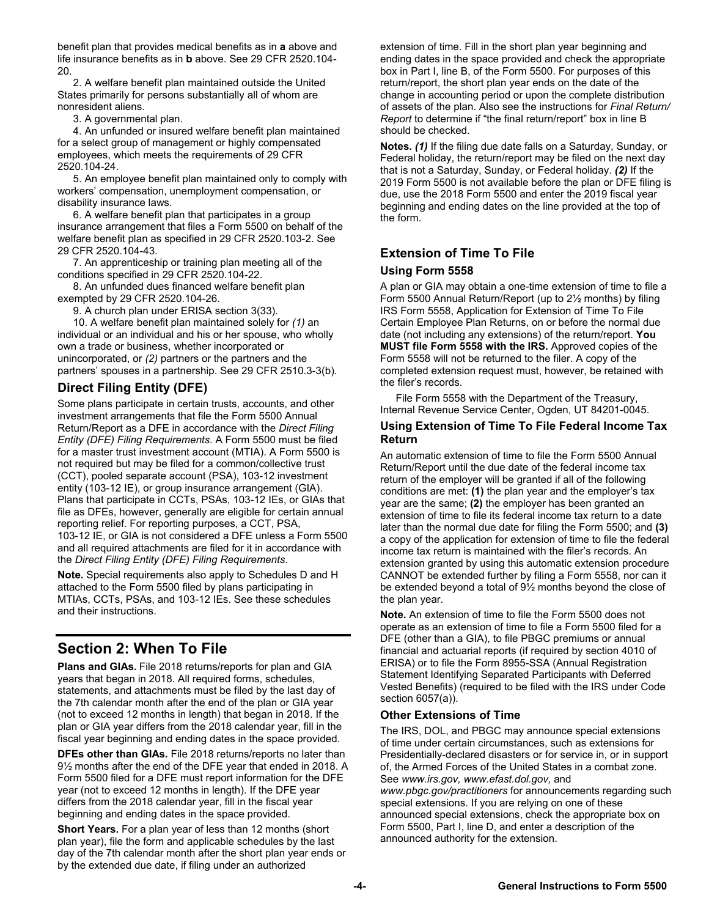benefit plan that provides medical benefits as in **a** above and life insurance benefits as in **b** above. See 29 CFR 2520.104-20.

2. A welfare benefit plan maintained outside the United States primarily for persons substantially all of whom are nonresident aliens.

3. A governmental plan.

4. An unfunded or insured welfare benefit plan maintained for a select group of management or highly compensated employees, which meets the requirements of 29 CFR 2520.104-24.

5. An employee benefit plan maintained only to comply with workers' compensation, unemployment compensation, or disability insurance laws.

6. A welfare benefit plan that participates in a group insurance arrangement that files a Form 5500 on behalf of the welfare benefit plan as specified in 29 CFR 2520.103-2. See 29 CFR 2520.104-43.

7. An apprenticeship or training plan meeting all of the conditions specified in 29 CFR 2520.104-22.

8. An unfunded dues financed welfare benefit plan exempted by 29 CFR 2520.104-26.

9. A church plan under ERISA section 3(33).

10. A welfare benefit plan maintained solely for *(1)* an individual or an individual and his or her spouse, who wholly own a trade or business, whether incorporated or unincorporated, or *(2)* partners or the partners and the partners' spouses in a partnership. See 29 CFR 2510.3-3(b).

### Direct Filing Entity (DFE)

Some plans participate in certain trusts, accounts, and other investment arrangements that file the Form 5500 Annual Return/Report as a DFE in accordance with the *Direct Filing Entity (DFE) Filing Requirements*. A Form 5500 must be filed for a master trust investment account (MTIA). A Form 5500 is not required but may be filed for a common/collective trust (CCT), pooled separate account (PSA), 103-12 investment entity (103-12 IE), or group insurance arrangement (GIA). Plans that participate in CCTs, PSAs, 103-12 IEs, or GIAs that file as DFEs, however, generally are eligible for certain annual reporting relief. For reporting purposes, a CCT, PSA, 103-12 IE, or GIA is not considered a DFE unless a Form 5500 and all required attachments are filed for it in accordance with the *Direct Filing Entity (DFE) Filing Requirements*.

**Note.** Special requirements also apply to Schedules D and H attached to the Form 5500 filed by plans participating in MTIAs, CCTs, PSAs, and 103-12 IEs. See these schedules and their instructions.

## Section 2: When To File

**Plans and GIAs.** File 2018 returns/reports for plan and GIA years that began in 2018. All required forms, schedules, statements, and attachments must be filed by the last day of the 7th calendar month after the end of the plan or GIA year (not to exceed 12 months in length) that began in 2018. If the plan or GIA year differs from the 2018 calendar year, fill in the fiscal year beginning and ending dates in the space provided.

**DFEs other than GIAs.** File 2018 returns/reports no later than 9½ months after the end of the DFE year that ended in 2018. A Form 5500 filed for a DFE must report information for the DFE year (not to exceed 12 months in length). If the DFE year differs from the 2018 calendar year, fill in the fiscal year beginning and ending dates in the space provided.

**Short Years.** For a plan year of less than 12 months (short plan year), file the form and applicable schedules by the last day of the 7th calendar month after the short plan year ends or by the extended due date, if filing under an authorized extension of time. Fill in the short plan year beginning and ending dates in the space provided and check the appropriate box in Part I, line B, of the Form 5500. For purposes of this return/report, the short plan year ends on the date of the change in accounting period or upon the complete distribution of assets of the plan. Also see the instructions for *Final Return/Report* to determine if "the final return/report" box in line B should be checked.

**Notes.** ***(1)*** If the filing due date falls on a Saturday, Sunday, or Federal holiday, the return/report may be filed on the next day that is not a Saturday, Sunday, or Federal holiday. ***(2)*** If the 2019 Form 5500 is not available before the plan or DFE filing is due, use the 2018 Form 5500 and enter the 2019 fiscal year beginning and ending dates on the line provided at the top of the form.

### Extension of Time To File

#### Using Form 5558

A plan or GIA may obtain a one-time extension of time to file a Form 5500 Annual Return/Report (up to 2½ months) by filing IRS Form 5558, Application for Extension of Time To File Certain Employee Plan Returns, on or before the normal due date (not including any extensions) of the return/report. **You MUST file Form 5558 with the IRS.** Approved copies of the Form 5558 will not be returned to the filer. A copy of the completed extension request must, however, be retained with the filer's records.

File Form 5558 with the Department of the Treasury, Internal Revenue Service Center, Ogden, UT 84201-0045.

#### Using Extension of Time To File Federal Income Tax Return

An automatic extension of time to file the Form 5500 Annual Return/Report until the due date of the federal income tax return of the employer will be granted if all of the following conditions are met: **(1)** the plan year and the employer's tax year are the same; **(2)** the employer has been granted an extension of time to file its federal income tax return to a date later than the normal due date for filing the Form 5500; and **(3)** a copy of the application for extension of time to file the federal income tax return is maintained with the filer's records. An extension granted by using this automatic extension procedure CANNOT be extended further by filing a Form 5558, nor can it be extended beyond a total of 9½ months beyond the close of the plan year.

**Note.** An extension of time to file the Form 5500 does not operate as an extension of time to file a Form 5500 filed for a DFE (other than a GIA), to file PBGC premiums or annual financial and actuarial reports (if required by section 4010 of ERISA) or to file the Form 8955-SSA (Annual Registration Statement Identifying Separated Participants with Deferred Vested Benefits) (required to be filed with the IRS under Code section 6057(a)).

#### Other Extensions of Time

The IRS, DOL, and PBGC may announce special extensions of time under certain circumstances, such as extensions for Presidentially-declared disasters or for service in, or in support of, the Armed Forces of the United States in a combat zone. See *www.irs.gov, www.efast.dol.gov,* and *www.pbgc.gov/practitioners* for announcements regarding such special extensions. If you are relying on one of these announced special extensions, check the appropriate box on Form 5500, Part I, line D, and enter a description of the announced authority for the extension.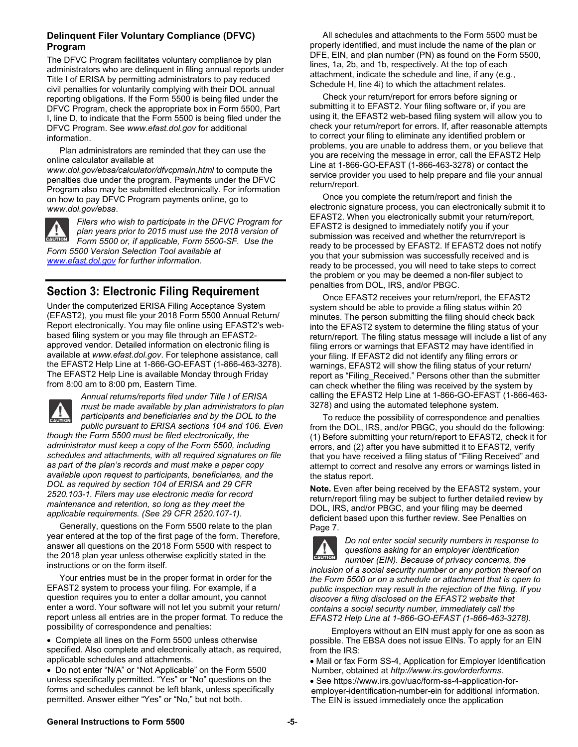### Delinquent Filer Voluntary Compliance (DFVC) Program

The DFVC Program facilitates voluntary compliance by plan administrators who are delinquent in filing annual reports under Title I of ERISA by permitting administrators to pay reduced civil penalties for voluntarily complying with their DOL annual reporting obligations. If the Form 5500 is being filed under the DFVC Program, check the appropriate box in Form 5500, Part I, line D, to indicate that the Form 5500 is being filed under the DFVC Program. See *www.efast.dol.gov* for additional information.

Plan administrators are reminded that they can use the online calculator available at *www.dol.gov/ebsa/calculator/dfvcpmain.html* to compute the penalties due under the program. Payments under the DFVC Program also may be submitted electronically. For information on how to pay DFVC Program payments online, go to *www.dol.gov/ebsa*.

CAUTION: *Filers who wish to participate in the DFVC Program for plan years prior to 2015 must use the 2018 version of Form 5500 or, if applicable, Form 5500-SF. Use the Form 5500 Version Selection Tool available at [www.efast.dol.gov](http://www.efast.dol.gov) for further information.*

## Section 3: Electronic Filing Requirement

Under the computerized ERISA Filing Acceptance System (EFAST2), you must file your 2018 Form 5500 Annual Return/Report electronically. You may file online using EFAST2's web-based filing system or you may file through an EFAST2-approved vendor. Detailed information on electronic filing is available at *www.efast.dol.gov*. For telephone assistance, call the EFAST2 Help Line at 1-866-GO-EFAST (1-866-463-3278). The EFAST2 Help Line is available Monday through Friday from 8:00 am to 8:00 pm, Eastern Time.

CAUTION: *Annual returns/reports filed under Title I of ERISA must be made available by plan administrators to plan participants and beneficiaries and by the DOL to the public pursuant to ERISA sections 104 and 106. Even though the Form 5500 must be filed electronically, the administrator must keep a copy of the Form 5500, including schedules and attachments, with all required signatures on file as part of the plan's records and must make a paper copy available upon request to participants, beneficiaries, and the DOL as required by section 104 of ERISA and 29 CFR 2520.103-1. Filers may use electronic media for record maintenance and retention, so long as they meet the applicable requirements. (See 29 CFR 2520.107-1).*

Generally, questions on the Form 5500 relate to the plan year entered at the top of the first page of the form. Therefore, answer all questions on the 2018 Form 5500 with respect to the 2018 plan year unless otherwise explicitly stated in the instructions or on the form itself.

Your entries must be in the proper format in order for the EFAST2 system to process your filing. For example, if a question requires you to enter a dollar amount, you cannot enter a word. Your software will not let you submit your return/report unless all entries are in the proper format. To reduce the possibility of correspondence and penalties:

- Complete all lines on the Form 5500 unless otherwise specified. Also complete and electronically attach, as required, applicable schedules and attachments.
- Do not enter "N/A" or "Not Applicable" on the Form 5500 unless specifically permitted. "Yes" or "No" questions on the forms and schedules cannot be left blank, unless specifically permitted. Answer either "Yes" or "No," but not both.

All schedules and attachments to the Form 5500 must be properly identified, and must include the name of the plan or DFE, EIN, and plan number (PN) as found on the Form 5500, lines, 1a, 2b, and 1b, respectively. At the top of each attachment, indicate the schedule and line, if any (e.g., Schedule H, line 4i) to which the attachment relates.

Check your return/report for errors before signing or submitting it to EFAST2. Your filing software or, if you are using it, the EFAST2 web-based filing system will allow you to check your return/report for errors. If, after reasonable attempts to correct your filing to eliminate any identified problem or problems, you are unable to address them, or you believe that you are receiving the message in error, call the EFAST2 Help Line at 1-866-GO-EFAST (1-866-463-3278) or contact the service provider you used to help prepare and file your annual return/report.

Once you complete the return/report and finish the electronic signature process, you can electronically submit it to EFAST2. When you electronically submit your return/report, EFAST2 is designed to immediately notify you if your submission was received and whether the return/report is ready to be processed by EFAST2. If EFAST2 does not notify you that your submission was successfully received and is ready to be processed, you will need to take steps to correct the problem or you may be deemed a non-filer subject to penalties from DOL, IRS, and/or PBGC.

Once EFAST2 receives your return/report, the EFAST2 system should be able to provide a filing status within 20 minutes. The person submitting the filing should check back into the EFAST2 system to determine the filing status of your return/report. The filing status message will include a list of any filing errors or warnings that EFAST2 may have identified in your filing. If EFAST2 did not identify any filing errors or warnings, EFAST2 will show the filing status of your return/report as "Filing_Received." Persons other than the submitter can check whether the filing was received by the system by calling the EFAST2 Help Line at 1-866-GO-EFAST (1-866-463-3278) and using the automated telephone system.

To reduce the possibility of correspondence and penalties from the DOL, IRS, and/or PBGC, you should do the following: (1) Before submitting your return/report to EFAST2, check it for errors, and (2) after you have submitted it to EFAST2, verify that you have received a filing status of "Filing Received" and attempt to correct and resolve any errors or warnings listed in the status report.

**Note.** Even after being received by the EFAST2 system, your return/report filing may be subject to further detailed review by DOL, IRS, and/or PBGC, and your filing may be deemed deficient based upon this further review. See Penalties on Page 7.

CAUTION: *Do not enter social security numbers in response to questions asking for an employer identification number (EIN). Because of privacy concerns, the inclusion of a social security number or any portion thereof on the Form 5500 or on a schedule or attachment that is open to public inspection may result in the rejection of the filing. If you discover a filing disclosed on the EFAST2 website that contains a social security number, immediately call the EFAST2 Help Line at 1-866-GO-EFAST (1-866-463-3278).*

Employers without an EIN must apply for one as soon as possible. The EBSA does not issue EINs. To apply for an EIN from the IRS:

- Mail or fax Form SS-4, Application for Employer Identification Number, obtained at *http://www.irs.gov/orderforms*.
- See https://www.irs.gov/uac/form-ss-4-application-for-employer-identification-number-ein for additional information. The EIN is issued immediately once the application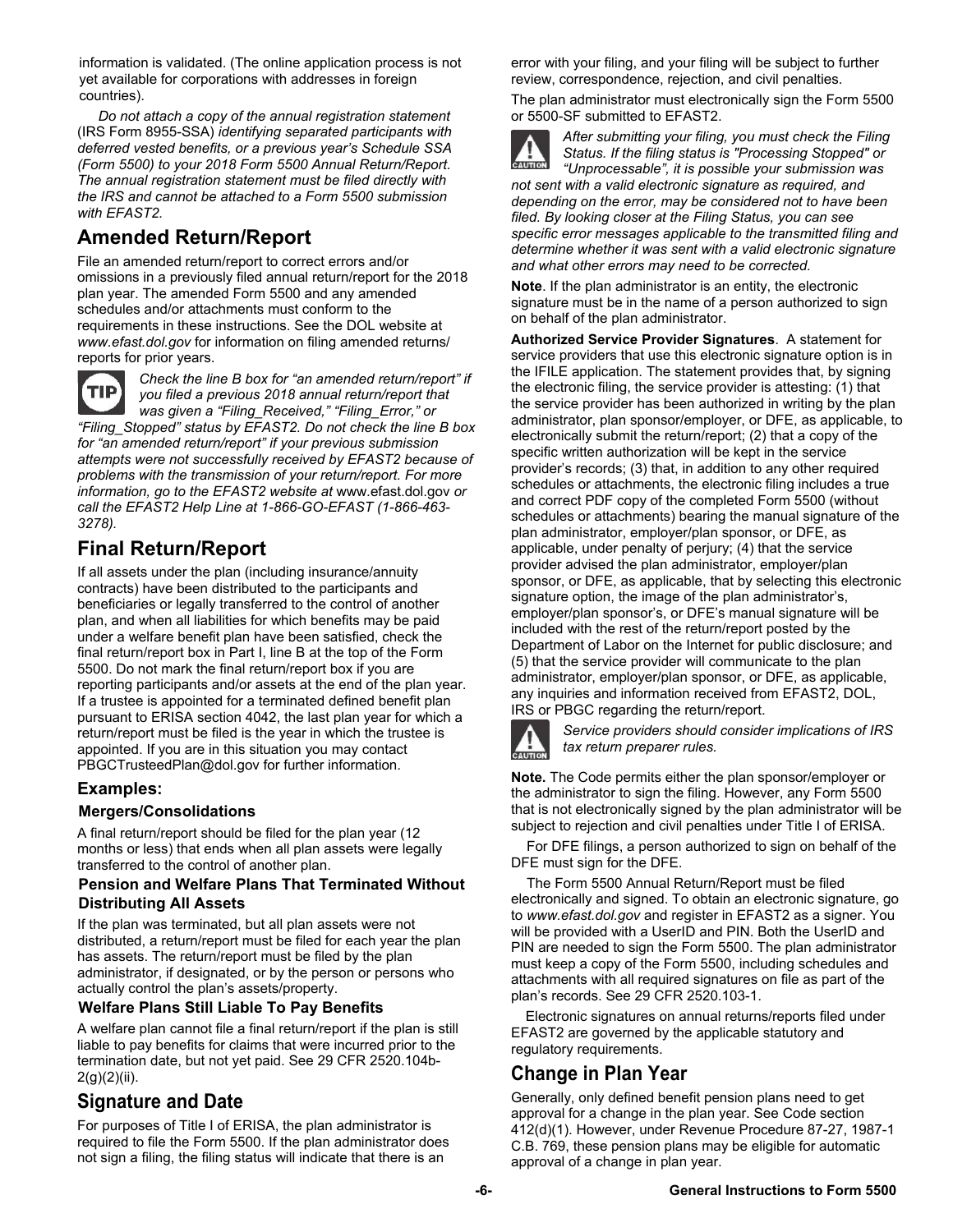information is validated. (The online application process is not yet available for corporations with addresses in foreign countries).

*Do not attach a copy of the annual registration statement* (IRS Form 8955-SSA) *identifying separated participants with deferred vested benefits, or a previous year's Schedule SSA (Form 5500) to your 2018 Form 5500 Annual Return/Report. The annual registration statement must be filed directly with the IRS and cannot be attached to a Form 5500 submission with EFAST2.*

## Amended Return/Report

File an amended return/report to correct errors and/or omissions in a previously filed annual return/report for the 2018 plan year. The amended Form 5500 and any amended schedules and/or attachments must conform to the requirements in these instructions. See the DOL website at *www.efast.dol.gov* for information on filing amended returns/ reports for prior years.

**TIP** *Check the line B box for "an amended return/report" if you filed a previous 2018 annual return/report that was given a "Filing_Received," "Filing_Error," or "Filing_Stopped" status by EFAST2. Do not check the line B box for "an amended return/report" if your previous submission attempts were not successfully received by EFAST2 because of problems with the transmission of your return/report. For more information, go to the EFAST2 website at* www.efast.dol.gov *or call the EFAST2 Help Line at 1-866-GO-EFAST (1-866-463-3278).*

## Final Return/Report

If all assets under the plan (including insurance/annuity contracts) have been distributed to the participants and beneficiaries or legally transferred to the control of another plan, and when all liabilities for which benefits may be paid under a welfare benefit plan have been satisfied, check the final return/report box in Part I, line B at the top of the Form 5500. Do not mark the final return/report box if you are reporting participants and/or assets at the end of the plan year. If a trustee is appointed for a terminated defined benefit plan pursuant to ERISA section 4042, the last plan year for which a return/report must be filed is the year in which the trustee is appointed. If you are in this situation you may contact PBGCTrusteedPlan@dol.gov for further information.

### Examples:

#### Mergers/Consolidations

A final return/report should be filed for the plan year (12 months or less) that ends when all plan assets were legally transferred to the control of another plan.

#### Pension and Welfare Plans That Terminated Without Distributing All Assets

If the plan was terminated, but all plan assets were not distributed, a return/report must be filed for each year the plan has assets. The return/report must be filed by the plan administrator, if designated, or by the person or persons who actually control the plan's assets/property.

#### Welfare Plans Still Liable To Pay Benefits

A welfare plan cannot file a final return/report if the plan is still liable to pay benefits for claims that were incurred prior to the termination date, but not yet paid. See 29 CFR 2520.104b-2(g)(2)(ii).

## Signature and Date

For purposes of Title I of ERISA, the plan administrator is required to file the Form 5500. If the plan administrator does not sign a filing, the filing status will indicate that there is an error with your filing, and your filing will be subject to further review, correspondence, rejection, and civil penalties.

The plan administrator must electronically sign the Form 5500 or 5500-SF submitted to EFAST2.

**CAUTION** *After submitting your filing, you must check the Filing Status. If the filing status is "Processing Stopped" or "Unprocessable", it is possible your submission was not sent with a valid electronic signature as required, and depending on the error, may be considered not to have been filed. By looking closer at the Filing Status, you can see specific error messages applicable to the transmitted filing and determine whether it was sent with a valid electronic signature and what other errors may need to be corrected.*

**Note**. If the plan administrator is an entity, the electronic signature must be in the name of a person authorized to sign on behalf of the plan administrator.

**Authorized Service Provider Signatures**. A statement for service providers that use this electronic signature option is in the IFILE application. The statement provides that, by signing the electronic filing, the service provider is attesting: (1) that the service provider has been authorized in writing by the plan administrator, plan sponsor/employer, or DFE, as applicable, to electronically submit the return/report; (2) that a copy of the specific written authorization will be kept in the service provider's records; (3) that, in addition to any other required schedules or attachments, the electronic filing includes a true and correct PDF copy of the completed Form 5500 (without schedules or attachments) bearing the manual signature of the plan administrator, employer/plan sponsor, or DFE, as applicable, under penalty of perjury; (4) that the service provider advised the plan administrator, employer/plan sponsor, or DFE, as applicable, that by selecting this electronic signature option, the image of the plan administrator's, employer/plan sponsor's, or DFE's manual signature will be included with the rest of the return/report posted by the Department of Labor on the Internet for public disclosure; and (5) that the service provider will communicate to the plan administrator, employer/plan sponsor, or DFE, as applicable, any inquiries and information received from EFAST2, DOL, IRS or PBGC regarding the return/report.

**CAUTION** *Service providers should consider implications of IRS tax return preparer rules.*

**Note.** The Code permits either the plan sponsor/employer or the administrator to sign the filing. However, any Form 5500 that is not electronically signed by the plan administrator will be subject to rejection and civil penalties under Title I of ERISA.

For DFE filings, a person authorized to sign on behalf of the DFE must sign for the DFE.

The Form 5500 Annual Return/Report must be filed electronically and signed. To obtain an electronic signature, go to *www.efast.dol.gov* and register in EFAST2 as a signer. You will be provided with a UserID and PIN. Both the UserID and PIN are needed to sign the Form 5500. The plan administrator must keep a copy of the Form 5500, including schedules and attachments with all required signatures on file as part of the plan's records. See 29 CFR 2520.103-1.

Electronic signatures on annual returns/reports filed under EFAST2 are governed by the applicable statutory and regulatory requirements.

## Change in Plan Year

Generally, only defined benefit pension plans need to get approval for a change in the plan year. See Code section 412(d)(1). However, under Revenue Procedure 87-27, 1987-1 C.B. 769, these pension plans may be eligible for automatic approval of a change in plan year.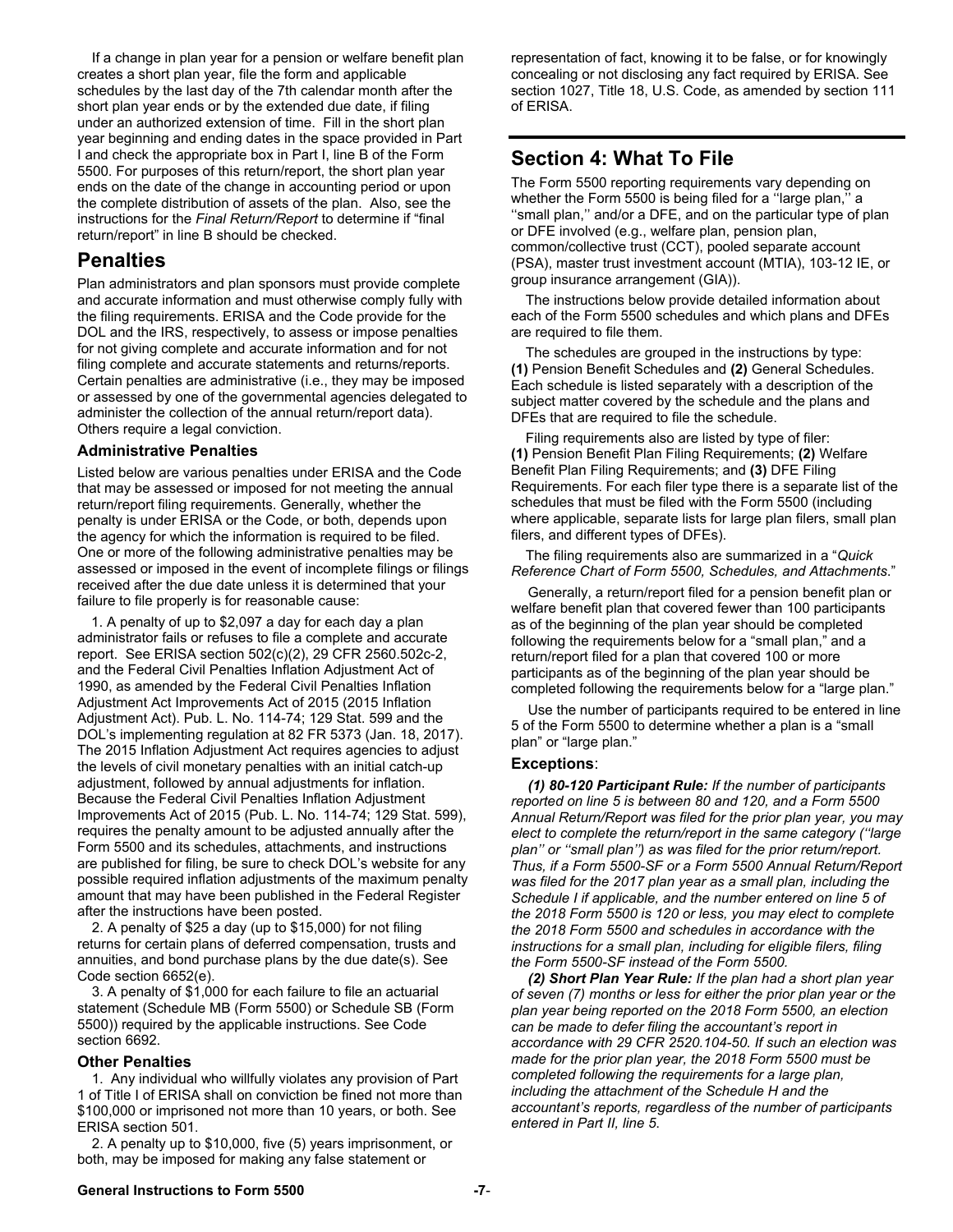If a change in plan year for a pension or welfare benefit plan creates a short plan year, file the form and applicable schedules by the last day of the 7th calendar month after the short plan year ends or by the extended due date, if filing under an authorized extension of time. Fill in the short plan year beginning and ending dates in the space provided in Part I and check the appropriate box in Part I, line B of the Form 5500. For purposes of this return/report, the short plan year ends on the date of the change in accounting period or upon the complete distribution of assets of the plan. Also, see the instructions for the *Final Return/Report* to determine if "final return/report" in line B should be checked.

## Penalties

Plan administrators and plan sponsors must provide complete and accurate information and must otherwise comply fully with the filing requirements. ERISA and the Code provide for the DOL and the IRS, respectively, to assess or impose penalties for not giving complete and accurate information and for not filing complete and accurate statements and returns/reports. Certain penalties are administrative (i.e., they may be imposed or assessed by one of the governmental agencies delegated to administer the collection of the annual return/report data). Others require a legal conviction.

### Administrative Penalties

Listed below are various penalties under ERISA and the Code that may be assessed or imposed for not meeting the annual return/report filing requirements. Generally, whether the penalty is under ERISA or the Code, or both, depends upon the agency for which the information is required to be filed. One or more of the following administrative penalties may be assessed or imposed in the event of incomplete filings or filings received after the due date unless it is determined that your failure to file properly is for reasonable cause:

1. A penalty of up to $2,097 a day for each day a plan administrator fails or refuses to file a complete and accurate report. See ERISA section 502(c)(2), 29 CFR 2560.502c-2, and the Federal Civil Penalties Inflation Adjustment Act of 1990, as amended by the Federal Civil Penalties Inflation Adjustment Act Improvements Act of 2015 (2015 Inflation Adjustment Act). Pub. L. No. 114-74; 129 Stat. 599 and the DOL's implementing regulation at 82 FR 5373 (Jan. 18, 2017). The 2015 Inflation Adjustment Act requires agencies to adjust the levels of civil monetary penalties with an initial catch-up adjustment, followed by annual adjustments for inflation. Because the Federal Civil Penalties Inflation Adjustment Improvements Act of 2015 (Pub. L. No. 114-74; 129 Stat. 599), requires the penalty amount to be adjusted annually after the Form 5500 and its schedules, attachments, and instructions are published for filing, be sure to check DOL's website for any possible required inflation adjustments of the maximum penalty amount that may have been published in the Federal Register after the instructions have been posted.
2. A penalty of $25 a day (up to $15,000) for not filing returns for certain plans of deferred compensation, trusts and annuities, and bond purchase plans by the due date(s). See Code section 6652(e).
3. A penalty of $1,000 for each failure to file an actuarial statement (Schedule MB (Form 5500) or Schedule SB (Form 5500)) required by the applicable instructions. See Code section 6692.

### Other Penalties

1. Any individual who willfully violates any provision of Part 1 of Title I of ERISA shall on conviction be fined not more than $100,000 or imprisoned not more than 10 years, or both. See ERISA section 501.
2. A penalty up to $10,000, five (5) years imprisonment, or both, may be imposed for making any false statement or representation of fact, knowing it to be false, or for knowingly concealing or not disclosing any fact required by ERISA. See section 1027, Title 18, U.S. Code, as amended by section 111 of ERISA.

## Section 4: What To File

The Form 5500 reporting requirements vary depending on whether the Form 5500 is being filed for a ''large plan,'' a ''small plan,'' and/or a DFE, and on the particular type of plan or DFE involved (e.g., welfare plan, pension plan, common/collective trust (CCT), pooled separate account (PSA), master trust investment account (MTIA), 103-12 IE, or group insurance arrangement (GIA)).

The instructions below provide detailed information about each of the Form 5500 schedules and which plans and DFEs are required to file them.

The schedules are grouped in the instructions by type: **(1)** Pension Benefit Schedules and **(2)** General Schedules. Each schedule is listed separately with a description of the subject matter covered by the schedule and the plans and DFEs that are required to file the schedule.

Filing requirements also are listed by type of filer: **(1)** Pension Benefit Plan Filing Requirements; **(2)** Welfare Benefit Plan Filing Requirements; and **(3)** DFE Filing Requirements. For each filer type there is a separate list of the schedules that must be filed with the Form 5500 (including where applicable, separate lists for large plan filers, small plan filers, and different types of DFEs).

The filing requirements also are summarized in a "*Quick Reference Chart of Form 5500, Schedules, and Attachments*."

Generally, a return/report filed for a pension benefit plan or welfare benefit plan that covered fewer than 100 participants as of the beginning of the plan year should be completed following the requirements below for a "small plan," and a return/report filed for a plan that covered 100 or more participants as of the beginning of the plan year should be completed following the requirements below for a "large plan."

Use the number of participants required to be entered in line 5 of the Form 5500 to determine whether a plan is a "small plan" or "large plan."

### Exceptions:

***(1) 80-120 Participant Rule:*** *If the number of participants reported on line 5 is between 80 and 120, and a Form 5500 Annual Return/Report was filed for the prior plan year, you may elect to complete the return/report in the same category (''large plan'' or ''small plan'') as was filed for the prior return/report. Thus, if a Form 5500-SF or a Form 5500 Annual Return/Report was filed for the 2017 plan year as a small plan, including the Schedule I if applicable, and the number entered on line 5 of the 2018 Form 5500 is 120 or less, you may elect to complete the 2018 Form 5500 and schedules in accordance with the instructions for a small plan, including for eligible filers, filing the Form 5500-SF instead of the Form 5500.*

***(2) Short Plan Year Rule:*** *If the plan had a short plan year of seven (7) months or less for either the prior plan year or the plan year being reported on the 2018 Form 5500, an election can be made to defer filing the accountant's report in accordance with 29 CFR 2520.104-50. If such an election was made for the prior plan year, the 2018 Form 5500 must be completed following the requirements for a large plan, including the attachment of the Schedule H and the accountant's reports, regardless of the number of participants entered in Part II, line 5.*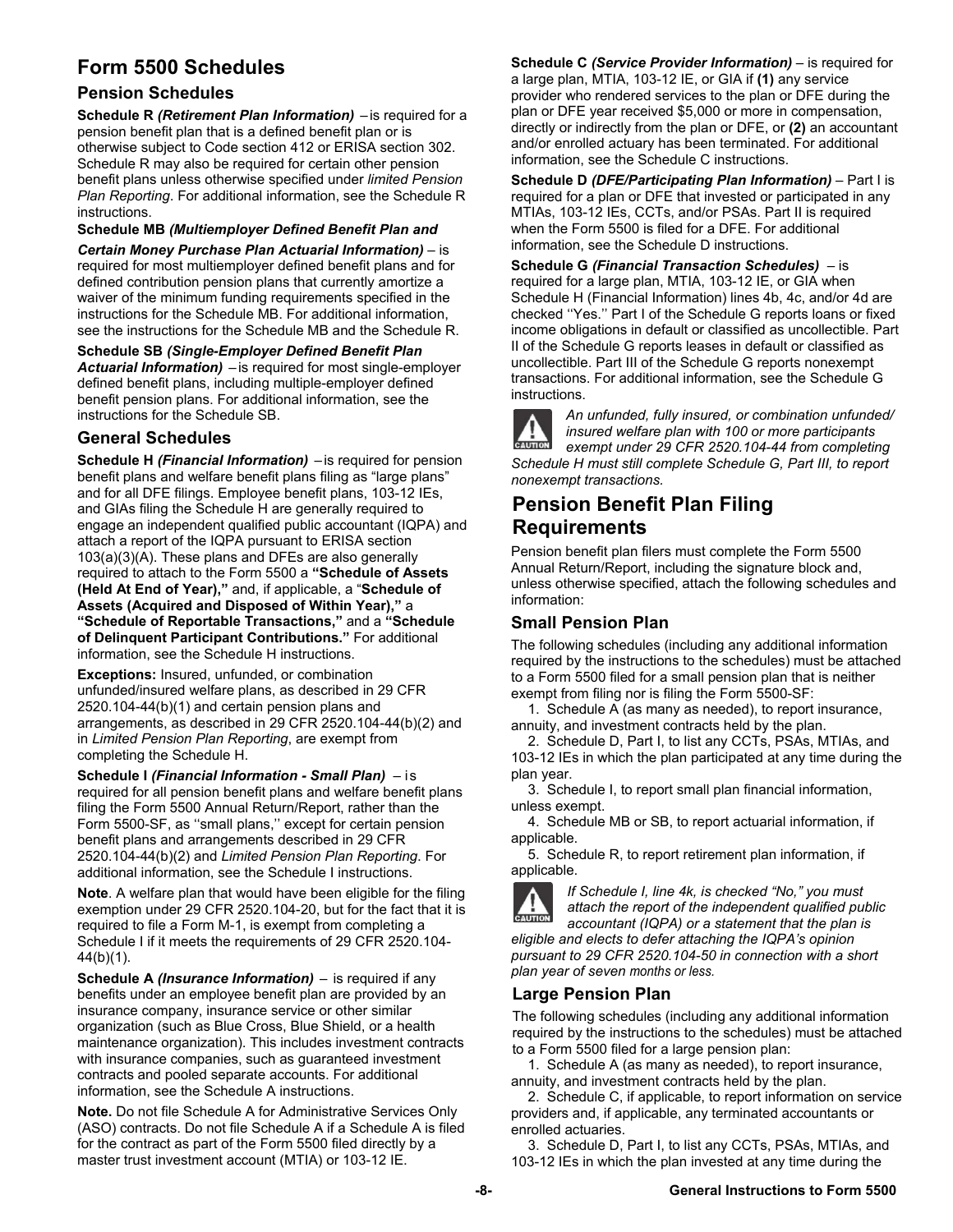# Form 5500 Schedules

## Pension Schedules

**Schedule R** ***(Retirement Plan Information)*** – is required for a pension benefit plan that is a defined benefit plan or is otherwise subject to Code section 412 or ERISA section 302. Schedule R may also be required for certain other pension benefit plans unless otherwise specified under *limited Pension Plan Reporting*. For additional information, see the Schedule R instructions.

**Schedule MB** ***(Multiemployer Defined Benefit Plan and Certain Money Purchase Plan Actuarial Information)*** – is required for most multiemployer defined benefit plans and for defined contribution pension plans that currently amortize a waiver of the minimum funding requirements specified in the instructions for the Schedule MB. For additional information, see the instructions for the Schedule MB and the Schedule R.

**Schedule SB** ***(Single-Employer Defined Benefit Plan Actuarial Information)*** – is required for most single-employer defined benefit plans, including multiple-employer defined benefit pension plans. For additional information, see the instructions for the Schedule SB.

## General Schedules

**Schedule H** ***(Financial Information)*** – is required for pension benefit plans and welfare benefit plans filing as "large plans" and for all DFE filings. Employee benefit plans, 103-12 IEs, and GIAs filing the Schedule H are generally required to engage an independent qualified public accountant (IQPA) and attach a report of the IQPA pursuant to ERISA section 103(a)(3)(A). These plans and DFEs are also generally required to attach to the Form 5500 a **"Schedule of Assets (Held At End of Year),"** and, if applicable, a "**Schedule of Assets (Acquired and Disposed of Within Year),"** a **"Schedule of Reportable Transactions,"** and a **"Schedule of Delinquent Participant Contributions."** For additional information, see the Schedule H instructions.

**Exceptions:** Insured, unfunded, or combination unfunded/insured welfare plans, as described in 29 CFR 2520.104-44(b)(1) and certain pension plans and arrangements, as described in 29 CFR 2520.104-44(b)(2) and in *Limited Pension Plan Reporting*, are exempt from completing the Schedule H.

**Schedule I** ***(Financial Information - Small Plan)*** – is required for all pension benefit plans and welfare benefit plans filing the Form 5500 Annual Return/Report, rather than the Form 5500-SF, as ''small plans,'' except for certain pension benefit plans and arrangements described in 29 CFR 2520.104-44(b)(2) and *Limited Pension Plan Reporting*. For additional information, see the Schedule I instructions.

**Note**. A welfare plan that would have been eligible for the filing exemption under 29 CFR 2520.104-20, but for the fact that it is required to file a Form M-1, is exempt from completing a Schedule I if it meets the requirements of 29 CFR 2520.104-44(b)(1).

**Schedule A** ***(Insurance Information)*** – is required if any benefits under an employee benefit plan are provided by an insurance company, insurance service or other similar organization (such as Blue Cross, Blue Shield, or a health maintenance organization). This includes investment contracts with insurance companies, such as guaranteed investment contracts and pooled separate accounts. For additional information, see the Schedule A instructions.

**Note.** Do not file Schedule A for Administrative Services Only (ASO) contracts. Do not file Schedule A if a Schedule A is filed for the contract as part of the Form 5500 filed directly by a master trust investment account (MTIA) or 103-12 IE.

**Schedule C** ***(Service Provider Information)*** – is required for a large plan, MTIA, 103-12 IE, or GIA if **(1)** any service provider who rendered services to the plan or DFE during the plan or DFE year received $5,000 or more in compensation, directly or indirectly from the plan or DFE, or **(2)** an accountant and/or enrolled actuary has been terminated. For additional information, see the Schedule C instructions.

**Schedule D** ***(DFE/Participating Plan Information)*** – Part I is required for a plan or DFE that invested or participated in any MTIAs, 103-12 IEs, CCTs, and/or PSAs. Part II is required when the Form 5500 is filed for a DFE. For additional information, see the Schedule D instructions.

**Schedule G** ***(Financial Transaction Schedules)*** – is required for a large plan, MTIA, 103-12 IE, or GIA when Schedule H (Financial Information) lines 4b, 4c, and/or 4d are checked ''Yes.'' Part I of the Schedule G reports loans or fixed income obligations in default or classified as uncollectible. Part II of the Schedule G reports leases in default or classified as uncollectible. Part III of the Schedule G reports nonexempt transactions. For additional information, see the Schedule G instructions.

*CAUTION: An unfunded, fully insured, or combination unfunded/insured welfare plan with 100 or more participants exempt under 29 CFR 2520.104-44 from completing Schedule H must still complete Schedule G, Part III, to report nonexempt transactions.*

# Pension Benefit Plan Filing Requirements

Pension benefit plan filers must complete the Form 5500 Annual Return/Report, including the signature block and, unless otherwise specified, attach the following schedules and information:

## Small Pension Plan

The following schedules (including any additional information required by the instructions to the schedules) must be attached to a Form 5500 filed for a small pension plan that is neither exempt from filing nor is filing the Form 5500-SF:

1. Schedule A (as many as needed), to report insurance, annuity, and investment contracts held by the plan.
2. Schedule D, Part I, to list any CCTs, PSAs, MTIAs, and 103-12 IEs in which the plan participated at any time during the plan year.
3. Schedule I, to report small plan financial information, unless exempt.
4. Schedule MB or SB, to report actuarial information, if applicable.
5. Schedule R, to report retirement plan information, if applicable.

*CAUTION: If Schedule I, line 4k, is checked "No," you must attach the report of the independent qualified public accountant (IQPA) or a statement that the plan is eligible and elects to defer attaching the IQPA's opinion pursuant to 29 CFR 2520.104-50 in connection with a short plan year of seven months or less.*

## Large Pension Plan

The following schedules (including any additional information required by the instructions to the schedules) must be attached to a Form 5500 filed for a large pension plan:

1. Schedule A (as many as needed), to report insurance, annuity, and investment contracts held by the plan.
2. Schedule C, if applicable, to report information on service providers and, if applicable, any terminated accountants or enrolled actuaries.
3. Schedule D, Part I, to list any CCTs, PSAs, MTIAs, and 103-12 IEs in which the plan invested at any time during the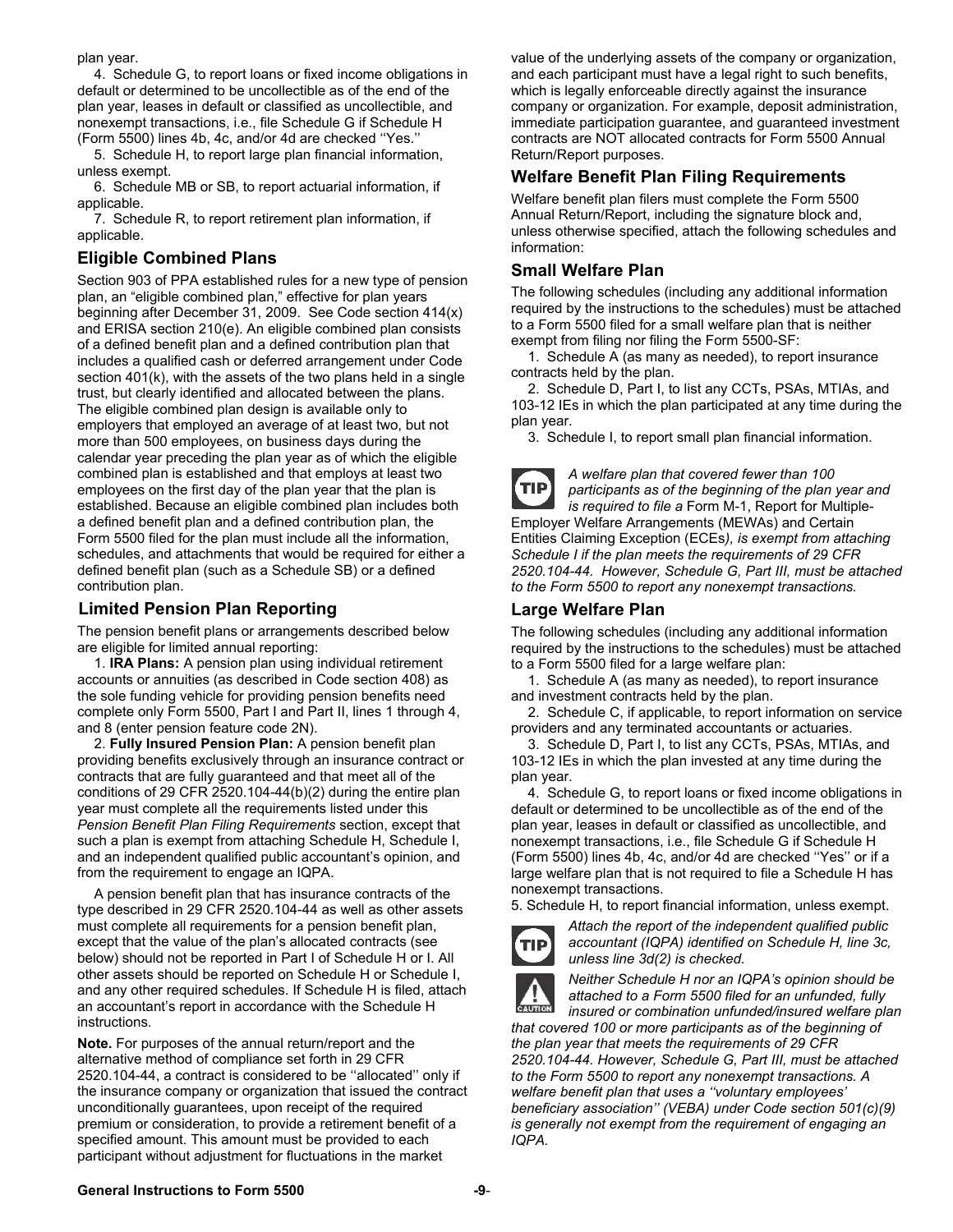plan year.

4. Schedule G, to report loans or fixed income obligations in default or determined to be uncollectible as of the end of the plan year, leases in default or classified as uncollectible, and nonexempt transactions, i.e., file Schedule G if Schedule H (Form 5500) lines 4b, 4c, and/or 4d are checked ''Yes.''

5. Schedule H, to report large plan financial information, unless exempt.

6. Schedule MB or SB, to report actuarial information, if applicable.

7. Schedule R, to report retirement plan information, if applicable.

## Eligible Combined Plans

Section 903 of PPA established rules for a new type of pension plan, an "eligible combined plan," effective for plan years beginning after December 31, 2009. See Code section 414(x) and ERISA section 210(e). An eligible combined plan consists of a defined benefit plan and a defined contribution plan that includes a qualified cash or deferred arrangement under Code section 401(k), with the assets of the two plans held in a single trust, but clearly identified and allocated between the plans. The eligible combined plan design is available only to employers that employed an average of at least two, but not more than 500 employees, on business days during the calendar year preceding the plan year as of which the eligible combined plan is established and that employs at least two employees on the first day of the plan year that the plan is established. Because an eligible combined plan includes both a defined benefit plan and a defined contribution plan, the Form 5500 filed for the plan must include all the information, schedules, and attachments that would be required for either a defined benefit plan (such as a Schedule SB) or a defined contribution plan.

## Limited Pension Plan Reporting

The pension benefit plans or arrangements described below are eligible for limited annual reporting:

1. **IRA Plans:** A pension plan using individual retirement accounts or annuities (as described in Code section 408) as the sole funding vehicle for providing pension benefits need complete only Form 5500, Part I and Part II, lines 1 through 4, and 8 (enter pension feature code 2N).

2. **Fully Insured Pension Plan:** A pension benefit plan providing benefits exclusively through an insurance contract or contracts that are fully guaranteed and that meet all of the conditions of 29 CFR 2520.104-44(b)(2) during the entire plan year must complete all the requirements listed under this *Pension Benefit Plan Filing Requirements* section, except that such a plan is exempt from attaching Schedule H, Schedule I, and an independent qualified public accountant's opinion, and from the requirement to engage an IQPA.

A pension benefit plan that has insurance contracts of the type described in 29 CFR 2520.104-44 as well as other assets must complete all requirements for a pension benefit plan, except that the value of the plan's allocated contracts (see below) should not be reported in Part I of Schedule H or I. All other assets should be reported on Schedule H or Schedule I, and any other required schedules. If Schedule H is filed, attach an accountant's report in accordance with the Schedule H instructions.

**Note.** For purposes of the annual return/report and the alternative method of compliance set forth in 29 CFR 2520.104-44, a contract is considered to be ''allocated'' only if the insurance company or organization that issued the contract unconditionally guarantees, upon receipt of the required premium or consideration, to provide a retirement benefit of a specified amount. This amount must be provided to each participant without adjustment for fluctuations in the market value of the underlying assets of the company or organization, and each participant must have a legal right to such benefits, which is legally enforceable directly against the insurance company or organization. For example, deposit administration, immediate participation guarantee, and guaranteed investment contracts are NOT allocated contracts for Form 5500 Annual Return/Report purposes.

## Welfare Benefit Plan Filing Requirements

Welfare benefit plan filers must complete the Form 5500 Annual Return/Report, including the signature block and, unless otherwise specified, attach the following schedules and information:

## Small Welfare Plan

The following schedules (including any additional information required by the instructions to the schedules) must be attached to a Form 5500 filed for a small welfare plan that is neither exempt from filing nor filing the Form 5500-SF:

1. Schedule A (as many as needed), to report insurance contracts held by the plan.

2. Schedule D, Part I, to list any CCTs, PSAs, MTIAs, and 103-12 IEs in which the plan participated at any time during the plan year.

3. Schedule I, to report small plan financial information.

**TIP** *A welfare plan that covered fewer than 100 participants as of the beginning of the plan year and is required to file a* Form M-1, Report for Multiple-Employer Welfare Arrangements (MEWAs) and Certain Entities Claiming Exception (ECEs)*, is exempt from attaching Schedule I if the plan meets the requirements of 29 CFR 2520.104-44. However, Schedule G, Part III, must be attached to the Form 5500 to report any nonexempt transactions.*

## Large Welfare Plan

The following schedules (including any additional information required by the instructions to the schedules) must be attached to a Form 5500 filed for a large welfare plan:

1. Schedule A (as many as needed), to report insurance and investment contracts held by the plan.

2. Schedule C, if applicable, to report information on service providers and any terminated accountants or actuaries.

3. Schedule D, Part I, to list any CCTs, PSAs, MTIAs, and 103-12 IEs in which the plan invested at any time during the plan year.

4. Schedule G, to report loans or fixed income obligations in default or determined to be uncollectible as of the end of the plan year, leases in default or classified as uncollectible, and nonexempt transactions, i.e., file Schedule G if Schedule H (Form 5500) lines 4b, 4c, and/or 4d are checked ''Yes'' or if a large welfare plan that is not required to file a Schedule H has nonexempt transactions.

5. Schedule H, to report financial information, unless exempt.

**TIP** *Attach the report of the independent qualified public accountant (IQPA) identified on Schedule H, line 3c, unless line 3d(2) is checked.*

**CAUTION** *Neither Schedule H nor an IQPA's opinion should be attached to a Form 5500 filed for an unfunded, fully insured or combination unfunded/insured welfare plan that covered 100 or more participants as of the beginning of the plan year that meets the requirements of 29 CFR 2520.104-44. However, Schedule G, Part III, must be attached to the Form 5500 to report any nonexempt transactions. A welfare benefit plan that uses a ''voluntary employees' beneficiary association'' (VEBA) under Code section 501(c)(9) is generally not exempt from the requirement of engaging an IQPA.*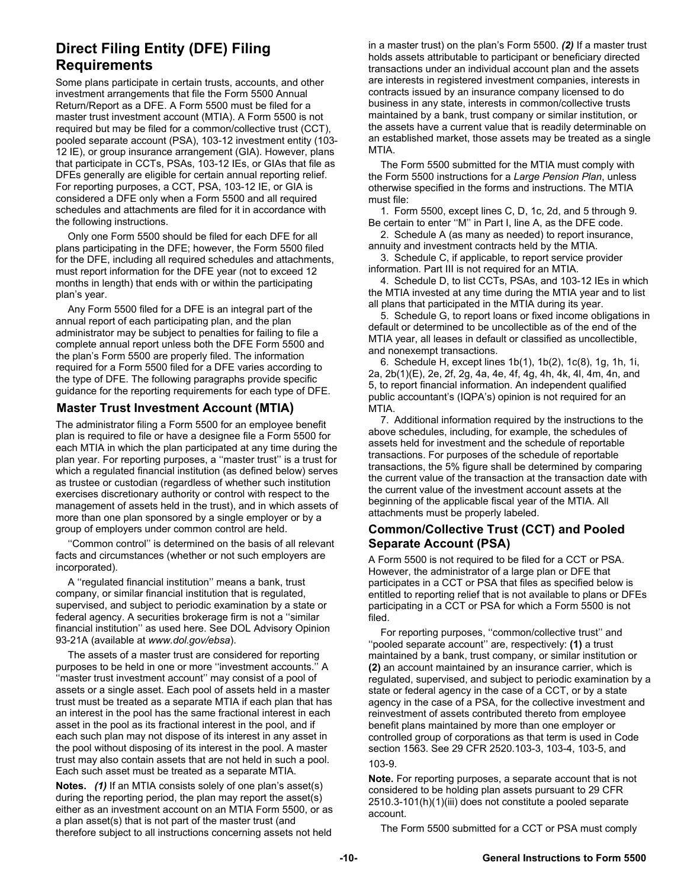## Direct Filing Entity (DFE) Filing Requirements

Some plans participate in certain trusts, accounts, and other investment arrangements that file the Form 5500 Annual Return/Report as a DFE. A Form 5500 must be filed for a master trust investment account (MTIA). A Form 5500 is not required but may be filed for a common/collective trust (CCT), pooled separate account (PSA), 103-12 investment entity (103-12 IE), or group insurance arrangement (GIA). However, plans that participate in CCTs, PSAs, 103-12 IEs, or GIAs that file as DFEs generally are eligible for certain annual reporting relief. For reporting purposes, a CCT, PSA, 103-12 IE, or GIA is considered a DFE only when a Form 5500 and all required schedules and attachments are filed for it in accordance with the following instructions.

Only one Form 5500 should be filed for each DFE for all plans participating in the DFE; however, the Form 5500 filed for the DFE, including all required schedules and attachments, must report information for the DFE year (not to exceed 12 months in length) that ends with or within the participating plan's year.

Any Form 5500 filed for a DFE is an integral part of the annual report of each participating plan, and the plan administrator may be subject to penalties for failing to file a complete annual report unless both the DFE Form 5500 and the plan's Form 5500 are properly filed. The information required for a Form 5500 filed for a DFE varies according to the type of DFE. The following paragraphs provide specific guidance for the reporting requirements for each type of DFE.

### Master Trust Investment Account (MTIA)

The administrator filing a Form 5500 for an employee benefit plan is required to file or have a designee file a Form 5500 for each MTIA in which the plan participated at any time during the plan year. For reporting purposes, a ''master trust'' is a trust for which a regulated financial institution (as defined below) serves as trustee or custodian (regardless of whether such institution exercises discretionary authority or control with respect to the management of assets held in the trust), and in which assets of more than one plan sponsored by a single employer or by a group of employers under common control are held.

''Common control'' is determined on the basis of all relevant facts and circumstances (whether or not such employers are incorporated).

A ''regulated financial institution'' means a bank, trust company, or similar financial institution that is regulated, supervised, and subject to periodic examination by a state or federal agency. A securities brokerage firm is not a ''similar financial institution'' as used here. See DOL Advisory Opinion 93-21A (available at *www.dol.gov/ebsa*).

The assets of a master trust are considered for reporting purposes to be held in one or more ''investment accounts.'' A ''master trust investment account'' may consist of a pool of assets or a single asset. Each pool of assets held in a master trust must be treated as a separate MTIA if each plan that has an interest in the pool has the same fractional interest in each asset in the pool as its fractional interest in the pool, and if each such plan may not dispose of its interest in any asset in the pool without disposing of its interest in the pool. A master trust may also contain assets that are not held in such a pool. Each such asset must be treated as a separate MTIA.

**Notes.** ***(1)*** If an MTIA consists solely of one plan's asset(s) during the reporting period, the plan may report the asset(s) either as an investment account on an MTIA Form 5500, or as a plan asset(s) that is not part of the master trust (and therefore subject to all instructions concerning assets not held in a master trust) on the plan's Form 5500. ***(2)*** If a master trust holds assets attributable to participant or beneficiary directed transactions under an individual account plan and the assets are interests in registered investment companies, interests in contracts issued by an insurance company licensed to do business in any state, interests in common/collective trusts maintained by a bank, trust company or similar institution, or the assets have a current value that is readily determinable on an established market, those assets may be treated as a single MTIA.

The Form 5500 submitted for the MTIA must comply with the Form 5500 instructions for a *Large Pension Plan*, unless otherwise specified in the forms and instructions. The MTIA must file:

1. Form 5500, except lines C, D, 1c, 2d, and 5 through 9. Be certain to enter ''M'' in Part I, line A, as the DFE code.
2. Schedule A (as many as needed) to report insurance, annuity and investment contracts held by the MTIA.
3. Schedule C, if applicable, to report service provider information. Part III is not required for an MTIA.
4. Schedule D, to list CCTs, PSAs, and 103-12 IEs in which the MTIA invested at any time during the MTIA year and to list all plans that participated in the MTIA during its year.
5. Schedule G, to report loans or fixed income obligations in default or determined to be uncollectible as of the end of the MTIA year, all leases in default or classified as uncollectible, and nonexempt transactions.
6. Schedule H, except lines 1b(1), 1b(2), 1c(8), 1g, 1h, 1i, 2a, 2b(1)(E), 2e, 2f, 2g, 4a, 4e, 4f, 4g, 4h, 4k, 4l, 4m, 4n, and 5, to report financial information. An independent qualified public accountant's (IQPA's) opinion is not required for an MTIA.
7. Additional information required by the instructions to the above schedules, including, for example, the schedules of assets held for investment and the schedule of reportable transactions. For purposes of the schedule of reportable transactions, the 5% figure shall be determined by comparing the current value of the transaction at the transaction date with the current value of the investment account assets at the beginning of the applicable fiscal year of the MTIA. All attachments must be properly labeled.

### Common/Collective Trust (CCT) and Pooled Separate Account (PSA)

A Form 5500 is not required to be filed for a CCT or PSA. However, the administrator of a large plan or DFE that participates in a CCT or PSA that files as specified below is entitled to reporting relief that is not available to plans or DFEs participating in a CCT or PSA for which a Form 5500 is not filed.

For reporting purposes, ''common/collective trust'' and ''pooled separate account'' are, respectively: **(1)** a trust maintained by a bank, trust company, or similar institution or **(2)** an account maintained by an insurance carrier, which is regulated, supervised, and subject to periodic examination by a state or federal agency in the case of a CCT, or by a state agency in the case of a PSA, for the collective investment and reinvestment of assets contributed thereto from employee benefit plans maintained by more than one employer or controlled group of corporations as that term is used in Code section 1563. See 29 CFR 2520.103-3, 103-4, 103-5, and 103-9.

**Note.** For reporting purposes, a separate account that is not considered to be holding plan assets pursuant to 29 CFR 2510.3-101(h)(1)(iii) does not constitute a pooled separate account.

The Form 5500 submitted for a CCT or PSA must comply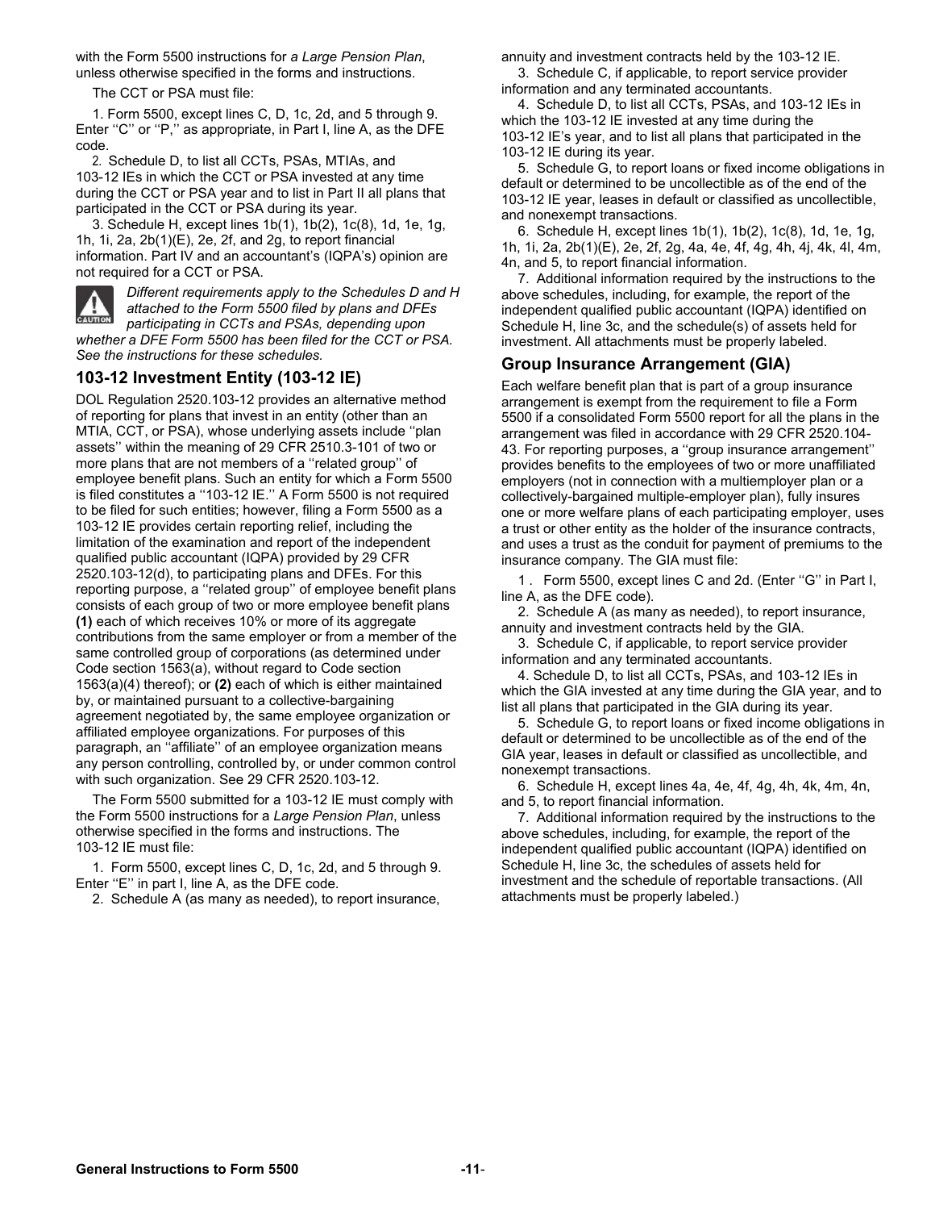with the Form 5500 instructions for *a Large Pension Plan*, unless otherwise specified in the forms and instructions.

The CCT or PSA must file:

1. Form 5500, except lines C, D, 1c, 2d, and 5 through 9. Enter ''C'' or ''P,'' as appropriate, in Part I, line A, as the DFE code.

2. Schedule D, to list all CCTs, PSAs, MTIAs, and 103-12 IEs in which the CCT or PSA invested at any time during the CCT or PSA year and to list in Part II all plans that participated in the CCT or PSA during its year.

3. Schedule H, except lines 1b(1), 1b(2), 1c(8), 1d, 1e, 1g, 1h, 1i, 2a, 2b(1)(E), 2e, 2f, and 2g, to report financial information. Part IV and an accountant's (IQPA's) opinion are not required for a CCT or PSA.

*Different requirements apply to the Schedules D and H attached to the Form 5500 filed by plans and DFEs participating in CCTs and PSAs, depending upon whether a DFE Form 5500 has been filed for the CCT or PSA. See the instructions for these schedules.*

## 103-12 Investment Entity (103-12 IE)

DOL Regulation 2520.103-12 provides an alternative method of reporting for plans that invest in an entity (other than an MTIA, CCT, or PSA), whose underlying assets include ''plan assets'' within the meaning of 29 CFR 2510.3-101 of two or more plans that are not members of a ''related group'' of employee benefit plans. Such an entity for which a Form 5500 is filed constitutes a ''103-12 IE.'' A Form 5500 is not required to be filed for such entities; however, filing a Form 5500 as a 103-12 IE provides certain reporting relief, including the limitation of the examination and report of the independent qualified public accountant (IQPA) provided by 29 CFR 2520.103-12(d), to participating plans and DFEs. For this reporting purpose, a ''related group'' of employee benefit plans consists of each group of two or more employee benefit plans **(1)** each of which receives 10% or more of its aggregate contributions from the same employer or from a member of the same controlled group of corporations (as determined under Code section 1563(a), without regard to Code section 1563(a)(4) thereof); or **(2)** each of which is either maintained by, or maintained pursuant to a collective-bargaining agreement negotiated by, the same employee organization or affiliated employee organizations. For purposes of this paragraph, an ''affiliate'' of an employee organization means any person controlling, controlled by, or under common control with such organization. See 29 CFR 2520.103-12.

The Form 5500 submitted for a 103-12 IE must comply with the Form 5500 instructions for a *Large Pension Plan*, unless otherwise specified in the forms and instructions. The 103-12 IE must file:

1. Form 5500, except lines C, D, 1c, 2d, and 5 through 9. Enter ''E'' in part I, line A, as the DFE code.

2. Schedule A (as many as needed), to report insurance, annuity and investment contracts held by the 103-12 IE.

3. Schedule C, if applicable, to report service provider information and any terminated accountants.

4. Schedule D, to list all CCTs, PSAs, and 103-12 IEs in which the 103-12 IE invested at any time during the 103-12 IE's year, and to list all plans that participated in the 103-12 IE during its year.

5. Schedule G, to report loans or fixed income obligations in default or determined to be uncollectible as of the end of the 103-12 IE year, leases in default or classified as uncollectible, and nonexempt transactions.

6. Schedule H, except lines 1b(1), 1b(2), 1c(8), 1d, 1e, 1g, 1h, 1i, 2a, 2b(1)(E), 2e, 2f, 2g, 4a, 4e, 4f, 4g, 4h, 4j, 4k, 4l, 4m, 4n, and 5, to report financial information.

7. Additional information required by the instructions to the above schedules, including, for example, the report of the independent qualified public accountant (IQPA) identified on Schedule H, line 3c, and the schedule(s) of assets held for investment. All attachments must be properly labeled.

## Group Insurance Arrangement (GIA)

Each welfare benefit plan that is part of a group insurance arrangement is exempt from the requirement to file a Form 5500 if a consolidated Form 5500 report for all the plans in the arrangement was filed in accordance with 29 CFR 2520.104-43. For reporting purposes, a ''group insurance arrangement'' provides benefits to the employees of two or more unaffiliated employers (not in connection with a multiemployer plan or a collectively-bargained multiple-employer plan), fully insures one or more welfare plans of each participating employer, uses a trust or other entity as the holder of the insurance contracts, and uses a trust as the conduit for payment of premiums to the insurance company. The GIA must file:

1. Form 5500, except lines C and 2d. (Enter ''G'' in Part I, line A, as the DFE code).

2. Schedule A (as many as needed), to report insurance, annuity and investment contracts held by the GIA.

3. Schedule C, if applicable, to report service provider information and any terminated accountants.

4. Schedule D, to list all CCTs, PSAs, and 103-12 IEs in which the GIA invested at any time during the GIA year, and to list all plans that participated in the GIA during its year.

5. Schedule G, to report loans or fixed income obligations in default or determined to be uncollectible as of the end of the GIA year, leases in default or classified as uncollectible, and nonexempt transactions.

6. Schedule H, except lines 4a, 4e, 4f, 4g, 4h, 4k, 4m, 4n, and 5, to report financial information.

7. Additional information required by the instructions to the above schedules, including, for example, the report of the independent qualified public accountant (IQPA) identified on Schedule H, line 3c, the schedules of assets held for investment and the schedule of reportable transactions. (All attachments must be properly labeled.)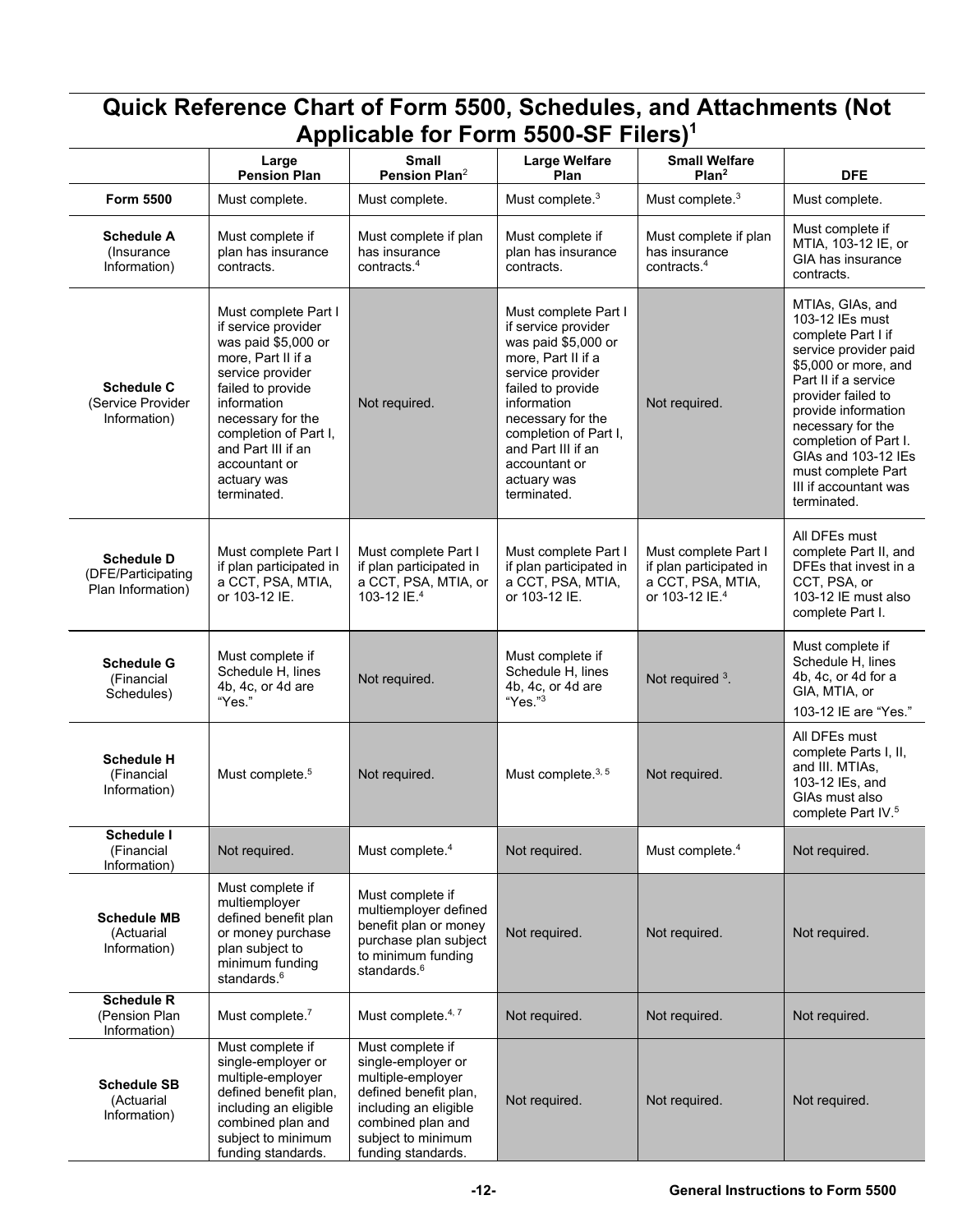## Quick Reference Chart of Form 5500, Schedules, and Attachments (Not Applicable for Form 5500-SF Filers)[1]

| | Large Pension Plan | Small Pension Plan[2] | Large Welfare Plan | Small Welfare Plan[2] | DFE |
|---|---|---|---|---|---|
| **Form 5500** | Must complete. | Must complete. | Must complete.[3] | Must complete.[3] | Must complete. |
| **Schedule A** (Insurance Information) | Must complete if plan has insurance contracts. | Must complete if plan has insurance contracts.[4] | Must complete if plan has insurance contracts. | Must complete if plan has insurance contracts.[4] | Must complete if MTIA, 103-12 IE, or GIA has insurance contracts. |
| **Schedule C** (Service Provider Information) | Must complete Part I if service provider was paid $5,000 or more, Part II if a service provider failed to provide information necessary for the completion of Part I, and Part III if an accountant or actuary was terminated. | Not required. | Must complete Part I if service provider was paid $5,000 or more, Part II if a service provider failed to provide information necessary for the completion of Part I, and Part III if an accountant or actuary was terminated. | Not required. | MTIAs, GIAs, and 103-12 IEs must complete Part I if service provider paid $5,000 or more, and Part II if a service provider failed to provide information necessary for the completion of Part I. GIAs and 103-12 IEs must complete Part III if accountant was terminated. |
| **Schedule D** (DFE/Participating Plan Information) | Must complete Part I if plan participated in a CCT, PSA, MTIA, or 103-12 IE. | Must complete Part I if plan participated in a CCT, PSA, MTIA, or 103-12 IE.[4] | Must complete Part I if plan participated in a CCT, PSA, MTIA, or 103-12 IE. | Must complete Part I if plan participated in a CCT, PSA, MTIA, or 103-12 IE.[4] | All DFEs must complete Part II, and DFEs that invest in a CCT, PSA, or 103-12 IE must also complete Part I. |
| **Schedule G** (Financial Schedules) | Must complete if Schedule H, lines 4b, 4c, or 4d are "Yes." | Not required. | Must complete if Schedule H, lines 4b, 4c, or 4d are "Yes."[3] | Not required [3]. | Must complete if Schedule H, lines 4b, 4c, or 4d for a GIA, MTIA, or 103-12 IE are "Yes." |
| **Schedule H** (Financial Information) | Must complete.[5] | Not required. | Must complete.[3, 5] | Not required. | All DFEs must complete Parts I, II, and III. MTIAs, 103-12 IEs, and GIAs must also complete Part IV.[5] |
| **Schedule I** (Financial Information) | Not required. | Must complete.[4] | Not required. | Must complete.[4] | Not required. |
| **Schedule MB** (Actuarial Information) | Must complete if multiemployer defined benefit plan or money purchase plan subject to minimum funding standards.[6] | Must complete if multiemployer defined benefit plan or money purchase plan subject to minimum funding standards.[6] | Not required. | Not required. | Not required. |
| **Schedule R** (Pension Plan Information) | Must complete.[7] | Must complete.[4, 7] | Not required. | Not required. | Not required. |
| **Schedule SB** (Actuarial Information) | Must complete if single-employer or multiple-employer defined benefit plan, including an eligible combined plan and subject to minimum funding standards. | Must complete if single-employer or multiple-employer defined benefit plan, including an eligible combined plan and subject to minimum funding standards. | Not required. | Not required. | Not required. |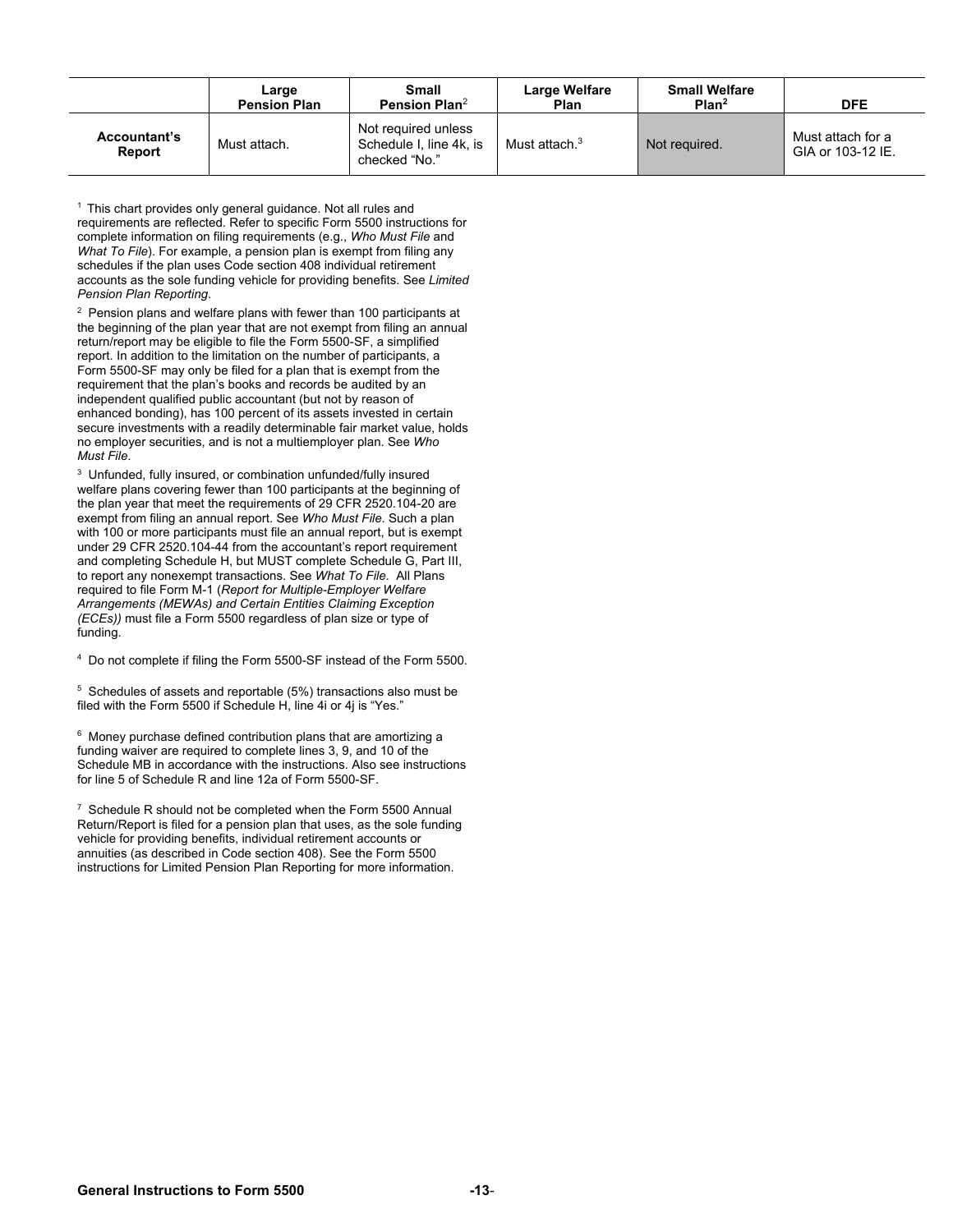| | Large Pension Plan | Small Pension Plan[2] | Large Welfare Plan | Small Welfare Plan[2] | DFE |
|---|---|---|---|---|---|
| **Accountant's Report** | Must attach. | Not required unless Schedule I, line 4k, is checked "No." | Must attach.[3] | Not required. | Must attach for a GIA or 103-12 IE. |

[1] This chart provides only general guidance. Not all rules and requirements are reflected. Refer to specific Form 5500 instructions for complete information on filing requirements (e.g., *Who Must File* and *What To File*). For example, a pension plan is exempt from filing any schedules if the plan uses Code section 408 individual retirement accounts as the sole funding vehicle for providing benefits. See *Limited Pension Plan Reporting*.

[2] Pension plans and welfare plans with fewer than 100 participants at the beginning of the plan year that are not exempt from filing an annual return/report may be eligible to file the Form 5500-SF, a simplified report. In addition to the limitation on the number of participants, a Form 5500-SF may only be filed for a plan that is exempt from the requirement that the plan's books and records be audited by an independent qualified public accountant (but not by reason of enhanced bonding), has 100 percent of its assets invested in certain secure investments with a readily determinable fair market value, holds no employer securities, and is not a multiemployer plan. See *Who Must File*.

[3] Unfunded, fully insured, or combination unfunded/fully insured welfare plans covering fewer than 100 participants at the beginning of the plan year that meet the requirements of 29 CFR 2520.104-20 are exempt from filing an annual report. See *Who Must File*. Such a plan with 100 or more participants must file an annual report, but is exempt under 29 CFR 2520.104-44 from the accountant's report requirement and completing Schedule H, but MUST complete Schedule G, Part III, to report any nonexempt transactions. See *What To File*. All Plans required to file Form M-1 (*Report for Multiple-Employer Welfare Arrangements (MEWAs) and Certain Entities Claiming Exception (ECEs))* must file a Form 5500 regardless of plan size or type of funding.

[4] Do not complete if filing the Form 5500-SF instead of the Form 5500.

[5] Schedules of assets and reportable (5%) transactions also must be filed with the Form 5500 if Schedule H, line 4i or 4j is "Yes."

[6] Money purchase defined contribution plans that are amortizing a funding waiver are required to complete lines 3, 9, and 10 of the Schedule MB in accordance with the instructions. Also see instructions for line 5 of Schedule R and line 12a of Form 5500-SF.

[7] Schedule R should not be completed when the Form 5500 Annual Return/Report is filed for a pension plan that uses, as the sole funding vehicle for providing benefits, individual retirement accounts or annuities (as described in Code section 408). See the Form 5500 instructions for Limited Pension Plan Reporting for more information.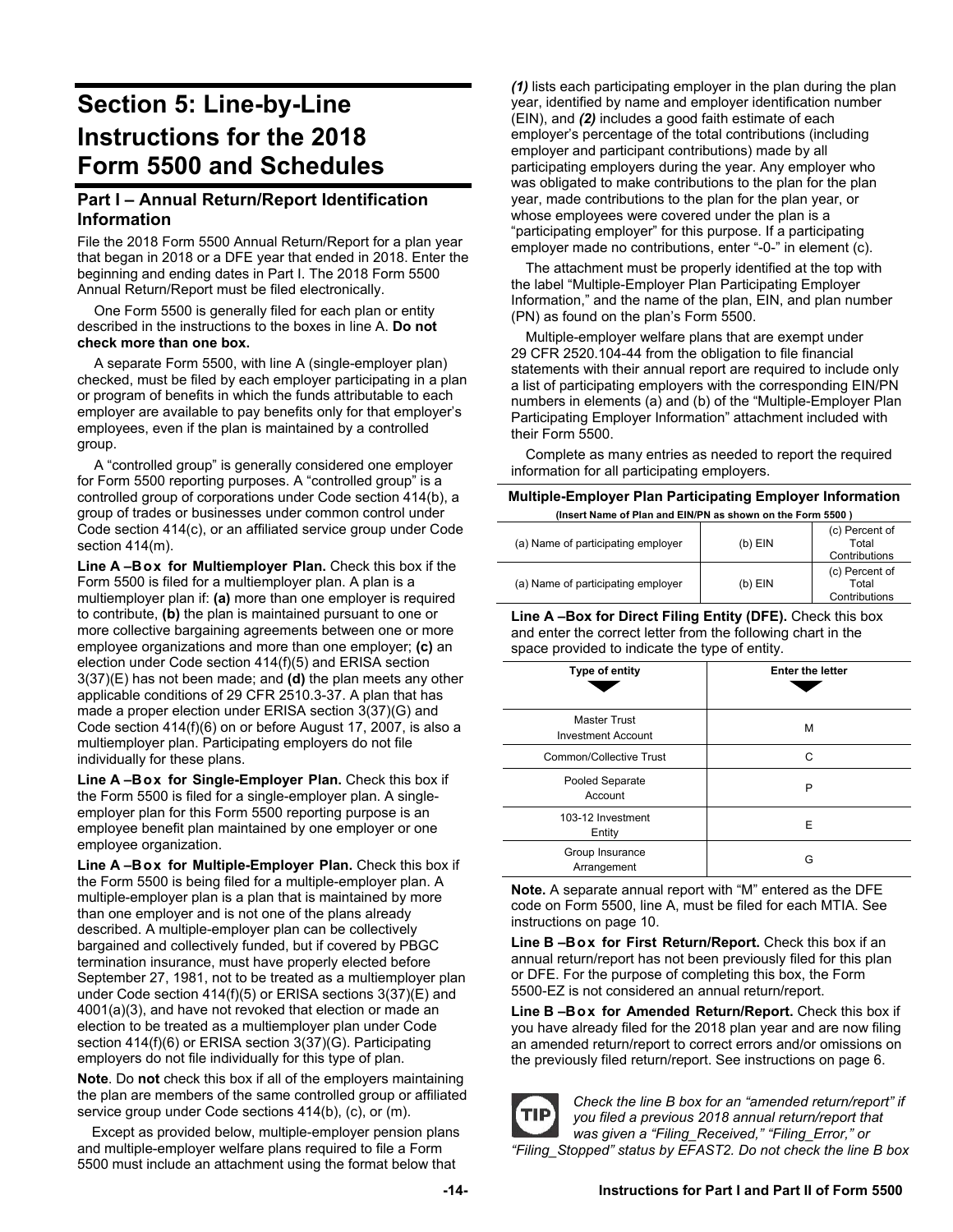# Section 5: Line-by-Line Instructions for the 2018 Form 5500 and Schedules

## Part I – Annual Return/Report Identification Information

File the 2018 Form 5500 Annual Return/Report for a plan year that began in 2018 or a DFE year that ended in 2018. Enter the beginning and ending dates in Part I. The 2018 Form 5500 Annual Return/Report must be filed electronically.

One Form 5500 is generally filed for each plan or entity described in the instructions to the boxes in line A. **Do not check more than one box.**

A separate Form 5500, with line A (single-employer plan) checked, must be filed by each employer participating in a plan or program of benefits in which the funds attributable to each employer are available to pay benefits only for that employer's employees, even if the plan is maintained by a controlled group.

A "controlled group" is generally considered one employer for Form 5500 reporting purposes. A "controlled group" is a controlled group of corporations under Code section 414(b), a group of trades or businesses under common control under Code section 414(c), or an affiliated service group under Code section 414(m).

**Line A –Box for Multiemployer Plan.** Check this box if the Form 5500 is filed for a multiemployer plan. A plan is a multiemployer plan if: **(a)** more than one employer is required to contribute, **(b)** the plan is maintained pursuant to one or more collective bargaining agreements between one or more employee organizations and more than one employer; **(c)** an election under Code section 414(f)(5) and ERISA section 3(37)(E) has not been made; and **(d)** the plan meets any other applicable conditions of 29 CFR 2510.3-37. A plan that has made a proper election under ERISA section 3(37)(G) and Code section 414(f)(6) on or before August 17, 2007, is also a multiemployer plan. Participating employers do not file individually for these plans.

**Line A –Box for Single-Employer Plan.** Check this box if the Form 5500 is filed for a single-employer plan. A single-employer plan for this Form 5500 reporting purpose is an employee benefit plan maintained by one employer or one employee organization.

**Line A –Box for Multiple-Employer Plan.** Check this box if the Form 5500 is being filed for a multiple-employer plan. A multiple-employer plan is a plan that is maintained by more than one employer and is not one of the plans already described. A multiple-employer plan can be collectively bargained and collectively funded, but if covered by PBGC termination insurance, must have properly elected before September 27, 1981, not to be treated as a multiemployer plan under Code section 414(f)(5) or ERISA sections 3(37)(E) and 4001(a)(3), and have not revoked that election or made an election to be treated as a multiemployer plan under Code section 414(f)(6) or ERISA section 3(37)(G). Participating employers do not file individually for this type of plan.

**Note**. Do **not** check this box if all of the employers maintaining the plan are members of the same controlled group or affiliated service group under Code sections 414(b), (c), or (m).

Except as provided below, multiple-employer pension plans and multiple-employer welfare plans required to file a Form 5500 must include an attachment using the format below that ***(1)*** lists each participating employer in the plan during the plan year, identified by name and employer identification number (EIN), and ***(2)*** includes a good faith estimate of each employer's percentage of the total contributions (including employer and participant contributions) made by all participating employers during the year. Any employer who was obligated to make contributions to the plan for the plan year, made contributions to the plan for the plan year, or whose employees were covered under the plan is a "participating employer" for this purpose. If a participating employer made no contributions, enter "-0-" in element (c).

The attachment must be properly identified at the top with the label "Multiple-Employer Plan Participating Employer Information," and the name of the plan, EIN, and plan number (PN) as found on the plan's Form 5500.

Multiple-employer welfare plans that are exempt under 29 CFR 2520.104-44 from the obligation to file financial statements with their annual report are required to include only a list of participating employers with the corresponding EIN/PN numbers in elements (a) and (b) of the "Multiple-Employer Plan Participating Employer Information" attachment included with their Form 5500.

Complete as many entries as needed to report the required information for all participating employers.

**Multiple-Employer Plan Participating Employer Information**

**(Insert Name of Plan and EIN/PN as shown on the Form 5500 )**

| | | |
|---|---|---|
| (a) Name of participating employer | (b) EIN | (c) Percent of Total Contributions |
| (a) Name of participating employer | (b) EIN | (c) Percent of Total Contributions |

**Line A –Box for Direct Filing Entity (DFE).** Check this box and enter the correct letter from the following chart in the space provided to indicate the type of entity.

| Type of entity | Enter the letter |
|---|---|
| Master Trust Investment Account | M |
| Common/Collective Trust | C |
| Pooled Separate Account | P |
| 103-12 Investment Entity | E |
| Group Insurance Arrangement | G |

**Note.** A separate annual report with "M" entered as the DFE code on Form 5500, line A, must be filed for each MTIA. See instructions on page 10.

**Line B –Box for First Return/Report.** Check this box if an annual return/report has not been previously filed for this plan or DFE. For the purpose of completing this box, the Form 5500-EZ is not considered an annual return/report.

**Line B –Box for Amended Return/Report.** Check this box if you have already filed for the 2018 plan year and are now filing an amended return/report to correct errors and/or omissions on the previously filed return/report. See instructions on page 6.

TIP *Check the line B box for an "amended return/report" if you filed a previous 2018 annual return/report that was given a "Filing_Received," "Filing_Error," or "Filing_Stopped" status by EFAST2. Do not check the line B box*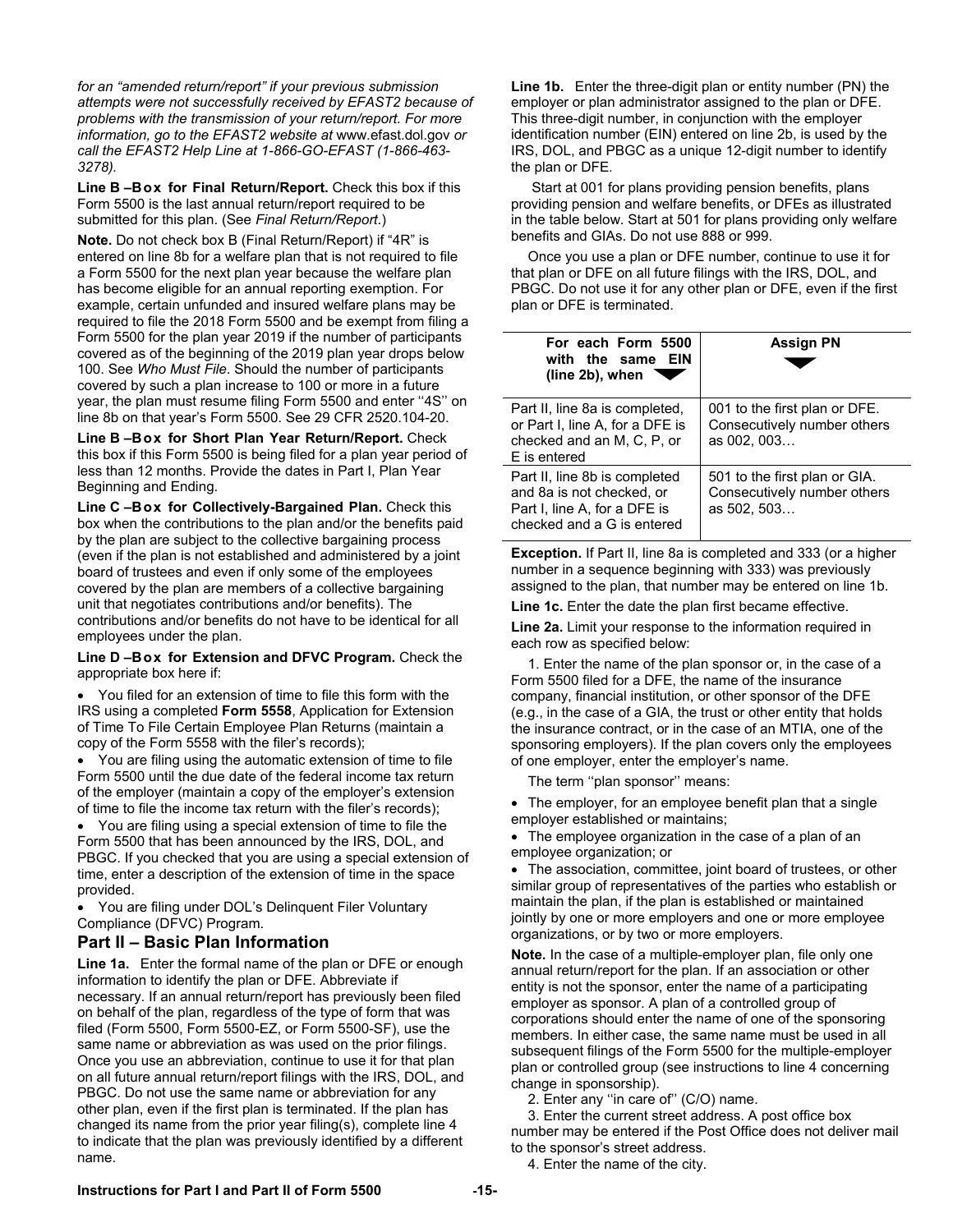*for an "amended return/report" if your previous submission attempts were not successfully received by EFAST2 because of problems with the transmission of your return/report. For more information, go to the EFAST2 website at* www.efast.dol.gov *or call the EFAST2 Help Line at 1-866-GO-EFAST (1-866-463-3278).*

**Line B –Box for Final Return/Report.** Check this box if this Form 5500 is the last annual return/report required to be submitted for this plan. (See *Final Return/Report*.)

**Note.** Do not check box B (Final Return/Report) if "4R" is entered on line 8b for a welfare plan that is not required to file a Form 5500 for the next plan year because the welfare plan has become eligible for an annual reporting exemption. For example, certain unfunded and insured welfare plans may be required to file the 2018 Form 5500 and be exempt from filing a Form 5500 for the plan year 2019 if the number of participants covered as of the beginning of the 2019 plan year drops below 100. See *Who Must File*. Should the number of participants covered by such a plan increase to 100 or more in a future year, the plan must resume filing Form 5500 and enter ''4S'' on line 8b on that year's Form 5500. See 29 CFR 2520.104-20.

**Line B –Box for Short Plan Year Return/Report.** Check this box if this Form 5500 is being filed for a plan year period of less than 12 months. Provide the dates in Part I, Plan Year Beginning and Ending.

**Line C –Box for Collectively-Bargained Plan.** Check this box when the contributions to the plan and/or the benefits paid by the plan are subject to the collective bargaining process (even if the plan is not established and administered by a joint board of trustees and even if only some of the employees covered by the plan are members of a collective bargaining unit that negotiates contributions and/or benefits). The contributions and/or benefits do not have to be identical for all employees under the plan.

**Line D –Box for Extension and DFVC Program.** Check the appropriate box here if:

- You filed for an extension of time to file this form with the IRS using a completed **Form 5558**, Application for Extension of Time To File Certain Employee Plan Returns (maintain a copy of the Form 5558 with the filer's records);
- You are filing using the automatic extension of time to file Form 5500 until the due date of the federal income tax return of the employer (maintain a copy of the employer's extension of time to file the income tax return with the filer's records);
- You are filing using a special extension of time to file the Form 5500 that has been announced by the IRS, DOL, and PBGC. If you checked that you are using a special extension of time, enter a description of the extension of time in the space provided.
- You are filing under DOL's Delinquent Filer Voluntary Compliance (DFVC) Program.

## Part II – Basic Plan Information

**Line 1a.** Enter the formal name of the plan or DFE or enough information to identify the plan or DFE. Abbreviate if necessary. If an annual return/report has previously been filed on behalf of the plan, regardless of the type of form that was filed (Form 5500, Form 5500-EZ, or Form 5500-SF), use the same name or abbreviation as was used on the prior filings. Once you use an abbreviation, continue to use it for that plan on all future annual return/report filings with the IRS, DOL, and PBGC. Do not use the same name or abbreviation for any other plan, even if the first plan is terminated. If the plan has changed its name from the prior year filing(s), complete line 4 to indicate that the plan was previously identified by a different name.

**Line 1b.** Enter the three-digit plan or entity number (PN) the employer or plan administrator assigned to the plan or DFE. This three-digit number, in conjunction with the employer identification number (EIN) entered on line 2b, is used by the IRS, DOL, and PBGC as a unique 12-digit number to identify the plan or DFE.

Start at 001 for plans providing pension benefits, plans providing pension and welfare benefits, or DFEs as illustrated in the table below. Start at 501 for plans providing only welfare benefits and GIAs. Do not use 888 or 999.

Once you use a plan or DFE number, continue to use it for that plan or DFE on all future filings with the IRS, DOL, and PBGC. Do not use it for any other plan or DFE, even if the first plan or DFE is terminated.

| For each Form 5500 with the same EIN (line 2b), when | Assign PN |
|---|---|
| Part II, line 8a is completed, or Part I, line A, for a DFE is checked and an M, C, P, or E is entered | 001 to the first plan or DFE. Consecutively number others as 002, 003… |
| Part II, line 8b is completed and 8a is not checked, or Part I, line A, for a DFE is checked and a G is entered | 501 to the first plan or GIA. Consecutively number others as 502, 503… |

**Exception.** If Part II, line 8a is completed and 333 (or a higher number in a sequence beginning with 333) was previously assigned to the plan, that number may be entered on line 1b.

**Line 1c.** Enter the date the plan first became effective.

**Line 2a.** Limit your response to the information required in each row as specified below:

1. Enter the name of the plan sponsor or, in the case of a Form 5500 filed for a DFE, the name of the insurance company, financial institution, or other sponsor of the DFE (e.g., in the case of a GIA, the trust or other entity that holds the insurance contract, or in the case of an MTIA, one of the sponsoring employers). If the plan covers only the employees of one employer, enter the employer's name.

The term ''plan sponsor'' means:

- The employer, for an employee benefit plan that a single employer established or maintains;
- The employee organization in the case of a plan of an employee organization; or
- The association, committee, joint board of trustees, or other similar group of representatives of the parties who establish or maintain the plan, if the plan is established or maintained jointly by one or more employers and one or more employee organizations, or by two or more employers.

**Note.** In the case of a multiple-employer plan, file only one annual return/report for the plan. If an association or other entity is not the sponsor, enter the name of a participating employer as sponsor. A plan of a controlled group of corporations should enter the name of one of the sponsoring members. In either case, the same name must be used in all subsequent filings of the Form 5500 for the multiple-employer plan or controlled group (see instructions to line 4 concerning change in sponsorship).

2. Enter any ''in care of'' (C/O) name.

3. Enter the current street address. A post office box number may be entered if the Post Office does not deliver mail to the sponsor's street address.

4. Enter the name of the city.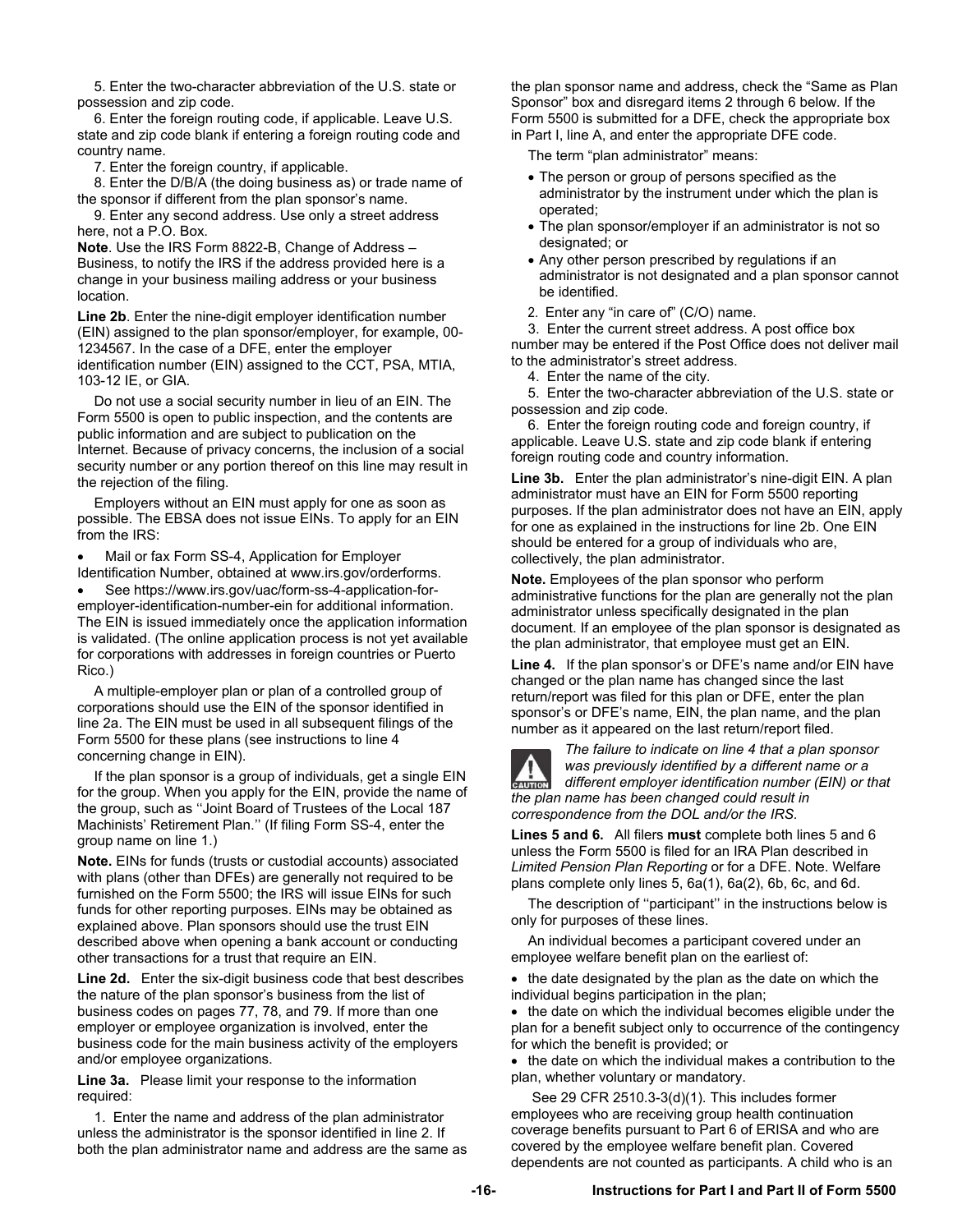5. Enter the two-character abbreviation of the U.S. state or possession and zip code.

6. Enter the foreign routing code, if applicable. Leave U.S. state and zip code blank if entering a foreign routing code and country name.

7. Enter the foreign country, if applicable.

8. Enter the D/B/A (the doing business as) or trade name of the sponsor if different from the plan sponsor's name.

9. Enter any second address. Use only a street address here, not a P.O. Box.

**Note**. Use the IRS Form 8822-B, Change of Address – Business, to notify the IRS if the address provided here is a change in your business mailing address or your business location.

**Line 2b**. Enter the nine-digit employer identification number (EIN) assigned to the plan sponsor/employer, for example, 00-1234567. In the case of a DFE, enter the employer identification number (EIN) assigned to the CCT, PSA, MTIA, 103-12 IE, or GIA.

Do not use a social security number in lieu of an EIN. The Form 5500 is open to public inspection, and the contents are public information and are subject to publication on the Internet. Because of privacy concerns, the inclusion of a social security number or any portion thereof on this line may result in the rejection of the filing.

Employers without an EIN must apply for one as soon as possible. The EBSA does not issue EINs. To apply for an EIN from the IRS:

- Mail or fax Form SS-4, Application for Employer Identification Number, obtained at www.irs.gov/orderforms.
- See https://www.irs.gov/uac/form-ss-4-application-for-employer-identification-number-ein for additional information. The EIN is issued immediately once the application information is validated. (The online application process is not yet available for corporations with addresses in foreign countries or Puerto Rico.)

A multiple-employer plan or plan of a controlled group of corporations should use the EIN of the sponsor identified in line 2a. The EIN must be used in all subsequent filings of the Form 5500 for these plans (see instructions to line 4 concerning change in EIN).

If the plan sponsor is a group of individuals, get a single EIN for the group. When you apply for the EIN, provide the name of the group, such as ''Joint Board of Trustees of the Local 187 Machinists' Retirement Plan.'' (If filing Form SS-4, enter the group name on line 1.)

**Note.** EINs for funds (trusts or custodial accounts) associated with plans (other than DFEs) are generally not required to be furnished on the Form 5500; the IRS will issue EINs for such funds for other reporting purposes. EINs may be obtained as explained above. Plan sponsors should use the trust EIN described above when opening a bank account or conducting other transactions for a trust that require an EIN.

**Line 2d.** Enter the six-digit business code that best describes the nature of the plan sponsor's business from the list of business codes on pages 77, 78, and 79. If more than one employer or employee organization is involved, enter the business code for the main business activity of the employers and/or employee organizations.

**Line 3a.** Please limit your response to the information required:

1. Enter the name and address of the plan administrator unless the administrator is the sponsor identified in line 2. If both the plan administrator name and address are the same as the plan sponsor name and address, check the "Same as Plan Sponsor" box and disregard items 2 through 6 below. If the Form 5500 is submitted for a DFE, check the appropriate box in Part I, line A, and enter the appropriate DFE code.

The term "plan administrator" means:

- The person or group of persons specified as the administrator by the instrument under which the plan is operated;
- The plan sponsor/employer if an administrator is not so designated; or
- Any other person prescribed by regulations if an administrator is not designated and a plan sponsor cannot be identified.

2. Enter any "in care of" (C/O) name.

3. Enter the current street address. A post office box number may be entered if the Post Office does not deliver mail to the administrator's street address.

4. Enter the name of the city.

5. Enter the two-character abbreviation of the U.S. state or possession and zip code.

6. Enter the foreign routing code and foreign country, if applicable. Leave U.S. state and zip code blank if entering foreign routing code and country information.

**Line 3b.** Enter the plan administrator's nine-digit EIN. A plan administrator must have an EIN for Form 5500 reporting purposes. If the plan administrator does not have an EIN, apply for one as explained in the instructions for line 2b. One EIN should be entered for a group of individuals who are, collectively, the plan administrator.

**Note.** Employees of the plan sponsor who perform administrative functions for the plan are generally not the plan administrator unless specifically designated in the plan document. If an employee of the plan sponsor is designated as the plan administrator, that employee must get an EIN.

**Line 4.** If the plan sponsor's or DFE's name and/or EIN have changed or the plan name has changed since the last return/report was filed for this plan or DFE, enter the plan sponsor's or DFE's name, EIN, the plan name, and the plan number as it appeared on the last return/report filed.

CAUTION *The failure to indicate on line 4 that a plan sponsor was previously identified by a different name or a different employer identification number (EIN) or that the plan name has been changed could result in correspondence from the DOL and/or the IRS.*

**Lines 5 and 6.** All filers **must** complete both lines 5 and 6 unless the Form 5500 is filed for an IRA Plan described in *Limited Pension Plan Reporting* or for a DFE. Note. Welfare plans complete only lines 5, 6a(1), 6a(2), 6b, 6c, and 6d.

The description of ''participant'' in the instructions below is only for purposes of these lines.

An individual becomes a participant covered under an employee welfare benefit plan on the earliest of:

- the date designated by the plan as the date on which the individual begins participation in the plan;
- the date on which the individual becomes eligible under the plan for a benefit subject only to occurrence of the contingency for which the benefit is provided; or
- the date on which the individual makes a contribution to the plan, whether voluntary or mandatory.

See 29 CFR 2510.3-3(d)(1). This includes former employees who are receiving group health continuation coverage benefits pursuant to Part 6 of ERISA and who are covered by the employee welfare benefit plan. Covered dependents are not counted as participants. A child who is an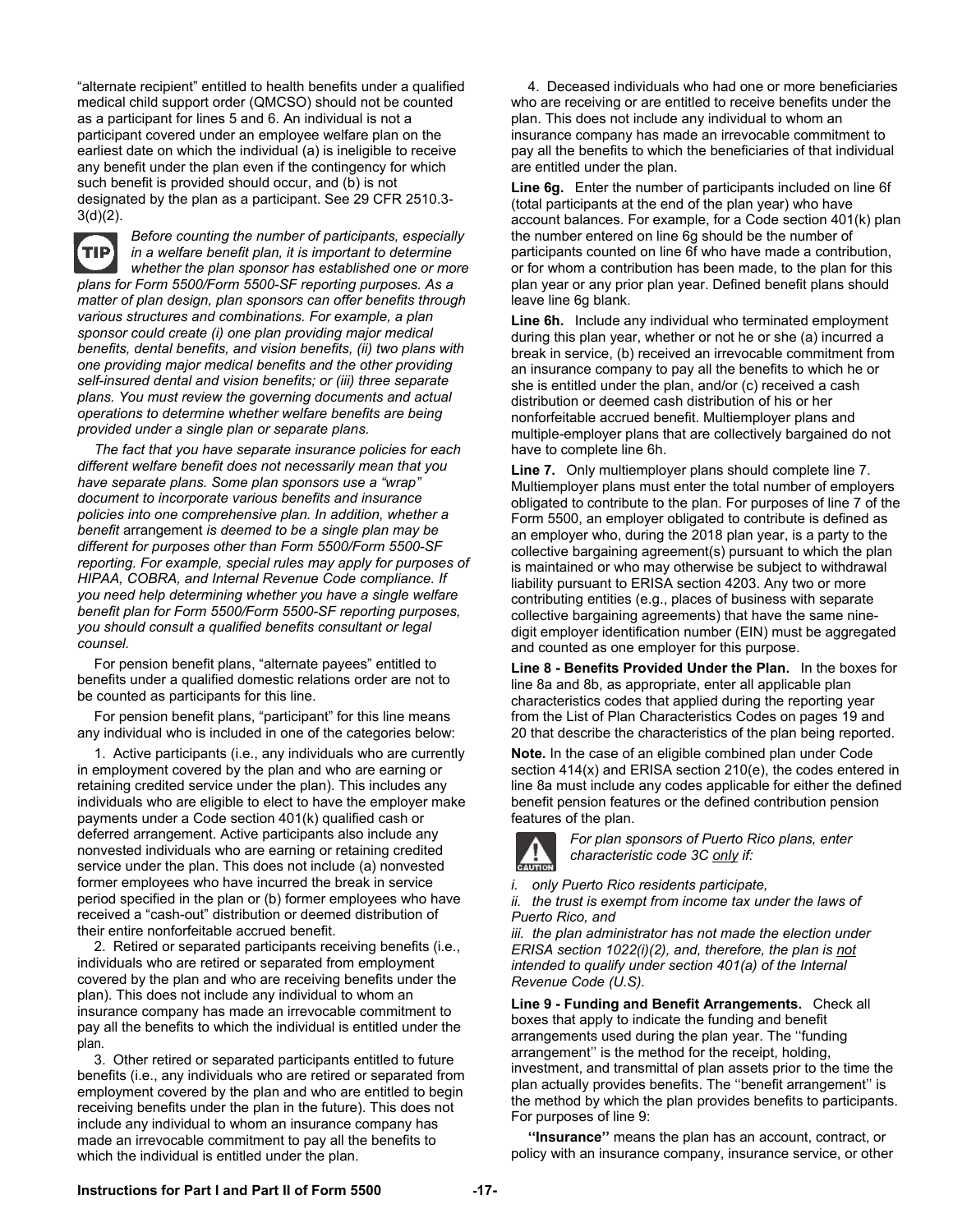"alternate recipient" entitled to health benefits under a qualified medical child support order (QMCSO) should not be counted as a participant for lines 5 and 6. An individual is not a participant covered under an employee welfare plan on the earliest date on which the individual (a) is ineligible to receive any benefit under the plan even if the contingency for which such benefit is provided should occur, and (b) is not designated by the plan as a participant. See 29 CFR 2510.3-3(d)(2).

**TIP** *Before counting the number of participants, especially in a welfare benefit plan, it is important to determine whether the plan sponsor has established one or more plans for Form 5500/Form 5500-SF reporting purposes. As a matter of plan design, plan sponsors can offer benefits through various structures and combinations. For example, a plan sponsor could create (i) one plan providing major medical benefits, dental benefits, and vision benefits, (ii) two plans with one providing major medical benefits and the other providing self-insured dental and vision benefits; or (iii) three separate plans. You must review the governing documents and actual operations to determine whether welfare benefits are being provided under a single plan or separate plans.*

*The fact that you have separate insurance policies for each different welfare benefit does not necessarily mean that you have separate plans. Some plan sponsors use a "wrap" document to incorporate various benefits and insurance policies into one comprehensive plan. In addition, whether a benefit* arrangement *is deemed to be a single plan may be different for purposes other than Form 5500/Form 5500-SF reporting. For example, special rules may apply for purposes of HIPAA, COBRA, and Internal Revenue Code compliance. If you need help determining whether you have a single welfare benefit plan for Form 5500/Form 5500-SF reporting purposes, you should consult a qualified benefits consultant or legal counsel.*

For pension benefit plans, "alternate payees" entitled to benefits under a qualified domestic relations order are not to be counted as participants for this line.

For pension benefit plans, "participant" for this line means any individual who is included in one of the categories below:

1. Active participants (i.e., any individuals who are currently in employment covered by the plan and who are earning or retaining credited service under the plan). This includes any individuals who are eligible to elect to have the employer make payments under a Code section 401(k) qualified cash or deferred arrangement. Active participants also include any nonvested individuals who are earning or retaining credited service under the plan. This does not include (a) nonvested former employees who have incurred the break in service period specified in the plan or (b) former employees who have received a "cash-out" distribution or deemed distribution of their entire nonforfeitable accrued benefit.

2. Retired or separated participants receiving benefits (i.e., individuals who are retired or separated from employment covered by the plan and who are receiving benefits under the plan). This does not include any individual to whom an insurance company has made an irrevocable commitment to pay all the benefits to which the individual is entitled under the plan.

3. Other retired or separated participants entitled to future benefits (i.e., any individuals who are retired or separated from employment covered by the plan and who are entitled to begin receiving benefits under the plan in the future). This does not include any individual to whom an insurance company has made an irrevocable commitment to pay all the benefits to which the individual is entitled under the plan.

4. Deceased individuals who had one or more beneficiaries who are receiving or are entitled to receive benefits under the plan. This does not include any individual to whom an insurance company has made an irrevocable commitment to pay all the benefits to which the beneficiaries of that individual are entitled under the plan.

**Line 6g.** Enter the number of participants included on line 6f (total participants at the end of the plan year) who have account balances. For example, for a Code section 401(k) plan the number entered on line 6g should be the number of participants counted on line 6f who have made a contribution, or for whom a contribution has been made, to the plan for this plan year or any prior plan year. Defined benefit plans should leave line 6g blank.

**Line 6h.** Include any individual who terminated employment during this plan year, whether or not he or she (a) incurred a break in service, (b) received an irrevocable commitment from an insurance company to pay all the benefits to which he or she is entitled under the plan, and/or (c) received a cash distribution or deemed cash distribution of his or her nonforfeitable accrued benefit. Multiemployer plans and multiple-employer plans that are collectively bargained do not have to complete line 6h.

**Line 7.** Only multiemployer plans should complete line 7. Multiemployer plans must enter the total number of employers obligated to contribute to the plan. For purposes of line 7 of the Form 5500, an employer obligated to contribute is defined as an employer who, during the 2018 plan year, is a party to the collective bargaining agreement(s) pursuant to which the plan is maintained or who may otherwise be subject to withdrawal liability pursuant to ERISA section 4203. Any two or more contributing entities (e.g., places of business with separate collective bargaining agreements) that have the same nine-digit employer identification number (EIN) must be aggregated and counted as one employer for this purpose.

**Line 8 - Benefits Provided Under the Plan.** In the boxes for line 8a and 8b, as appropriate, enter all applicable plan characteristics codes that applied during the reporting year from the List of Plan Characteristics Codes on pages 19 and 20 that describe the characteristics of the plan being reported.

**Note.** In the case of an eligible combined plan under Code section 414(x) and ERISA section 210(e), the codes entered in line 8a must include any codes applicable for either the defined benefit pension features or the defined contribution pension features of the plan.

**CAUTION** *For plan sponsors of Puerto Rico plans, enter characteristic code 3C only if:*

*i. only Puerto Rico residents participate,*

*ii. the trust is exempt from income tax under the laws of Puerto Rico, and*

*iii. the plan administrator has not made the election under ERISA section 1022(i)(2), and, therefore, the plan is not intended to qualify under section 401(a) of the Internal Revenue Code (U.S).*

**Line 9 - Funding and Benefit Arrangements.** Check all boxes that apply to indicate the funding and benefit arrangements used during the plan year. The "funding arrangement" is the method for the receipt, holding, investment, and transmittal of plan assets prior to the time the plan actually provides benefits. The "benefit arrangement" is the method by which the plan provides benefits to participants. For purposes of line 9:

**"Insurance"** means the plan has an account, contract, or policy with an insurance company, insurance service, or other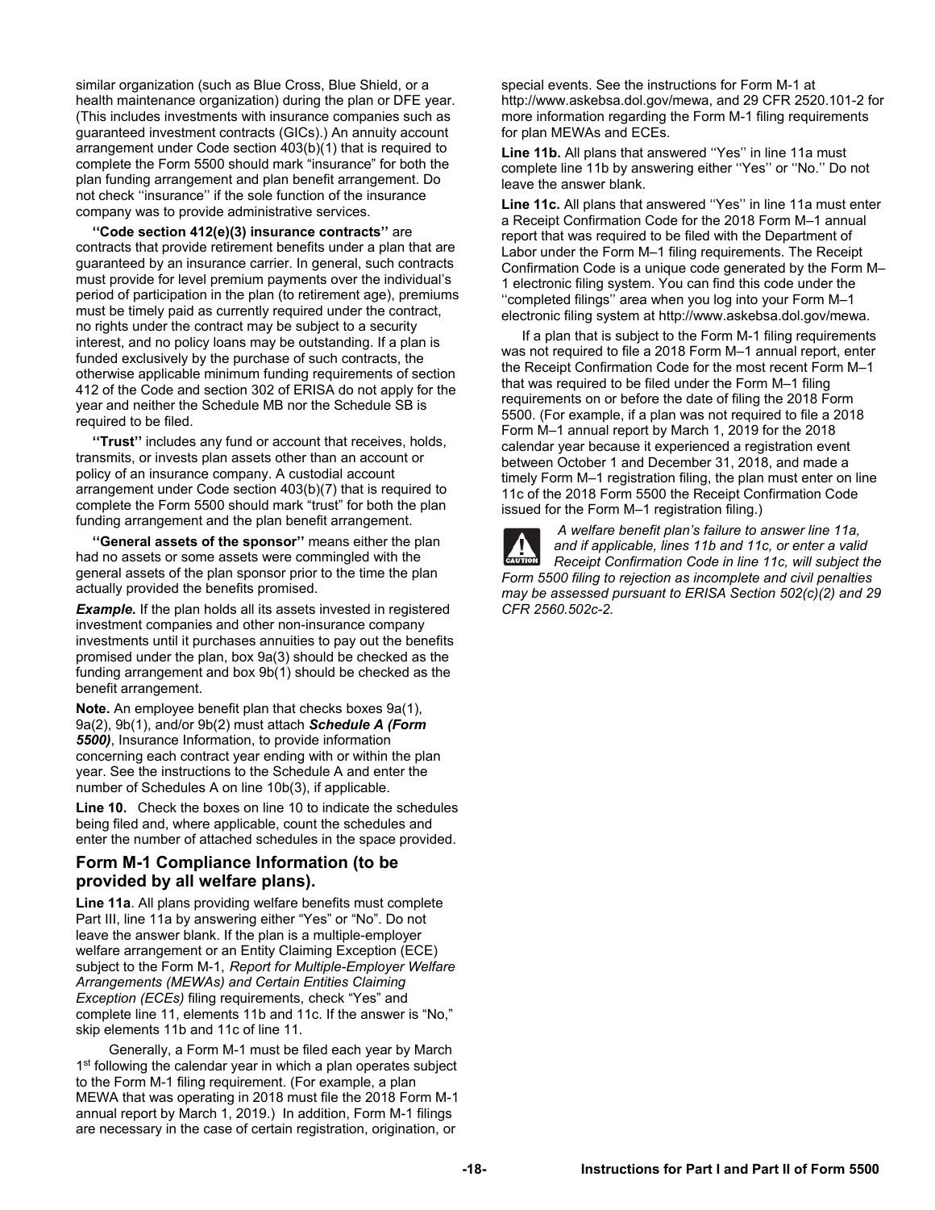similar organization (such as Blue Cross, Blue Shield, or a health maintenance organization) during the plan or DFE year. (This includes investments with insurance companies such as guaranteed investment contracts (GICs).) An annuity account arrangement under Code section 403(b)(1) that is required to complete the Form 5500 should mark "insurance" for both the plan funding arrangement and plan benefit arrangement. Do not check ''insurance'' if the sole function of the insurance company was to provide administrative services.

**''Code section 412(e)(3) insurance contracts''** are contracts that provide retirement benefits under a plan that are guaranteed by an insurance carrier. In general, such contracts must provide for level premium payments over the individual's period of participation in the plan (to retirement age), premiums must be timely paid as currently required under the contract, no rights under the contract may be subject to a security interest, and no policy loans may be outstanding. If a plan is funded exclusively by the purchase of such contracts, the otherwise applicable minimum funding requirements of section 412 of the Code and section 302 of ERISA do not apply for the year and neither the Schedule MB nor the Schedule SB is required to be filed.

**''Trust''** includes any fund or account that receives, holds, transmits, or invests plan assets other than an account or policy of an insurance company. A custodial account arrangement under Code section 403(b)(7) that is required to complete the Form 5500 should mark "trust" for both the plan funding arrangement and the plan benefit arrangement.

**''General assets of the sponsor''** means either the plan had no assets or some assets were commingled with the general assets of the plan sponsor prior to the time the plan actually provided the benefits promised.

***Example.*** If the plan holds all its assets invested in registered investment companies and other non-insurance company investments until it purchases annuities to pay out the benefits promised under the plan, box 9a(3) should be checked as the funding arrangement and box 9b(1) should be checked as the benefit arrangement.

**Note.** An employee benefit plan that checks boxes 9a(1), 9a(2), 9b(1), and/or 9b(2) must attach ***Schedule A (Form 5500)***, Insurance Information, to provide information concerning each contract year ending with or within the plan year. See the instructions to the Schedule A and enter the number of Schedules A on line 10b(3), if applicable.

**Line 10.** Check the boxes on line 10 to indicate the schedules being filed and, where applicable, count the schedules and enter the number of attached schedules in the space provided.

## Form M-1 Compliance Information (to be provided by all welfare plans).

**Line 11a**. All plans providing welfare benefits must complete Part III, line 11a by answering either "Yes" or "No". Do not leave the answer blank. If the plan is a multiple-employer welfare arrangement or an Entity Claiming Exception (ECE) subject to the Form M-1, *Report for Multiple-Employer Welfare Arrangements (MEWAs) and Certain Entities Claiming Exception (ECEs)* filing requirements, check "Yes" and complete line 11, elements 11b and 11c. If the answer is "No," skip elements 11b and 11c of line 11.

Generally, a Form M-1 must be filed each year by March 1st following the calendar year in which a plan operates subject to the Form M-1 filing requirement. (For example, a plan MEWA that was operating in 2018 must file the 2018 Form M-1 annual report by March 1, 2019.) In addition, Form M-1 filings are necessary in the case of certain registration, origination, or special events. See the instructions for Form M-1 at http://www.askebsa.dol.gov/mewa, and 29 CFR 2520.101-2 for more information regarding the Form M-1 filing requirements for plan MEWAs and ECEs.

**Line 11b.** All plans that answered ''Yes'' in line 11a must complete line 11b by answering either ''Yes'' or ''No.'' Do not leave the answer blank.

**Line 11c.** All plans that answered ''Yes'' in line 11a must enter a Receipt Confirmation Code for the 2018 Form M–1 annual report that was required to be filed with the Department of Labor under the Form M–1 filing requirements. The Receipt Confirmation Code is a unique code generated by the Form M–1 electronic filing system. You can find this code under the ''completed filings'' area when you log into your Form M–1 electronic filing system at http://www.askebsa.dol.gov/mewa.

If a plan that is subject to the Form M-1 filing requirements was not required to file a 2018 Form M–1 annual report, enter the Receipt Confirmation Code for the most recent Form M–1 that was required to be filed under the Form M–1 filing requirements on or before the date of filing the 2018 Form 5500. (For example, if a plan was not required to file a 2018 Form M–1 annual report by March 1, 2019 for the 2018 calendar year because it experienced a registration event between October 1 and December 31, 2018, and made a timely Form M–1 registration filing, the plan must enter on line 11c of the 2018 Form 5500 the Receipt Confirmation Code issued for the Form M–1 registration filing.)

CAUTION: *A welfare benefit plan's failure to answer line 11a, and if applicable, lines 11b and 11c, or enter a valid Receipt Confirmation Code in line 11c, will subject the Form 5500 filing to rejection as incomplete and civil penalties may be assessed pursuant to ERISA Section 502(c)(2) and 29 CFR 2560.502c-2.*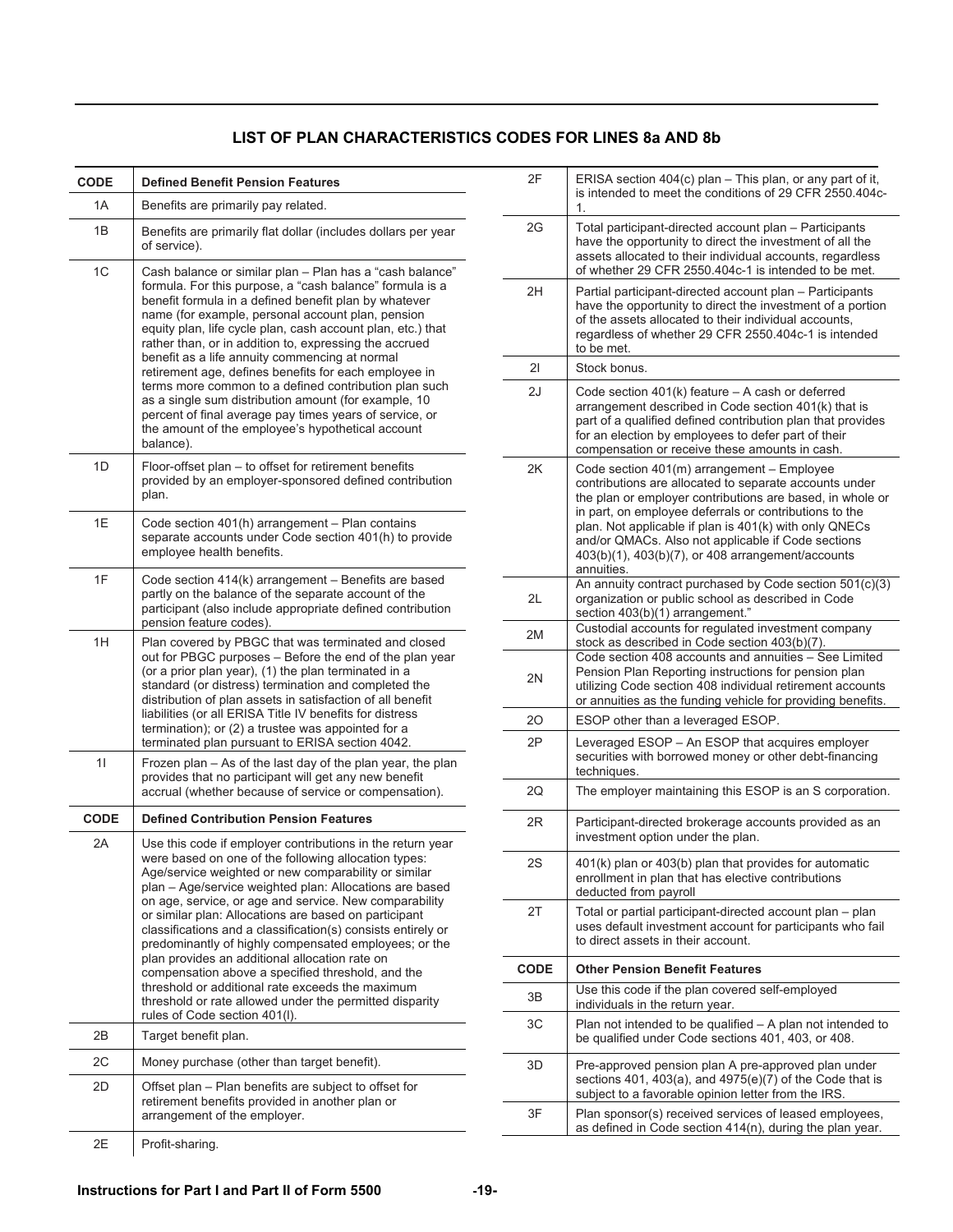## LIST OF PLAN CHARACTERISTICS CODES FOR LINES 8a AND 8b

| CODE | Defined Benefit Pension Features |
|---|---|
| 1A | Benefits are primarily pay related. |
| 1B | Benefits are primarily flat dollar (includes dollars per year of service). |
| 1C | Cash balance or similar plan – Plan has a "cash balance" formula. For this purpose, a "cash balance" formula is a benefit formula in a defined benefit plan by whatever name (for example, personal account plan, pension equity plan, life cycle plan, cash account plan, etc.) that rather than, or in addition to, expressing the accrued benefit as a life annuity commencing at normal retirement age, defines benefits for each employee in terms more common to a defined contribution plan such as a single sum distribution amount (for example, 10 percent of final average pay times years of service, or the amount of the employee's hypothetical account balance). |
| 1D | Floor-offset plan – to offset for retirement benefits provided by an employer-sponsored defined contribution plan. |
| 1E | Code section 401(h) arrangement – Plan contains separate accounts under Code section 401(h) to provide employee health benefits. |
| 1F | Code section 414(k) arrangement – Benefits are based partly on the balance of the separate account of the participant (also include appropriate defined contribution pension feature codes). |
| 1H | Plan covered by PBGC that was terminated and closed out for PBGC purposes – Before the end of the plan year (or a prior plan year), (1) the plan terminated in a standard (or distress) termination and completed the distribution of plan assets in satisfaction of all benefit liabilities (or all ERISA Title IV benefits for distress termination); or (2) a trustee was appointed for a terminated plan pursuant to ERISA section 4042. |
| 1I | Frozen plan – As of the last day of the plan year, the plan provides that no participant will get any new benefit accrual (whether because of service or compensation). |

| CODE | Defined Contribution Pension Features |
|---|---|
| 2A | Use this code if employer contributions in the return year were based on one of the following allocation types: Age/service weighted or new comparability or similar plan – Age/service weighted plan: Allocations are based on age, service, or age and service. New comparability or similar plan: Allocations are based on participant classifications and a classification(s) consists entirely or predominantly of highly compensated employees; or the plan provides an additional allocation rate on compensation above a specified threshold, and the threshold or additional rate exceeds the maximum threshold or rate allowed under the permitted disparity rules of Code section 401(l). |
| 2B | Target benefit plan. |
| 2C | Money purchase (other than target benefit). |
| 2D | Offset plan – Plan benefits are subject to offset for retirement benefits provided in another plan or arrangement of the employer. |
| 2E | Profit-sharing. |
| 2F | ERISA section 404(c) plan – This plan, or any part of it, is intended to meet the conditions of 29 CFR 2550.404c-1. |
| 2G | Total participant-directed account plan – Participants have the opportunity to direct the investment of all the assets allocated to their individual accounts, regardless of whether 29 CFR 2550.404c-1 is intended to be met. |
| 2H | Partial participant-directed account plan – Participants have the opportunity to direct the investment of a portion of the assets allocated to their individual accounts, regardless of whether 29 CFR 2550.404c-1 is intended to be met. |
| 2I | Stock bonus. |
| 2J | Code section 401(k) feature – A cash or deferred arrangement described in Code section 401(k) that is part of a qualified defined contribution plan that provides for an election by employees to defer part of their compensation or receive these amounts in cash. |
| 2K | Code section 401(m) arrangement – Employee contributions are allocated to separate accounts under the plan or employer contributions are based, in whole or in part, on employee deferrals or contributions to the plan. Not applicable if plan is 401(k) with only QNECs and/or QMACs. Also not applicable if Code sections 403(b)(1), 403(b)(7), or 408 arrangement/accounts annuities. |
| 2L | An annuity contract purchased by Code section 501(c)(3) organization or public school as described in Code section 403(b)(1) arrangement." |
| 2M | Custodial accounts for regulated investment company stock as described in Code section 403(b)(7). |
| 2N | Code section 408 accounts and annuities – See Limited Pension Plan Reporting instructions for pension plan utilizing Code section 408 individual retirement accounts or annuities as the funding vehicle for providing benefits. |
| 2O | ESOP other than a leveraged ESOP. |
| 2P | Leveraged ESOP – An ESOP that acquires employer securities with borrowed money or other debt-financing techniques. |
| 2Q | The employer maintaining this ESOP is an S corporation. |
| 2R | Participant-directed brokerage accounts provided as an investment option under the plan. |
| 2S | 401(k) plan or 403(b) plan that provides for automatic enrollment in plan that has elective contributions deducted from payroll |
| 2T | Total or partial participant-directed account plan – plan uses default investment account for participants who fail to direct assets in their account. |

| CODE | Other Pension Benefit Features |
|---|---|
| 3B | Use this code if the plan covered self-employed individuals in the return year. |
| 3C | Plan not intended to be qualified – A plan not intended to be qualified under Code sections 401, 403, or 408. |
| 3D | Pre-approved pension plan A pre-approved plan under sections 401, 403(a), and 4975(e)(7) of the Code that is subject to a favorable opinion letter from the IRS. |
| 3F | Plan sponsor(s) received services of leased employees, as defined in Code section 414(n), during the plan year. |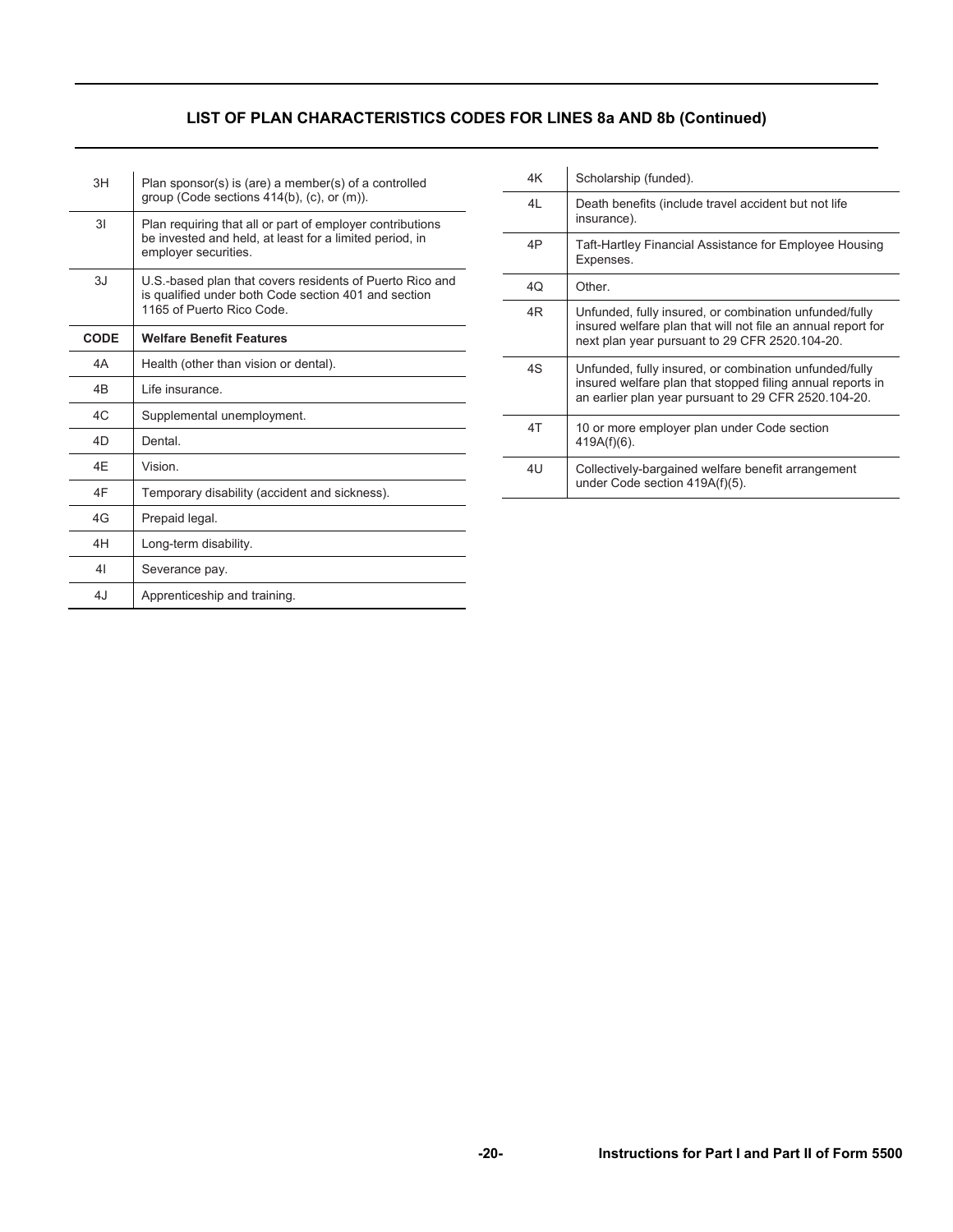## LIST OF PLAN CHARACTERISTICS CODES FOR LINES 8a AND 8b (Continued)

| | |
|---|---|
| 3H | Plan sponsor(s) is (are) a member(s) of a controlled group (Code sections 414(b), (c), or (m)). |
| 3I | Plan requiring that all or part of employer contributions be invested and held, at least for a limited period, in employer securities. |
| 3J | U.S.-based plan that covers residents of Puerto Rico and is qualified under both Code section 401 and section 1165 of Puerto Rico Code. |

| CODE | Welfare Benefit Features |
|---|---|
| 4A | Health (other than vision or dental). |
| 4B | Life insurance. |
| 4C | Supplemental unemployment. |
| 4D | Dental. |
| 4E | Vision. |
| 4F | Temporary disability (accident and sickness). |
| 4G | Prepaid legal. |
| 4H | Long-term disability. |
| 4I | Severance pay. |
| 4J | Apprenticeship and training. |
| 4K | Scholarship (funded). |
| 4L | Death benefits (include travel accident but not life insurance). |
| 4P | Taft-Hartley Financial Assistance for Employee Housing Expenses. |
| 4Q | Other. |
| 4R | Unfunded, fully insured, or combination unfunded/fully insured welfare plan that will not file an annual report for next plan year pursuant to 29 CFR 2520.104-20. |
| 4S | Unfunded, fully insured, or combination unfunded/fully insured welfare plan that stopped filing annual reports in an earlier plan year pursuant to 29 CFR 2520.104-20. |
| 4T | 10 or more employer plan under Code section 419A(f)(6). |
| 4U | Collectively-bargained welfare benefit arrangement under Code section 419A(f)(5). |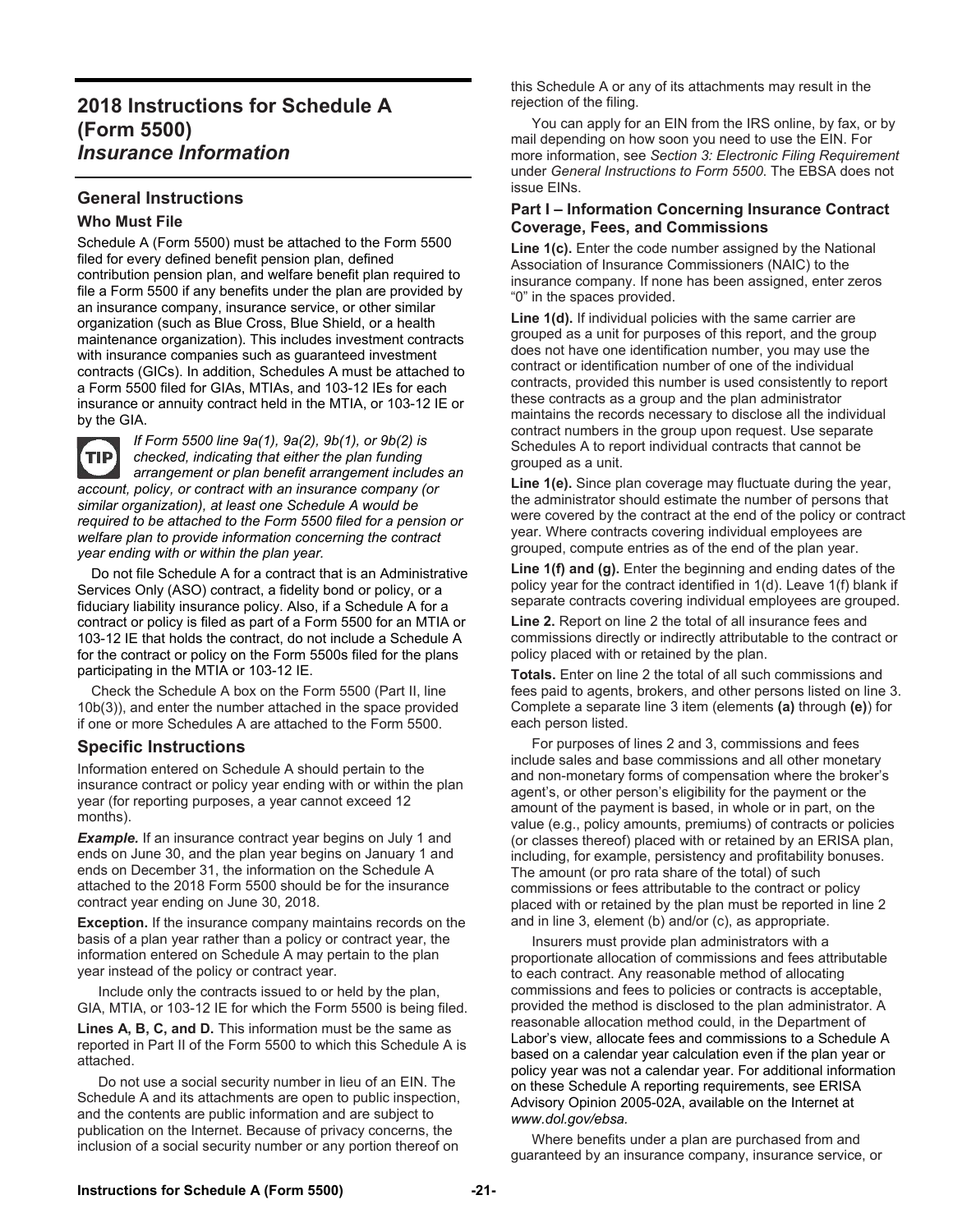# 2018 Instructions for Schedule A (Form 5500)

# *Insurance Information*

## General Instructions

### Who Must File

Schedule A (Form 5500) must be attached to the Form 5500 filed for every defined benefit pension plan, defined contribution pension plan, and welfare benefit plan required to file a Form 5500 if any benefits under the plan are provided by an insurance company, insurance service, or other similar organization (such as Blue Cross, Blue Shield, or a health maintenance organization). This includes investment contracts with insurance companies such as guaranteed investment contracts (GICs). In addition, Schedules A must be attached to a Form 5500 filed for GIAs, MTIAs, and 103-12 IEs for each insurance or annuity contract held in the MTIA, or 103-12 IE or by the GIA.

**TIP** *If Form 5500 line 9a(1), 9a(2), 9b(1), or 9b(2) is checked, indicating that either the plan funding arrangement or plan benefit arrangement includes an account, policy, or contract with an insurance company (or similar organization), at least one Schedule A would be required to be attached to the Form 5500 filed for a pension or welfare plan to provide information concerning the contract year ending with or within the plan year.*

Do not file Schedule A for a contract that is an Administrative Services Only (ASO) contract, a fidelity bond or policy, or a fiduciary liability insurance policy. Also, if a Schedule A for a contract or policy is filed as part of a Form 5500 for an MTIA or 103-12 IE that holds the contract, do not include a Schedule A for the contract or policy on the Form 5500s filed for the plans participating in the MTIA or 103-12 IE.

Check the Schedule A box on the Form 5500 (Part II, line 10b(3)), and enter the number attached in the space provided if one or more Schedules A are attached to the Form 5500.

## Specific Instructions

Information entered on Schedule A should pertain to the insurance contract or policy year ending with or within the plan year (for reporting purposes, a year cannot exceed 12 months).

***Example.*** If an insurance contract year begins on July 1 and ends on June 30, and the plan year begins on January 1 and ends on December 31, the information on the Schedule A attached to the 2018 Form 5500 should be for the insurance contract year ending on June 30, 2018.

**Exception.** If the insurance company maintains records on the basis of a plan year rather than a policy or contract year, the information entered on Schedule A may pertain to the plan year instead of the policy or contract year.

Include only the contracts issued to or held by the plan, GIA, MTIA, or 103-12 IE for which the Form 5500 is being filed.

**Lines A, B, C, and D.** This information must be the same as reported in Part II of the Form 5500 to which this Schedule A is attached.

Do not use a social security number in lieu of an EIN. The Schedule A and its attachments are open to public inspection, and the contents are public information and are subject to publication on the Internet. Because of privacy concerns, the inclusion of a social security number or any portion thereof on this Schedule A or any of its attachments may result in the rejection of the filing.

You can apply for an EIN from the IRS online, by fax, or by mail depending on how soon you need to use the EIN. For more information, see *Section 3: Electronic Filing Requirement* under *General Instructions to Form 5500*. The EBSA does not issue EINs.

### Part I – Information Concerning Insurance Contract Coverage, Fees, and Commissions

**Line 1(c).** Enter the code number assigned by the National Association of Insurance Commissioners (NAIC) to the insurance company. If none has been assigned, enter zeros "0" in the spaces provided.

**Line 1(d).** If individual policies with the same carrier are grouped as a unit for purposes of this report, and the group does not have one identification number, you may use the contract or identification number of one of the individual contracts, provided this number is used consistently to report these contracts as a group and the plan administrator maintains the records necessary to disclose all the individual contract numbers in the group upon request. Use separate Schedules A to report individual contracts that cannot be grouped as a unit.

**Line 1(e).** Since plan coverage may fluctuate during the year, the administrator should estimate the number of persons that were covered by the contract at the end of the policy or contract year. Where contracts covering individual employees are grouped, compute entries as of the end of the plan year.

**Line 1(f) and (g).** Enter the beginning and ending dates of the policy year for the contract identified in 1(d). Leave 1(f) blank if separate contracts covering individual employees are grouped.

**Line 2.** Report on line 2 the total of all insurance fees and commissions directly or indirectly attributable to the contract or policy placed with or retained by the plan.

**Totals.** Enter on line 2 the total of all such commissions and fees paid to agents, brokers, and other persons listed on line 3. Complete a separate line 3 item (elements **(a)** through **(e)**) for each person listed.

For purposes of lines 2 and 3, commissions and fees include sales and base commissions and all other monetary and non-monetary forms of compensation where the broker's agent's, or other person's eligibility for the payment or the amount of the payment is based, in whole or in part, on the value (e.g., policy amounts, premiums) of contracts or policies (or classes thereof) placed with or retained by an ERISA plan, including, for example, persistency and profitability bonuses. The amount (or pro rata share of the total) of such commissions or fees attributable to the contract or policy placed with or retained by the plan must be reported in line 2 and in line 3, element (b) and/or (c), as appropriate.

Insurers must provide plan administrators with a proportionate allocation of commissions and fees attributable to each contract. Any reasonable method of allocating commissions and fees to policies or contracts is acceptable, provided the method is disclosed to the plan administrator. A reasonable allocation method could, in the Department of Labor's view, allocate fees and commissions to a Schedule A based on a calendar year calculation even if the plan year or policy year was not a calendar year. For additional information on these Schedule A reporting requirements, see ERISA Advisory Opinion 2005-02A, available on the Internet at *www.dol.gov/ebsa.*

Where benefits under a plan are purchased from and guaranteed by an insurance company, insurance service, or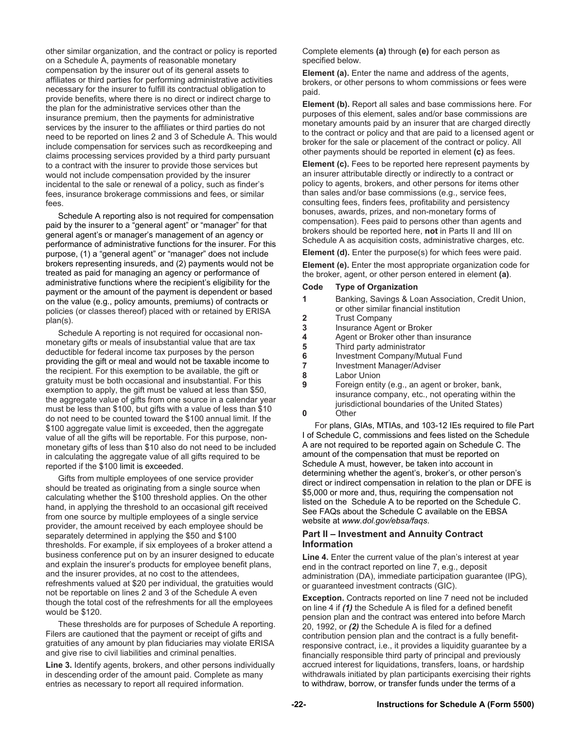other similar organization, and the contract or policy is reported on a Schedule A, payments of reasonable monetary compensation by the insurer out of its general assets to affiliates or third parties for performing administrative activities necessary for the insurer to fulfill its contractual obligation to provide benefits, where there is no direct or indirect charge to the plan for the administrative services other than the insurance premium, then the payments for administrative services by the insurer to the affiliates or third parties do not need to be reported on lines 2 and 3 of Schedule A. This would include compensation for services such as recordkeeping and claims processing services provided by a third party pursuant to a contract with the insurer to provide those services but would not include compensation provided by the insurer incidental to the sale or renewal of a policy, such as finder's fees, insurance brokerage commissions and fees, or similar fees.

Schedule A reporting also is not required for compensation paid by the insurer to a "general agent" or "manager" for that general agent's or manager's management of an agency or performance of administrative functions for the insurer. For this purpose, (1) a "general agent" or "manager" does not include brokers representing insureds, and (2) payments would not be treated as paid for managing an agency or performance of administrative functions where the recipient's eligibility for the payment or the amount of the payment is dependent or based on the value (e.g., policy amounts, premiums) of contracts or policies (or classes thereof) placed with or retained by ERISA plan(s).

Schedule A reporting is not required for occasional non-monetary gifts or meals of insubstantial value that are tax deductible for federal income tax purposes by the person providing the gift or meal and would not be taxable income to the recipient. For this exemption to be available, the gift or gratuity must be both occasional and insubstantial. For this exemption to apply, the gift must be valued at less than $50, the aggregate value of gifts from one source in a calendar year must be less than $100, but gifts with a value of less than $10 do not need to be counted toward the $100 annual limit. If the $100 aggregate value limit is exceeded, then the aggregate value of all the gifts will be reportable. For this purpose, non-monetary gifts of less than $10 also do not need to be included in calculating the aggregate value of all gifts required to be reported if the $100 limit is exceeded.

Gifts from multiple employees of one service provider should be treated as originating from a single source when calculating whether the $100 threshold applies. On the other hand, in applying the threshold to an occasional gift received from one source by multiple employees of a single service provider, the amount received by each employee should be separately determined in applying the $50 and $100 thresholds. For example, if six employees of a broker attend a business conference put on by an insurer designed to educate and explain the insurer's products for employee benefit plans, and the insurer provides, at no cost to the attendees, refreshments valued at $20 per individual, the gratuities would not be reportable on lines 2 and 3 of the Schedule A even though the total cost of the refreshments for all the employees would be $120.

These thresholds are for purposes of Schedule A reporting. Filers are cautioned that the payment or receipt of gifts and gratuities of any amount by plan fiduciaries may violate ERISA and give rise to civil liabilities and criminal penalties.

**Line 3.** Identify agents, brokers, and other persons individually in descending order of the amount paid. Complete as many entries as necessary to report all required information.

Complete elements **(a)** through **(e)** for each person as specified below.

**Element (a).** Enter the name and address of the agents, brokers, or other persons to whom commissions or fees were paid.

**Element (b).** Report all sales and base commissions here. For purposes of this element, sales and/or base commissions are monetary amounts paid by an insurer that are charged directly to the contract or policy and that are paid to a licensed agent or broker for the sale or placement of the contract or policy. All other payments should be reported in element **(c)** as fees.

**Element (c).** Fees to be reported here represent payments by an insurer attributable directly or indirectly to a contract or policy to agents, brokers, and other persons for items other than sales and/or base commissions (e.g., service fees, consulting fees, finders fees, profitability and persistency bonuses, awards, prizes, and non-monetary forms of compensation). Fees paid to persons other than agents and brokers should be reported here, **not** in Parts II and III on Schedule A as acquisition costs, administrative charges, etc.

**Element (d).** Enter the purpose(s) for which fees were paid.

**Element (e).** Enter the most appropriate organization code for the broker, agent, or other person entered in element **(a)**.

| Code | Type of Organization |
|---|---|
| 1 | Banking, Savings & Loan Association, Credit Union, or other similar financial institution |
| 2 | Trust Company |
| 3 | Insurance Agent or Broker |
| 4 | Agent or Broker other than insurance |
| 5 | Third party administrator |
| 6 | Investment Company/Mutual Fund |
| 7 | Investment Manager/Adviser |
| 8 | Labor Union |
| 9 | Foreign entity (e.g., an agent or broker, bank, insurance company, etc., not operating within the jurisdictional boundaries of the United States) |
| 0 | Other |

For plans, GIAs, MTIAs, and 103-12 IEs required to file Part I of Schedule C, commissions and fees listed on the Schedule A are not required to be reported again on Schedule C. The amount of the compensation that must be reported on Schedule A must, however, be taken into account in determining whether the agent's, broker's, or other person's direct or indirect compensation in relation to the plan or DFE is $5,000 or more and, thus, requiring the compensation not listed on the Schedule A to be reported on the Schedule C. See FAQs about the Schedule C available on the EBSA website at *www.dol.gov/ebsa/faqs*.

## Part II – Investment and Annuity Contract Information

**Line 4.** Enter the current value of the plan's interest at year end in the contract reported on line 7, e.g., deposit administration (DA), immediate participation guarantee (IPG), or guaranteed investment contracts (GIC).

**Exception.** Contracts reported on line 7 need not be included on line 4 if ***(1)*** the Schedule A is filed for a defined benefit pension plan and the contract was entered into before March 20, 1992, or ***(2)*** the Schedule A is filed for a defined contribution pension plan and the contract is a fully benefit-responsive contract, i.e., it provides a liquidity guarantee by a financially responsible third party of principal and previously accrued interest for liquidations, transfers, loans, or hardship withdrawals initiated by plan participants exercising their rights to withdraw, borrow, or transfer funds under the terms of a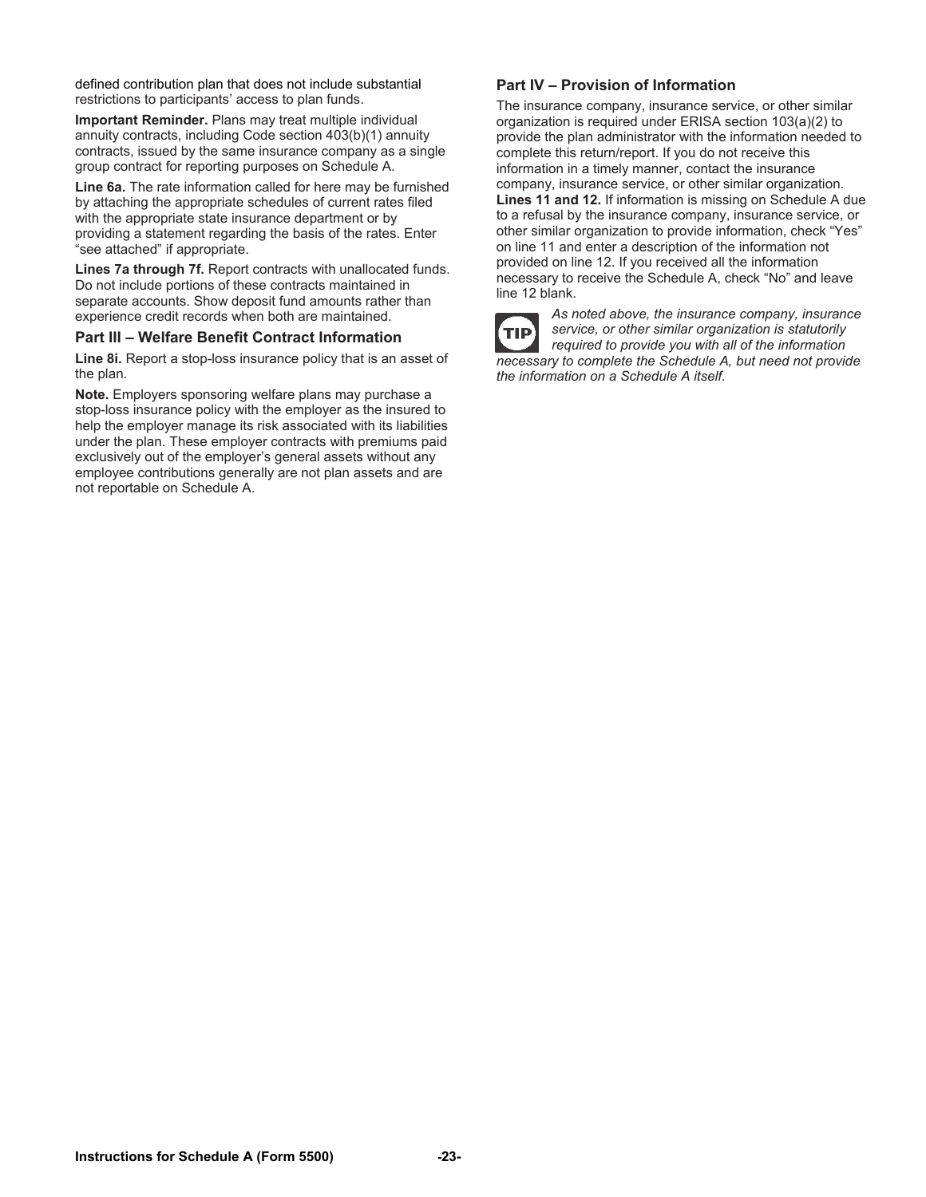defined contribution plan that does not include substantial restrictions to participants' access to plan funds.

**Important Reminder.** Plans may treat multiple individual annuity contracts, including Code section 403(b)(1) annuity contracts, issued by the same insurance company as a single group contract for reporting purposes on Schedule A.

**Line 6a.** The rate information called for here may be furnished by attaching the appropriate schedules of current rates filed with the appropriate state insurance department or by providing a statement regarding the basis of the rates. Enter "see attached" if appropriate.

**Lines 7a through 7f.** Report contracts with unallocated funds. Do not include portions of these contracts maintained in separate accounts. Show deposit fund amounts rather than experience credit records when both are maintained.

### Part III – Welfare Benefit Contract Information

**Line 8i.** Report a stop-loss insurance policy that is an asset of the plan.

**Note.** Employers sponsoring welfare plans may purchase a stop-loss insurance policy with the employer as the insured to help the employer manage its risk associated with its liabilities under the plan. These employer contracts with premiums paid exclusively out of the employer's general assets without any employee contributions generally are not plan assets and are not reportable on Schedule A.

### Part IV – Provision of Information

The insurance company, insurance service, or other similar organization is required under ERISA section 103(a)(2) to provide the plan administrator with the information needed to complete this return/report. If you do not receive this information in a timely manner, contact the insurance company, insurance service, or other similar organization.

**Lines 11 and 12.** If information is missing on Schedule A due to a refusal by the insurance company, insurance service, or other similar organization to provide information, check "Yes" on line 11 and enter a description of the information not provided on line 12. If you received all the information necessary to receive the Schedule A, check "No" and leave line 12 blank.

TIP *As noted above, the insurance company, insurance service, or other similar organization is statutorily required to provide you with all of the information necessary to complete the Schedule A, but need not provide the information on a Schedule A itself.*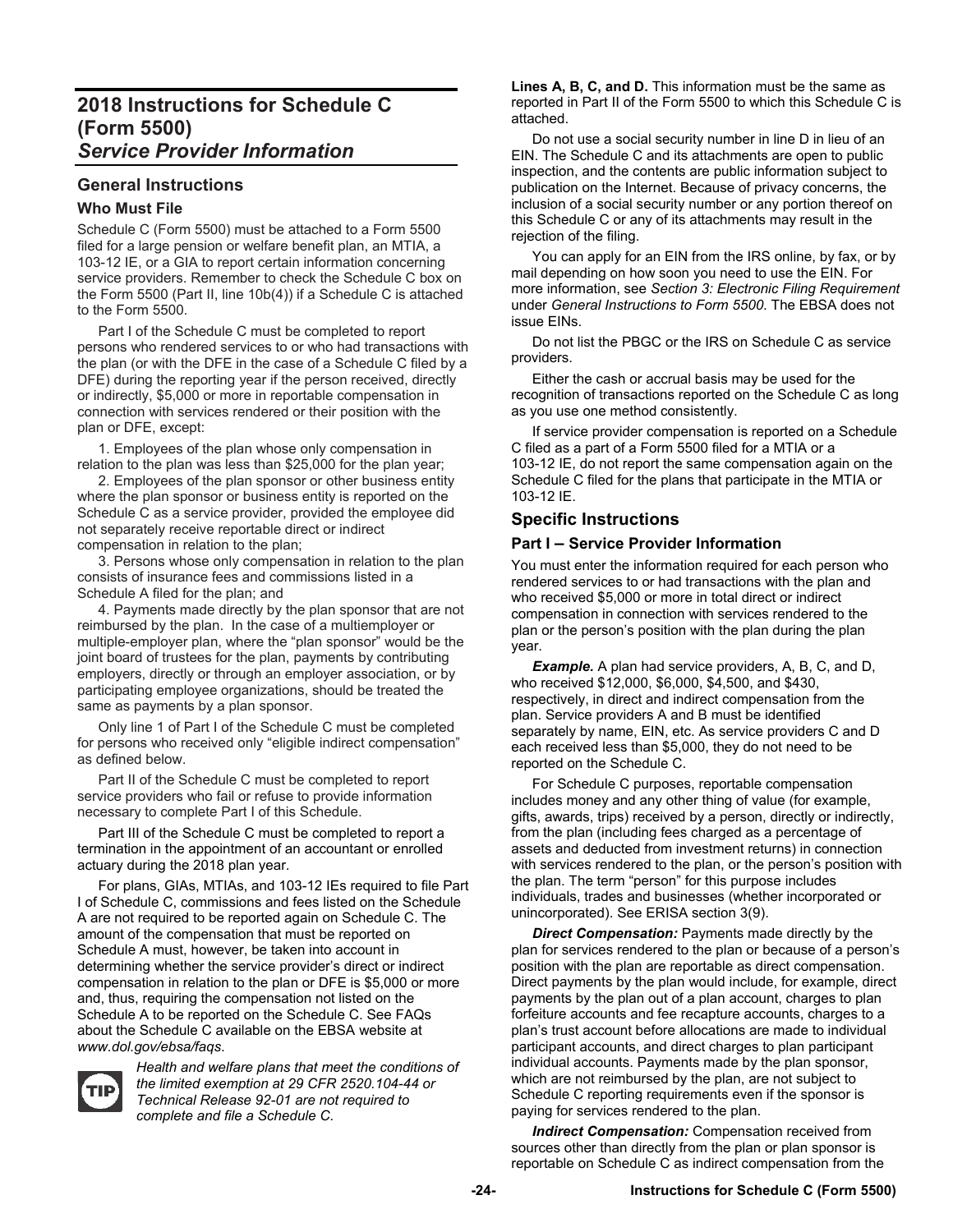# 2018 Instructions for Schedule C (Form 5500)
## *Service Provider Information*

## General Instructions

### Who Must File

Schedule C (Form 5500) must be attached to a Form 5500 filed for a large pension or welfare benefit plan, an MTIA, a 103-12 IE, or a GIA to report certain information concerning service providers. Remember to check the Schedule C box on the Form 5500 (Part II, line 10b(4)) if a Schedule C is attached to the Form 5500.

Part I of the Schedule C must be completed to report persons who rendered services to or who had transactions with the plan (or with the DFE in the case of a Schedule C filed by a DFE) during the reporting year if the person received, directly or indirectly, $5,000 or more in reportable compensation in connection with services rendered or their position with the plan or DFE, except:

1. Employees of the plan whose only compensation in relation to the plan was less than $25,000 for the plan year;
2. Employees of the plan sponsor or other business entity where the plan sponsor or business entity is reported on the Schedule C as a service provider, provided the employee did not separately receive reportable direct or indirect compensation in relation to the plan;
3. Persons whose only compensation in relation to the plan consists of insurance fees and commissions listed in a Schedule A filed for the plan; and
4. Payments made directly by the plan sponsor that are not reimbursed by the plan. In the case of a multiemployer or multiple-employer plan, where the "plan sponsor" would be the joint board of trustees for the plan, payments by contributing employers, directly or through an employer association, or by participating employee organizations, should be treated the same as payments by a plan sponsor.

Only line 1 of Part I of the Schedule C must be completed for persons who received only "eligible indirect compensation" as defined below.

Part II of the Schedule C must be completed to report service providers who fail or refuse to provide information necessary to complete Part I of this Schedule.

Part III of the Schedule C must be completed to report a termination in the appointment of an accountant or enrolled actuary during the 2018 plan year.

For plans, GIAs, MTIAs, and 103-12 IEs required to file Part I of Schedule C, commissions and fees listed on the Schedule A are not required to be reported again on Schedule C. The amount of the compensation that must be reported on Schedule A must, however, be taken into account in determining whether the service provider's direct or indirect compensation in relation to the plan or DFE is $5,000 or more and, thus, requiring the compensation not listed on the Schedule A to be reported on the Schedule C. See FAQs about the Schedule C available on the EBSA website at *www.dol.gov/ebsa/faqs*.

**TIP** *Health and welfare plans that meet the conditions of the limited exemption at 29 CFR 2520.104-44 or Technical Release 92-01 are not required to complete and file a Schedule C.*

**Lines A, B, C, and D.** This information must be the same as reported in Part II of the Form 5500 to which this Schedule C is attached.

Do not use a social security number in line D in lieu of an EIN. The Schedule C and its attachments are open to public inspection, and the contents are public information subject to publication on the Internet. Because of privacy concerns, the inclusion of a social security number or any portion thereof on this Schedule C or any of its attachments may result in the rejection of the filing.

You can apply for an EIN from the IRS online, by fax, or by mail depending on how soon you need to use the EIN. For more information, see *Section 3: Electronic Filing Requirement* under *General Instructions to Form 5500*. The EBSA does not issue EINs.

Do not list the PBGC or the IRS on Schedule C as service providers.

Either the cash or accrual basis may be used for the recognition of transactions reported on the Schedule C as long as you use one method consistently.

If service provider compensation is reported on a Schedule C filed as a part of a Form 5500 filed for a MTIA or a 103-12 IE, do not report the same compensation again on the Schedule C filed for the plans that participate in the MTIA or 103-12 IE.

## Specific Instructions

### Part I – Service Provider Information

You must enter the information required for each person who rendered services to or had transactions with the plan and who received $5,000 or more in total direct or indirect compensation in connection with services rendered to the plan or the person's position with the plan during the plan year.

***Example.*** A plan had service providers, A, B, C, and D, who received $12,000, $6,000, $4,500, and $430, respectively, in direct and indirect compensation from the plan. Service providers A and B must be identified separately by name, EIN, etc. As service providers C and D each received less than $5,000, they do not need to be reported on the Schedule C.

For Schedule C purposes, reportable compensation includes money and any other thing of value (for example, gifts, awards, trips) received by a person, directly or indirectly, from the plan (including fees charged as a percentage of assets and deducted from investment returns) in connection with services rendered to the plan, or the person's position with the plan. The term "person" for this purpose includes individuals, trades and businesses (whether incorporated or unincorporated). See ERISA section 3(9).

***Direct Compensation:*** Payments made directly by the plan for services rendered to the plan or because of a person's position with the plan are reportable as direct compensation. Direct payments by the plan would include, for example, direct payments by the plan out of a plan account, charges to plan forfeiture accounts and fee recapture accounts, charges to a plan's trust account before allocations are made to individual participant accounts, and direct charges to plan participant individual accounts. Payments made by the plan sponsor, which are not reimbursed by the plan, are not subject to Schedule C reporting requirements even if the sponsor is paying for services rendered to the plan.

***Indirect Compensation:*** Compensation received from sources other than directly from the plan or plan sponsor is reportable on Schedule C as indirect compensation from the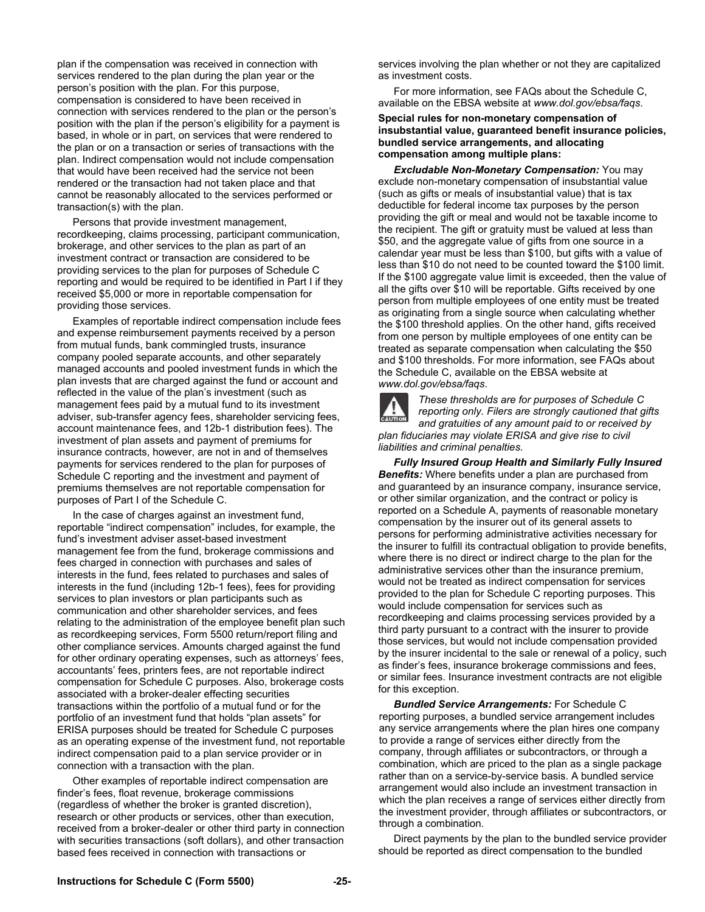plan if the compensation was received in connection with services rendered to the plan during the plan year or the person's position with the plan. For this purpose, compensation is considered to have been received in connection with services rendered to the plan or the person's position with the plan if the person's eligibility for a payment is based, in whole or in part, on services that were rendered to the plan or on a transaction or series of transactions with the plan. Indirect compensation would not include compensation that would have been received had the service not been rendered or the transaction had not taken place and that cannot be reasonably allocated to the services performed or transaction(s) with the plan.

Persons that provide investment management, recordkeeping, claims processing, participant communication, brokerage, and other services to the plan as part of an investment contract or transaction are considered to be providing services to the plan for purposes of Schedule C reporting and would be required to be identified in Part I if they received $5,000 or more in reportable compensation for providing those services.

Examples of reportable indirect compensation include fees and expense reimbursement payments received by a person from mutual funds, bank commingled trusts, insurance company pooled separate accounts, and other separately managed accounts and pooled investment funds in which the plan invests that are charged against the fund or account and reflected in the value of the plan's investment (such as management fees paid by a mutual fund to its investment adviser, sub-transfer agency fees, shareholder servicing fees, account maintenance fees, and 12b-1 distribution fees). The investment of plan assets and payment of premiums for insurance contracts, however, are not in and of themselves payments for services rendered to the plan for purposes of Schedule C reporting and the investment and payment of premiums themselves are not reportable compensation for purposes of Part I of the Schedule C.

In the case of charges against an investment fund, reportable "indirect compensation" includes, for example, the fund's investment adviser asset-based investment management fee from the fund, brokerage commissions and fees charged in connection with purchases and sales of interests in the fund, fees related to purchases and sales of interests in the fund (including 12b-1 fees), fees for providing services to plan investors or plan participants such as communication and other shareholder services, and fees relating to the administration of the employee benefit plan such as recordkeeping services, Form 5500 return/report filing and other compliance services. Amounts charged against the fund for other ordinary operating expenses, such as attorneys' fees, accountants' fees, printers fees, are not reportable indirect compensation for Schedule C purposes. Also, brokerage costs associated with a broker-dealer effecting securities transactions within the portfolio of a mutual fund or for the portfolio of an investment fund that holds "plan assets" for ERISA purposes should be treated for Schedule C purposes as an operating expense of the investment fund, not reportable indirect compensation paid to a plan service provider or in connection with a transaction with the plan.

Other examples of reportable indirect compensation are finder's fees, float revenue, brokerage commissions (regardless of whether the broker is granted discretion), research or other products or services, other than execution, received from a broker-dealer or other third party in connection with securities transactions (soft dollars), and other transaction based fees received in connection with transactions or services involving the plan whether or not they are capitalized as investment costs.

For more information, see FAQs about the Schedule C, available on the EBSA website at *www.dol.gov/ebsa/faqs*.

**Special rules for non-monetary compensation of insubstantial value, guaranteed benefit insurance policies, bundled service arrangements, and allocating compensation among multiple plans:**

***Excludable Non-Monetary Compensation:*** You may exclude non-monetary compensation of insubstantial value (such as gifts or meals of insubstantial value) that is tax deductible for federal income tax purposes by the person providing the gift or meal and would not be taxable income to the recipient. The gift or gratuity must be valued at less than $50, and the aggregate value of gifts from one source in a calendar year must be less than $100, but gifts with a value of less than $10 do not need to be counted toward the $100 limit. If the $100 aggregate value limit is exceeded, then the value of all the gifts over $10 will be reportable. Gifts received by one person from multiple employees of one entity must be treated as originating from a single source when calculating whether the $100 threshold applies. On the other hand, gifts received from one person by multiple employees of one entity can be treated as separate compensation when calculating the $50 and $100 thresholds. For more information, see FAQs about the Schedule C, available on the EBSA website at *www.dol.gov/ebsa/faqs*.

CAUTION: *These thresholds are for purposes of Schedule C reporting only. Filers are strongly cautioned that gifts and gratuities of any amount paid to or received by plan fiduciaries may violate ERISA and give rise to civil liabilities and criminal penalties.*

***Fully Insured Group Health and Similarly Fully Insured Benefits:*** Where benefits under a plan are purchased from and guaranteed by an insurance company, insurance service, or other similar organization, and the contract or policy is reported on a Schedule A, payments of reasonable monetary compensation by the insurer out of its general assets to persons for performing administrative activities necessary for the insurer to fulfill its contractual obligation to provide benefits, where there is no direct or indirect charge to the plan for the administrative services other than the insurance premium, would not be treated as indirect compensation for services provided to the plan for Schedule C reporting purposes. This would include compensation for services such as recordkeeping and claims processing services provided by a third party pursuant to a contract with the insurer to provide those services, but would not include compensation provided by the insurer incidental to the sale or renewal of a policy, such as finder's fees, insurance brokerage commissions and fees, or similar fees. Insurance investment contracts are not eligible for this exception.

***Bundled Service Arrangements:*** For Schedule C reporting purposes, a bundled service arrangement includes any service arrangements where the plan hires one company to provide a range of services either directly from the company, through affiliates or subcontractors, or through a combination, which are priced to the plan as a single package rather than on a service-by-service basis. A bundled service arrangement would also include an investment transaction in which the plan receives a range of services either directly from the investment provider, through affiliates or subcontractors, or through a combination.

Direct payments by the plan to the bundled service provider should be reported as direct compensation to the bundled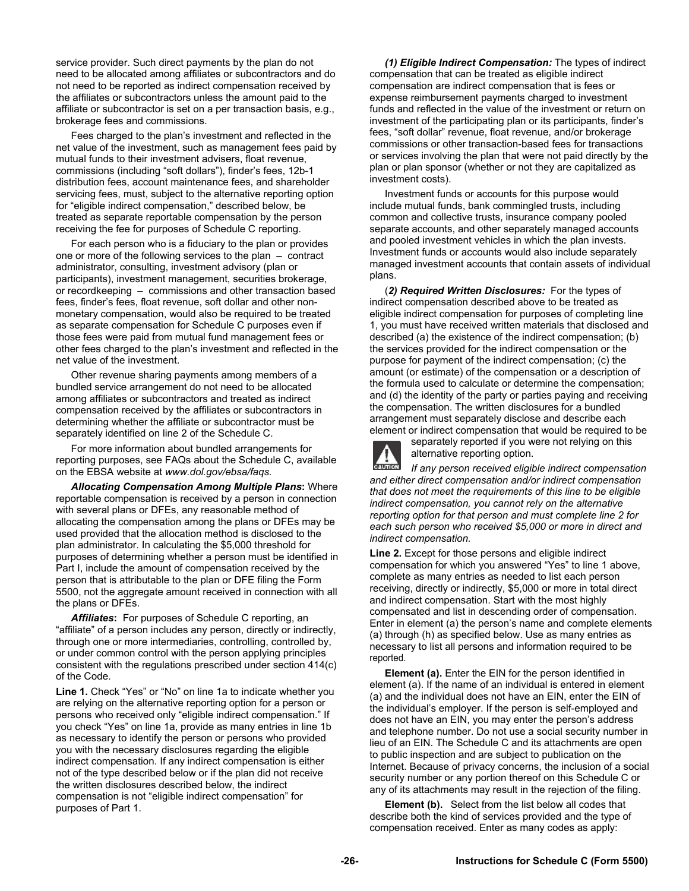service provider. Such direct payments by the plan do not need to be allocated among affiliates or subcontractors and do not need to be reported as indirect compensation received by the affiliates or subcontractors unless the amount paid to the affiliate or subcontractor is set on a per transaction basis, e.g., brokerage fees and commissions.

Fees charged to the plan's investment and reflected in the net value of the investment, such as management fees paid by mutual funds to their investment advisers, float revenue, commissions (including "soft dollars"), finder's fees, 12b-1 distribution fees, account maintenance fees, and shareholder servicing fees, must, subject to the alternative reporting option for "eligible indirect compensation," described below, be treated as separate reportable compensation by the person receiving the fee for purposes of Schedule C reporting.

For each person who is a fiduciary to the plan or provides one or more of the following services to the plan – contract administrator, consulting, investment advisory (plan or participants), investment management, securities brokerage, or recordkeeping – commissions and other transaction based fees, finder's fees, float revenue, soft dollar and other non-monetary compensation, would also be required to be treated as separate compensation for Schedule C purposes even if those fees were paid from mutual fund management fees or other fees charged to the plan's investment and reflected in the net value of the investment.

Other revenue sharing payments among members of a bundled service arrangement do not need to be allocated among affiliates or subcontractors and treated as indirect compensation received by the affiliates or subcontractors in determining whether the affiliate or subcontractor must be separately identified on line 2 of the Schedule C.

For more information about bundled arrangements for reporting purposes, see FAQs about the Schedule C, available on the EBSA website at *www.dol.gov/ebsa/faqs.*

***Allocating Compensation Among Multiple Plans*:** Where reportable compensation is received by a person in connection with several plans or DFEs, any reasonable method of allocating the compensation among the plans or DFEs may be used provided that the allocation method is disclosed to the plan administrator. In calculating the $5,000 threshold for purposes of determining whether a person must be identified in Part I, include the amount of compensation received by the person that is attributable to the plan or DFE filing the Form 5500, not the aggregate amount received in connection with all the plans or DFEs.

***Affiliates*:** For purposes of Schedule C reporting, an "affiliate" of a person includes any person, directly or indirectly, through one or more intermediaries, controlling, controlled by, or under common control with the person applying principles consistent with the regulations prescribed under section 414(c) of the Code.

**Line 1.** Check "Yes" or "No" on line 1a to indicate whether you are relying on the alternative reporting option for a person or persons who received only "eligible indirect compensation." If you check "Yes" on line 1a, provide as many entries in line 1b as necessary to identify the person or persons who provided you with the necessary disclosures regarding the eligible indirect compensation. If any indirect compensation is either not of the type described below or if the plan did not receive the written disclosures described below, the indirect compensation is not "eligible indirect compensation" for purposes of Part 1.

***(1) Eligible Indirect Compensation:*** The types of indirect compensation that can be treated as eligible indirect compensation are indirect compensation that is fees or expense reimbursement payments charged to investment funds and reflected in the value of the investment or return on investment of the participating plan or its participants, finder's fees, "soft dollar" revenue, float revenue, and/or brokerage commissions or other transaction-based fees for transactions or services involving the plan that were not paid directly by the plan or plan sponsor (whether or not they are capitalized as investment costs).

Investment funds or accounts for this purpose would include mutual funds, bank commingled trusts, including common and collective trusts, insurance company pooled separate accounts, and other separately managed accounts and pooled investment vehicles in which the plan invests. Investment funds or accounts would also include separately managed investment accounts that contain assets of individual plans.

(***2) Required Written Disclosures:*** For the types of indirect compensation described above to be treated as eligible indirect compensation for purposes of completing line 1, you must have received written materials that disclosed and described (a) the existence of the indirect compensation; (b) the services provided for the indirect compensation or the purpose for payment of the indirect compensation; (c) the amount (or estimate) of the compensation or a description of the formula used to calculate or determine the compensation; and (d) the identity of the party or parties paying and receiving the compensation. The written disclosures for a bundled arrangement must separately disclose and describe each element or indirect compensation that would be required to be separately reported if you were not relying on this alternative reporting option.

CAUTION *If any person received eligible indirect compensation and either direct compensation and/or indirect compensation that does not meet the requirements of this line to be eligible indirect compensation, you cannot rely on the alternative reporting option for that person and must complete line 2 for each such person who received $5,000 or more in direct and indirect compensation.*

**Line 2.** Except for those persons and eligible indirect compensation for which you answered "Yes" to line 1 above, complete as many entries as needed to list each person receiving, directly or indirectly, $5,000 or more in total direct and indirect compensation. Start with the most highly compensated and list in descending order of compensation. Enter in element (a) the person's name and complete elements (a) through (h) as specified below. Use as many entries as necessary to list all persons and information required to be reported.

**Element (a).** Enter the EIN for the person identified in element (a). If the name of an individual is entered in element (a) and the individual does not have an EIN, enter the EIN of the individual's employer. If the person is self-employed and does not have an EIN, you may enter the person's address and telephone number. Do not use a social security number in lieu of an EIN. The Schedule C and its attachments are open to public inspection and are subject to publication on the Internet. Because of privacy concerns, the inclusion of a social security number or any portion thereof on this Schedule C or any of its attachments may result in the rejection of the filing.

**Element (b).** Select from the list below all codes that describe both the kind of services provided and the type of compensation received. Enter as many codes as apply: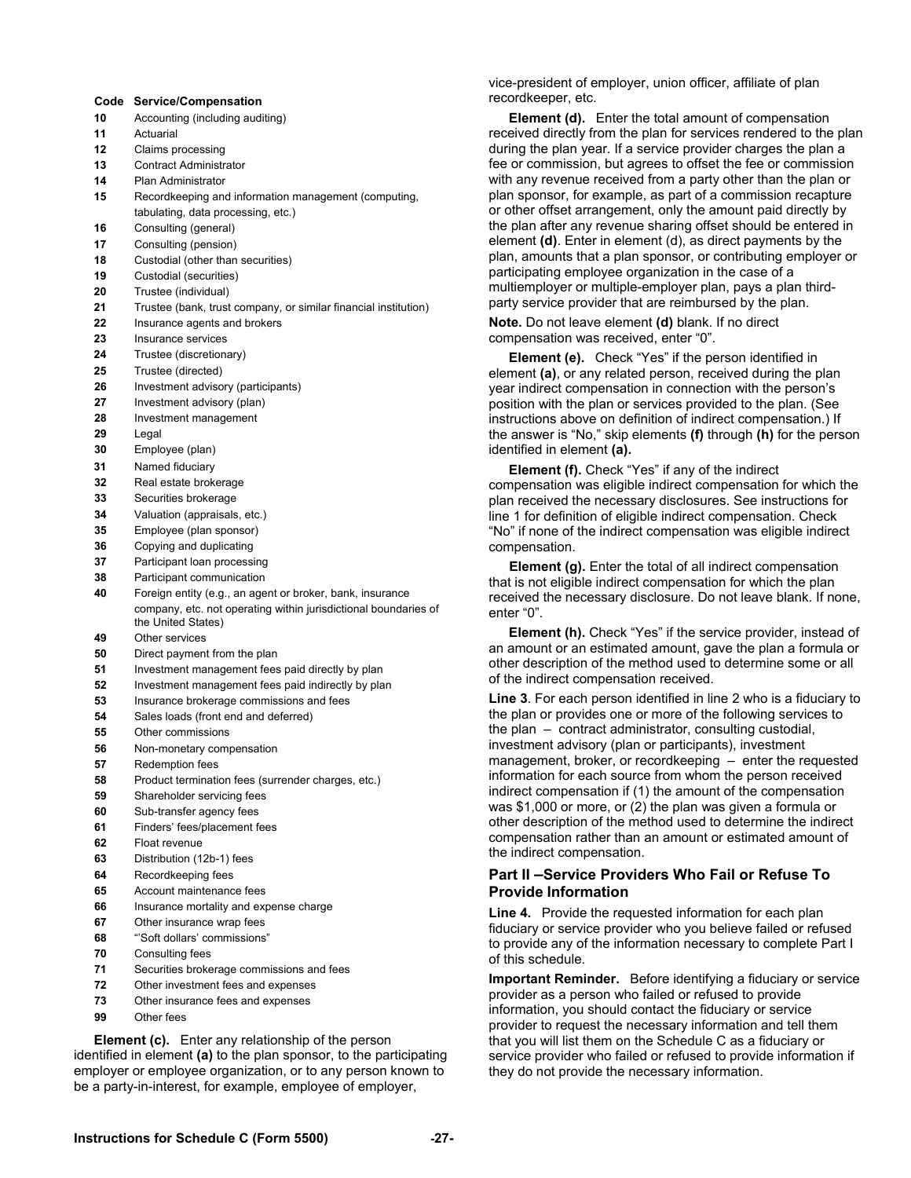| Code | Service/Compensation |
|---|---|
| 10 | Accounting (including auditing) |
| 11 | Actuarial |
| 12 | Claims processing |
| 13 | Contract Administrator |
| 14 | Plan Administrator |
| 15 | Recordkeeping and information management (computing, tabulating, data processing, etc.) |
| 16 | Consulting (general) |
| 17 | Consulting (pension) |
| 18 | Custodial (other than securities) |
| 19 | Custodial (securities) |
| 20 | Trustee (individual) |
| 21 | Trustee (bank, trust company, or similar financial institution) |
| 22 | Insurance agents and brokers |
| 23 | Insurance services |
| 24 | Trustee (discretionary) |
| 25 | Trustee (directed) |
| 26 | Investment advisory (participants) |
| 27 | Investment advisory (plan) |
| 28 | Investment management |
| 29 | Legal |
| 30 | Employee (plan) |
| 31 | Named fiduciary |
| 32 | Real estate brokerage |
| 33 | Securities brokerage |
| 34 | Valuation (appraisals, etc.) |
| 35 | Employee (plan sponsor) |
| 36 | Copying and duplicating |
| 37 | Participant loan processing |
| 38 | Participant communication |
| 40 | Foreign entity (e.g., an agent or broker, bank, insurance company, etc. not operating within jurisdictional boundaries of the United States) |
| 49 | Other services |
| 50 | Direct payment from the plan |
| 51 | Investment management fees paid directly by plan |
| 52 | Investment management fees paid indirectly by plan |
| 53 | Insurance brokerage commissions and fees |
| 54 | Sales loads (front end and deferred) |
| 55 | Other commissions |
| 56 | Non-monetary compensation |
| 57 | Redemption fees |
| 58 | Product termination fees (surrender charges, etc.) |
| 59 | Shareholder servicing fees |
| 60 | Sub-transfer agency fees |
| 61 | Finders' fees/placement fees |
| 62 | Float revenue |
| 63 | Distribution (12b-1) fees |
| 64 | Recordkeeping fees |
| 65 | Account maintenance fees |
| 66 | Insurance mortality and expense charge |
| 67 | Other insurance wrap fees |
| 68 | "'Soft dollars' commissions" |
| 70 | Consulting fees |
| 71 | Securities brokerage commissions and fees |
| 72 | Other investment fees and expenses |
| 73 | Other insurance fees and expenses |
| 99 | Other fees |

**Element (c).** Enter any relationship of the person identified in element **(a)** to the plan sponsor, to the participating employer or employee organization, or to any person known to be a party-in-interest, for example, employee of employer, vice-president of employer, union officer, affiliate of plan recordkeeper, etc.

**Element (d).** Enter the total amount of compensation received directly from the plan for services rendered to the plan during the plan year. If a service provider charges the plan a fee or commission, but agrees to offset the fee or commission with any revenue received from a party other than the plan or plan sponsor, for example, as part of a commission recapture or other offset arrangement, only the amount paid directly by the plan after any revenue sharing offset should be entered in element **(d)**. Enter in element (d), as direct payments by the plan, amounts that a plan sponsor, or contributing employer or participating employee organization in the case of a multiemployer or multiple-employer plan, pays a plan third-party service provider that are reimbursed by the plan.

**Note.** Do not leave element **(d)** blank. If no direct compensation was received, enter "0".

**Element (e).** Check "Yes" if the person identified in element **(a)**, or any related person, received during the plan year indirect compensation in connection with the person's position with the plan or services provided to the plan. (See instructions above on definition of indirect compensation.) If the answer is "No," skip elements **(f)** through **(h)** for the person identified in element **(a).**

**Element (f).** Check "Yes" if any of the indirect compensation was eligible indirect compensation for which the plan received the necessary disclosures. See instructions for line 1 for definition of eligible indirect compensation. Check "No" if none of the indirect compensation was eligible indirect compensation.

**Element (g).** Enter the total of all indirect compensation that is not eligible indirect compensation for which the plan received the necessary disclosure. Do not leave blank. If none, enter "0".

**Element (h).** Check "Yes" if the service provider, instead of an amount or an estimated amount, gave the plan a formula or other description of the method used to determine some or all of the indirect compensation received.

**Line 3**. For each person identified in line 2 who is a fiduciary to the plan or provides one or more of the following services to the plan – contract administrator, consulting custodial, investment advisory (plan or participants), investment management, broker, or recordkeeping – enter the requested information for each source from whom the person received indirect compensation if (1) the amount of the compensation was $1,000 or more, or (2) the plan was given a formula or other description of the method used to determine the indirect compensation rather than an amount or estimated amount of the indirect compensation.

## Part II –Service Providers Who Fail or Refuse To Provide Information

**Line 4.** Provide the requested information for each plan fiduciary or service provider who you believe failed or refused to provide any of the information necessary to complete Part I of this schedule.

**Important Reminder.** Before identifying a fiduciary or service provider as a person who failed or refused to provide information, you should contact the fiduciary or service provider to request the necessary information and tell them that you will list them on the Schedule C as a fiduciary or service provider who failed or refused to provide information if they do not provide the necessary information.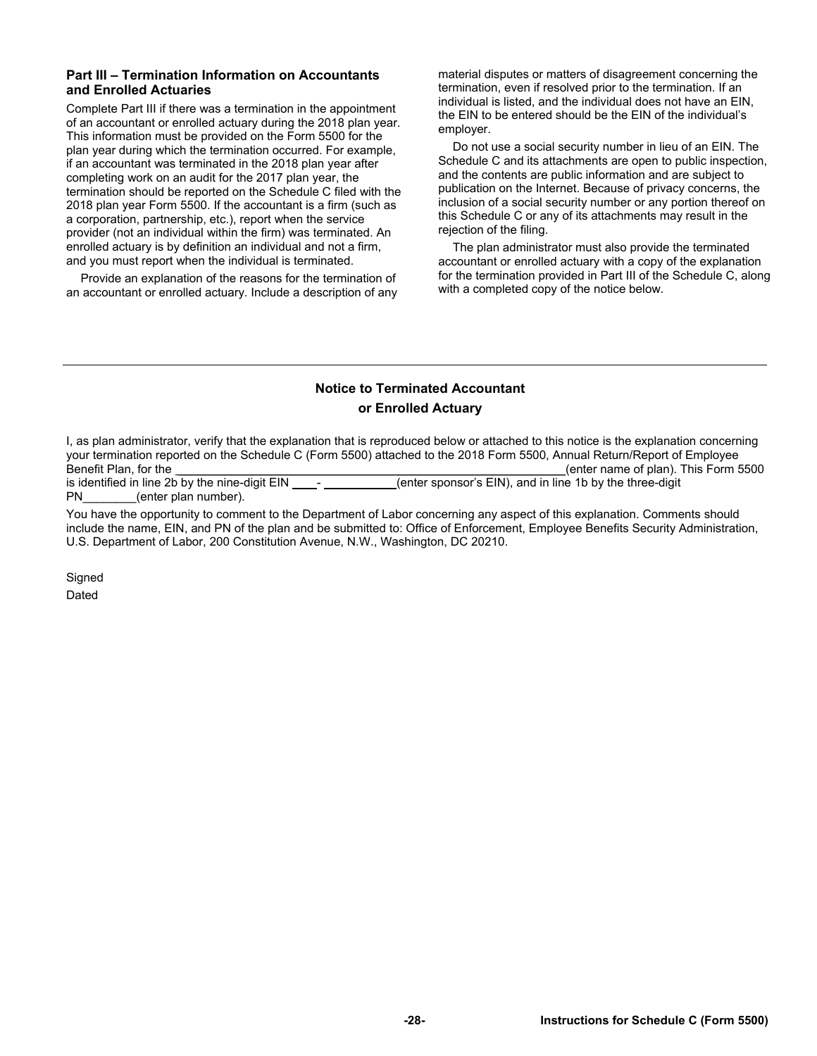### Part III – Termination Information on Accountants and Enrolled Actuaries

Complete Part III if there was a termination in the appointment of an accountant or enrolled actuary during the 2018 plan year. This information must be provided on the Form 5500 for the plan year during which the termination occurred. For example, if an accountant was terminated in the 2018 plan year after completing work on an audit for the 2017 plan year, the termination should be reported on the Schedule C filed with the 2018 plan year Form 5500. If the accountant is a firm (such as a corporation, partnership, etc.), report when the service provider (not an individual within the firm) was terminated. An enrolled actuary is by definition an individual and not a firm, and you must report when the individual is terminated.

Provide an explanation of the reasons for the termination of an accountant or enrolled actuary. Include a description of any material disputes or matters of disagreement concerning the termination, even if resolved prior to the termination. If an individual is listed, and the individual does not have an EIN, the EIN to be entered should be the EIN of the individual's employer.

Do not use a social security number in lieu of an EIN. The Schedule C and its attachments are open to public inspection, and the contents are public information and are subject to publication on the Internet. Because of privacy concerns, the inclusion of a social security number or any portion thereof on this Schedule C or any of its attachments may result in the rejection of the filing.

The plan administrator must also provide the terminated accountant or enrolled actuary with a copy of the explanation for the termination provided in Part III of the Schedule C, along with a completed copy of the notice below.

---

## Notice to Terminated Accountant or Enrolled Actuary

I, as plan administrator, verify that the explanation that is reproduced below or attached to this notice is the explanation concerning your termination reported on the Schedule C (Form 5500) attached to the 2018 Form 5500, Annual Return/Report of Employee Benefit Plan, for the ____________________________________________________________(enter name of plan). This Form 5500 is identified in line 2b by the nine-digit EIN ____- ___________(enter sponsor's EIN), and in line 1b by the three-digit PN________(enter plan number).

You have the opportunity to comment to the Department of Labor concerning any aspect of this explanation. Comments should include the name, EIN, and PN of the plan and be submitted to: Office of Enforcement, Employee Benefits Security Administration, U.S. Department of Labor, 200 Constitution Avenue, N.W., Washington, DC 20210.

Signed

Dated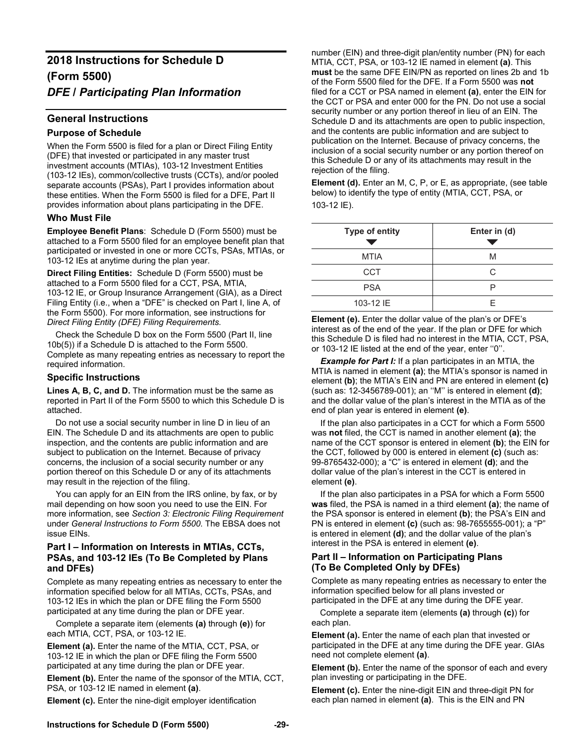# 2018 Instructions for Schedule D (Form 5500)

# *DFE / Participating Plan Information*

## General Instructions

### Purpose of Schedule

When the Form 5500 is filed for a plan or Direct Filing Entity (DFE) that invested or participated in any master trust investment accounts (MTIAs), 103-12 Investment Entities (103-12 IEs), common/collective trusts (CCTs), and/or pooled separate accounts (PSAs), Part I provides information about these entities. When the Form 5500 is filed for a DFE, Part II provides information about plans participating in the DFE.

### Who Must File

**Employee Benefit Plans**: Schedule D (Form 5500) must be attached to a Form 5500 filed for an employee benefit plan that participated or invested in one or more CCTs, PSAs, MTIAs, or 103-12 IEs at anytime during the plan year.

**Direct Filing Entities:** Schedule D (Form 5500) must be attached to a Form 5500 filed for a CCT, PSA, MTIA, 103-12 IE, or Group Insurance Arrangement (GIA), as a Direct Filing Entity (i.e., when a "DFE" is checked on Part I, line A, of the Form 5500). For more information, see instructions for *Direct Filing Entity (DFE) Filing Requirements.*

Check the Schedule D box on the Form 5500 (Part II, line 10b(5)) if a Schedule D is attached to the Form 5500. Complete as many repeating entries as necessary to report the required information.

### Specific Instructions

**Lines A, B, C, and D.** The information must be the same as reported in Part II of the Form 5500 to which this Schedule D is attached.

Do not use a social security number in line D in lieu of an EIN. The Schedule D and its attachments are open to public inspection, and the contents are public information and are subject to publication on the Internet. Because of privacy concerns, the inclusion of a social security number or any portion thereof on this Schedule D or any of its attachments may result in the rejection of the filing.

You can apply for an EIN from the IRS online, by fax, or by mail depending on how soon you need to use the EIN. For more information, see *Section 3: Electronic Filing Requirement* under *General Instructions to Form 5500*. The EBSA does not issue EINs.

### Part I – Information on Interests in MTIAs, CCTs, PSAs, and 103-12 IEs (To Be Completed by Plans and DFEs)

Complete as many repeating entries as necessary to enter the information specified below for all MTIAs, CCTs, PSAs, and 103-12 IEs in which the plan or DFE filing the Form 5500 participated at any time during the plan or DFE year.

Complete a separate item (elements **(a)** through **(e)**) for each MTIA, CCT, PSA, or 103-12 IE.

**Element (a).** Enter the name of the MTIA, CCT, PSA, or 103-12 IE in which the plan or DFE filing the Form 5500 participated at any time during the plan or DFE year.

**Element (b).** Enter the name of the sponsor of the MTIA, CCT, PSA, or 103-12 IE named in element **(a)**.

**Element (c).** Enter the nine-digit employer identification number (EIN) and three-digit plan/entity number (PN) for each MTIA, CCT, PSA, or 103-12 IE named in element **(a)**. This **must** be the same DFE EIN/PN as reported on lines 2b and 1b of the Form 5500 filed for the DFE. If a Form 5500 was **not** filed for a CCT or PSA named in element **(a)**, enter the EIN for the CCT or PSA and enter 000 for the PN. Do not use a social security number or any portion thereof in lieu of an EIN. The Schedule D and its attachments are open to public inspection, and the contents are public information and are subject to publication on the Internet. Because of privacy concerns, the inclusion of a social security number or any portion thereof on this Schedule D or any of its attachments may result in the rejection of the filing.

**Element (d).** Enter an M, C, P, or E, as appropriate, (see table below) to identify the type of entity (MTIA, CCT, PSA, or 103-12 IE).

| Type of entity | Enter in (d) |
|---|---|
| MTIA | M |
| CCT | C |
| PSA | P |
| 103-12 IE | E |

**Element (e).** Enter the dollar value of the plan's or DFE's interest as of the end of the year. If the plan or DFE for which this Schedule D is filed had no interest in the MTIA, CCT, PSA, or 103-12 IE listed at the end of the year, enter "0".

***Example for Part I:*** If a plan participates in an MTIA, the MTIA is named in element **(a)**; the MTIA's sponsor is named in element **(b)**; the MTIA's EIN and PN are entered in element **(c)** (such as: 12-3456789-001); an "M" is entered in element **(d)**; and the dollar value of the plan's interest in the MTIA as of the end of plan year is entered in element **(e)**.

If the plan also participates in a CCT for which a Form 5500 was **not** filed, the CCT is named in another element **(a)**; the name of the CCT sponsor is entered in element **(b)**; the EIN for the CCT, followed by 000 is entered in element **(c)** (such as: 99-8765432-000); a "C" is entered in element **(d)**; and the dollar value of the plan's interest in the CCT is entered in element **(e)**.

If the plan also participates in a PSA for which a Form 5500 **was** filed, the PSA is named in a third element **(a)**; the name of the PSA sponsor is entered in element **(b)**; the PSA's EIN and PN is entered in element **(c)** (such as: 98-7655555-001); a "P" is entered in element **(d)**; and the dollar value of the plan's interest in the PSA is entered in element **(e)**.

### Part II – Information on Participating Plans (To Be Completed Only by DFEs)

Complete as many repeating entries as necessary to enter the information specified below for all plans invested or participated in the DFE at any time during the DFE year.

Complete a separate item (elements **(a)** through **(c)**) for each plan.

**Element (a).** Enter the name of each plan that invested or participated in the DFE at any time during the DFE year. GIAs need not complete element **(a)**.

**Element (b).** Enter the name of the sponsor of each and every plan investing or participating in the DFE.

**Element (c).** Enter the nine-digit EIN and three-digit PN for each plan named in element **(a)**. This is the EIN and PN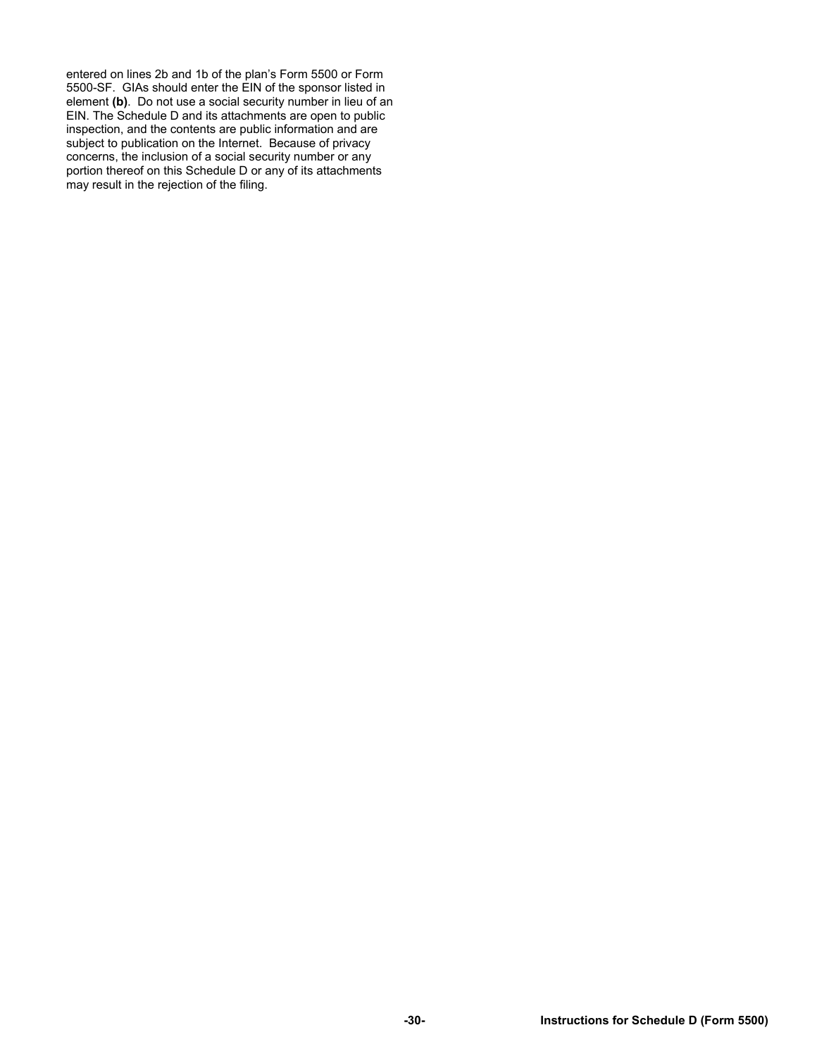entered on lines 2b and 1b of the plan's Form 5500 or Form 5500-SF. GIAs should enter the EIN of the sponsor listed in element **(b)**. Do not use a social security number in lieu of an EIN. The Schedule D and its attachments are open to public inspection, and the contents are public information and are subject to publication on the Internet. Because of privacy concerns, the inclusion of a social security number or any portion thereof on this Schedule D or any of its attachments may result in the rejection of the filing.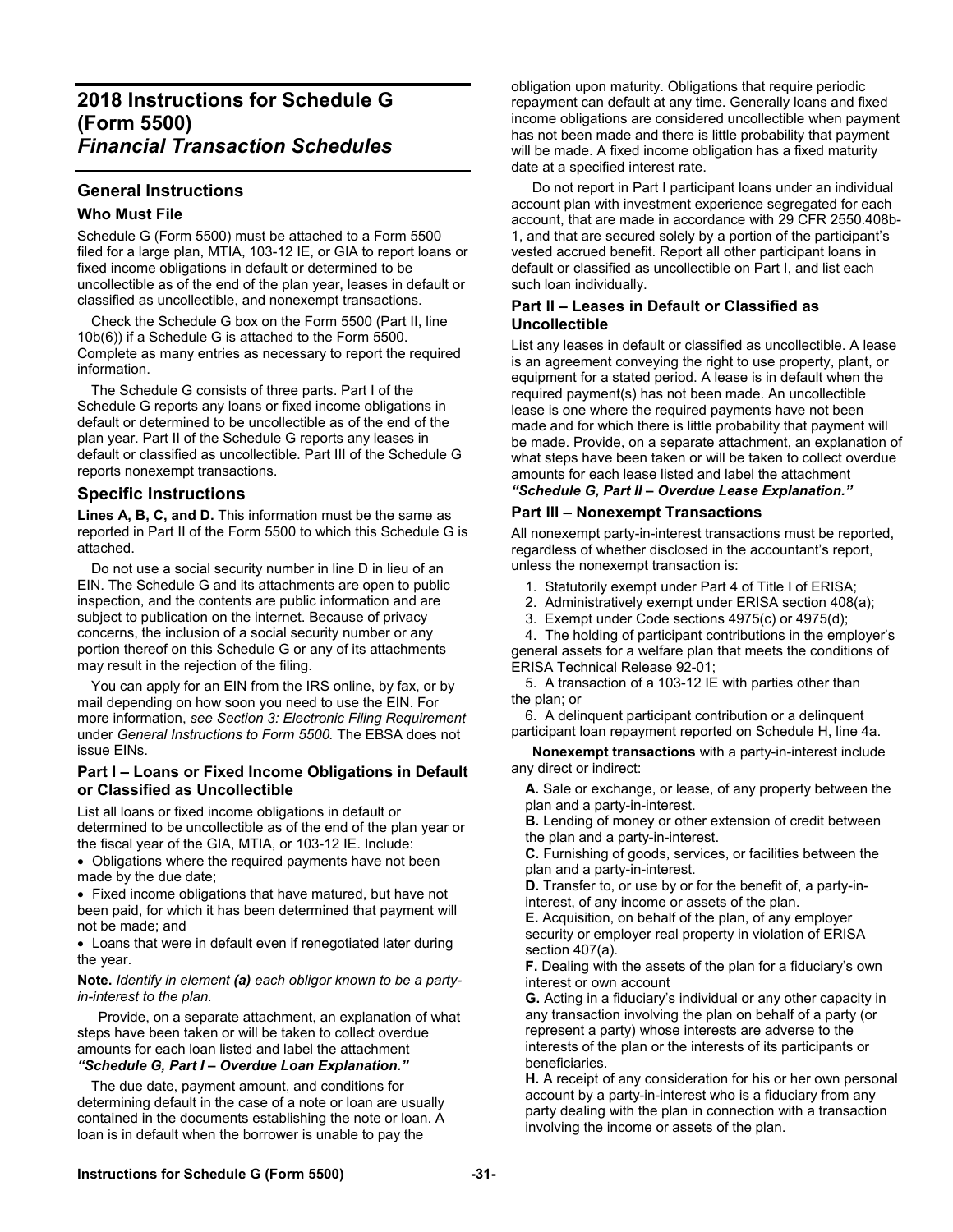# 2018 Instructions for Schedule G (Form 5500)
## *Financial Transaction Schedules*

### General Instructions

#### Who Must File

Schedule G (Form 5500) must be attached to a Form 5500 filed for a large plan, MTIA, 103-12 IE, or GIA to report loans or fixed income obligations in default or determined to be uncollectible as of the end of the plan year, leases in default or classified as uncollectible, and nonexempt transactions.

Check the Schedule G box on the Form 5500 (Part II, line 10b(6)) if a Schedule G is attached to the Form 5500. Complete as many entries as necessary to report the required information.

The Schedule G consists of three parts. Part I of the Schedule G reports any loans or fixed income obligations in default or determined to be uncollectible as of the end of the plan year. Part II of the Schedule G reports any leases in default or classified as uncollectible. Part III of the Schedule G reports nonexempt transactions.

### Specific Instructions

**Lines A, B, C, and D.** This information must be the same as reported in Part II of the Form 5500 to which this Schedule G is attached.

Do not use a social security number in line D in lieu of an EIN. The Schedule G and its attachments are open to public inspection, and the contents are public information and are subject to publication on the internet. Because of privacy concerns, the inclusion of a social security number or any portion thereof on this Schedule G or any of its attachments may result in the rejection of the filing.

You can apply for an EIN from the IRS online, by fax, or by mail depending on how soon you need to use the EIN. For more information, *see Section 3: Electronic Filing Requirement* under *General Instructions to Form 5500.* The EBSA does not issue EINs.

#### Part I – Loans or Fixed Income Obligations in Default or Classified as Uncollectible

List all loans or fixed income obligations in default or determined to be uncollectible as of the end of the plan year or the fiscal year of the GIA, MTIA, or 103-12 IE. Include:

- Obligations where the required payments have not been made by the due date;
- Fixed income obligations that have matured, but have not been paid, for which it has been determined that payment will not be made; and
- Loans that were in default even if renegotiated later during the year.

**Note.** *Identify in element **(a)** each obligor known to be a party-in-interest to the plan.*

Provide, on a separate attachment, an explanation of what steps have been taken or will be taken to collect overdue amounts for each loan listed and label the attachment ***"Schedule G, Part I – Overdue Loan Explanation."***

The due date, payment amount, and conditions for determining default in the case of a note or loan are usually contained in the documents establishing the note or loan. A loan is in default when the borrower is unable to pay the obligation upon maturity. Obligations that require periodic repayment can default at any time. Generally loans and fixed income obligations are considered uncollectible when payment has not been made and there is little probability that payment will be made. A fixed income obligation has a fixed maturity date at a specified interest rate.

Do not report in Part I participant loans under an individual account plan with investment experience segregated for each account, that are made in accordance with 29 CFR 2550.408b-1, and that are secured solely by a portion of the participant's vested accrued benefit. Report all other participant loans in default or classified as uncollectible on Part I, and list each such loan individually.

#### Part II – Leases in Default or Classified as Uncollectible

List any leases in default or classified as uncollectible. A lease is an agreement conveying the right to use property, plant, or equipment for a stated period. A lease is in default when the required payment(s) has not been made. An uncollectible lease is one where the required payments have not been made and for which there is little probability that payment will be made. Provide, on a separate attachment, an explanation of what steps have been taken or will be taken to collect overdue amounts for each lease listed and label the attachment ***"Schedule G, Part II – Overdue Lease Explanation."***

#### Part III – Nonexempt Transactions

All nonexempt party-in-interest transactions must be reported, regardless of whether disclosed in the accountant's report, unless the nonexempt transaction is:

1. Statutorily exempt under Part 4 of Title I of ERISA;
2. Administratively exempt under ERISA section 408(a);
3. Exempt under Code sections 4975(c) or 4975(d);
4. The holding of participant contributions in the employer's general assets for a welfare plan that meets the conditions of ERISA Technical Release 92-01;
5. A transaction of a 103-12 IE with parties other than the plan; or
6. A delinquent participant contribution or a delinquent participant loan repayment reported on Schedule H, line 4a.

**Nonexempt transactions** with a party-in-interest include any direct or indirect:

**A.** Sale or exchange, or lease, of any property between the plan and a party-in-interest.
**B.** Lending of money or other extension of credit between the plan and a party-in-interest.
**C.** Furnishing of goods, services, or facilities between the plan and a party-in-interest.
**D.** Transfer to, or use by or for the benefit of, a party-in-interest, of any income or assets of the plan.
**E.** Acquisition, on behalf of the plan, of any employer security or employer real property in violation of ERISA section 407(a).
**F.** Dealing with the assets of the plan for a fiduciary's own interest or own account
**G.** Acting in a fiduciary's individual or any other capacity in any transaction involving the plan on behalf of a party (or represent a party) whose interests are adverse to the interests of the plan or the interests of its participants or beneficiaries.
**H.** A receipt of any consideration for his or her own personal account by a party-in-interest who is a fiduciary from any party dealing with the plan in connection with a transaction involving the income or assets of the plan.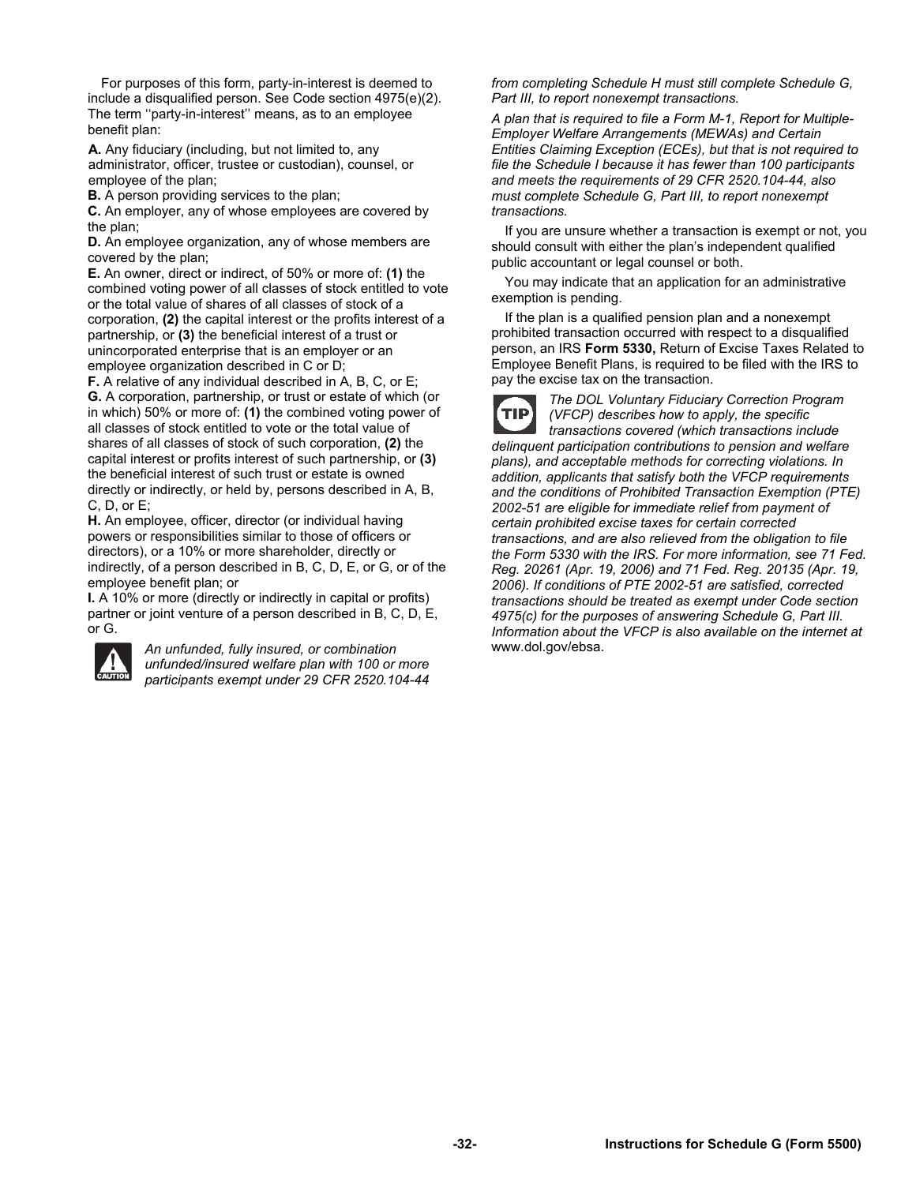For purposes of this form, party-in-interest is deemed to include a disqualified person. See Code section 4975(e)(2). The term ''party-in-interest'' means, as to an employee benefit plan:

**A.** Any fiduciary (including, but not limited to, any administrator, officer, trustee or custodian), counsel, or employee of the plan;

**B.** A person providing services to the plan;

**C.** An employer, any of whose employees are covered by the plan;

**D.** An employee organization, any of whose members are covered by the plan;

**E.** An owner, direct or indirect, of 50% or more of: **(1)** the combined voting power of all classes of stock entitled to vote or the total value of shares of all classes of stock of a corporation, **(2)** the capital interest or the profits interest of a partnership, or **(3)** the beneficial interest of a trust or unincorporated enterprise that is an employer or an employee organization described in C or D;

**F.** A relative of any individual described in A, B, C, or E;

**G.** A corporation, partnership, or trust or estate of which (or in which) 50% or more of: **(1)** the combined voting power of all classes of stock entitled to vote or the total value of shares of all classes of stock of such corporation, **(2)** the capital interest or profits interest of such partnership, or **(3)** the beneficial interest of such trust or estate is owned directly or indirectly, or held by, persons described in A, B, C, D, or E;

**H.** An employee, officer, director (or individual having powers or responsibilities similar to those of officers or directors), or a 10% or more shareholder, directly or indirectly, of a person described in B, C, D, E, or G, or of the employee benefit plan; or

**I.** A 10% or more (directly or indirectly in capital or profits) partner or joint venture of a person described in B, C, D, E, or G.

**CAUTION** *An unfunded, fully insured, or combination unfunded/insured welfare plan with 100 or more participants exempt under 29 CFR 2520.104-44 from completing Schedule H must still complete Schedule G, Part III, to report nonexempt transactions.*

*A plan that is required to file a Form M-1, Report for Multiple-Employer Welfare Arrangements (MEWAs) and Certain Entities Claiming Exception (ECEs), but that is not required to file the Schedule I because it has fewer than 100 participants and meets the requirements of 29 CFR 2520.104-44, also must complete Schedule G, Part III, to report nonexempt transactions.*

If you are unsure whether a transaction is exempt or not, you should consult with either the plan's independent qualified public accountant or legal counsel or both.

You may indicate that an application for an administrative exemption is pending.

If the plan is a qualified pension plan and a nonexempt prohibited transaction occurred with respect to a disqualified person, an IRS **Form 5330,** Return of Excise Taxes Related to Employee Benefit Plans, is required to be filed with the IRS to pay the excise tax on the transaction.

**TIP** *The DOL Voluntary Fiduciary Correction Program (VFCP) describes how to apply, the specific transactions covered (which transactions include delinquent participation contributions to pension and welfare plans), and acceptable methods for correcting violations. In addition, applicants that satisfy both the VFCP requirements and the conditions of Prohibited Transaction Exemption (PTE) 2002-51 are eligible for immediate relief from payment of certain prohibited excise taxes for certain corrected transactions, and are also relieved from the obligation to file the Form 5330 with the IRS. For more information, see 71 Fed. Reg. 20261 (Apr. 19, 2006) and 71 Fed. Reg. 20135 (Apr. 19, 2006). If conditions of PTE 2002-51 are satisfied, corrected transactions should be treated as exempt under Code section 4975(c) for the purposes of answering Schedule G, Part III. Information about the VFCP is also available on the internet at* www.dol.gov/ebsa.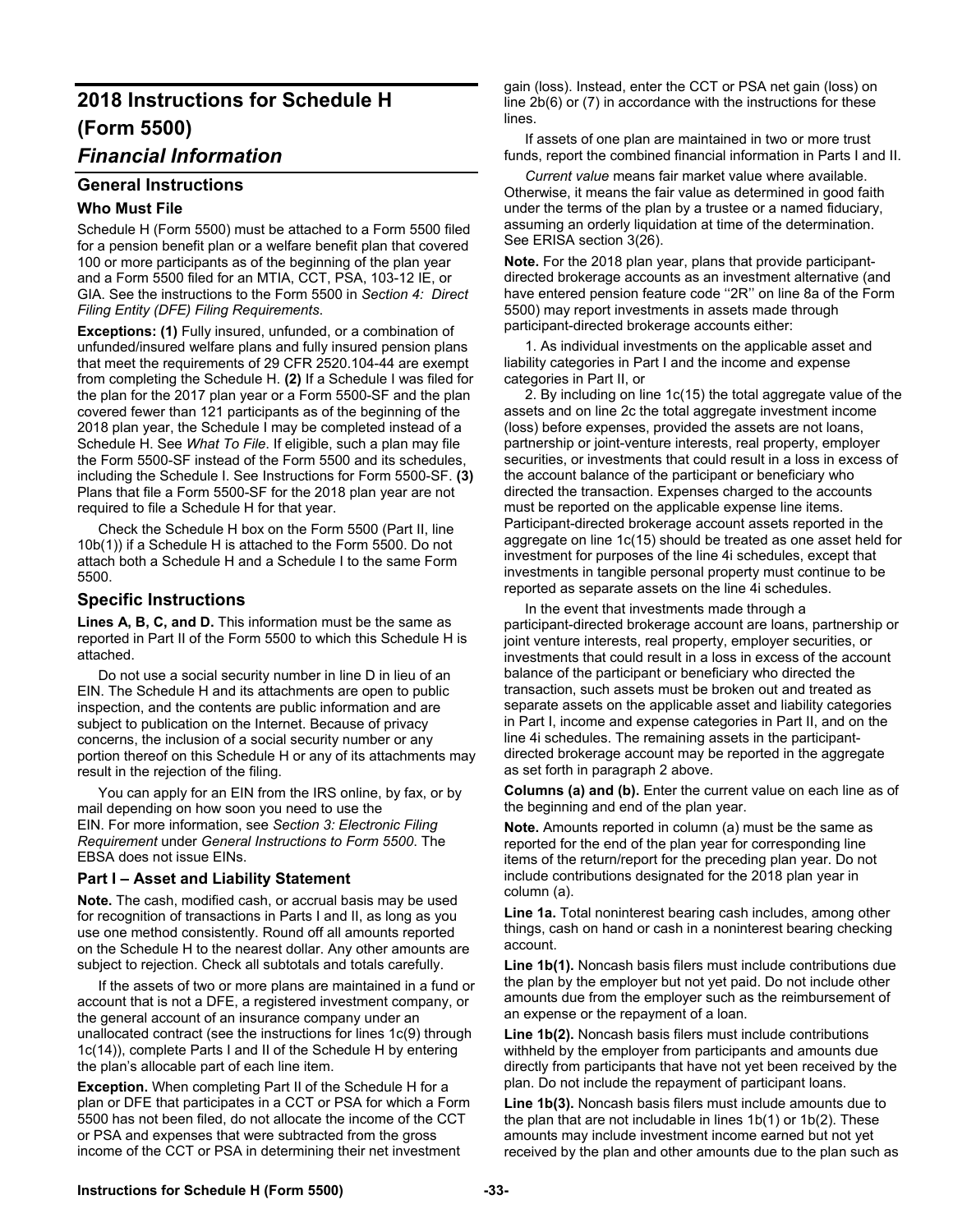# 2018 Instructions for Schedule H (Form 5500)

# *Financial Information*

## General Instructions

### Who Must File

Schedule H (Form 5500) must be attached to a Form 5500 filed for a pension benefit plan or a welfare benefit plan that covered 100 or more participants as of the beginning of the plan year and a Form 5500 filed for an MTIA, CCT, PSA, 103-12 IE, or GIA. See the instructions to the Form 5500 in *Section 4: Direct Filing Entity (DFE) Filing Requirements*.

**Exceptions: (1)** Fully insured, unfunded, or a combination of unfunded/insured welfare plans and fully insured pension plans that meet the requirements of 29 CFR 2520.104-44 are exempt from completing the Schedule H. **(2)** If a Schedule I was filed for the plan for the 2017 plan year or a Form 5500-SF and the plan covered fewer than 121 participants as of the beginning of the 2018 plan year, the Schedule I may be completed instead of a Schedule H. See *What To File*. If eligible, such a plan may file the Form 5500-SF instead of the Form 5500 and its schedules, including the Schedule I. See Instructions for Form 5500-SF. **(3)** Plans that file a Form 5500-SF for the 2018 plan year are not required to file a Schedule H for that year.

Check the Schedule H box on the Form 5500 (Part II, line 10b(1)) if a Schedule H is attached to the Form 5500. Do not attach both a Schedule H and a Schedule I to the same Form 5500.

## Specific Instructions

**Lines A, B, C, and D.** This information must be the same as reported in Part II of the Form 5500 to which this Schedule H is attached.

Do not use a social security number in line D in lieu of an EIN. The Schedule H and its attachments are open to public inspection, and the contents are public information and are subject to publication on the Internet. Because of privacy concerns, the inclusion of a social security number or any portion thereof on this Schedule H or any of its attachments may result in the rejection of the filing.

You can apply for an EIN from the IRS online, by fax, or by mail depending on how soon you need to use the EIN. For more information, see *Section 3: Electronic Filing Requirement* under *General Instructions to Form 5500*. The EBSA does not issue EINs.

### Part I – Asset and Liability Statement

**Note.** The cash, modified cash, or accrual basis may be used for recognition of transactions in Parts I and II, as long as you use one method consistently. Round off all amounts reported on the Schedule H to the nearest dollar. Any other amounts are subject to rejection. Check all subtotals and totals carefully.

If the assets of two or more plans are maintained in a fund or account that is not a DFE, a registered investment company, or the general account of an insurance company under an unallocated contract (see the instructions for lines 1c(9) through 1c(14)), complete Parts I and II of the Schedule H by entering the plan's allocable part of each line item.

**Exception.** When completing Part II of the Schedule H for a plan or DFE that participates in a CCT or PSA for which a Form 5500 has not been filed, do not allocate the income of the CCT or PSA and expenses that were subtracted from the gross income of the CCT or PSA in determining their net investment gain (loss). Instead, enter the CCT or PSA net gain (loss) on line 2b(6) or (7) in accordance with the instructions for these lines.

If assets of one plan are maintained in two or more trust funds, report the combined financial information in Parts I and II.

*Current value* means fair market value where available. Otherwise, it means the fair value as determined in good faith under the terms of the plan by a trustee or a named fiduciary, assuming an orderly liquidation at time of the determination. See ERISA section 3(26).

**Note.** For the 2018 plan year, plans that provide participant-directed brokerage accounts as an investment alternative (and have entered pension feature code ''2R'' on line 8a of the Form 5500) may report investments in assets made through participant-directed brokerage accounts either:

1. As individual investments on the applicable asset and liability categories in Part I and the income and expense categories in Part II, or

2. By including on line 1c(15) the total aggregate value of the assets and on line 2c the total aggregate investment income (loss) before expenses, provided the assets are not loans, partnership or joint-venture interests, real property, employer securities, or investments that could result in a loss in excess of the account balance of the participant or beneficiary who directed the transaction. Expenses charged to the accounts must be reported on the applicable expense line items. Participant-directed brokerage account assets reported in the aggregate on line 1c(15) should be treated as one asset held for investment for purposes of the line 4i schedules, except that investments in tangible personal property must continue to be reported as separate assets on the line 4i schedules.

In the event that investments made through a participant-directed brokerage account are loans, partnership or joint venture interests, real property, employer securities, or investments that could result in a loss in excess of the account balance of the participant or beneficiary who directed the transaction, such assets must be broken out and treated as separate assets on the applicable asset and liability categories in Part I, income and expense categories in Part II, and on the line 4i schedules. The remaining assets in the participant-directed brokerage account may be reported in the aggregate as set forth in paragraph 2 above.

**Columns (a) and (b).** Enter the current value on each line as of the beginning and end of the plan year.

**Note.** Amounts reported in column (a) must be the same as reported for the end of the plan year for corresponding line items of the return/report for the preceding plan year. Do not include contributions designated for the 2018 plan year in column (a).

**Line 1a.** Total noninterest bearing cash includes, among other things, cash on hand or cash in a noninterest bearing checking account.

**Line 1b(1).** Noncash basis filers must include contributions due the plan by the employer but not yet paid. Do not include other amounts due from the employer such as the reimbursement of an expense or the repayment of a loan.

**Line 1b(2).** Noncash basis filers must include contributions withheld by the employer from participants and amounts due directly from participants that have not yet been received by the plan. Do not include the repayment of participant loans.

**Line 1b(3).** Noncash basis filers must include amounts due to the plan that are not includable in lines 1b(1) or 1b(2). These amounts may include investment income earned but not yet received by the plan and other amounts due to the plan such as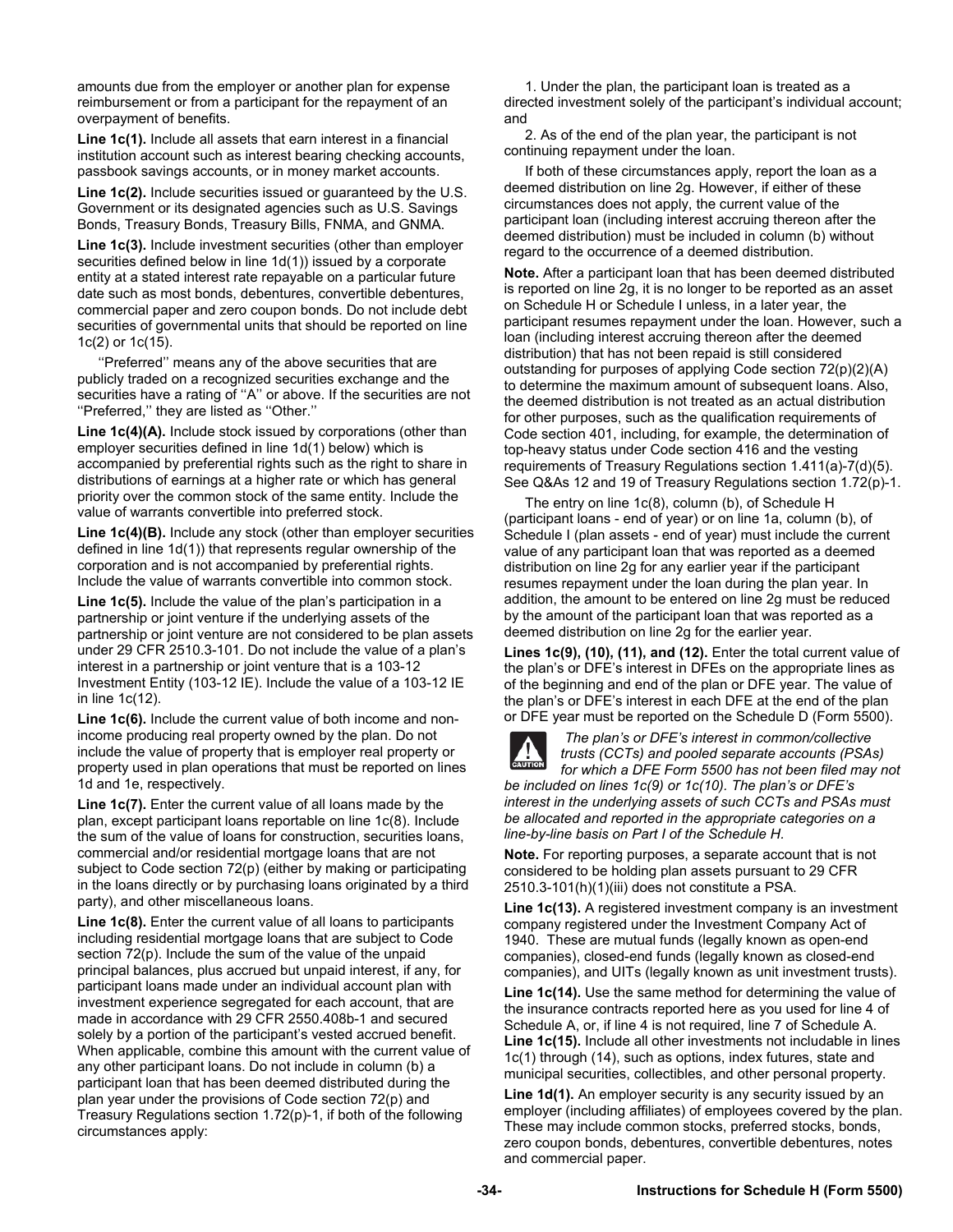amounts due from the employer or another plan for expense reimbursement or from a participant for the repayment of an overpayment of benefits.

**Line 1c(1).** Include all assets that earn interest in a financial institution account such as interest bearing checking accounts, passbook savings accounts, or in money market accounts.

**Line 1c(2).** Include securities issued or guaranteed by the U.S. Government or its designated agencies such as U.S. Savings Bonds, Treasury Bonds, Treasury Bills, FNMA, and GNMA.

**Line 1c(3).** Include investment securities (other than employer securities defined below in line 1d(1)) issued by a corporate entity at a stated interest rate repayable on a particular future date such as most bonds, debentures, convertible debentures, commercial paper and zero coupon bonds. Do not include debt securities of governmental units that should be reported on line 1c(2) or 1c(15).

''Preferred'' means any of the above securities that are publicly traded on a recognized securities exchange and the securities have a rating of ''A'' or above. If the securities are not ''Preferred,'' they are listed as ''Other.''

**Line 1c(4)(A).** Include stock issued by corporations (other than employer securities defined in line 1d(1) below) which is accompanied by preferential rights such as the right to share in distributions of earnings at a higher rate or which has general priority over the common stock of the same entity. Include the value of warrants convertible into preferred stock.

**Line 1c(4)(B).** Include any stock (other than employer securities defined in line 1d(1)) that represents regular ownership of the corporation and is not accompanied by preferential rights. Include the value of warrants convertible into common stock.

**Line 1c(5).** Include the value of the plan's participation in a partnership or joint venture if the underlying assets of the partnership or joint venture are not considered to be plan assets under 29 CFR 2510.3-101. Do not include the value of a plan's interest in a partnership or joint venture that is a 103-12 Investment Entity (103-12 IE). Include the value of a 103-12 IE in line 1c(12).

**Line 1c(6).** Include the current value of both income and non-income producing real property owned by the plan. Do not include the value of property that is employer real property or property used in plan operations that must be reported on lines 1d and 1e, respectively.

**Line 1c(7).** Enter the current value of all loans made by the plan, except participant loans reportable on line 1c(8). Include the sum of the value of loans for construction, securities loans, commercial and/or residential mortgage loans that are not subject to Code section 72(p) (either by making or participating in the loans directly or by purchasing loans originated by a third party), and other miscellaneous loans.

**Line 1c(8).** Enter the current value of all loans to participants including residential mortgage loans that are subject to Code section 72(p). Include the sum of the value of the unpaid principal balances, plus accrued but unpaid interest, if any, for participant loans made under an individual account plan with investment experience segregated for each account, that are made in accordance with 29 CFR 2550.408b-1 and secured solely by a portion of the participant's vested accrued benefit. When applicable, combine this amount with the current value of any other participant loans. Do not include in column (b) a participant loan that has been deemed distributed during the plan year under the provisions of Code section 72(p) and Treasury Regulations section 1.72(p)-1, if both of the following circumstances apply:

1. Under the plan, the participant loan is treated as a directed investment solely of the participant's individual account; and

2. As of the end of the plan year, the participant is not continuing repayment under the loan.

If both of these circumstances apply, report the loan as a deemed distribution on line 2g. However, if either of these circumstances does not apply, the current value of the participant loan (including interest accruing thereon after the deemed distribution) must be included in column (b) without regard to the occurrence of a deemed distribution.

**Note.** After a participant loan that has been deemed distributed is reported on line 2g, it is no longer to be reported as an asset on Schedule H or Schedule I unless, in a later year, the participant resumes repayment under the loan. However, such a loan (including interest accruing thereon after the deemed distribution) that has not been repaid is still considered outstanding for purposes of applying Code section 72(p)(2)(A) to determine the maximum amount of subsequent loans. Also, the deemed distribution is not treated as an actual distribution for other purposes, such as the qualification requirements of Code section 401, including, for example, the determination of top-heavy status under Code section 416 and the vesting requirements of Treasury Regulations section 1.411(a)-7(d)(5). See Q&As 12 and 19 of Treasury Regulations section 1.72(p)-1.

The entry on line 1c(8), column (b), of Schedule H (participant loans - end of year) or on line 1a, column (b), of Schedule I (plan assets - end of year) must include the current value of any participant loan that was reported as a deemed distribution on line 2g for any earlier year if the participant resumes repayment under the loan during the plan year. In addition, the amount to be entered on line 2g must be reduced by the amount of the participant loan that was reported as a deemed distribution on line 2g for the earlier year.

**Lines 1c(9), (10), (11), and (12).** Enter the total current value of the plan's or DFE's interest in DFEs on the appropriate lines as of the beginning and end of the plan or DFE year. The value of the plan's or DFE's interest in each DFE at the end of the plan or DFE year must be reported on the Schedule D (Form 5500).

**CAUTION** *The plan's or DFE's interest in common/collective trusts (CCTs) and pooled separate accounts (PSAs) for which a DFE Form 5500 has not been filed may not be included on lines 1c(9) or 1c(10). The plan's or DFE's interest in the underlying assets of such CCTs and PSAs must be allocated and reported in the appropriate categories on a line-by-line basis on Part I of the Schedule H.*

**Note.** For reporting purposes, a separate account that is not considered to be holding plan assets pursuant to 29 CFR 2510.3-101(h)(1)(iii) does not constitute a PSA.

**Line 1c(13).** A registered investment company is an investment company registered under the Investment Company Act of 1940. These are mutual funds (legally known as open-end companies), closed-end funds (legally known as closed-end companies), and UITs (legally known as unit investment trusts).

**Line 1c(14).** Use the same method for determining the value of the insurance contracts reported here as you used for line 4 of Schedule A, or, if line 4 is not required, line 7 of Schedule A.

**Line 1c(15).** Include all other investments not includable in lines 1c(1) through (14), such as options, index futures, state and municipal securities, collectibles, and other personal property.

**Line 1d(1).** An employer security is any security issued by an employer (including affiliates) of employees covered by the plan. These may include common stocks, preferred stocks, bonds, zero coupon bonds, debentures, convertible debentures, notes and commercial paper.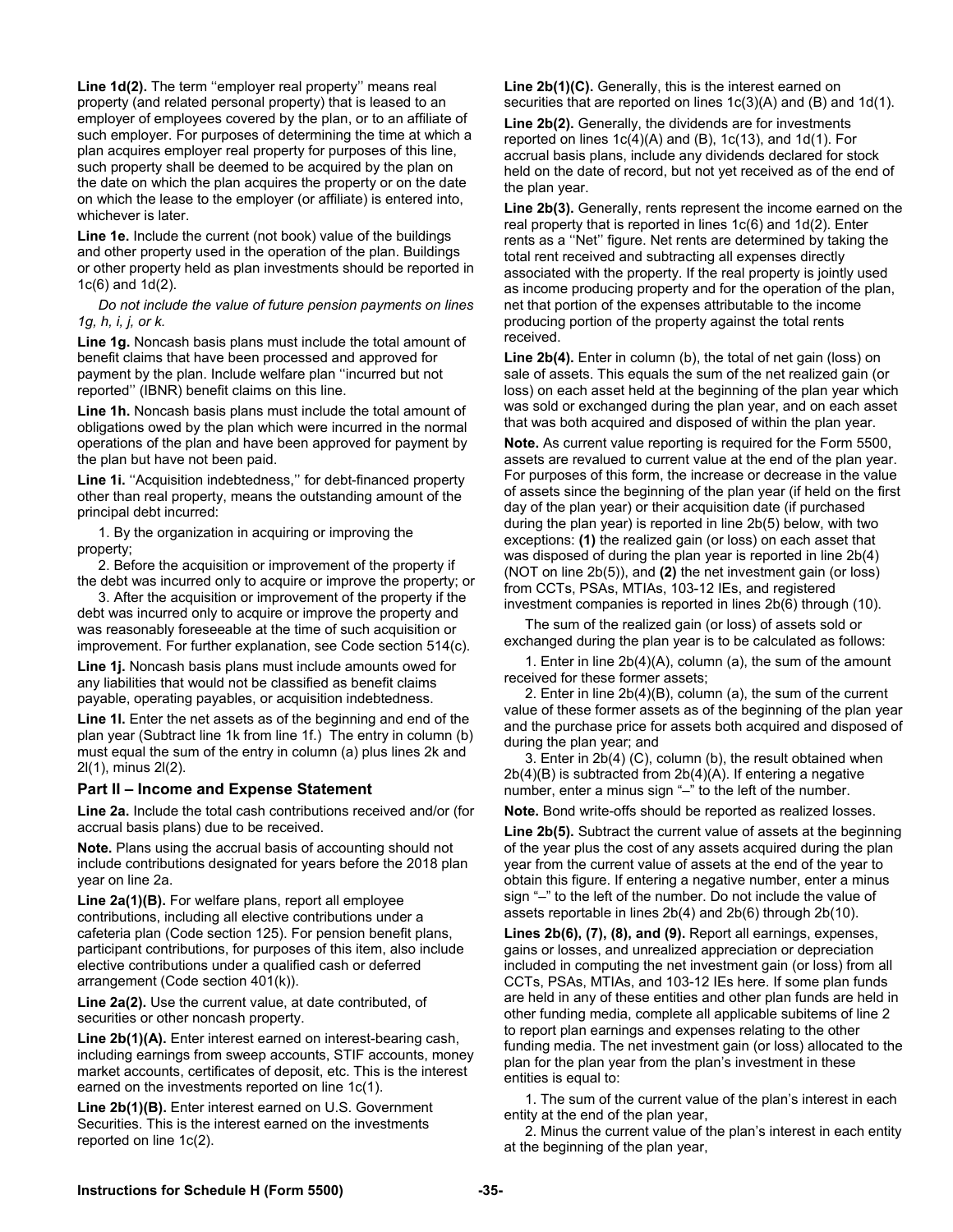**Line 1d(2).** The term ''employer real property'' means real property (and related personal property) that is leased to an employer of employees covered by the plan, or to an affiliate of such employer. For purposes of determining the time at which a plan acquires employer real property for purposes of this line, such property shall be deemed to be acquired by the plan on the date on which the plan acquires the property or on the date on which the lease to the employer (or affiliate) is entered into, whichever is later.

**Line 1e.** Include the current (not book) value of the buildings and other property used in the operation of the plan. Buildings or other property held as plan investments should be reported in 1c(6) and 1d(2).

*Do not include the value of future pension payments on lines 1g, h, i, j, or k.*

**Line 1g.** Noncash basis plans must include the total amount of benefit claims that have been processed and approved for payment by the plan. Include welfare plan ''incurred but not reported'' (IBNR) benefit claims on this line.

**Line 1h.** Noncash basis plans must include the total amount of obligations owed by the plan which were incurred in the normal operations of the plan and have been approved for payment by the plan but have not been paid.

**Line 1i.** ''Acquisition indebtedness,'' for debt-financed property other than real property, means the outstanding amount of the principal debt incurred:

1. By the organization in acquiring or improving the property;
2. Before the acquisition or improvement of the property if the debt was incurred only to acquire or improve the property; or
3. After the acquisition or improvement of the property if the debt was incurred only to acquire or improve the property and was reasonably foreseeable at the time of such acquisition or improvement. For further explanation, see Code section 514(c).

**Line 1j.** Noncash basis plans must include amounts owed for any liabilities that would not be classified as benefit claims payable, operating payables, or acquisition indebtedness.

**Line 1l.** Enter the net assets as of the beginning and end of the plan year (Subtract line 1k from line 1f.) The entry in column (b) must equal the sum of the entry in column (a) plus lines 2k and 2l(1), minus 2l(2).

## Part II – Income and Expense Statement

**Line 2a.** Include the total cash contributions received and/or (for accrual basis plans) due to be received.

**Note.** Plans using the accrual basis of accounting should not include contributions designated for years before the 2018 plan year on line 2a.

**Line 2a(1)(B).** For welfare plans, report all employee contributions, including all elective contributions under a cafeteria plan (Code section 125). For pension benefit plans, participant contributions, for purposes of this item, also include elective contributions under a qualified cash or deferred arrangement (Code section 401(k)).

**Line 2a(2).** Use the current value, at date contributed, of securities or other noncash property.

**Line 2b(1)(A).** Enter interest earned on interest-bearing cash, including earnings from sweep accounts, STIF accounts, money market accounts, certificates of deposit, etc. This is the interest earned on the investments reported on line 1c(1).

**Line 2b(1)(B).** Enter interest earned on U.S. Government Securities. This is the interest earned on the investments reported on line 1c(2).

**Line 2b(1)(C).** Generally, this is the interest earned on securities that are reported on lines 1c(3)(A) and (B) and 1d(1).

**Line 2b(2).** Generally, the dividends are for investments reported on lines 1c(4)(A) and (B), 1c(13), and 1d(1). For accrual basis plans, include any dividends declared for stock held on the date of record, but not yet received as of the end of the plan year.

**Line 2b(3).** Generally, rents represent the income earned on the real property that is reported in lines 1c(6) and 1d(2). Enter rents as a ''Net'' figure. Net rents are determined by taking the total rent received and subtracting all expenses directly associated with the property. If the real property is jointly used as income producing property and for the operation of the plan, net that portion of the expenses attributable to the income producing portion of the property against the total rents received.

**Line 2b(4).** Enter in column (b), the total of net gain (loss) on sale of assets. This equals the sum of the net realized gain (or loss) on each asset held at the beginning of the plan year which was sold or exchanged during the plan year, and on each asset that was both acquired and disposed of within the plan year.

**Note.** As current value reporting is required for the Form 5500, assets are revalued to current value at the end of the plan year. For purposes of this form, the increase or decrease in the value of assets since the beginning of the plan year (if held on the first day of the plan year) or their acquisition date (if purchased during the plan year) is reported in line 2b(5) below, with two exceptions: **(1)** the realized gain (or loss) on each asset that was disposed of during the plan year is reported in line 2b(4) (NOT on line 2b(5)), and **(2)** the net investment gain (or loss) from CCTs, PSAs, MTIAs, 103-12 IEs, and registered investment companies is reported in lines 2b(6) through (10).

The sum of the realized gain (or loss) of assets sold or exchanged during the plan year is to be calculated as follows:

1. Enter in line 2b(4)(A), column (a), the sum of the amount received for these former assets;
2. Enter in line 2b(4)(B), column (a), the sum of the current value of these former assets as of the beginning of the plan year and the purchase price for assets both acquired and disposed of during the plan year; and
3. Enter in 2b(4) (C), column (b), the result obtained when 2b(4)(B) is subtracted from 2b(4)(A). If entering a negative number, enter a minus sign "–" to the left of the number.

**Note.** Bond write-offs should be reported as realized losses.

**Line 2b(5).** Subtract the current value of assets at the beginning of the year plus the cost of any assets acquired during the plan year from the current value of assets at the end of the year to obtain this figure. If entering a negative number, enter a minus sign "–" to the left of the number. Do not include the value of assets reportable in lines 2b(4) and 2b(6) through 2b(10).

**Lines 2b(6), (7), (8), and (9).** Report all earnings, expenses, gains or losses, and unrealized appreciation or depreciation included in computing the net investment gain (or loss) from all CCTs, PSAs, MTIAs, and 103-12 IEs here. If some plan funds are held in any of these entities and other plan funds are held in other funding media, complete all applicable subitems of line 2 to report plan earnings and expenses relating to the other funding media. The net investment gain (or loss) allocated to the plan for the plan year from the plan's investment in these entities is equal to:

1. The sum of the current value of the plan's interest in each entity at the end of the plan year,
2. Minus the current value of the plan's interest in each entity at the beginning of the plan year,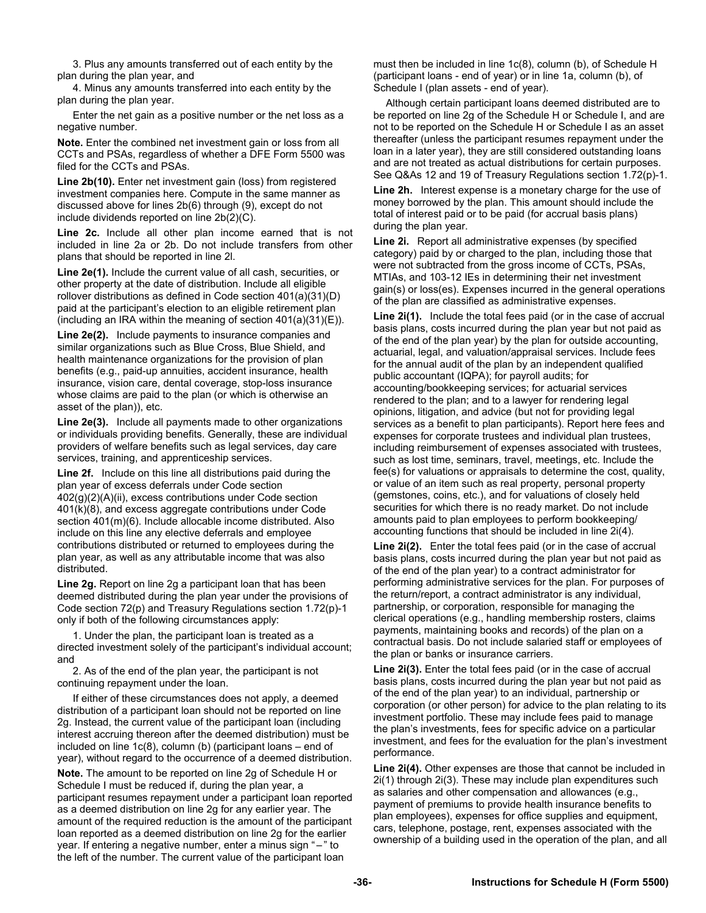3. Plus any amounts transferred out of each entity by the plan during the plan year, and

4. Minus any amounts transferred into each entity by the plan during the plan year.

Enter the net gain as a positive number or the net loss as a negative number.

**Note.** Enter the combined net investment gain or loss from all CCTs and PSAs, regardless of whether a DFE Form 5500 was filed for the CCTs and PSAs.

**Line 2b(10).** Enter net investment gain (loss) from registered investment companies here. Compute in the same manner as discussed above for lines 2b(6) through (9), except do not include dividends reported on line 2b(2)(C).

**Line 2c.** Include all other plan income earned that is not included in line 2a or 2b. Do not include transfers from other plans that should be reported in line 2l.

**Line 2e(1).** Include the current value of all cash, securities, or other property at the date of distribution. Include all eligible rollover distributions as defined in Code section 401(a)(31)(D) paid at the participant's election to an eligible retirement plan (including an IRA within the meaning of section 401(a)(31)(E)).

**Line 2e(2).** Include payments to insurance companies and similar organizations such as Blue Cross, Blue Shield, and health maintenance organizations for the provision of plan benefits (e.g., paid-up annuities, accident insurance, health insurance, vision care, dental coverage, stop-loss insurance whose claims are paid to the plan (or which is otherwise an asset of the plan)), etc.

**Line 2e(3).** Include all payments made to other organizations or individuals providing benefits. Generally, these are individual providers of welfare benefits such as legal services, day care services, training, and apprenticeship services.

**Line 2f.** Include on this line all distributions paid during the plan year of excess deferrals under Code section 402(g)(2)(A)(ii), excess contributions under Code section 401(k)(8), and excess aggregate contributions under Code section 401(m)(6). Include allocable income distributed. Also include on this line any elective deferrals and employee contributions distributed or returned to employees during the plan year, as well as any attributable income that was also distributed.

**Line 2g.** Report on line 2g a participant loan that has been deemed distributed during the plan year under the provisions of Code section 72(p) and Treasury Regulations section 1.72(p)-1 only if both of the following circumstances apply:

1. Under the plan, the participant loan is treated as a directed investment solely of the participant's individual account; and

2. As of the end of the plan year, the participant is not continuing repayment under the loan.

If either of these circumstances does not apply, a deemed distribution of a participant loan should not be reported on line 2g. Instead, the current value of the participant loan (including interest accruing thereon after the deemed distribution) must be included on line 1c(8), column (b) (participant loans – end of year), without regard to the occurrence of a deemed distribution.

**Note.** The amount to be reported on line 2g of Schedule H or Schedule I must be reduced if, during the plan year, a participant resumes repayment under a participant loan reported as a deemed distribution on line 2g for any earlier year. The amount of the required reduction is the amount of the participant loan reported as a deemed distribution on line 2g for the earlier year. If entering a negative number, enter a minus sign "–" to the left of the number. The current value of the participant loan must then be included in line 1c(8), column (b), of Schedule H (participant loans - end of year) or in line 1a, column (b), of Schedule I (plan assets - end of year).

Although certain participant loans deemed distributed are to be reported on line 2g of the Schedule H or Schedule I, and are not to be reported on the Schedule H or Schedule I as an asset thereafter (unless the participant resumes repayment under the loan in a later year), they are still considered outstanding loans and are not treated as actual distributions for certain purposes. See Q&As 12 and 19 of Treasury Regulations section 1.72(p)-1.

**Line 2h.** Interest expense is a monetary charge for the use of money borrowed by the plan. This amount should include the total of interest paid or to be paid (for accrual basis plans) during the plan year.

**Line 2i.** Report all administrative expenses (by specified category) paid by or charged to the plan, including those that were not subtracted from the gross income of CCTs, PSAs, MTIAs, and 103-12 IEs in determining their net investment gain(s) or loss(es). Expenses incurred in the general operations of the plan are classified as administrative expenses.

**Line 2i(1).** Include the total fees paid (or in the case of accrual basis plans, costs incurred during the plan year but not paid as of the end of the plan year) by the plan for outside accounting, actuarial, legal, and valuation/appraisal services. Include fees for the annual audit of the plan by an independent qualified public accountant (IQPA); for payroll audits; for accounting/bookkeeping services; for actuarial services rendered to the plan; and to a lawyer for rendering legal opinions, litigation, and advice (but not for providing legal services as a benefit to plan participants). Report here fees and expenses for corporate trustees and individual plan trustees, including reimbursement of expenses associated with trustees, such as lost time, seminars, travel, meetings, etc. Include the fee(s) for valuations or appraisals to determine the cost, quality, or value of an item such as real property, personal property (gemstones, coins, etc.), and for valuations of closely held securities for which there is no ready market. Do not include amounts paid to plan employees to perform bookkeeping/accounting functions that should be included in line 2i(4).

**Line 2i(2).** Enter the total fees paid (or in the case of accrual basis plans, costs incurred during the plan year but not paid as of the end of the plan year) to a contract administrator for performing administrative services for the plan. For purposes of the return/report, a contract administrator is any individual, partnership, or corporation, responsible for managing the clerical operations (e.g., handling membership rosters, claims payments, maintaining books and records) of the plan on a contractual basis. Do not include salaried staff or employees of the plan or banks or insurance carriers.

**Line 2i(3).** Enter the total fees paid (or in the case of accrual basis plans, costs incurred during the plan year but not paid as of the end of the plan year) to an individual, partnership or corporation (or other person) for advice to the plan relating to its investment portfolio. These may include fees paid to manage the plan's investments, fees for specific advice on a particular investment, and fees for the evaluation for the plan's investment performance.

**Line 2i(4).** Other expenses are those that cannot be included in 2i(1) through 2i(3). These may include plan expenditures such as salaries and other compensation and allowances (e.g., payment of premiums to provide health insurance benefits to plan employees), expenses for office supplies and equipment, cars, telephone, postage, rent, expenses associated with the ownership of a building used in the operation of the plan, and all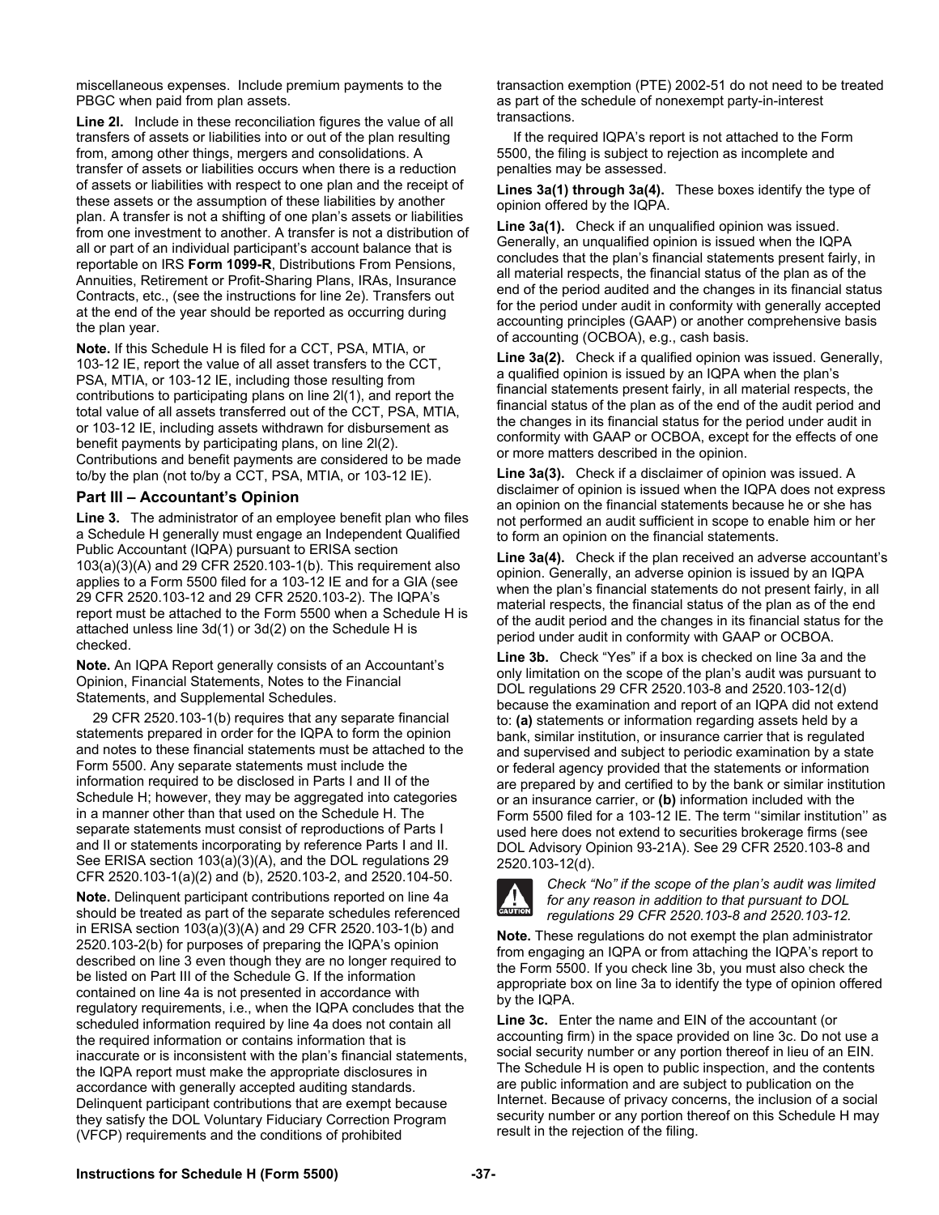miscellaneous expenses. Include premium payments to the PBGC when paid from plan assets.

**Line 2l.** Include in these reconciliation figures the value of all transfers of assets or liabilities into or out of the plan resulting from, among other things, mergers and consolidations. A transfer of assets or liabilities occurs when there is a reduction of assets or liabilities with respect to one plan and the receipt of these assets or the assumption of these liabilities by another plan. A transfer is not a shifting of one plan's assets or liabilities from one investment to another. A transfer is not a distribution of all or part of an individual participant's account balance that is reportable on IRS **Form 1099-R**, Distributions From Pensions, Annuities, Retirement or Profit-Sharing Plans, IRAs, Insurance Contracts, etc., (see the instructions for line 2e). Transfers out at the end of the year should be reported as occurring during the plan year.

**Note.** If this Schedule H is filed for a CCT, PSA, MTIA, or 103-12 IE, report the value of all asset transfers to the CCT, PSA, MTIA, or 103-12 IE, including those resulting from contributions to participating plans on line 2l(1), and report the total value of all assets transferred out of the CCT, PSA, MTIA, or 103-12 IE, including assets withdrawn for disbursement as benefit payments by participating plans, on line 2l(2). Contributions and benefit payments are considered to be made to/by the plan (not to/by a CCT, PSA, MTIA, or 103-12 IE).

## Part III – Accountant's Opinion

**Line 3.** The administrator of an employee benefit plan who files a Schedule H generally must engage an Independent Qualified Public Accountant (IQPA) pursuant to ERISA section 103(a)(3)(A) and 29 CFR 2520.103-1(b). This requirement also applies to a Form 5500 filed for a 103-12 IE and for a GIA (see 29 CFR 2520.103-12 and 29 CFR 2520.103-2). The IQPA's report must be attached to the Form 5500 when a Schedule H is attached unless line 3d(1) or 3d(2) on the Schedule H is checked.

**Note.** An IQPA Report generally consists of an Accountant's Opinion, Financial Statements, Notes to the Financial Statements, and Supplemental Schedules.

29 CFR 2520.103-1(b) requires that any separate financial statements prepared in order for the IQPA to form the opinion and notes to these financial statements must be attached to the Form 5500. Any separate statements must include the information required to be disclosed in Parts I and II of the Schedule H; however, they may be aggregated into categories in a manner other than that used on the Schedule H. The separate statements must consist of reproductions of Parts I and II or statements incorporating by reference Parts I and II. See ERISA section 103(a)(3)(A), and the DOL regulations 29 CFR 2520.103-1(a)(2) and (b), 2520.103-2, and 2520.104-50.

**Note.** Delinquent participant contributions reported on line 4a should be treated as part of the separate schedules referenced in ERISA section 103(a)(3)(A) and 29 CFR 2520.103-1(b) and 2520.103-2(b) for purposes of preparing the IQPA's opinion described on line 3 even though they are no longer required to be listed on Part III of the Schedule G. If the information contained on line 4a is not presented in accordance with regulatory requirements, i.e., when the IQPA concludes that the scheduled information required by line 4a does not contain all the required information or contains information that is inaccurate or is inconsistent with the plan's financial statements, the IQPA report must make the appropriate disclosures in accordance with generally accepted auditing standards. Delinquent participant contributions that are exempt because they satisfy the DOL Voluntary Fiduciary Correction Program (VFCP) requirements and the conditions of prohibited transaction exemption (PTE) 2002-51 do not need to be treated as part of the schedule of nonexempt party-in-interest transactions.

If the required IQPA's report is not attached to the Form 5500, the filing is subject to rejection as incomplete and penalties may be assessed.

**Lines 3a(1) through 3a(4).** These boxes identify the type of opinion offered by the IQPA.

**Line 3a(1).** Check if an unqualified opinion was issued. Generally, an unqualified opinion is issued when the IQPA concludes that the plan's financial statements present fairly, in all material respects, the financial status of the plan as of the end of the period audited and the changes in its financial status for the period under audit in conformity with generally accepted accounting principles (GAAP) or another comprehensive basis of accounting (OCBOA), e.g., cash basis.

**Line 3a(2).** Check if a qualified opinion was issued. Generally, a qualified opinion is issued by an IQPA when the plan's financial statements present fairly, in all material respects, the financial status of the plan as of the end of the audit period and the changes in its financial status for the period under audit in conformity with GAAP or OCBOA, except for the effects of one or more matters described in the opinion.

**Line 3a(3).** Check if a disclaimer of opinion was issued. A disclaimer of opinion is issued when the IQPA does not express an opinion on the financial statements because he or she has not performed an audit sufficient in scope to enable him or her to form an opinion on the financial statements.

**Line 3a(4).** Check if the plan received an adverse accountant's opinion. Generally, an adverse opinion is issued by an IQPA when the plan's financial statements do not present fairly, in all material respects, the financial status of the plan as of the end of the audit period and the changes in its financial status for the period under audit in conformity with GAAP or OCBOA.

**Line 3b.** Check "Yes" if a box is checked on line 3a and the only limitation on the scope of the plan's audit was pursuant to DOL regulations 29 CFR 2520.103-8 and 2520.103-12(d) because the examination and report of an IQPA did not extend to: **(a)** statements or information regarding assets held by a bank, similar institution, or insurance carrier that is regulated and supervised and subject to periodic examination by a state or federal agency provided that the statements or information are prepared by and certified to by the bank or similar institution or an insurance carrier, or **(b)** information included with the Form 5500 filed for a 103-12 IE. The term ''similar institution'' as used here does not extend to securities brokerage firms (see DOL Advisory Opinion 93-21A). See 29 CFR 2520.103-8 and 2520.103-12(d).

CAUTION: *Check "No" if the scope of the plan's audit was limited for any reason in addition to that pursuant to DOL regulations 29 CFR 2520.103-8 and 2520.103-12.*

**Note.** These regulations do not exempt the plan administrator from engaging an IQPA or from attaching the IQPA's report to the Form 5500. If you check line 3b, you must also check the appropriate box on line 3a to identify the type of opinion offered by the IQPA.

**Line 3c.** Enter the name and EIN of the accountant (or accounting firm) in the space provided on line 3c. Do not use a social security number or any portion thereof in lieu of an EIN. The Schedule H is open to public inspection, and the contents are public information and are subject to publication on the Internet. Because of privacy concerns, the inclusion of a social security number or any portion thereof on this Schedule H may result in the rejection of the filing.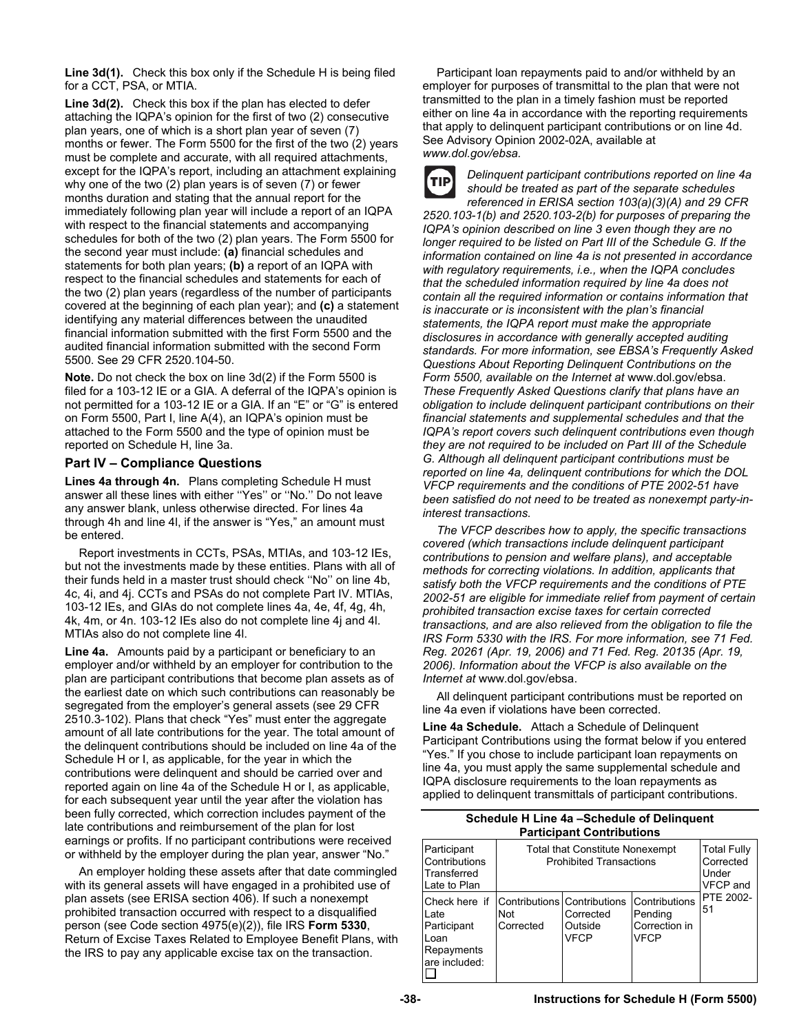**Line 3d(1).** Check this box only if the Schedule H is being filed for a CCT, PSA, or MTIA.

**Line 3d(2).** Check this box if the plan has elected to defer attaching the IQPA's opinion for the first of two (2) consecutive plan years, one of which is a short plan year of seven (7) months or fewer. The Form 5500 for the first of the two (2) years must be complete and accurate, with all required attachments, except for the IQPA's report, including an attachment explaining why one of the two (2) plan years is of seven (7) or fewer months duration and stating that the annual report for the immediately following plan year will include a report of an IQPA with respect to the financial statements and accompanying schedules for both of the two (2) plan years. The Form 5500 for the second year must include: **(a)** financial schedules and statements for both plan years; **(b)** a report of an IQPA with respect to the financial schedules and statements for each of the two (2) plan years (regardless of the number of participants covered at the beginning of each plan year); and **(c)** a statement identifying any material differences between the unaudited financial information submitted with the first Form 5500 and the audited financial information submitted with the second Form 5500. See 29 CFR 2520.104-50.

**Note.** Do not check the box on line 3d(2) if the Form 5500 is filed for a 103-12 IE or a GIA. A deferral of the IQPA's opinion is not permitted for a 103-12 IE or a GIA. If an "E" or "G" is entered on Form 5500, Part I, line A(4), an IQPA's opinion must be attached to the Form 5500 and the type of opinion must be reported on Schedule H, line 3a.

## Part IV – Compliance Questions

**Lines 4a through 4n.** Plans completing Schedule H must answer all these lines with either ''Yes'' or ''No.'' Do not leave any answer blank, unless otherwise directed. For lines 4a through 4h and line 4l, if the answer is "Yes," an amount must be entered.

Report investments in CCTs, PSAs, MTIAs, and 103-12 IEs, but not the investments made by these entities. Plans with all of their funds held in a master trust should check ''No'' on line 4b, 4c, 4i, and 4j. CCTs and PSAs do not complete Part IV. MTIAs, 103-12 IEs, and GIAs do not complete lines 4a, 4e, 4f, 4g, 4h, 4k, 4m, or 4n. 103-12 IEs also do not complete line 4j and 4l. MTIAs also do not complete line 4l.

**Line 4a.** Amounts paid by a participant or beneficiary to an employer and/or withheld by an employer for contribution to the plan are participant contributions that become plan assets as of the earliest date on which such contributions can reasonably be segregated from the employer's general assets (see 29 CFR 2510.3-102). Plans that check "Yes" must enter the aggregate amount of all late contributions for the year. The total amount of the delinquent contributions should be included on line 4a of the Schedule H or I, as applicable, for the year in which the contributions were delinquent and should be carried over and reported again on line 4a of the Schedule H or I, as applicable, for each subsequent year until the year after the violation has been fully corrected, which correction includes payment of the late contributions and reimbursement of the plan for lost earnings or profits. If no participant contributions were received or withheld by the employer during the plan year, answer "No."

An employer holding these assets after that date commingled with its general assets will have engaged in a prohibited use of plan assets (see ERISA section 406). If such a nonexempt prohibited transaction occurred with respect to a disqualified person (see Code section 4975(e)(2)), file IRS **Form 5330**, Return of Excise Taxes Related to Employee Benefit Plans, with the IRS to pay any applicable excise tax on the transaction.

Participant loan repayments paid to and/or withheld by an employer for purposes of transmittal to the plan that were not transmitted to the plan in a timely fashion must be reported either on line 4a in accordance with the reporting requirements that apply to delinquent participant contributions or on line 4d. See Advisory Opinion 2002-02A, available at *www.dol.gov/ebsa.*

**TIP** *Delinquent participant contributions reported on line 4a should be treated as part of the separate schedules referenced in ERISA section 103(a)(3)(A) and 29 CFR 2520.103-1(b) and 2520.103-2(b) for purposes of preparing the IQPA's opinion described on line 3 even though they are no longer required to be listed on Part III of the Schedule G. If the information contained on line 4a is not presented in accordance with regulatory requirements, i.e., when the IQPA concludes that the scheduled information required by line 4a does not contain all the required information or contains information that is inaccurate or is inconsistent with the plan's financial statements, the IQPA report must make the appropriate disclosures in accordance with generally accepted auditing standards. For more information, see EBSA's Frequently Asked Questions About Reporting Delinquent Contributions on the Form 5500, available on the Internet at* www.dol.gov/ebsa. *These Frequently Asked Questions clarify that plans have an obligation to include delinquent participant contributions on their financial statements and supplemental schedules and that the IQPA's report covers such delinquent contributions even though they are not required to be included on Part III of the Schedule G. Although all delinquent participant contributions must be reported on line 4a, delinquent contributions for which the DOL VFCP requirements and the conditions of PTE 2002-51 have been satisfied do not need to be treated as nonexempt party-in-interest transactions.*

*The VFCP describes how to apply, the specific transactions covered (which transactions include delinquent participant contributions to pension and welfare plans), and acceptable methods for correcting violations. In addition, applicants that satisfy both the VFCP requirements and the conditions of PTE 2002-51 are eligible for immediate relief from payment of certain prohibited transaction excise taxes for certain corrected transactions, and are also relieved from the obligation to file the IRS Form 5330 with the IRS. For more information, see 71 Fed. Reg. 20261 (Apr. 19, 2006) and 71 Fed. Reg. 20135 (Apr. 19, 2006). Information about the VFCP is also available on the Internet at* www.dol.gov/ebsa.

All delinquent participant contributions must be reported on line 4a even if violations have been corrected.

**Line 4a Schedule.** Attach a Schedule of Delinquent Participant Contributions using the format below if you entered "Yes." If you chose to include participant loan repayments on line 4a, you must apply the same supplemental schedule and IQPA disclosure requirements to the loan repayments as applied to delinquent transmittals of participant contributions.

**Schedule H Line 4a –Schedule of Delinquent Participant Contributions**

| Participant Contributions Transferred Late to Plan | Total that Constitute Nonexempt Prohibited Transactions | | | Total Fully Corrected Under VFCP and PTE 2002-51 |
|---|---|---|---|---|
| Check here if Late Participant Loan Repayments are included: ☐ | Contributions Not Corrected | Contributions Corrected Outside VFCP | Contributions Pending Correction in VFCP | |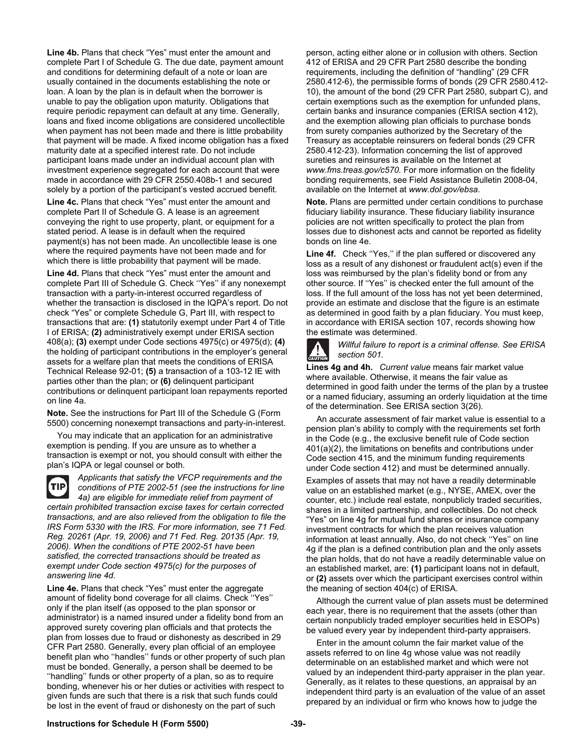**Line 4b.** Plans that check "Yes" must enter the amount and complete Part I of Schedule G. The due date, payment amount and conditions for determining default of a note or loan are usually contained in the documents establishing the note or loan. A loan by the plan is in default when the borrower is unable to pay the obligation upon maturity. Obligations that require periodic repayment can default at any time. Generally, loans and fixed income obligations are considered uncollectible when payment has not been made and there is little probability that payment will be made. A fixed income obligation has a fixed maturity date at a specified interest rate. Do not include participant loans made under an individual account plan with investment experience segregated for each account that were made in accordance with 29 CFR 2550.408b-1 and secured solely by a portion of the participant's vested accrued benefit.

**Line 4c.** Plans that check "Yes" must enter the amount and complete Part II of Schedule G. A lease is an agreement conveying the right to use property, plant, or equipment for a stated period. A lease is in default when the required payment(s) has not been made. An uncollectible lease is one where the required payments have not been made and for which there is little probability that payment will be made.

**Line 4d.** Plans that check "Yes" must enter the amount and complete Part III of Schedule G. Check ''Yes'' if any nonexempt transaction with a party-in-interest occurred regardless of whether the transaction is disclosed in the IQPA's report. Do not check "Yes" or complete Schedule G, Part III, with respect to transactions that are: **(1)** statutorily exempt under Part 4 of Title I of ERISA; **(2)** administratively exempt under ERISA section 408(a); **(3)** exempt under Code sections 4975(c) or 4975(d); **(4)** the holding of participant contributions in the employer's general assets for a welfare plan that meets the conditions of ERISA Technical Release 92-01; **(5)** a transaction of a 103-12 IE with parties other than the plan; or **(6)** delinquent participant contributions or delinquent participant loan repayments reported on line 4a.

**Note.** See the instructions for Part III of the Schedule G (Form 5500) concerning nonexempt transactions and party-in-interest.

You may indicate that an application for an administrative exemption is pending. If you are unsure as to whether a transaction is exempt or not, you should consult with either the plan's IQPA or legal counsel or both.

**TIP** *Applicants that satisfy the VFCP requirements and the conditions of PTE 2002-51 (see the instructions for line 4a) are eligible for immediate relief from payment of certain prohibited transaction excise taxes for certain corrected transactions, and are also relieved from the obligation to file the IRS Form 5330 with the IRS. For more information, see 71 Fed. Reg. 20261 (Apr. 19, 2006) and 71 Fed. Reg. 20135 (Apr. 19, 2006). When the conditions of PTE 2002-51 have been satisfied, the corrected transactions should be treated as exempt under Code section 4975(c) for the purposes of answering line 4d.*

**Line 4e.** Plans that check "Yes" must enter the aggregate amount of fidelity bond coverage for all claims. Check ''Yes'' only if the plan itself (as opposed to the plan sponsor or administrator) is a named insured under a fidelity bond from an approved surety covering plan officials and that protects the plan from losses due to fraud or dishonesty as described in 29 CFR Part 2580. Generally, every plan official of an employee benefit plan who ''handles'' funds or other property of such plan must be bonded. Generally, a person shall be deemed to be ''handling'' funds or other property of a plan, so as to require bonding, whenever his or her duties or activities with respect to given funds are such that there is a risk that such funds could be lost in the event of fraud or dishonesty on the part of such person, acting either alone or in collusion with others. Section 412 of ERISA and 29 CFR Part 2580 describe the bonding requirements, including the definition of "handling" (29 CFR 2580.412-6), the permissible forms of bonds (29 CFR 2580.412-10), the amount of the bond (29 CFR Part 2580, subpart C), and certain exemptions such as the exemption for unfunded plans, certain banks and insurance companies (ERISA section 412), and the exemption allowing plan officials to purchase bonds from surety companies authorized by the Secretary of the Treasury as acceptable reinsurers on federal bonds (29 CFR 2580.412-23). Information concerning the list of approved sureties and reinsures is available on the Internet at *www.fms.treas.gov/c570.* For more information on the fidelity bonding requirements, see Field Assistance Bulletin 2008-04, available on the Internet at *www.dol.gov/ebsa*.

**Note.** Plans are permitted under certain conditions to purchase fiduciary liability insurance. These fiduciary liability insurance policies are not written specifically to protect the plan from losses due to dishonest acts and cannot be reported as fidelity bonds on line 4e.

**Line 4f.** Check ''Yes,'' if the plan suffered or discovered any loss as a result of any dishonest or fraudulent act(s) even if the loss was reimbursed by the plan's fidelity bond or from any other source. If ''Yes'' is checked enter the full amount of the loss. If the full amount of the loss has not yet been determined, provide an estimate and disclose that the figure is an estimate as determined in good faith by a plan fiduciary. You must keep, in accordance with ERISA section 107, records showing how the estimate was determined.

**CAUTION** *Willful failure to report is a criminal offense. See ERISA section 501.*

**Lines 4g and 4h.** *Current value* means fair market value where available. Otherwise, it means the fair value as determined in good faith under the terms of the plan by a trustee or a named fiduciary, assuming an orderly liquidation at the time of the determination. See ERISA section 3(26).

An accurate assessment of fair market value is essential to a pension plan's ability to comply with the requirements set forth in the Code (e.g., the exclusive benefit rule of Code section 401(a)(2), the limitations on benefits and contributions under Code section 415, and the minimum funding requirements under Code section 412) and must be determined annually.

Examples of assets that may not have a readily determinable value on an established market (e.g., NYSE, AMEX, over the counter, etc.) include real estate, nonpublicly traded securities, shares in a limited partnership, and collectibles. Do not check "Yes" on line 4g for mutual fund shares or insurance company investment contracts for which the plan receives valuation information at least annually. Also, do not check ''Yes'' on line 4g if the plan is a defined contribution plan and the only assets the plan holds, that do not have a readily determinable value on an established market, are: **(1)** participant loans not in default, or **(2)** assets over which the participant exercises control within the meaning of section 404(c) of ERISA.

Although the current value of plan assets must be determined each year, there is no requirement that the assets (other than certain nonpublicly traded employer securities held in ESOPs) be valued every year by independent third-party appraisers.

Enter in the amount column the fair market value of the assets referred to on line 4g whose value was not readily determinable on an established market and which were not valued by an independent third-party appraiser in the plan year. Generally, as it relates to these questions, an appraisal by an independent third party is an evaluation of the value of an asset prepared by an individual or firm who knows how to judge the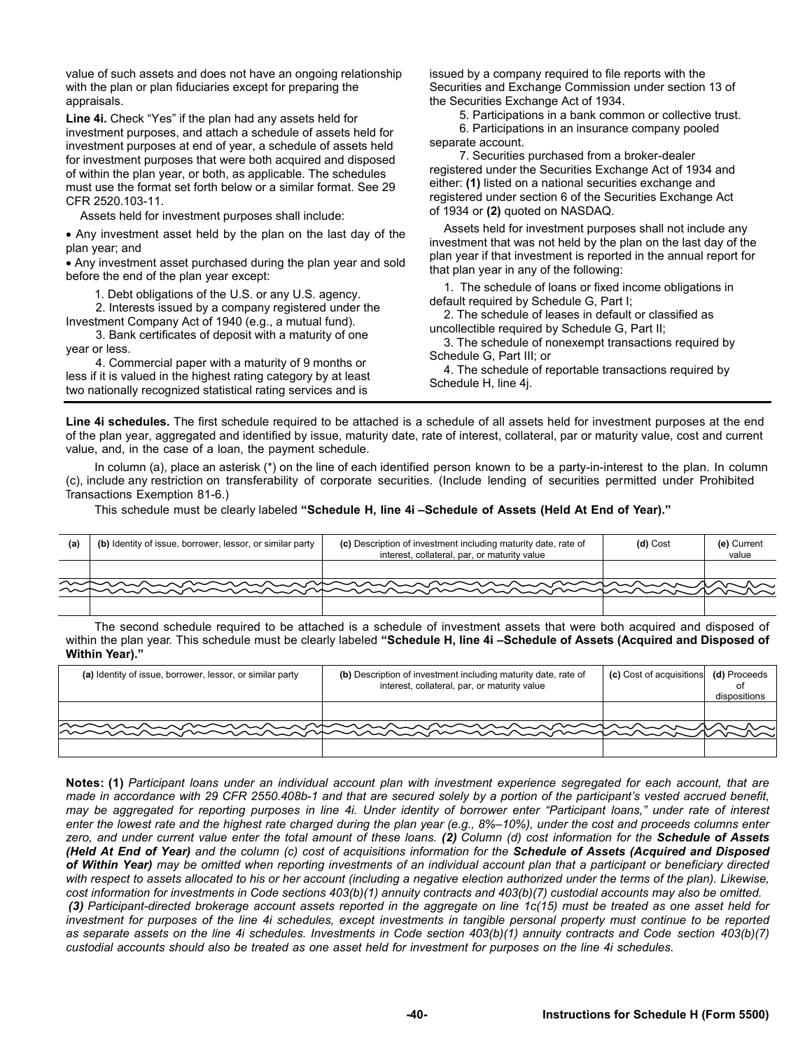value of such assets and does not have an ongoing relationship with the plan or plan fiduciaries except for preparing the appraisals.

**Line 4i.** Check "Yes" if the plan had any assets held for investment purposes, and attach a schedule of assets held for investment purposes at end of year, a schedule of assets held for investment purposes that were both acquired and disposed of within the plan year, or both, as applicable. The schedules must use the format set forth below or a similar format. See 29 CFR 2520.103-11.

Assets held for investment purposes shall include:

- Any investment asset held by the plan on the last day of the plan year; and
- Any investment asset purchased during the plan year and sold before the end of the plan year except:

1. Debt obligations of the U.S. or any U.S. agency.
2. Interests issued by a company registered under the Investment Company Act of 1940 (e.g., a mutual fund).
3. Bank certificates of deposit with a maturity of one year or less.
4. Commercial paper with a maturity of 9 months or less if it is valued in the highest rating category by at least two nationally recognized statistical rating services and is issued by a company required to file reports with the Securities and Exchange Commission under section 13 of the Securities Exchange Act of 1934.
5. Participations in a bank common or collective trust.
6. Participations in an insurance company pooled separate account.
7. Securities purchased from a broker-dealer registered under the Securities Exchange Act of 1934 and either: **(1)** listed on a national securities exchange and registered under section 6 of the Securities Exchange Act of 1934 or **(2)** quoted on NASDAQ.

Assets held for investment purposes shall not include any investment that was not held by the plan on the last day of the plan year if that investment is reported in the annual report for that plan year in any of the following:

1. The schedule of loans or fixed income obligations in default required by Schedule G, Part I;
2. The schedule of leases in default or classified as uncollectible required by Schedule G, Part II;
3. The schedule of nonexempt transactions required by Schedule G, Part III; or
4. The schedule of reportable transactions required by Schedule H, line 4j.

**Line 4i schedules.** The first schedule required to be attached is a schedule of all assets held for investment purposes at the end of the plan year, aggregated and identified by issue, maturity date, rate of interest, collateral, par or maturity value, cost and current value, and, in the case of a loan, the payment schedule.

In column (a), place an asterisk (*) on the line of each identified person known to be a party-in-interest to the plan. In column (c), include any restriction on transferability of corporate securities. (Include lending of securities permitted under Prohibited Transactions Exemption 81-6.)

This schedule must be clearly labeled **"Schedule H, line 4i –Schedule of Assets (Held At End of Year)."**

| (a) | (b) Identity of issue, borrower, lessor, or similar party | (c) Description of investment including maturity date, rate of interest, collateral, par, or maturity value | (d) Cost | (e) Current value |
|---|---|---|---|---|
| | | | | |
| | | | | |

The second schedule required to be attached is a schedule of investment assets that were both acquired and disposed of within the plan year. This schedule must be clearly labeled **"Schedule H, line 4i –Schedule of Assets (Acquired and Disposed of Within Year)."**

| (a) Identity of issue, borrower, lessor, or similar party | (b) Description of investment including maturity date, rate of interest, collateral, par, or maturity value | (c) Cost of acquisitions | (d) Proceeds of dispositions |
|---|---|---|---|
| | | | |
| | | | |

**Notes: (1)** *Participant loans under an individual account plan with investment experience segregated for each account, that are made in accordance with 29 CFR 2550.408b-1 and that are secured solely by a portion of the participant's vested accrued benefit, may be aggregated for reporting purposes in line 4i. Under identity of borrower enter "Participant loans," under rate of interest enter the lowest rate and the highest rate charged during the plan year (e.g., 8%–10%), under the cost and proceeds columns enter zero, and under current value enter the total amount of these loans.* ***(2)*** *Column (d) cost information for the* ***Schedule of Assets (Held At End of Year)*** *and the column (c) cost of acquisitions information for the* ***Schedule of Assets (Acquired and Disposed of Within Year)*** *may be omitted when reporting investments of an individual account plan that a participant or beneficiary directed with respect to assets allocated to his or her account (including a negative election authorized under the terms of the plan). Likewise, cost information for investments in Code sections 403(b)(1) annuity contracts and 403(b)(7) custodial accounts may also be omitted.* ***(3)*** *Participant-directed brokerage account assets reported in the aggregate on line 1c(15) must be treated as one asset held for investment for purposes of the line 4i schedules, except investments in tangible personal property must continue to be reported as separate assets on the line 4i schedules. Investments in Code section 403(b)(1) annuity contracts and Code section 403(b)(7) custodial accounts should also be treated as one asset held for investment for purposes on the line 4i schedules.*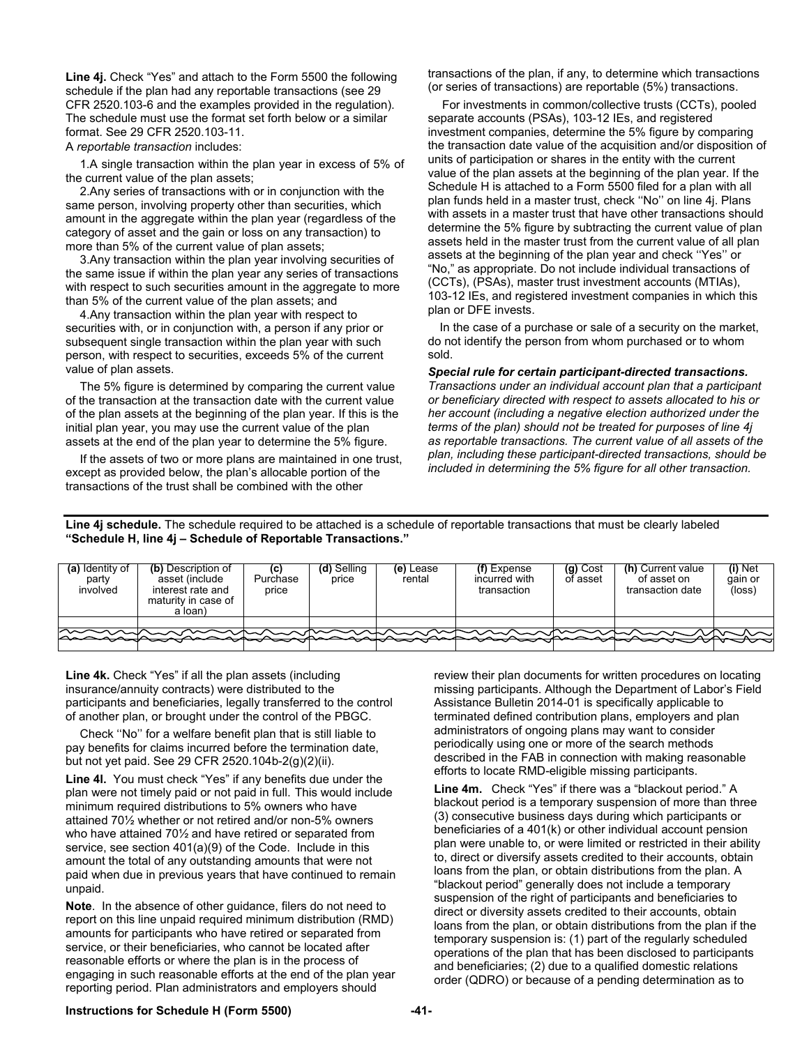**Line 4j.** Check "Yes" and attach to the Form 5500 the following schedule if the plan had any reportable transactions (see 29 CFR 2520.103-6 and the examples provided in the regulation). The schedule must use the format set forth below or a similar format. See 29 CFR 2520.103-11.

A *reportable transaction* includes:

1. A single transaction within the plan year in excess of 5% of the current value of the plan assets;
2. Any series of transactions with or in conjunction with the same person, involving property other than securities, which amount in the aggregate within the plan year (regardless of the category of asset and the gain or loss on any transaction) to more than 5% of the current value of plan assets;
3. Any transaction within the plan year involving securities of the same issue if within the plan year any series of transactions with respect to such securities amount in the aggregate to more than 5% of the current value of the plan assets; and
4. Any transaction within the plan year with respect to securities with, or in conjunction with, a person if any prior or subsequent single transaction within the plan year with such person, with respect to securities, exceeds 5% of the current value of plan assets.

The 5% figure is determined by comparing the current value of the transaction at the transaction date with the current value of the plan assets at the beginning of the plan year. If this is the initial plan year, you may use the current value of the plan assets at the end of the plan year to determine the 5% figure.

If the assets of two or more plans are maintained in one trust, except as provided below, the plan's allocable portion of the transactions of the trust shall be combined with the other transactions of the plan, if any, to determine which transactions (or series of transactions) are reportable (5%) transactions.

For investments in common/collective trusts (CCTs), pooled separate accounts (PSAs), 103-12 IEs, and registered investment companies, determine the 5% figure by comparing the transaction date value of the acquisition and/or disposition of units of participation or shares in the entity with the current value of the plan assets at the beginning of the plan year. If the Schedule H is attached to a Form 5500 filed for a plan with all plan funds held in a master trust, check ''No'' on line 4j. Plans with assets in a master trust that have other transactions should determine the 5% figure by subtracting the current value of plan assets held in the master trust from the current value of all plan assets at the beginning of the plan year and check ''Yes'' or "No," as appropriate. Do not include individual transactions of (CCTs), (PSAs), master trust investment accounts (MTIAs), 103-12 IEs, and registered investment companies in which this plan or DFE invests.

In the case of a purchase or sale of a security on the market, do not identify the person from whom purchased or to whom sold.

***Special rule for certain participant-directed transactions.*** *Transactions under an individual account plan that a participant or beneficiary directed with respect to assets allocated to his or her account (including a negative election authorized under the terms of the plan) should not be treated for purposes of line 4j as reportable transactions. The current value of all assets of the plan, including these participant-directed transactions, should be included in determining the 5% figure for all other transaction.*

**Line 4j schedule.** The schedule required to be attached is a schedule of reportable transactions that must be clearly labeled **"Schedule H, line 4j – Schedule of Reportable Transactions."**

| (a) Identity of party involved | (b) Description of asset (include interest rate and maturity in case of a loan) | (c) Purchase price | (d) Selling price | (e) Lease rental | (f) Expense incurred with transaction | (g) Cost of asset | (h) Current value of asset on transaction date | (i) Net gain or (loss) |
|---|---|---|---|---|---|---|---|---|
| | | | | | | | | |
| | | | | | | | | |

**Line 4k.** Check "Yes" if all the plan assets (including insurance/annuity contracts) were distributed to the participants and beneficiaries, legally transferred to the control of another plan, or brought under the control of the PBGC.

Check ''No'' for a welfare benefit plan that is still liable to pay benefits for claims incurred before the termination date, but not yet paid. See 29 CFR 2520.104b-2(g)(2)(ii).

**Line 4l.** You must check "Yes" if any benefits due under the plan were not timely paid or not paid in full. This would include minimum required distributions to 5% owners who have attained 70½ whether or not retired and/or non-5% owners who have attained 70½ and have retired or separated from service, see section 401(a)(9) of the Code. Include in this amount the total of any outstanding amounts that were not paid when due in previous years that have continued to remain unpaid.

**Note**. In the absence of other guidance, filers do not need to report on this line unpaid required minimum distribution (RMD) amounts for participants who have retired or separated from service, or their beneficiaries, who cannot be located after reasonable efforts or where the plan is in the process of engaging in such reasonable efforts at the end of the plan year reporting period. Plan administrators and employers should review their plan documents for written procedures on locating missing participants. Although the Department of Labor's Field Assistance Bulletin 2014-01 is specifically applicable to terminated defined contribution plans, employers and plan administrators of ongoing plans may want to consider periodically using one or more of the search methods described in the FAB in connection with making reasonable efforts to locate RMD-eligible missing participants.

**Line 4m.** Check "Yes" if there was a "blackout period." A blackout period is a temporary suspension of more than three (3) consecutive business days during which participants or beneficiaries of a 401(k) or other individual account pension plan were unable to, or were limited or restricted in their ability to, direct or diversify assets credited to their accounts, obtain loans from the plan, or obtain distributions from the plan. A "blackout period" generally does not include a temporary suspension of the right of participants and beneficiaries to direct or diversity assets credited to their accounts, obtain loans from the plan, or obtain distributions from the plan if the temporary suspension is: (1) part of the regularly scheduled operations of the plan that has been disclosed to participants and beneficiaries; (2) due to a qualified domestic relations order (QDRO) or because of a pending determination as to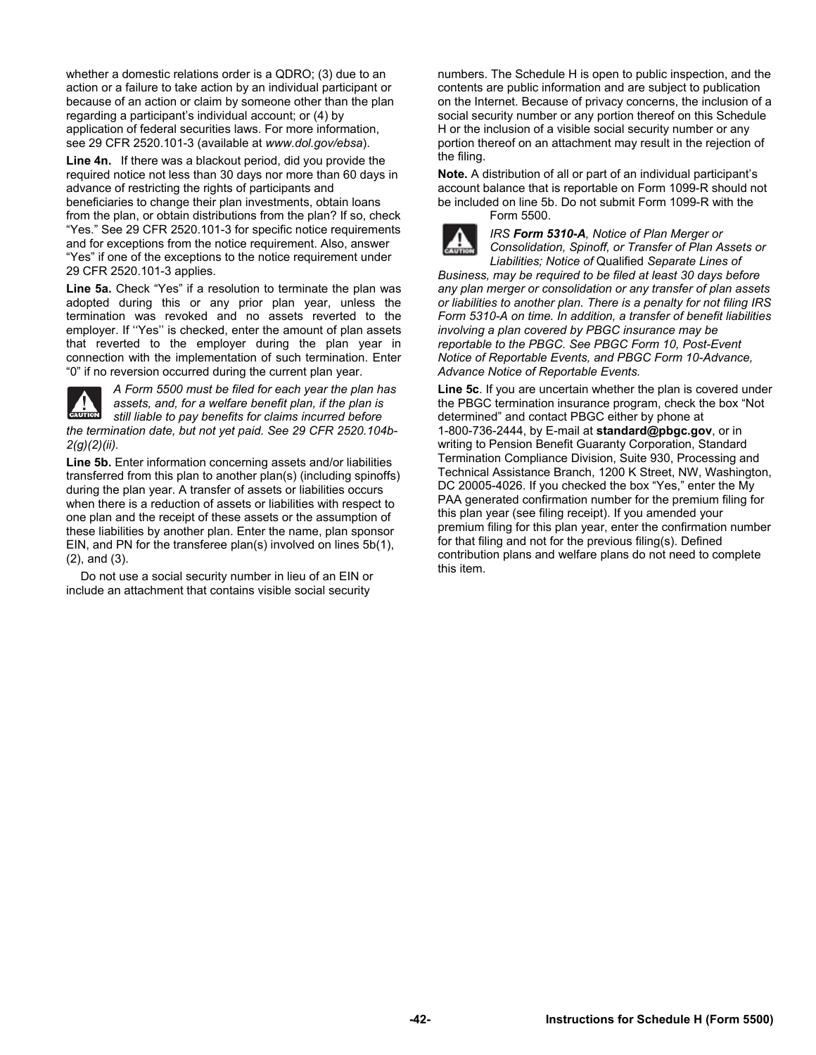whether a domestic relations order is a QDRO; (3) due to an action or a failure to take action by an individual participant or because of an action or claim by someone other than the plan regarding a participant's individual account; or (4) by application of federal securities laws. For more information, see 29 CFR 2520.101-3 (available at *www.dol.gov/ebsa*).

**Line 4n.** If there was a blackout period, did you provide the required notice not less than 30 days nor more than 60 days in advance of restricting the rights of participants and beneficiaries to change their plan investments, obtain loans from the plan, or obtain distributions from the plan? If so, check "Yes." See 29 CFR 2520.101-3 for specific notice requirements and for exceptions from the notice requirement. Also, answer "Yes" if one of the exceptions to the notice requirement under 29 CFR 2520.101-3 applies.

**Line 5a.** Check "Yes" if a resolution to terminate the plan was adopted during this or any prior plan year, unless the termination was revoked and no assets reverted to the employer. If ''Yes'' is checked, enter the amount of plan assets that reverted to the employer during the plan year in connection with the implementation of such termination. Enter "0" if no reversion occurred during the current plan year.

*CAUTION: A Form 5500 must be filed for each year the plan has assets, and, for a welfare benefit plan, if the plan is still liable to pay benefits for claims incurred before the termination date, but not yet paid. See 29 CFR 2520.104b-2(g)(2)(ii).*

**Line 5b.** Enter information concerning assets and/or liabilities transferred from this plan to another plan(s) (including spinoffs) during the plan year. A transfer of assets or liabilities occurs when there is a reduction of assets or liabilities with respect to one plan and the receipt of these assets or the assumption of these liabilities by another plan. Enter the name, plan sponsor EIN, and PN for the transferee plan(s) involved on lines 5b(1), (2), and (3).

Do not use a social security number in lieu of an EIN or include an attachment that contains visible social security numbers. The Schedule H is open to public inspection, and the contents are public information and are subject to publication on the Internet. Because of privacy concerns, the inclusion of a social security number or any portion thereof on this Schedule H or the inclusion of a visible social security number or any portion thereof on an attachment may result in the rejection of the filing.

**Note.** A distribution of all or part of an individual participant's account balance that is reportable on Form 1099-R should not be included on line 5b. Do not submit Form 1099-R with the Form 5500.

*CAUTION: IRS **Form 5310-A**, Notice of Plan Merger or Consolidation, Spinoff, or Transfer of Plan Assets or Liabilities; Notice of* Qualified *Separate Lines of Business, may be required to be filed at least 30 days before any plan merger or consolidation or any transfer of plan assets or liabilities to another plan. There is a penalty for not filing IRS Form 5310-A on time. In addition, a transfer of benefit liabilities involving a plan covered by PBGC insurance may be reportable to the PBGC. See PBGC Form 10, Post-Event Notice of Reportable Events, and PBGC Form 10-Advance, Advance Notice of Reportable Events.*

**Line 5c**. If you are uncertain whether the plan is covered under the PBGC termination insurance program, check the box "Not determined" and contact PBGC either by phone at 1-800-736-2444, by E-mail at **standard@pbgc.gov**, or in writing to Pension Benefit Guaranty Corporation, Standard Termination Compliance Division, Suite 930, Processing and Technical Assistance Branch, 1200 K Street, NW, Washington, DC 20005-4026. If you checked the box "Yes," enter the My PAA generated confirmation number for the premium filing for this plan year (see filing receipt). If you amended your premium filing for this plan year, enter the confirmation number for that filing and not for the previous filing(s). Defined contribution plans and welfare plans do not need to complete this item.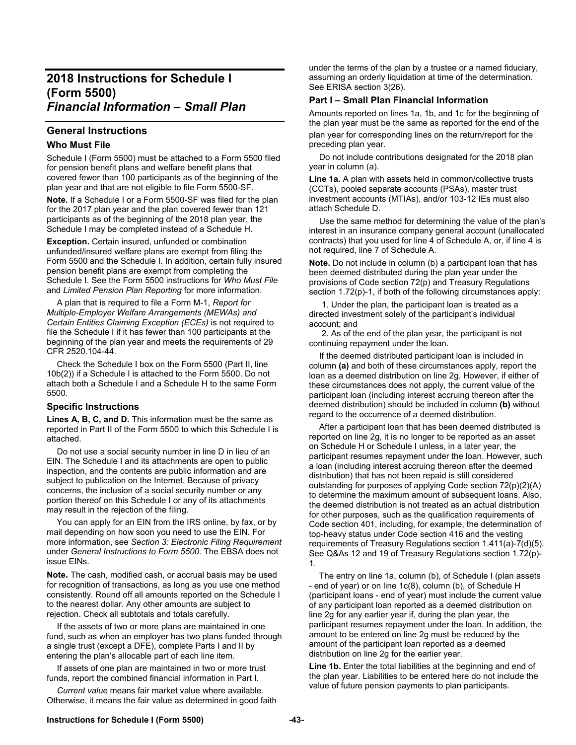# 2018 Instructions for Schedule I (Form 5500)
# *Financial Information – Small Plan*

## General Instructions

### Who Must File

Schedule I (Form 5500) must be attached to a Form 5500 filed for pension benefit plans and welfare benefit plans that covered fewer than 100 participants as of the beginning of the plan year and that are not eligible to file Form 5500-SF.

**Note.** If a Schedule I or a Form 5500-SF was filed for the plan for the 2017 plan year and the plan covered fewer than 121 participants as of the beginning of the 2018 plan year, the Schedule I may be completed instead of a Schedule H.

**Exception.** Certain insured, unfunded or combination unfunded/insured welfare plans are exempt from filing the Form 5500 and the Schedule I. In addition, certain fully insured pension benefit plans are exempt from completing the Schedule I. See the Form 5500 instructions for *Who Must File* and *Limited Pension Plan Reporting* for more information.

A plan that is required to file a Form M-1, *Report for Multiple-Employer Welfare Arrangements (MEWAs) and Certain Entities Claiming Exception (ECEs)* is not required to file the Schedule I if it has fewer than 100 participants at the beginning of the plan year and meets the requirements of 29 CFR 2520.104-44.

Check the Schedule I box on the Form 5500 (Part II, line 10b(2)) if a Schedule I is attached to the Form 5500. Do not attach both a Schedule I and a Schedule H to the same Form 5500.

### Specific Instructions

**Lines A, B, C, and D.** This information must be the same as reported in Part II of the Form 5500 to which this Schedule I is attached.

Do not use a social security number in line D in lieu of an EIN. The Schedule I and its attachments are open to public inspection, and the contents are public information and are subject to publication on the Internet. Because of privacy concerns, the inclusion of a social security number or any portion thereof on this Schedule I or any of its attachments may result in the rejection of the filing.

You can apply for an EIN from the IRS online, by fax, or by mail depending on how soon you need to use the EIN. For more information, see *Section 3: Electronic Filing Requirement* under *General Instructions to Form 5500*. The EBSA does not issue EINs.

**Note.** The cash, modified cash, or accrual basis may be used for recognition of transactions, as long as you use one method consistently. Round off all amounts reported on the Schedule I to the nearest dollar. Any other amounts are subject to rejection. Check all subtotals and totals carefully.

If the assets of two or more plans are maintained in one fund, such as when an employer has two plans funded through a single trust (except a DFE), complete Parts I and II by entering the plan's allocable part of each line item.

If assets of one plan are maintained in two or more trust funds, report the combined financial information in Part I.

*Current value* means fair market value where available. Otherwise, it means the fair value as determined in good faith under the terms of the plan by a trustee or a named fiduciary, assuming an orderly liquidation at time of the determination. See ERISA section 3(26).

### Part I – Small Plan Financial Information

Amounts reported on lines 1a, 1b, and 1c for the beginning of the plan year must be the same as reported for the end of the plan year for corresponding lines on the return/report for the preceding plan year.

Do not include contributions designated for the 2018 plan year in column (a).

**Line 1a.** A plan with assets held in common/collective trusts (CCTs), pooled separate accounts (PSAs), master trust investment accounts (MTIAs), and/or 103-12 IEs must also attach Schedule D.

Use the same method for determining the value of the plan's interest in an insurance company general account (unallocated contracts) that you used for line 4 of Schedule A, or, if line 4 is not required, line 7 of Schedule A.

**Note.** Do not include in column (b) a participant loan that has been deemed distributed during the plan year under the provisions of Code section 72(p) and Treasury Regulations section 1.72(p)-1, if both of the following circumstances apply:

1. Under the plan, the participant loan is treated as a directed investment solely of the participant's individual account; and
2. As of the end of the plan year, the participant is not continuing repayment under the loan.

If the deemed distributed participant loan is included in column **(a)** and both of these circumstances apply, report the loan as a deemed distribution on line 2g. However, if either of these circumstances does not apply, the current value of the participant loan (including interest accruing thereon after the deemed distribution) should be included in column **(b)** without regard to the occurrence of a deemed distribution.

After a participant loan that has been deemed distributed is reported on line 2g, it is no longer to be reported as an asset on Schedule H or Schedule I unless, in a later year, the participant resumes repayment under the loan. However, such a loan (including interest accruing thereon after the deemed distribution) that has not been repaid is still considered outstanding for purposes of applying Code section 72(p)(2)(A) to determine the maximum amount of subsequent loans. Also, the deemed distribution is not treated as an actual distribution for other purposes, such as the qualification requirements of Code section 401, including, for example, the determination of top-heavy status under Code section 416 and the vesting requirements of Treasury Regulations section 1.411(a)-7(d)(5). See Q&As 12 and 19 of Treasury Regulations section 1.72(p)-1.

The entry on line 1a, column (b), of Schedule I (plan assets - end of year) or on line 1c(8), column (b), of Schedule H (participant loans - end of year) must include the current value of any participant loan reported as a deemed distribution on line 2g for any earlier year if, during the plan year, the participant resumes repayment under the loan. In addition, the amount to be entered on line 2g must be reduced by the amount of the participant loan reported as a deemed distribution on line 2g for the earlier year.

**Line 1b.** Enter the total liabilities at the beginning and end of the plan year. Liabilities to be entered here do not include the value of future pension payments to plan participants.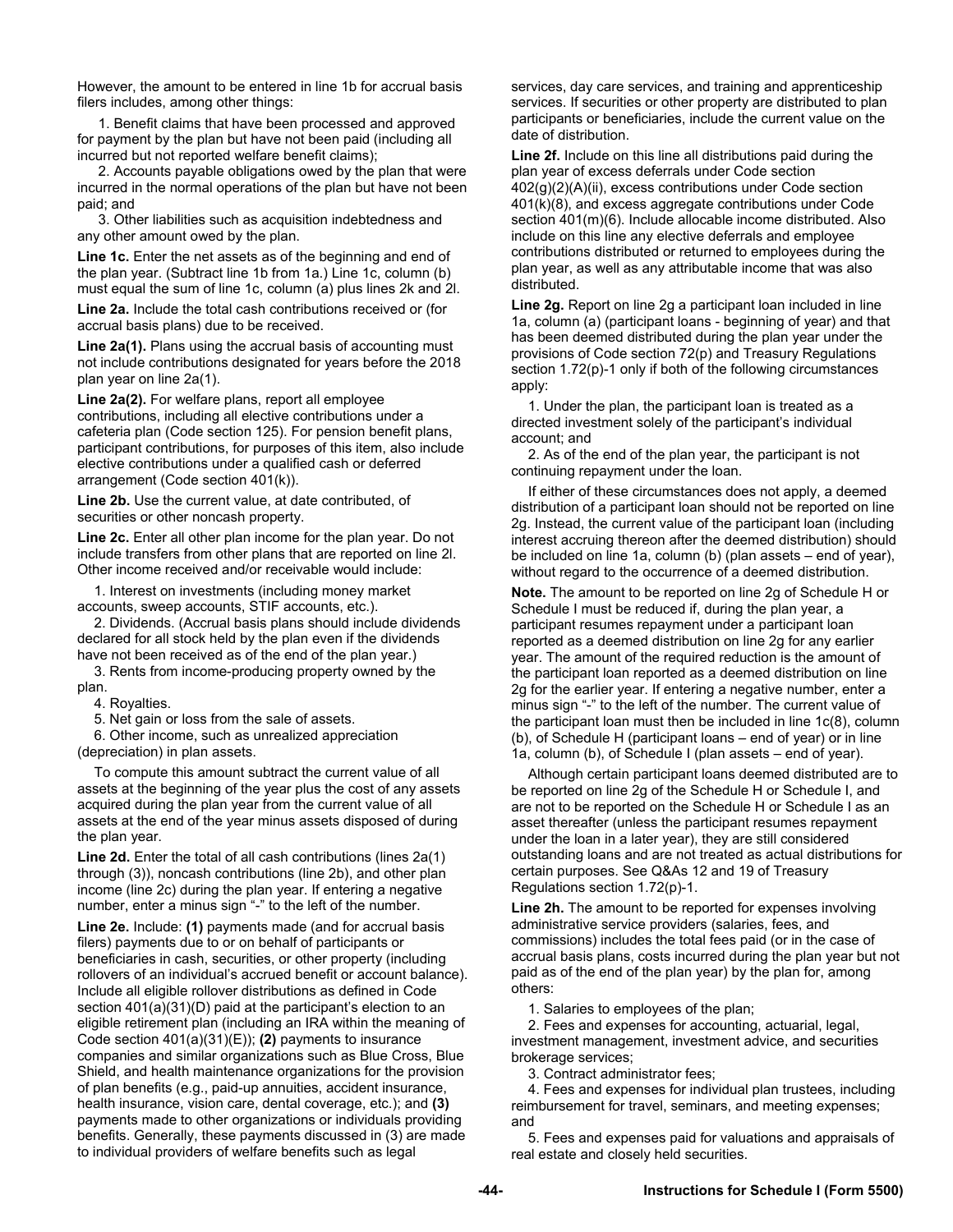However, the amount to be entered in line 1b for accrual basis filers includes, among other things:

1. Benefit claims that have been processed and approved for payment by the plan but have not been paid (including all incurred but not reported welfare benefit claims);

2. Accounts payable obligations owed by the plan that were incurred in the normal operations of the plan but have not been paid; and

3. Other liabilities such as acquisition indebtedness and any other amount owed by the plan.

**Line 1c.** Enter the net assets as of the beginning and end of the plan year. (Subtract line 1b from 1a.) Line 1c, column (b) must equal the sum of line 1c, column (a) plus lines 2k and 2l.

**Line 2a.** Include the total cash contributions received or (for accrual basis plans) due to be received.

**Line 2a(1).** Plans using the accrual basis of accounting must not include contributions designated for years before the 2018 plan year on line 2a(1).

**Line 2a(2).** For welfare plans, report all employee contributions, including all elective contributions under a cafeteria plan (Code section 125). For pension benefit plans, participant contributions, for purposes of this item, also include elective contributions under a qualified cash or deferred arrangement (Code section 401(k)).

**Line 2b.** Use the current value, at date contributed, of securities or other noncash property.

**Line 2c.** Enter all other plan income for the plan year. Do not include transfers from other plans that are reported on line 2l. Other income received and/or receivable would include:

1. Interest on investments (including money market accounts, sweep accounts, STIF accounts, etc.).
2. Dividends. (Accrual basis plans should include dividends declared for all stock held by the plan even if the dividends have not been received as of the end of the plan year.)
3. Rents from income-producing property owned by the plan.
4. Royalties.
5. Net gain or loss from the sale of assets.
6. Other income, such as unrealized appreciation (depreciation) in plan assets.

To compute this amount subtract the current value of all assets at the beginning of the year plus the cost of any assets acquired during the plan year from the current value of all assets at the end of the year minus assets disposed of during the plan year.

**Line 2d.** Enter the total of all cash contributions (lines 2a(1) through (3)), noncash contributions (line 2b), and other plan income (line 2c) during the plan year. If entering a negative number, enter a minus sign "-" to the left of the number.

**Line 2e.** Include: **(1)** payments made (and for accrual basis filers) payments due to or on behalf of participants or beneficiaries in cash, securities, or other property (including rollovers of an individual's accrued benefit or account balance). Include all eligible rollover distributions as defined in Code section 401(a)(31)(D) paid at the participant's election to an eligible retirement plan (including an IRA within the meaning of Code section 401(a)(31)(E)); **(2)** payments to insurance companies and similar organizations such as Blue Cross, Blue Shield, and health maintenance organizations for the provision of plan benefits (e.g., paid-up annuities, accident insurance, health insurance, vision care, dental coverage, etc.); and **(3)** payments made to other organizations or individuals providing benefits. Generally, these payments discussed in (3) are made to individual providers of welfare benefits such as legal services, day care services, and training and apprenticeship services. If securities or other property are distributed to plan participants or beneficiaries, include the current value on the date of distribution.

**Line 2f.** Include on this line all distributions paid during the plan year of excess deferrals under Code section 402(g)(2)(A)(ii), excess contributions under Code section 401(k)(8), and excess aggregate contributions under Code section 401(m)(6). Include allocable income distributed. Also include on this line any elective deferrals and employee contributions distributed or returned to employees during the plan year, as well as any attributable income that was also distributed.

**Line 2g.** Report on line 2g a participant loan included in line 1a, column (a) (participant loans - beginning of year) and that has been deemed distributed during the plan year under the provisions of Code section 72(p) and Treasury Regulations section 1.72(p)-1 only if both of the following circumstances apply:

1. Under the plan, the participant loan is treated as a directed investment solely of the participant's individual account; and

2. As of the end of the plan year, the participant is not continuing repayment under the loan.

If either of these circumstances does not apply, a deemed distribution of a participant loan should not be reported on line 2g. Instead, the current value of the participant loan (including interest accruing thereon after the deemed distribution) should be included on line 1a, column (b) (plan assets – end of year), without regard to the occurrence of a deemed distribution.

**Note.** The amount to be reported on line 2g of Schedule H or Schedule I must be reduced if, during the plan year, a participant resumes repayment under a participant loan reported as a deemed distribution on line 2g for any earlier year. The amount of the required reduction is the amount of the participant loan reported as a deemed distribution on line 2g for the earlier year. If entering a negative number, enter a minus sign "-" to the left of the number. The current value of the participant loan must then be included in line 1c(8), column (b), of Schedule H (participant loans – end of year) or in line 1a, column (b), of Schedule I (plan assets – end of year).

Although certain participant loans deemed distributed are to be reported on line 2g of the Schedule H or Schedule I, and are not to be reported on the Schedule H or Schedule I as an asset thereafter (unless the participant resumes repayment under the loan in a later year), they are still considered outstanding loans and are not treated as actual distributions for certain purposes. See Q&As 12 and 19 of Treasury Regulations section 1.72(p)-1.

**Line 2h.** The amount to be reported for expenses involving administrative service providers (salaries, fees, and commissions) includes the total fees paid (or in the case of accrual basis plans, costs incurred during the plan year but not paid as of the end of the plan year) by the plan for, among others:

1. Salaries to employees of the plan;
2. Fees and expenses for accounting, actuarial, legal, investment management, investment advice, and securities brokerage services;
3. Contract administrator fees;
4. Fees and expenses for individual plan trustees, including reimbursement for travel, seminars, and meeting expenses; and
5. Fees and expenses paid for valuations and appraisals of real estate and closely held securities.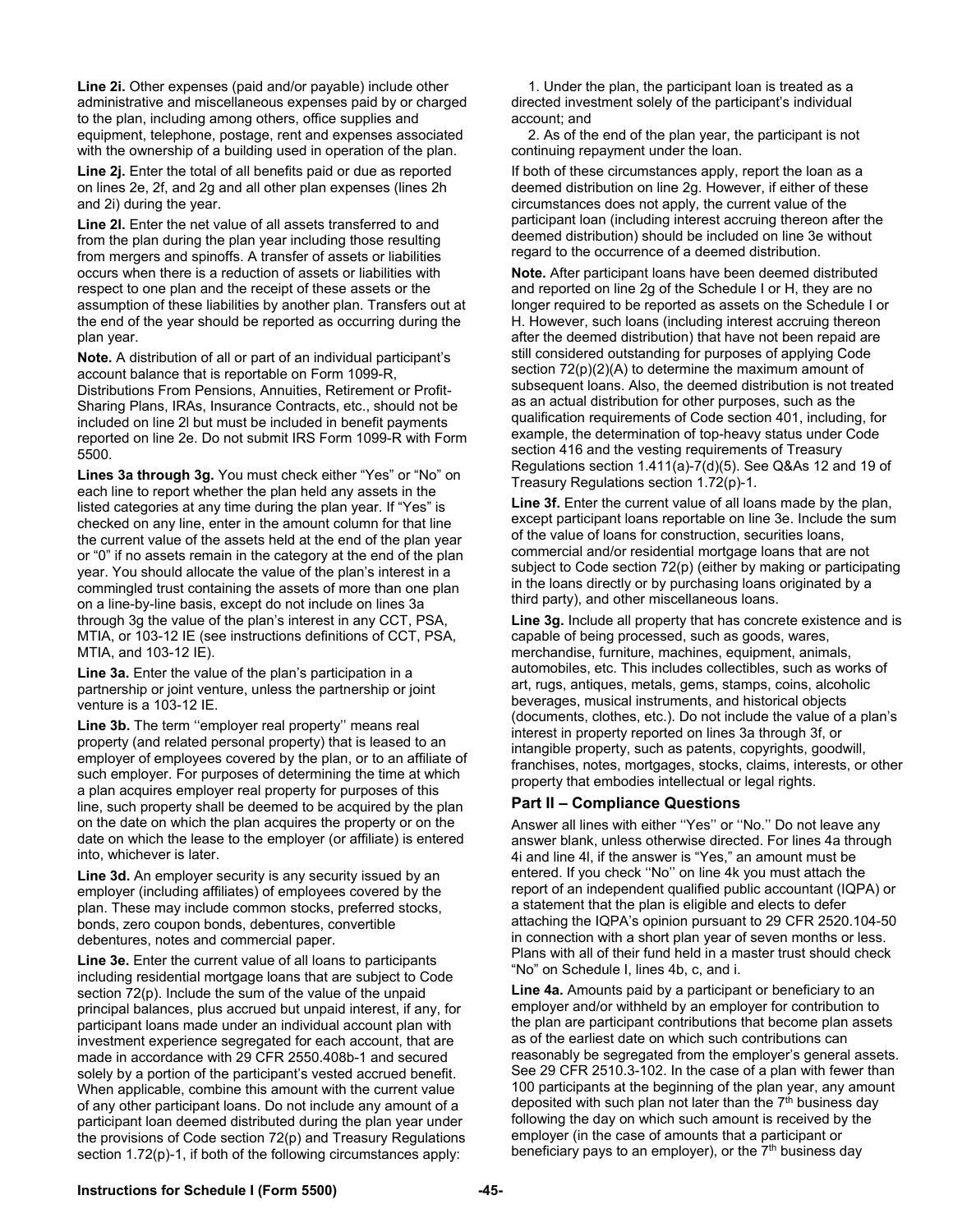**Line 2i.** Other expenses (paid and/or payable) include other administrative and miscellaneous expenses paid by or charged to the plan, including among others, office supplies and equipment, telephone, postage, rent and expenses associated with the ownership of a building used in operation of the plan.

**Line 2j.** Enter the total of all benefits paid or due as reported on lines 2e, 2f, and 2g and all other plan expenses (lines 2h and 2i) during the year.

**Line 2l.** Enter the net value of all assets transferred to and from the plan during the plan year including those resulting from mergers and spinoffs. A transfer of assets or liabilities occurs when there is a reduction of assets or liabilities with respect to one plan and the receipt of these assets or the assumption of these liabilities by another plan. Transfers out at the end of the year should be reported as occurring during the plan year.

**Note.** A distribution of all or part of an individual participant's account balance that is reportable on Form 1099-R, Distributions From Pensions, Annuities, Retirement or Profit-Sharing Plans, IRAs, Insurance Contracts, etc., should not be included on line 2l but must be included in benefit payments reported on line 2e. Do not submit IRS Form 1099-R with Form 5500.

**Lines 3a through 3g.** You must check either "Yes" or "No" on each line to report whether the plan held any assets in the listed categories at any time during the plan year. If "Yes" is checked on any line, enter in the amount column for that line the current value of the assets held at the end of the plan year or "0" if no assets remain in the category at the end of the plan year. You should allocate the value of the plan's interest in a commingled trust containing the assets of more than one plan on a line-by-line basis, except do not include on lines 3a through 3g the value of the plan's interest in any CCT, PSA, MTIA, or 103-12 IE (see instructions definitions of CCT, PSA, MTIA, and 103-12 IE).

**Line 3a.** Enter the value of the plan's participation in a partnership or joint venture, unless the partnership or joint venture is a 103-12 IE.

**Line 3b.** The term ''employer real property'' means real property (and related personal property) that is leased to an employer of employees covered by the plan, or to an affiliate of such employer. For purposes of determining the time at which a plan acquires employer real property for purposes of this line, such property shall be deemed to be acquired by the plan on the date on which the plan acquires the property or on the date on which the lease to the employer (or affiliate) is entered into, whichever is later.

**Line 3d.** An employer security is any security issued by an employer (including affiliates) of employees covered by the plan. These may include common stocks, preferred stocks, bonds, zero coupon bonds, debentures, convertible debentures, notes and commercial paper.

**Line 3e.** Enter the current value of all loans to participants including residential mortgage loans that are subject to Code section 72(p). Include the sum of the value of the unpaid principal balances, plus accrued but unpaid interest, if any, for participant loans made under an individual account plan with investment experience segregated for each account, that are made in accordance with 29 CFR 2550.408b-1 and secured solely by a portion of the participant's vested accrued benefit. When applicable, combine this amount with the current value of any other participant loans. Do not include any amount of a participant loan deemed distributed during the plan year under the provisions of Code section 72(p) and Treasury Regulations section 1.72(p)-1, if both of the following circumstances apply:

1. Under the plan, the participant loan is treated as a directed investment solely of the participant's individual account; and
2. As of the end of the plan year, the participant is not continuing repayment under the loan.

If both of these circumstances apply, report the loan as a deemed distribution on line 2g. However, if either of these circumstances does not apply, the current value of the participant loan (including interest accruing thereon after the deemed distribution) should be included on line 3e without regard to the occurrence of a deemed distribution.

**Note.** After participant loans have been deemed distributed and reported on line 2g of the Schedule I or H, they are no longer required to be reported as assets on the Schedule I or H. However, such loans (including interest accruing thereon after the deemed distribution) that have not been repaid are still considered outstanding for purposes of applying Code section 72(p)(2)(A) to determine the maximum amount of subsequent loans. Also, the deemed distribution is not treated as an actual distribution for other purposes, such as the qualification requirements of Code section 401, including, for example, the determination of top-heavy status under Code section 416 and the vesting requirements of Treasury Regulations section 1.411(a)-7(d)(5). See Q&As 12 and 19 of Treasury Regulations section 1.72(p)-1.

**Line 3f.** Enter the current value of all loans made by the plan, except participant loans reportable on line 3e. Include the sum of the value of loans for construction, securities loans, commercial and/or residential mortgage loans that are not subject to Code section 72(p) (either by making or participating in the loans directly or by purchasing loans originated by a third party), and other miscellaneous loans.

**Line 3g.** Include all property that has concrete existence and is capable of being processed, such as goods, wares, merchandise, furniture, machines, equipment, animals, automobiles, etc. This includes collectibles, such as works of art, rugs, antiques, metals, gems, stamps, coins, alcoholic beverages, musical instruments, and historical objects (documents, clothes, etc.). Do not include the value of a plan's interest in property reported on lines 3a through 3f, or intangible property, such as patents, copyrights, goodwill, franchises, notes, mortgages, stocks, claims, interests, or other property that embodies intellectual or legal rights.

### Part II – Compliance Questions

Answer all lines with either ''Yes'' or ''No.'' Do not leave any answer blank, unless otherwise directed. For lines 4a through 4i and line 4l, if the answer is "Yes," an amount must be entered. If you check ''No'' on line 4k you must attach the report of an independent qualified public accountant (IQPA) or a statement that the plan is eligible and elects to defer attaching the IQPA's opinion pursuant to 29 CFR 2520.104-50 in connection with a short plan year of seven months or less. Plans with all of their fund held in a master trust should check "No" on Schedule I, lines 4b, c, and i.

**Line 4a.** Amounts paid by a participant or beneficiary to an employer and/or withheld by an employer for contribution to the plan are participant contributions that become plan assets as of the earliest date on which such contributions can reasonably be segregated from the employer's general assets. See 29 CFR 2510.3-102. In the case of a plan with fewer than 100 participants at the beginning of the plan year, any amount deposited with such plan not later than the 7th business day following the day on which such amount is received by the employer (in the case of amounts that a participant or beneficiary pays to an employer), or the 7th business day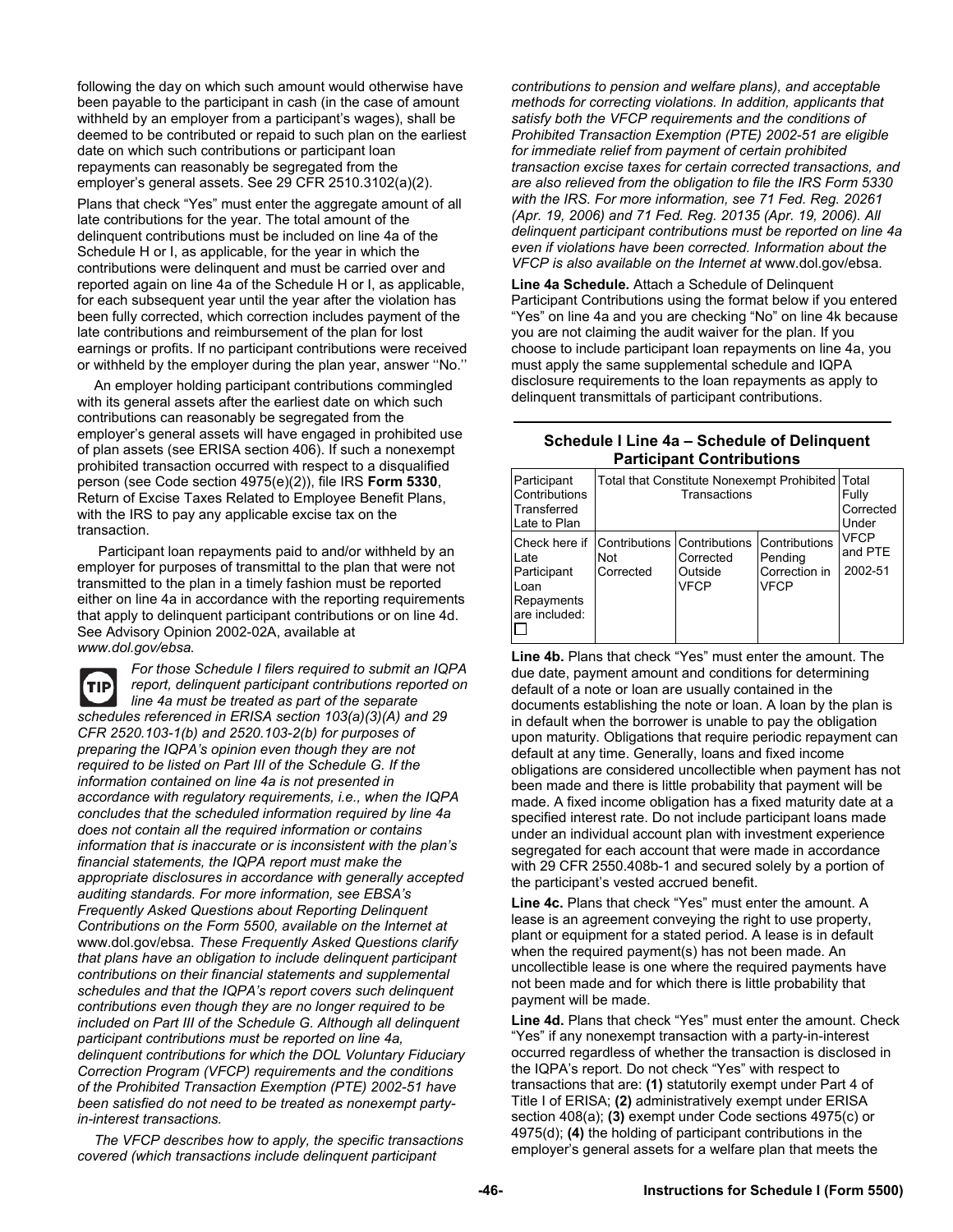following the day on which such amount would otherwise have been payable to the participant in cash (in the case of amount withheld by an employer from a participant's wages), shall be deemed to be contributed or repaid to such plan on the earliest date on which such contributions or participant loan repayments can reasonably be segregated from the employer's general assets. See 29 CFR 2510.3102(a)(2).

Plans that check "Yes" must enter the aggregate amount of all late contributions for the year. The total amount of the delinquent contributions must be included on line 4a of the Schedule H or I, as applicable, for the year in which the contributions were delinquent and must be carried over and reported again on line 4a of the Schedule H or I, as applicable, for each subsequent year until the year after the violation has been fully corrected, which correction includes payment of the late contributions and reimbursement of the plan for lost earnings or profits. If no participant contributions were received or withheld by the employer during the plan year, answer ''No.''

An employer holding participant contributions commingled with its general assets after the earliest date on which such contributions can reasonably be segregated from the employer's general assets will have engaged in prohibited use of plan assets (see ERISA section 406). If such a nonexempt prohibited transaction occurred with respect to a disqualified person (see Code section 4975(e)(2)), file IRS **Form 5330**, Return of Excise Taxes Related to Employee Benefit Plans, with the IRS to pay any applicable excise tax on the transaction.

Participant loan repayments paid to and/or withheld by an employer for purposes of transmittal to the plan that were not transmitted to the plan in a timely fashion must be reported either on line 4a in accordance with the reporting requirements that apply to delinquent participant contributions or on line 4d. See Advisory Opinion 2002-02A, available at *www.dol.gov/ebsa.*

**TIP** *For those Schedule I filers required to submit an IQPA report, delinquent participant contributions reported on line 4a must be treated as part of the separate schedules referenced in ERISA section 103(a)(3)(A) and 29 CFR 2520.103-1(b) and 2520.103-2(b) for purposes of preparing the IQPA's opinion even though they are not required to be listed on Part III of the Schedule G. If the information contained on line 4a is not presented in accordance with regulatory requirements, i.e., when the IQPA concludes that the scheduled information required by line 4a does not contain all the required information or contains information that is inaccurate or is inconsistent with the plan's financial statements, the IQPA report must make the appropriate disclosures in accordance with generally accepted auditing standards. For more information, see EBSA's Frequently Asked Questions about Reporting Delinquent Contributions on the Form 5500, available on the Internet at* www.dol.gov/ebsa*. These Frequently Asked Questions clarify that plans have an obligation to include delinquent participant contributions on their financial statements and supplemental schedules and that the IQPA's report covers such delinquent contributions even though they are no longer required to be included on Part III of the Schedule G. Although all delinquent participant contributions must be reported on line 4a, delinquent contributions for which the DOL Voluntary Fiduciary Correction Program (VFCP) requirements and the conditions of the Prohibited Transaction Exemption (PTE) 2002-51 have been satisfied do not need to be treated as nonexempt party-in-interest transactions.*

*The VFCP describes how to apply, the specific transactions covered (which transactions include delinquent participant contributions to pension and welfare plans), and acceptable methods for correcting violations. In addition, applicants that satisfy both the VFCP requirements and the conditions of Prohibited Transaction Exemption (PTE) 2002-51 are eligible for immediate relief from payment of certain prohibited transaction excise taxes for certain corrected transactions, and are also relieved from the obligation to file the IRS Form 5330 with the IRS. For more information, see 71 Fed. Reg. 20261 (Apr. 19, 2006) and 71 Fed. Reg. 20135 (Apr. 19, 2006). All delinquent participant contributions must be reported on line 4a even if violations have been corrected. Information about the VFCP is also available on the Internet at* www.dol.gov/ebsa*.*

**Line 4a Schedule.** Attach a Schedule of Delinquent Participant Contributions using the format below if you entered "Yes" on line 4a and you are checking "No" on line 4k because you are not claiming the audit waiver for the plan. If you choose to include participant loan repayments on line 4a, you must apply the same supplemental schedule and IQPA disclosure requirements to the loan repayments as apply to delinquent transmittals of participant contributions.

**Schedule I Line 4a – Schedule of Delinquent Participant Contributions**

| Participant Contributions Transferred Late to Plan | Total that Constitute Nonexempt Prohibited Transactions | | | Total Fully Corrected Under VFCP and PTE 2002-51 |
|---|---|---|---|---|
| Check here if Late Participant Loan Repayments are included: ☐ | Contributions Not Corrected | Contributions Corrected Outside VFCP | Contributions Pending Correction in VFCP | |

**Line 4b.** Plans that check "Yes" must enter the amount. The due date, payment amount and conditions for determining default of a note or loan are usually contained in the documents establishing the note or loan. A loan by the plan is in default when the borrower is unable to pay the obligation upon maturity. Obligations that require periodic repayment can default at any time. Generally, loans and fixed income obligations are considered uncollectible when payment has not been made and there is little probability that payment will be made. A fixed income obligation has a fixed maturity date at a specified interest rate. Do not include participant loans made under an individual account plan with investment experience segregated for each account that were made in accordance with 29 CFR 2550.408b-1 and secured solely by a portion of the participant's vested accrued benefit.

**Line 4c.** Plans that check "Yes" must enter the amount. A lease is an agreement conveying the right to use property, plant or equipment for a stated period. A lease is in default when the required payment(s) has not been made. An uncollectible lease is one where the required payments have not been made and for which there is little probability that payment will be made.

**Line 4d.** Plans that check "Yes" must enter the amount. Check "Yes" if any nonexempt transaction with a party-in-interest occurred regardless of whether the transaction is disclosed in the IQPA's report. Do not check "Yes" with respect to transactions that are: **(1)** statutorily exempt under Part 4 of Title I of ERISA; **(2)** administratively exempt under ERISA section 408(a); **(3)** exempt under Code sections 4975(c) or 4975(d); **(4)** the holding of participant contributions in the employer's general assets for a welfare plan that meets the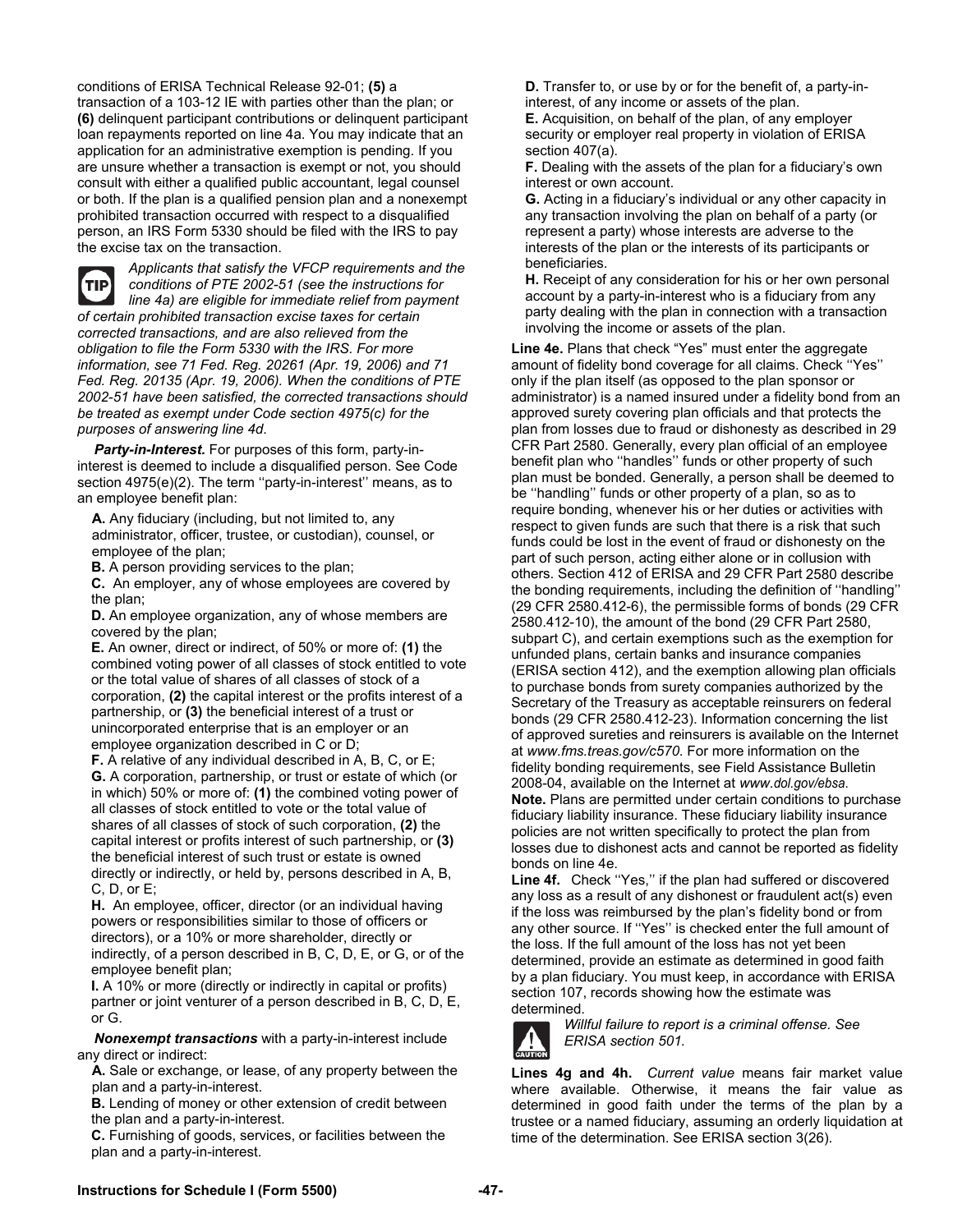conditions of ERISA Technical Release 92-01; **(5)** a transaction of a 103-12 IE with parties other than the plan; or **(6)** delinquent participant contributions or delinquent participant loan repayments reported on line 4a. You may indicate that an application for an administrative exemption is pending. If you are unsure whether a transaction is exempt or not, you should consult with either a qualified public accountant, legal counsel or both. If the plan is a qualified pension plan and a nonexempt prohibited transaction occurred with respect to a disqualified person, an IRS Form 5330 should be filed with the IRS to pay the excise tax on the transaction.

TIP *Applicants that satisfy the VFCP requirements and the conditions of PTE 2002-51 (see the instructions for line 4a) are eligible for immediate relief from payment of certain prohibited transaction excise taxes for certain corrected transactions, and are also relieved from the obligation to file the Form 5330 with the IRS. For more information, see 71 Fed. Reg. 20261 (Apr. 19, 2006) and 71 Fed. Reg. 20135 (Apr. 19, 2006). When the conditions of PTE 2002-51 have been satisfied, the corrected transactions should be treated as exempt under Code section 4975(c) for the purposes of answering line 4d.*

***Party-in-Interest.*** For purposes of this form, party-in-interest is deemed to include a disqualified person. See Code section 4975(e)(2). The term ''party-in-interest'' means, as to an employee benefit plan:

**A.** Any fiduciary (including, but not limited to, any administrator, officer, trustee, or custodian), counsel, or employee of the plan;
**B.** A person providing services to the plan;
**C.** An employer, any of whose employees are covered by the plan;
**D.** An employee organization, any of whose members are covered by the plan;
**E.** An owner, direct or indirect, of 50% or more of: **(1)** the combined voting power of all classes of stock entitled to vote or the total value of shares of all classes of stock of a corporation, **(2)** the capital interest or the profits interest of a partnership, or **(3)** the beneficial interest of a trust or unincorporated enterprise that is an employer or an employee organization described in C or D;
**F.** A relative of any individual described in A, B, C, or E;
**G.** A corporation, partnership, or trust or estate of which (or in which) 50% or more of: **(1)** the combined voting power of all classes of stock entitled to vote or the total value of shares of all classes of stock of such corporation, **(2)** the capital interest or profits interest of such partnership, or **(3)** the beneficial interest of such trust or estate is owned directly or indirectly, or held by, persons described in A, B, C, D, or E;
**H.** An employee, officer, director (or an individual having powers or responsibilities similar to those of officers or directors), or a 10% or more shareholder, directly or indirectly, of a person described in B, C, D, E, or G, or of the employee benefit plan;
**I.** A 10% or more (directly or indirectly in capital or profits) partner or joint venturer of a person described in B, C, D, E, or G.

***Nonexempt transactions*** with a party-in-interest include any direct or indirect:

**A.** Sale or exchange, or lease, of any property between the plan and a party-in-interest.
**B.** Lending of money or other extension of credit between the plan and a party-in-interest.
**C.** Furnishing of goods, services, or facilities between the plan and a party-in-interest.
**D.** Transfer to, or use by or for the benefit of, a party-in-interest, of any income or assets of the plan.
**E.** Acquisition, on behalf of the plan, of any employer security or employer real property in violation of ERISA section 407(a).
**F.** Dealing with the assets of the plan for a fiduciary's own interest or own account.
**G.** Acting in a fiduciary's individual or any other capacity in any transaction involving the plan on behalf of a party (or represent a party) whose interests are adverse to the interests of the plan or the interests of its participants or beneficiaries.
**H.** Receipt of any consideration for his or her own personal account by a party-in-interest who is a fiduciary from any party dealing with the plan in connection with a transaction involving the income or assets of the plan.

**Line 4e.** Plans that check "Yes" must enter the aggregate amount of fidelity bond coverage for all claims. Check ''Yes'' only if the plan itself (as opposed to the plan sponsor or administrator) is a named insured under a fidelity bond from an approved surety covering plan officials and that protects the plan from losses due to fraud or dishonesty as described in 29 CFR Part 2580. Generally, every plan official of an employee benefit plan who ''handles'' funds or other property of such plan must be bonded. Generally, a person shall be deemed to be ''handling'' funds or other property of a plan, so as to require bonding, whenever his or her duties or activities with respect to given funds are such that there is a risk that such funds could be lost in the event of fraud or dishonesty on the part of such person, acting either alone or in collusion with others. Section 412 of ERISA and 29 CFR Part 2580 describe the bonding requirements, including the definition of ''handling'' (29 CFR 2580.412-6), the permissible forms of bonds (29 CFR 2580.412-10), the amount of the bond (29 CFR Part 2580, subpart C), and certain exemptions such as the exemption for unfunded plans, certain banks and insurance companies (ERISA section 412), and the exemption allowing plan officials to purchase bonds from surety companies authorized by the Secretary of the Treasury as acceptable reinsurers on federal bonds (29 CFR 2580.412-23). Information concerning the list of approved sureties and reinsurers is available on the Internet at *www.fms.treas.gov/c570.* For more information on the fidelity bonding requirements, see Field Assistance Bulletin 2008-04, available on the Internet at *www.dol.gov/ebsa.*

**Note.** Plans are permitted under certain conditions to purchase fiduciary liability insurance. These fiduciary liability insurance policies are not written specifically to protect the plan from losses due to dishonest acts and cannot be reported as fidelity bonds on line 4e.

**Line 4f.** Check ''Yes,'' if the plan had suffered or discovered any loss as a result of any dishonest or fraudulent act(s) even if the loss was reimbursed by the plan's fidelity bond or from any other source. If ''Yes'' is checked enter the full amount of the loss. If the full amount of the loss has not yet been determined, provide an estimate as determined in good faith by a plan fiduciary. You must keep, in accordance with ERISA section 107, records showing how the estimate was determined.

CAUTION *Willful failure to report is a criminal offense. See ERISA section 501.*

**Lines 4g and 4h.** *Current value* means fair market value where available. Otherwise, it means the fair value as determined in good faith under the terms of the plan by a trustee or a named fiduciary, assuming an orderly liquidation at time of the determination. See ERISA section 3(26).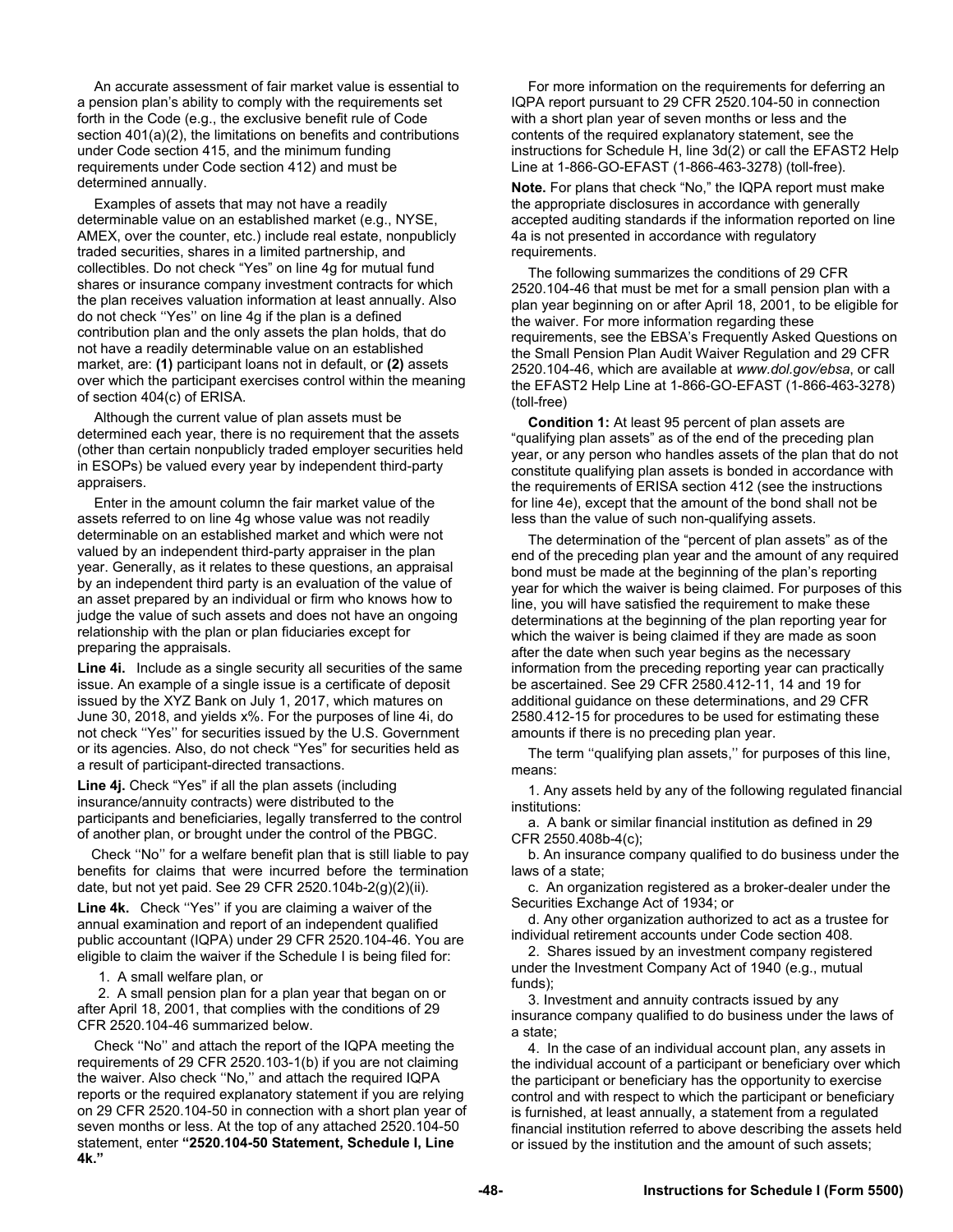An accurate assessment of fair market value is essential to a pension plan's ability to comply with the requirements set forth in the Code (e.g., the exclusive benefit rule of Code section 401(a)(2), the limitations on benefits and contributions under Code section 415, and the minimum funding requirements under Code section 412) and must be determined annually.

Examples of assets that may not have a readily determinable value on an established market (e.g., NYSE, AMEX, over the counter, etc.) include real estate, nonpublicly traded securities, shares in a limited partnership, and collectibles. Do not check "Yes" on line 4g for mutual fund shares or insurance company investment contracts for which the plan receives valuation information at least annually. Also do not check ''Yes'' on line 4g if the plan is a defined contribution plan and the only assets the plan holds, that do not have a readily determinable value on an established market, are: **(1)** participant loans not in default, or **(2)** assets over which the participant exercises control within the meaning of section 404(c) of ERISA.

Although the current value of plan assets must be determined each year, there is no requirement that the assets (other than certain nonpublicly traded employer securities held in ESOPs) be valued every year by independent third-party appraisers.

Enter in the amount column the fair market value of the assets referred to on line 4g whose value was not readily determinable on an established market and which were not valued by an independent third-party appraiser in the plan year. Generally, as it relates to these questions, an appraisal by an independent third party is an evaluation of the value of an asset prepared by an individual or firm who knows how to judge the value of such assets and does not have an ongoing relationship with the plan or plan fiduciaries except for preparing the appraisals.

**Line 4i.** Include as a single security all securities of the same issue. An example of a single issue is a certificate of deposit issued by the XYZ Bank on July 1, 2017, which matures on June 30, 2018, and yields x%. For the purposes of line 4i, do not check ''Yes'' for securities issued by the U.S. Government or its agencies. Also, do not check "Yes" for securities held as a result of participant-directed transactions.

**Line 4j.** Check "Yes" if all the plan assets (including insurance/annuity contracts) were distributed to the participants and beneficiaries, legally transferred to the control of another plan, or brought under the control of the PBGC.

Check ''No'' for a welfare benefit plan that is still liable to pay benefits for claims that were incurred before the termination date, but not yet paid. See 29 CFR 2520.104b-2(g)(2)(ii).

**Line 4k.** Check ''Yes'' if you are claiming a waiver of the annual examination and report of an independent qualified public accountant (IQPA) under 29 CFR 2520.104-46. You are eligible to claim the waiver if the Schedule I is being filed for:

1. A small welfare plan, or
2. A small pension plan for a plan year that began on or after April 18, 2001, that complies with the conditions of 29 CFR 2520.104-46 summarized below.

Check ''No'' and attach the report of the IQPA meeting the requirements of 29 CFR 2520.103-1(b) if you are not claiming the waiver. Also check ''No,'' and attach the required IQPA reports or the required explanatory statement if you are relying on 29 CFR 2520.104-50 in connection with a short plan year of seven months or less. At the top of any attached 2520.104-50 statement, enter **"2520.104-50 Statement, Schedule I, Line 4k."**

For more information on the requirements for deferring an IQPA report pursuant to 29 CFR 2520.104-50 in connection with a short plan year of seven months or less and the contents of the required explanatory statement, see the instructions for Schedule H, line 3d(2) or call the EFAST2 Help Line at 1-866-GO-EFAST (1-866-463-3278) (toll-free).

**Note.** For plans that check "No," the IQPA report must make the appropriate disclosures in accordance with generally accepted auditing standards if the information reported on line 4a is not presented in accordance with regulatory requirements.

The following summarizes the conditions of 29 CFR 2520.104-46 that must be met for a small pension plan with a plan year beginning on or after April 18, 2001, to be eligible for the waiver. For more information regarding these requirements, see the EBSA's Frequently Asked Questions on the Small Pension Plan Audit Waiver Regulation and 29 CFR 2520.104-46, which are available at *www.dol.gov/ebsa*, or call the EFAST2 Help Line at 1-866-GO-EFAST (1-866-463-3278) (toll-free)

**Condition 1:** At least 95 percent of plan assets are "qualifying plan assets" as of the end of the preceding plan year, or any person who handles assets of the plan that do not constitute qualifying plan assets is bonded in accordance with the requirements of ERISA section 412 (see the instructions for line 4e), except that the amount of the bond shall not be less than the value of such non-qualifying assets.

The determination of the "percent of plan assets" as of the end of the preceding plan year and the amount of any required bond must be made at the beginning of the plan's reporting year for which the waiver is being claimed. For purposes of this line, you will have satisfied the requirement to make these determinations at the beginning of the plan reporting year for which the waiver is being claimed if they are made as soon after the date when such year begins as the necessary information from the preceding reporting year can practically be ascertained. See 29 CFR 2580.412-11, 14 and 19 for additional guidance on these determinations, and 29 CFR 2580.412-15 for procedures to be used for estimating these amounts if there is no preceding plan year.

The term ''qualifying plan assets,'' for purposes of this line, means:

1. Any assets held by any of the following regulated financial institutions:
   a. A bank or similar financial institution as defined in 29 CFR 2550.408b-4(c);
   b. An insurance company qualified to do business under the laws of a state;
   c. An organization registered as a broker-dealer under the Securities Exchange Act of 1934; or
   d. Any other organization authorized to act as a trustee for individual retirement accounts under Code section 408.
2. Shares issued by an investment company registered under the Investment Company Act of 1940 (e.g., mutual funds);
3. Investment and annuity contracts issued by any insurance company qualified to do business under the laws of a state;
4. In the case of an individual account plan, any assets in the individual account of a participant or beneficiary over which the participant or beneficiary has the opportunity to exercise control and with respect to which the participant or beneficiary is furnished, at least annually, a statement from a regulated financial institution referred to above describing the assets held or issued by the institution and the amount of such assets;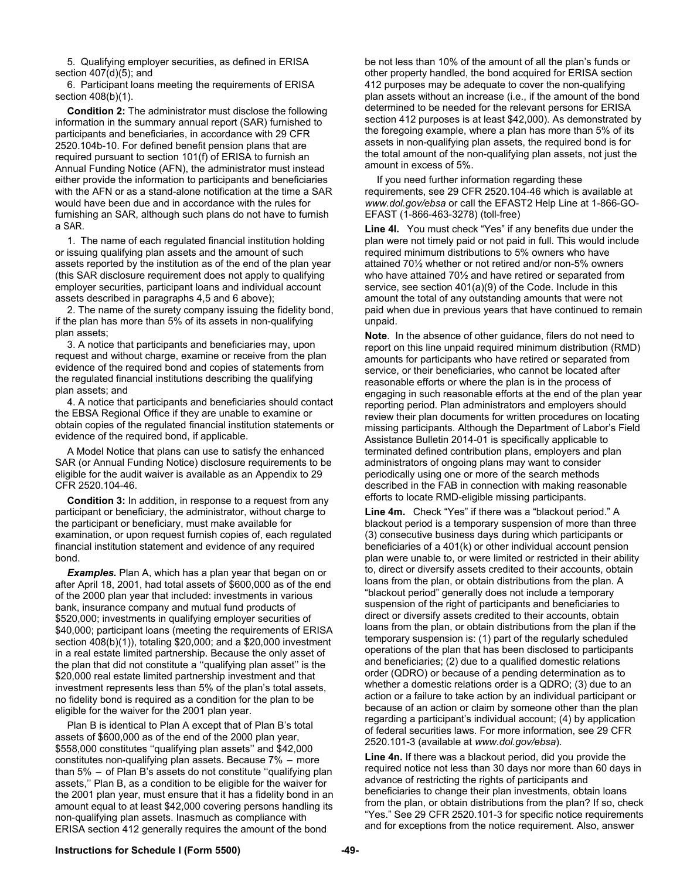5. Qualifying employer securities, as defined in ERISA section 407(d)(5); and

6. Participant loans meeting the requirements of ERISA section 408(b)(1).

**Condition 2:** The administrator must disclose the following information in the summary annual report (SAR) furnished to participants and beneficiaries, in accordance with 29 CFR 2520.104b-10. For defined benefit pension plans that are required pursuant to section 101(f) of ERISA to furnish an Annual Funding Notice (AFN), the administrator must instead either provide the information to participants and beneficiaries with the AFN or as a stand-alone notification at the time a SAR would have been due and in accordance with the rules for furnishing an SAR, although such plans do not have to furnish a SAR.

1. The name of each regulated financial institution holding or issuing qualifying plan assets and the amount of such assets reported by the institution as of the end of the plan year (this SAR disclosure requirement does not apply to qualifying employer securities, participant loans and individual account assets described in paragraphs 4,5 and 6 above);

2. The name of the surety company issuing the fidelity bond, if the plan has more than 5% of its assets in non-qualifying plan assets;

3. A notice that participants and beneficiaries may, upon request and without charge, examine or receive from the plan evidence of the required bond and copies of statements from the regulated financial institutions describing the qualifying plan assets; and

4. A notice that participants and beneficiaries should contact the EBSA Regional Office if they are unable to examine or obtain copies of the regulated financial institution statements or evidence of the required bond, if applicable.

A Model Notice that plans can use to satisfy the enhanced SAR (or Annual Funding Notice) disclosure requirements to be eligible for the audit waiver is available as an Appendix to 29 CFR 2520.104-46.

**Condition 3:** In addition, in response to a request from any participant or beneficiary, the administrator, without charge to the participant or beneficiary, must make available for examination, or upon request furnish copies of, each regulated financial institution statement and evidence of any required bond.

***Examples.*** Plan A, which has a plan year that began on or after April 18, 2001, had total assets of $600,000 as of the end of the 2000 plan year that included: investments in various bank, insurance company and mutual fund products of $520,000; investments in qualifying employer securities of $40,000; participant loans (meeting the requirements of ERISA section 408(b)(1)), totaling $20,000; and a $20,000 investment in a real estate limited partnership. Because the only asset of the plan that did not constitute a ''qualifying plan asset'' is the $20,000 real estate limited partnership investment and that investment represents less than 5% of the plan's total assets, no fidelity bond is required as a condition for the plan to be eligible for the waiver for the 2001 plan year.

Plan B is identical to Plan A except that of Plan B's total assets of $600,000 as of the end of the 2000 plan year, $558,000 constitutes ''qualifying plan assets'' and $42,000 constitutes non-qualifying plan assets. Because 7% – more than 5% – of Plan B's assets do not constitute ''qualifying plan assets,'' Plan B, as a condition to be eligible for the waiver for the 2001 plan year, must ensure that it has a fidelity bond in an amount equal to at least $42,000 covering persons handling its non-qualifying plan assets. Inasmuch as compliance with ERISA section 412 generally requires the amount of the bond be not less than 10% of the amount of all the plan's funds or other property handled, the bond acquired for ERISA section 412 purposes may be adequate to cover the non-qualifying plan assets without an increase (i.e., if the amount of the bond determined to be needed for the relevant persons for ERISA section 412 purposes is at least $42,000). As demonstrated by the foregoing example, where a plan has more than 5% of its assets in non-qualifying plan assets, the required bond is for the total amount of the non-qualifying plan assets, not just the amount in excess of 5%.

If you need further information regarding these requirements, see 29 CFR 2520.104-46 which is available at *www.dol.gov/ebsa* or call the EFAST2 Help Line at 1-866-GO-EFAST (1-866-463-3278) (toll-free)

**Line 4l.** You must check "Yes" if any benefits due under the plan were not timely paid or not paid in full. This would include required minimum distributions to 5% owners who have attained 70½ whether or not retired and/or non-5% owners who have attained 70½ and have retired or separated from service, see section 401(a)(9) of the Code. Include in this amount the total of any outstanding amounts that were not paid when due in previous years that have continued to remain unpaid.

**Note**. In the absence of other guidance, filers do not need to report on this line unpaid required minimum distribution (RMD) amounts for participants who have retired or separated from service, or their beneficiaries, who cannot be located after reasonable efforts or where the plan is in the process of engaging in such reasonable efforts at the end of the plan year reporting period. Plan administrators and employers should review their plan documents for written procedures on locating missing participants. Although the Department of Labor's Field Assistance Bulletin 2014-01 is specifically applicable to terminated defined contribution plans, employers and plan administrators of ongoing plans may want to consider periodically using one or more of the search methods described in the FAB in connection with making reasonable efforts to locate RMD-eligible missing participants.

**Line 4m.** Check "Yes" if there was a "blackout period." A blackout period is a temporary suspension of more than three (3) consecutive business days during which participants or beneficiaries of a 401(k) or other individual account pension plan were unable to, or were limited or restricted in their ability to, direct or diversify assets credited to their accounts, obtain loans from the plan, or obtain distributions from the plan. A "blackout period" generally does not include a temporary suspension of the right of participants and beneficiaries to direct or diversify assets credited to their accounts, obtain loans from the plan, or obtain distributions from the plan if the temporary suspension is: (1) part of the regularly scheduled operations of the plan that has been disclosed to participants and beneficiaries; (2) due to a qualified domestic relations order (QDRO) or because of a pending determination as to whether a domestic relations order is a QDRO; (3) due to an action or a failure to take action by an individual participant or because of an action or claim by someone other than the plan regarding a participant's individual account; (4) by application of federal securities laws. For more information, see 29 CFR 2520.101-3 (available at *www.dol.gov/ebsa*).

**Line 4n.** If there was a blackout period, did you provide the required notice not less than 30 days nor more than 60 days in advance of restricting the rights of participants and beneficiaries to change their plan investments, obtain loans from the plan, or obtain distributions from the plan? If so, check "Yes." See 29 CFR 2520.101-3 for specific notice requirements and for exceptions from the notice requirement. Also, answer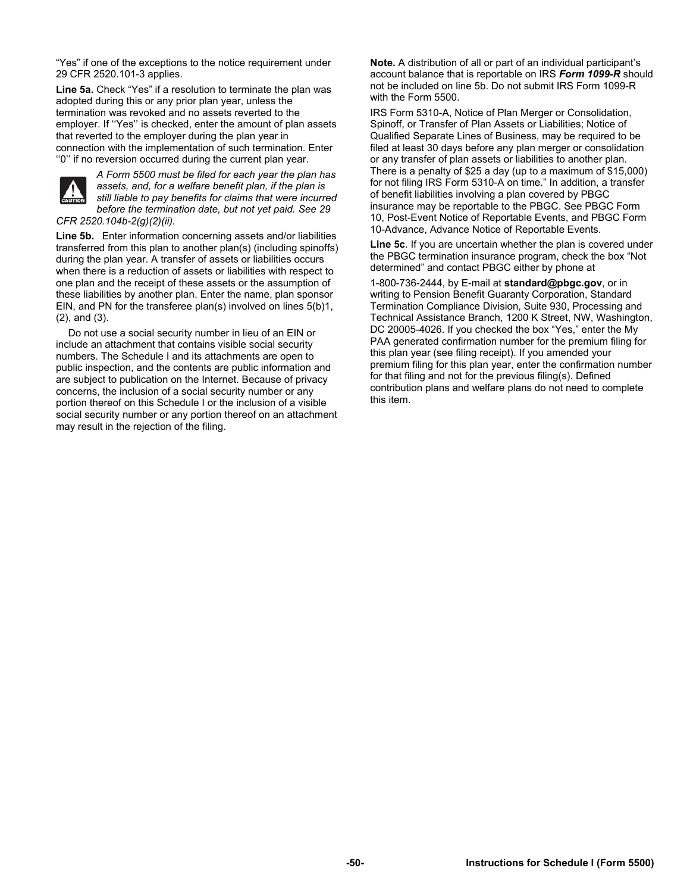"Yes" if one of the exceptions to the notice requirement under 29 CFR 2520.101-3 applies.

**Line 5a.** Check "Yes" if a resolution to terminate the plan was adopted during this or any prior plan year, unless the termination was revoked and no assets reverted to the employer. If ''Yes'' is checked, enter the amount of plan assets that reverted to the employer during the plan year in connection with the implementation of such termination. Enter ''0'' if no reversion occurred during the current plan year.

*CAUTION: A Form 5500 must be filed for each year the plan has assets, and, for a welfare benefit plan, if the plan is still liable to pay benefits for claims that were incurred before the termination date, but not yet paid. See 29 CFR 2520.104b-2(g)(2)(ii).*

**Line 5b.** Enter information concerning assets and/or liabilities transferred from this plan to another plan(s) (including spinoffs) during the plan year. A transfer of assets or liabilities occurs when there is a reduction of assets or liabilities with respect to one plan and the receipt of these assets or the assumption of these liabilities by another plan. Enter the name, plan sponsor EIN, and PN for the transferee plan(s) involved on lines 5(b)1, (2), and (3).

Do not use a social security number in lieu of an EIN or include an attachment that contains visible social security numbers. The Schedule I and its attachments are open to public inspection, and the contents are public information and are subject to publication on the Internet. Because of privacy concerns, the inclusion of a social security number or any portion thereof on this Schedule I or the inclusion of a visible social security number or any portion thereof on an attachment may result in the rejection of the filing.

**Note.** A distribution of all or part of an individual participant's account balance that is reportable on IRS ***Form 1099-R*** should not be included on line 5b. Do not submit IRS Form 1099-R with the Form 5500.

IRS Form 5310-A, Notice of Plan Merger or Consolidation, Spinoff, or Transfer of Plan Assets or Liabilities; Notice of Qualified Separate Lines of Business, may be required to be filed at least 30 days before any plan merger or consolidation or any transfer of plan assets or liabilities to another plan. There is a penalty of $25 a day (up to a maximum of $15,000) for not filing IRS Form 5310-A on time." In addition, a transfer of benefit liabilities involving a plan covered by PBGC insurance may be reportable to the PBGC. See PBGC Form 10, Post-Event Notice of Reportable Events, and PBGC Form 10-Advance, Advance Notice of Reportable Events.

**Line 5c**. If you are uncertain whether the plan is covered under the PBGC termination insurance program, check the box "Not determined" and contact PBGC either by phone at 1-800-736-2444, by E-mail at **standard@pbgc.gov**, or in writing to Pension Benefit Guaranty Corporation, Standard Termination Compliance Division, Suite 930, Processing and Technical Assistance Branch, 1200 K Street, NW, Washington, DC 20005-4026. If you checked the box "Yes," enter the My PAA generated confirmation number for the premium filing for this plan year (see filing receipt). If you amended your premium filing for this plan year, enter the confirmation number for that filing and not for the previous filing(s). Defined contribution plans and welfare plans do not need to complete this item.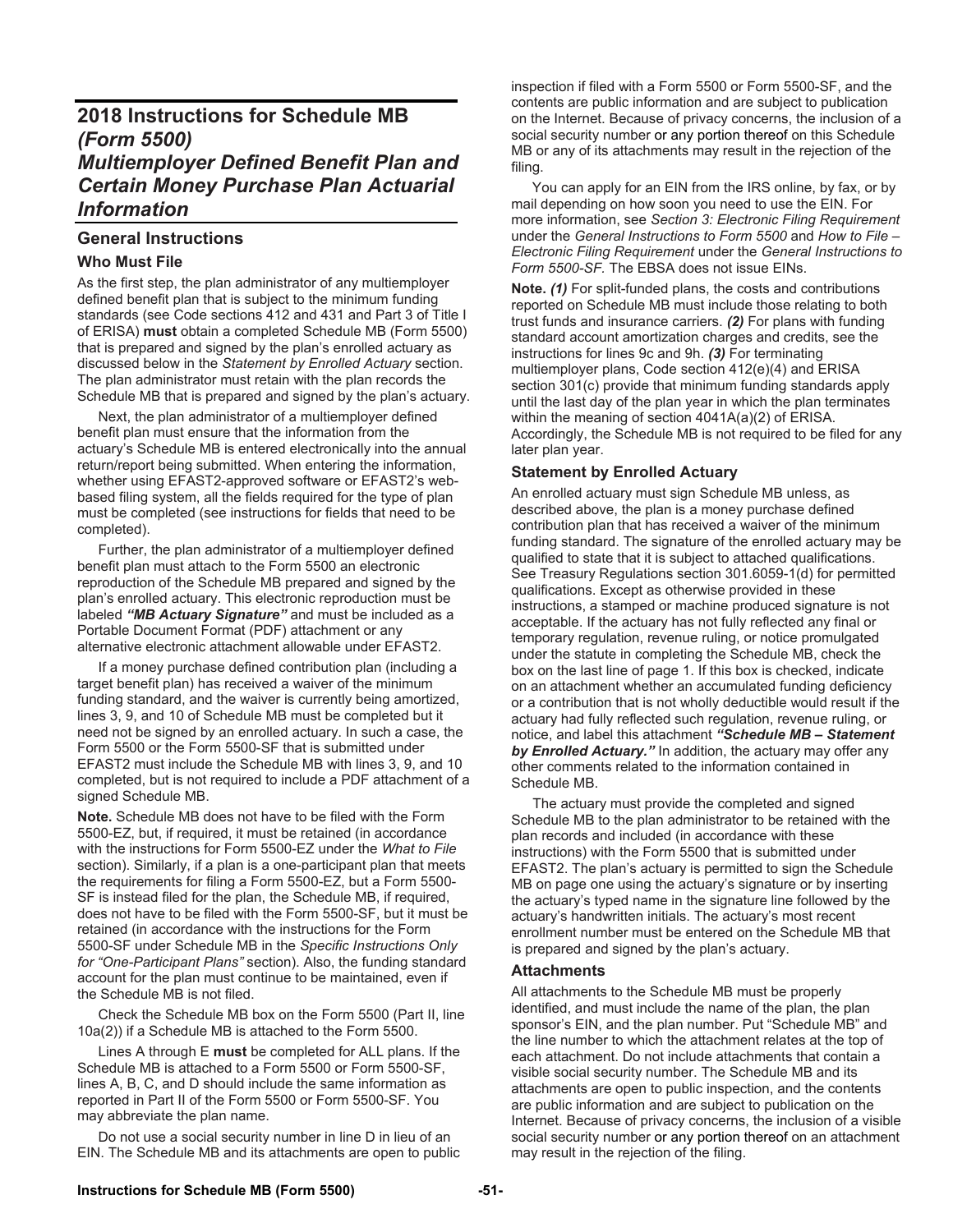# 2018 Instructions for Schedule MB *(Form 5500)* *Multiemployer Defined Benefit Plan and Certain Money Purchase Plan Actuarial Information*

## General Instructions

### Who Must File

As the first step, the plan administrator of any multiemployer defined benefit plan that is subject to the minimum funding standards (see Code sections 412 and 431 and Part 3 of Title I of ERISA) **must** obtain a completed Schedule MB (Form 5500) that is prepared and signed by the plan's enrolled actuary as discussed below in the *Statement by Enrolled Actuary* section. The plan administrator must retain with the plan records the Schedule MB that is prepared and signed by the plan's actuary.

Next, the plan administrator of a multiemployer defined benefit plan must ensure that the information from the actuary's Schedule MB is entered electronically into the annual return/report being submitted. When entering the information, whether using EFAST2-approved software or EFAST2's web-based filing system, all the fields required for the type of plan must be completed (see instructions for fields that need to be completed).

Further, the plan administrator of a multiemployer defined benefit plan must attach to the Form 5500 an electronic reproduction of the Schedule MB prepared and signed by the plan's enrolled actuary. This electronic reproduction must be labeled ***"MB Actuary Signature"*** and must be included as a Portable Document Format (PDF) attachment or any alternative electronic attachment allowable under EFAST2.

If a money purchase defined contribution plan (including a target benefit plan) has received a waiver of the minimum funding standard, and the waiver is currently being amortized, lines 3, 9, and 10 of Schedule MB must be completed but it need not be signed by an enrolled actuary. In such a case, the Form 5500 or the Form 5500-SF that is submitted under EFAST2 must include the Schedule MB with lines 3, 9, and 10 completed, but is not required to include a PDF attachment of a signed Schedule MB.

**Note.** Schedule MB does not have to be filed with the Form 5500-EZ, but, if required, it must be retained (in accordance with the instructions for Form 5500-EZ under the *What to File* section). Similarly, if a plan is a one-participant plan that meets the requirements for filing a Form 5500-EZ, but a Form 5500-SF is instead filed for the plan, the Schedule MB, if required, does not have to be filed with the Form 5500-SF, but it must be retained (in accordance with the instructions for the Form 5500-SF under Schedule MB in the *Specific Instructions Only for "One-Participant Plans"* section). Also, the funding standard account for the plan must continue to be maintained, even if the Schedule MB is not filed.

Check the Schedule MB box on the Form 5500 (Part II, line 10a(2)) if a Schedule MB is attached to the Form 5500.

Lines A through E **must** be completed for ALL plans. If the Schedule MB is attached to a Form 5500 or Form 5500-SF, lines A, B, C, and D should include the same information as reported in Part II of the Form 5500 or Form 5500-SF. You may abbreviate the plan name.

Do not use a social security number in line D in lieu of an EIN. The Schedule MB and its attachments are open to public inspection if filed with a Form 5500 or Form 5500-SF, and the contents are public information and are subject to publication on the Internet. Because of privacy concerns, the inclusion of a social security number or any portion thereof on this Schedule MB or any of its attachments may result in the rejection of the filing.

You can apply for an EIN from the IRS online, by fax, or by mail depending on how soon you need to use the EIN. For more information, see *Section 3: Electronic Filing Requirement* under the *General Instructions to Form 5500* and *How to File – Electronic Filing Requirement* under the *General Instructions to Form 5500-SF*. The EBSA does not issue EINs.

**Note.** ***(1)*** For split-funded plans, the costs and contributions reported on Schedule MB must include those relating to both trust funds and insurance carriers. ***(2)*** For plans with funding standard account amortization charges and credits, see the instructions for lines 9c and 9h. ***(3)*** For terminating multiemployer plans, Code section 412(e)(4) and ERISA section 301(c) provide that minimum funding standards apply until the last day of the plan year in which the plan terminates within the meaning of section 4041A(a)(2) of ERISA. Accordingly, the Schedule MB is not required to be filed for any later plan year.

### Statement by Enrolled Actuary

An enrolled actuary must sign Schedule MB unless, as described above, the plan is a money purchase defined contribution plan that has received a waiver of the minimum funding standard. The signature of the enrolled actuary may be qualified to state that it is subject to attached qualifications. See Treasury Regulations section 301.6059-1(d) for permitted qualifications. Except as otherwise provided in these instructions, a stamped or machine produced signature is not acceptable. If the actuary has not fully reflected any final or temporary regulation, revenue ruling, or notice promulgated under the statute in completing the Schedule MB, check the box on the last line of page 1. If this box is checked, indicate on an attachment whether an accumulated funding deficiency or a contribution that is not wholly deductible would result if the actuary had fully reflected such regulation, revenue ruling, or notice, and label this attachment ***"Schedule MB – Statement by Enrolled Actuary."*** In addition, the actuary may offer any other comments related to the information contained in Schedule MB.

The actuary must provide the completed and signed Schedule MB to the plan administrator to be retained with the plan records and included (in accordance with these instructions) with the Form 5500 that is submitted under EFAST2. The plan's actuary is permitted to sign the Schedule MB on page one using the actuary's signature or by inserting the actuary's typed name in the signature line followed by the actuary's handwritten initials. The actuary's most recent enrollment number must be entered on the Schedule MB that is prepared and signed by the plan's actuary.

### Attachments

All attachments to the Schedule MB must be properly identified, and must include the name of the plan, the plan sponsor's EIN, and the plan number. Put "Schedule MB" and the line number to which the attachment relates at the top of each attachment. Do not include attachments that contain a visible social security number. The Schedule MB and its attachments are open to public inspection, and the contents are public information and are subject to publication on the Internet. Because of privacy concerns, the inclusion of a visible social security number or any portion thereof on an attachment may result in the rejection of the filing.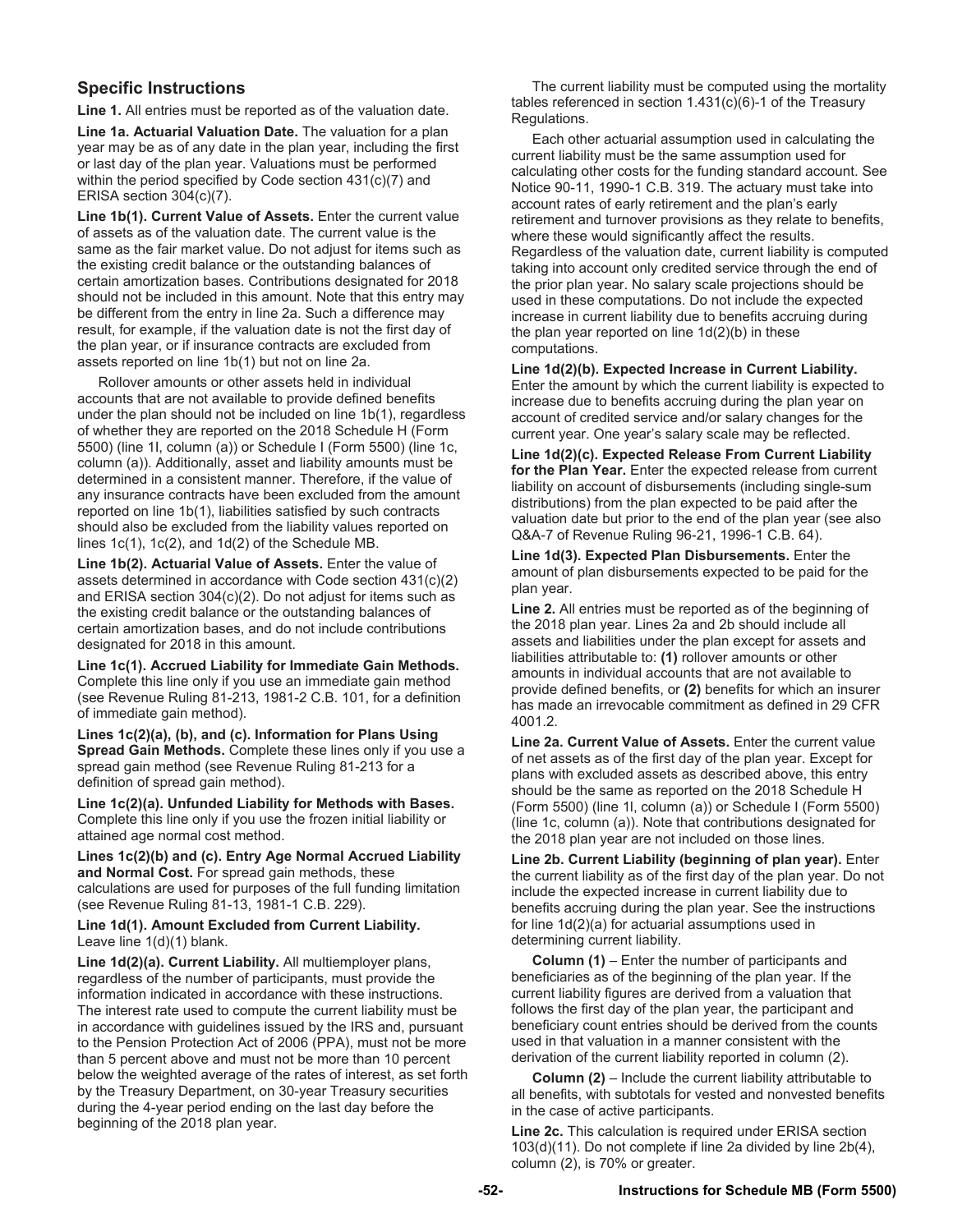## Specific Instructions

**Line 1.** All entries must be reported as of the valuation date.

**Line 1a. Actuarial Valuation Date.** The valuation for a plan year may be as of any date in the plan year, including the first or last day of the plan year. Valuations must be performed within the period specified by Code section 431(c)(7) and ERISA section 304(c)(7).

**Line 1b(1). Current Value of Assets.** Enter the current value of assets as of the valuation date. The current value is the same as the fair market value. Do not adjust for items such as the existing credit balance or the outstanding balances of certain amortization bases. Contributions designated for 2018 should not be included in this amount. Note that this entry may be different from the entry in line 2a. Such a difference may result, for example, if the valuation date is not the first day of the plan year, or if insurance contracts are excluded from assets reported on line 1b(1) but not on line 2a.

Rollover amounts or other assets held in individual accounts that are not available to provide defined benefits under the plan should not be included on line 1b(1), regardless of whether they are reported on the 2018 Schedule H (Form 5500) (line 1l, column (a)) or Schedule I (Form 5500) (line 1c, column (a)). Additionally, asset and liability amounts must be determined in a consistent manner. Therefore, if the value of any insurance contracts have been excluded from the amount reported on line 1b(1), liabilities satisfied by such contracts should also be excluded from the liability values reported on lines 1c(1), 1c(2), and 1d(2) of the Schedule MB.

**Line 1b(2). Actuarial Value of Assets.** Enter the value of assets determined in accordance with Code section 431(c)(2) and ERISA section 304(c)(2). Do not adjust for items such as the existing credit balance or the outstanding balances of certain amortization bases, and do not include contributions designated for 2018 in this amount.

**Line 1c(1). Accrued Liability for Immediate Gain Methods.** Complete this line only if you use an immediate gain method (see Revenue Ruling 81-213, 1981-2 C.B. 101, for a definition of immediate gain method).

**Lines 1c(2)(a), (b), and (c). Information for Plans Using Spread Gain Methods.** Complete these lines only if you use a spread gain method (see Revenue Ruling 81-213 for a definition of spread gain method).

**Line 1c(2)(a). Unfunded Liability for Methods with Bases.** Complete this line only if you use the frozen initial liability or attained age normal cost method.

**Lines 1c(2)(b) and (c). Entry Age Normal Accrued Liability and Normal Cost.** For spread gain methods, these calculations are used for purposes of the full funding limitation (see Revenue Ruling 81-13, 1981-1 C.B. 229).

**Line 1d(1). Amount Excluded from Current Liability.** Leave line 1(d)(1) blank.

**Line 1d(2)(a). Current Liability.** All multiemployer plans, regardless of the number of participants, must provide the information indicated in accordance with these instructions. The interest rate used to compute the current liability must be in accordance with guidelines issued by the IRS and, pursuant to the Pension Protection Act of 2006 (PPA), must not be more than 5 percent above and must not be more than 10 percent below the weighted average of the rates of interest, as set forth by the Treasury Department, on 30-year Treasury securities during the 4-year period ending on the last day before the beginning of the 2018 plan year.

The current liability must be computed using the mortality tables referenced in section 1.431(c)(6)-1 of the Treasury Regulations.

Each other actuarial assumption used in calculating the current liability must be the same assumption used for calculating other costs for the funding standard account. See Notice 90-11, 1990-1 C.B. 319. The actuary must take into account rates of early retirement and the plan's early retirement and turnover provisions as they relate to benefits, where these would significantly affect the results. Regardless of the valuation date, current liability is computed taking into account only credited service through the end of the prior plan year. No salary scale projections should be used in these computations. Do not include the expected increase in current liability due to benefits accruing during the plan year reported on line 1d(2)(b) in these computations.

**Line 1d(2)(b). Expected Increase in Current Liability.** Enter the amount by which the current liability is expected to increase due to benefits accruing during the plan year on account of credited service and/or salary changes for the current year. One year's salary scale may be reflected.

**Line 1d(2)(c). Expected Release From Current Liability for the Plan Year.** Enter the expected release from current liability on account of disbursements (including single-sum distributions) from the plan expected to be paid after the valuation date but prior to the end of the plan year (see also Q&A-7 of Revenue Ruling 96-21, 1996-1 C.B. 64).

**Line 1d(3). Expected Plan Disbursements.** Enter the amount of plan disbursements expected to be paid for the plan year.

**Line 2.** All entries must be reported as of the beginning of the 2018 plan year. Lines 2a and 2b should include all assets and liabilities under the plan except for assets and liabilities attributable to: **(1)** rollover amounts or other amounts in individual accounts that are not available to provide defined benefits, or **(2)** benefits for which an insurer has made an irrevocable commitment as defined in 29 CFR 4001.2.

**Line 2a. Current Value of Assets.** Enter the current value of net assets as of the first day of the plan year. Except for plans with excluded assets as described above, this entry should be the same as reported on the 2018 Schedule H (Form 5500) (line 1l, column (a)) or Schedule I (Form 5500) (line 1c, column (a)). Note that contributions designated for the 2018 plan year are not included on those lines.

**Line 2b. Current Liability (beginning of plan year).** Enter the current liability as of the first day of the plan year. Do not include the expected increase in current liability due to benefits accruing during the plan year. See the instructions for line 1d(2)(a) for actuarial assumptions used in determining current liability.

**Column (1)** – Enter the number of participants and beneficiaries as of the beginning of the plan year. If the current liability figures are derived from a valuation that follows the first day of the plan year, the participant and beneficiary count entries should be derived from the counts used in that valuation in a manner consistent with the derivation of the current liability reported in column (2).

**Column (2)** – Include the current liability attributable to all benefits, with subtotals for vested and nonvested benefits in the case of active participants.

**Line 2c.** This calculation is required under ERISA section 103(d)(11). Do not complete if line 2a divided by line 2b(4), column (2), is 70% or greater.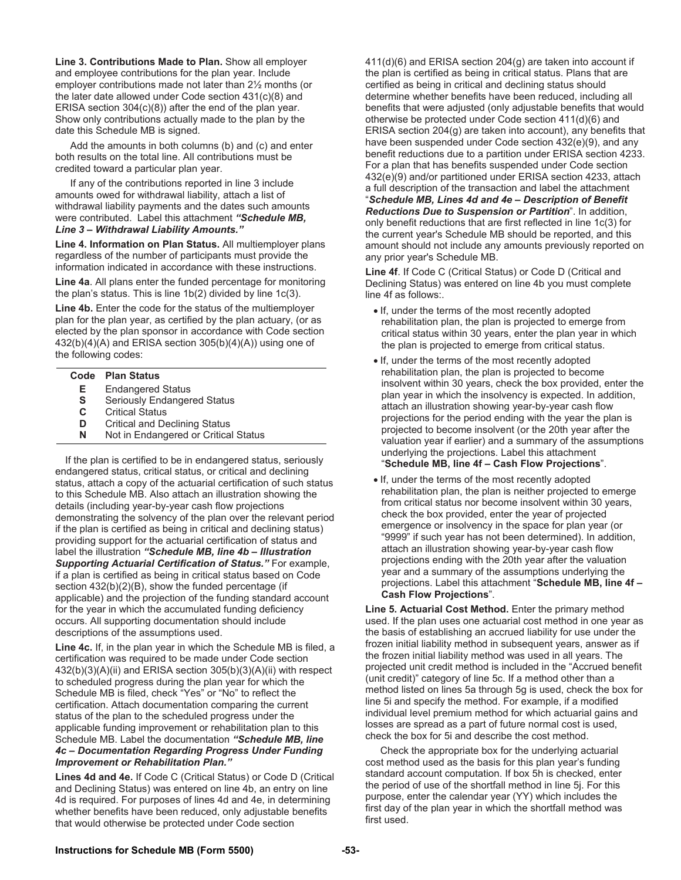**Line 3. Contributions Made to Plan.** Show all employer and employee contributions for the plan year. Include employer contributions made not later than 2½ months (or the later date allowed under Code section 431(c)(8) and ERISA section 304(c)(8)) after the end of the plan year. Show only contributions actually made to the plan by the date this Schedule MB is signed.

Add the amounts in both columns (b) and (c) and enter both results on the total line. All contributions must be credited toward a particular plan year.

If any of the contributions reported in line 3 include amounts owed for withdrawal liability, attach a list of withdrawal liability payments and the dates such amounts were contributed. Label this attachment ***"Schedule MB, Line 3 – Withdrawal Liability Amounts."***

**Line 4. Information on Plan Status.** All multiemployer plans regardless of the number of participants must provide the information indicated in accordance with these instructions.

**Line 4a**. All plans enter the funded percentage for monitoring the plan's status. This is line 1b(2) divided by line 1c(3).

**Line 4b.** Enter the code for the status of the multiemployer plan for the plan year, as certified by the plan actuary, (or as elected by the plan sponsor in accordance with Code section 432(b)(4)(A) and ERISA section 305(b)(4)(A)) using one of the following codes:

| Code | Plan Status |
|---|---|
| **E** | Endangered Status |
| **S** | Seriously Endangered Status |
| **C** | Critical Status |
| **D** | Critical and Declining Status |
| **N** | Not in Endangered or Critical Status |

If the plan is certified to be in endangered status, seriously endangered status, critical status, or critical and declining status, attach a copy of the actuarial certification of such status to this Schedule MB. Also attach an illustration showing the details (including year-by-year cash flow projections demonstrating the solvency of the plan over the relevant period if the plan is certified as being in critical and declining status) providing support for the actuarial certification of status and label the illustration ***"Schedule MB, line 4b – Illustration Supporting Actuarial Certification of Status."*** For example, if a plan is certified as being in critical status based on Code section 432(b)(2)(B), show the funded percentage (if applicable) and the projection of the funding standard account for the year in which the accumulated funding deficiency occurs. All supporting documentation should include descriptions of the assumptions used.

**Line 4c.** If, in the plan year in which the Schedule MB is filed, a certification was required to be made under Code section 432(b)(3)(A)(ii) and ERISA section 305(b)(3)(A)(ii) with respect to scheduled progress during the plan year for which the Schedule MB is filed, check "Yes" or "No" to reflect the certification. Attach documentation comparing the current status of the plan to the scheduled progress under the applicable funding improvement or rehabilitation plan to this Schedule MB. Label the documentation ***"Schedule MB, line 4c – Documentation Regarding Progress Under Funding Improvement or Rehabilitation Plan."***

**Lines 4d and 4e.** If Code C (Critical Status) or Code D (Critical and Declining Status) was entered on line 4b, an entry on line 4d is required. For purposes of lines 4d and 4e, in determining whether benefits have been reduced, only adjustable benefits that would otherwise be protected under Code section 411(d)(6) and ERISA section 204(g) are taken into account if the plan is certified as being in critical status. Plans that are certified as being in critical and declining status should determine whether benefits have been reduced, including all benefits that were adjusted (only adjustable benefits that would otherwise be protected under Code section 411(d)(6) and ERISA section 204(g) are taken into account), any benefits that have been suspended under Code section 432(e)(9), and any benefit reductions due to a partition under ERISA section 4233. For a plan that has benefits suspended under Code section 432(e)(9) and/or partitioned under ERISA section 4233, attach a full description of the transaction and label the attachment "***Schedule MB, Lines 4d and 4e – Description of Benefit Reductions Due to Suspension or Partition***". In addition, only benefit reductions that are first reflected in line 1c(3) for the current year's Schedule MB should be reported, and this amount should not include any amounts previously reported on any prior year's Schedule MB.

**Line 4f**. If Code C (Critical Status) or Code D (Critical and Declining Status) was entered on line 4b you must complete line 4f as follows:.

- If, under the terms of the most recently adopted rehabilitation plan, the plan is projected to emerge from critical status within 30 years, enter the plan year in which the plan is projected to emerge from critical status.
- If, under the terms of the most recently adopted rehabilitation plan, the plan is projected to become insolvent within 30 years, check the box provided, enter the plan year in which the insolvency is expected. In addition, attach an illustration showing year-by-year cash flow projections for the period ending with the year the plan is projected to become insolvent (or the 20th year after the valuation year if earlier) and a summary of the assumptions underlying the projections. Label this attachment "**Schedule MB, line 4f – Cash Flow Projections**".
- If, under the terms of the most recently adopted rehabilitation plan, the plan is neither projected to emerge from critical status nor become insolvent within 30 years, check the box provided, enter the year of projected emergence or insolvency in the space for plan year (or "9999" if such year has not been determined). In addition, attach an illustration showing year-by-year cash flow projections ending with the 20th year after the valuation year and a summary of the assumptions underlying the projections. Label this attachment "**Schedule MB, line 4f – Cash Flow Projections**".

**Line 5. Actuarial Cost Method.** Enter the primary method used. If the plan uses one actuarial cost method in one year as the basis of establishing an accrued liability for use under the frozen initial liability method in subsequent years, answer as if the frozen initial liability method was used in all years. The projected unit credit method is included in the "Accrued benefit (unit credit)" category of line 5c. If a method other than a method listed on lines 5a through 5g is used, check the box for line 5i and specify the method. For example, if a modified individual level premium method for which actuarial gains and losses are spread as a part of future normal cost is used, check the box for 5i and describe the cost method.

Check the appropriate box for the underlying actuarial cost method used as the basis for this plan year's funding standard account computation. If box 5h is checked, enter the period of use of the shortfall method in line 5j. For this purpose, enter the calendar year (YY) which includes the first day of the plan year in which the shortfall method was first used.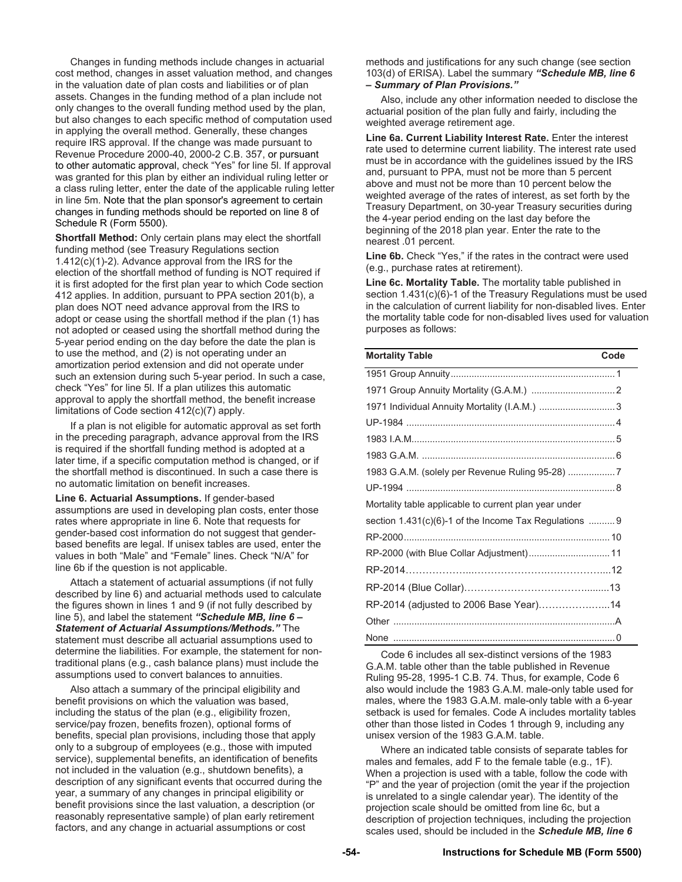Changes in funding methods include changes in actuarial cost method, changes in asset valuation method, and changes in the valuation date of plan costs and liabilities or of plan assets. Changes in the funding method of a plan include not only changes to the overall funding method used by the plan, but also changes to each specific method of computation used in applying the overall method. Generally, these changes require IRS approval. If the change was made pursuant to Revenue Procedure 2000-40, 2000-2 C.B. 357, or pursuant to other automatic approval, check "Yes" for line 5l. If approval was granted for this plan by either an individual ruling letter or a class ruling letter, enter the date of the applicable ruling letter in line 5m. Note that the plan sponsor's agreement to certain changes in funding methods should be reported on line 8 of Schedule R (Form 5500).

**Shortfall Method:** Only certain plans may elect the shortfall funding method (see Treasury Regulations section 1.412(c)(1)-2). Advance approval from the IRS for the election of the shortfall method of funding is NOT required if it is first adopted for the first plan year to which Code section 412 applies. In addition, pursuant to PPA section 201(b), a plan does NOT need advance approval from the IRS to adopt or cease using the shortfall method if the plan (1) has not adopted or ceased using the shortfall method during the 5-year period ending on the day before the date the plan is to use the method, and (2) is not operating under an amortization period extension and did not operate under such an extension during such 5-year period. In such a case, check "Yes" for line 5l. If a plan utilizes this automatic approval to apply the shortfall method, the benefit increase limitations of Code section 412(c)(7) apply.

If a plan is not eligible for automatic approval as set forth in the preceding paragraph, advance approval from the IRS is required if the shortfall funding method is adopted at a later time, if a specific computation method is changed, or if the shortfall method is discontinued. In such a case there is no automatic limitation on benefit increases.

**Line 6. Actuarial Assumptions.** If gender-based assumptions are used in developing plan costs, enter those rates where appropriate in line 6. Note that requests for gender-based cost information do not suggest that gender-based benefits are legal. If unisex tables are used, enter the values in both "Male" and "Female" lines. Check "N/A" for line 6b if the question is not applicable.

Attach a statement of actuarial assumptions (if not fully described by line 6) and actuarial methods used to calculate the figures shown in lines 1 and 9 (if not fully described by line 5), and label the statement ***"Schedule MB, line 6 – Statement of Actuarial Assumptions/Methods."*** The statement must describe all actuarial assumptions used to determine the liabilities. For example, the statement for non-traditional plans (e.g., cash balance plans) must include the assumptions used to convert balances to annuities.

Also attach a summary of the principal eligibility and benefit provisions on which the valuation was based, including the status of the plan (e.g., eligibility frozen, service/pay frozen, benefits frozen), optional forms of benefits, special plan provisions, including those that apply only to a subgroup of employees (e.g., those with imputed service), supplemental benefits, an identification of benefits not included in the valuation (e.g., shutdown benefits), a description of any significant events that occurred during the year, a summary of any changes in principal eligibility or benefit provisions since the last valuation, a description (or reasonably representative sample) of plan early retirement factors, and any change in actuarial assumptions or cost methods and justifications for any such change (see section 103(d) of ERISA). Label the summary ***"Schedule MB, line 6 – Summary of Plan Provisions."***

Also, include any other information needed to disclose the actuarial position of the plan fully and fairly, including the weighted average retirement age.

**Line 6a. Current Liability Interest Rate.** Enter the interest rate used to determine current liability. The interest rate used must be in accordance with the guidelines issued by the IRS and, pursuant to PPA, must not be more than 5 percent above and must not be more than 10 percent below the weighted average of the rates of interest, as set forth by the Treasury Department, on 30-year Treasury securities during the 4-year period ending on the last day before the beginning of the 2018 plan year. Enter the rate to the nearest .01 percent.

**Line 6b.** Check "Yes," if the rates in the contract were used (e.g., purchase rates at retirement).

**Line 6c. Mortality Table.** The mortality table published in section 1.431(c)(6)-1 of the Treasury Regulations must be used in the calculation of current liability for non-disabled lives. Enter the mortality table code for non-disabled lives used for valuation purposes as follows:

| Mortality Table | Code |
|---|---|
| 1951 Group Annuity | 1 |
| 1971 Group Annuity Mortality (G.A.M.) | 2 |
| 1971 Individual Annuity Mortality (I.A.M.) | 3 |
| UP-1984 | 4 |
| 1983 I.A.M. | 5 |
| 1983 G.A.M. | 6 |
| 1983 G.A.M. (solely per Revenue Ruling 95-28) | 7 |
| UP-1994 | 8 |
| Mortality table applicable to current plan year under section 1.431(c)(6)-1 of the Income Tax Regulations | 9 |
| RP-2000 | 10 |
| RP-2000 (with Blue Collar Adjustment) | 11 |
| RP-2014 | 12 |
| RP-2014 (Blue Collar) | 13 |
| RP-2014 (adjusted to 2006 Base Year) | 14 |
| Other | A |
| None | 0 |

Code 6 includes all sex-distinct versions of the 1983 G.A.M. table other than the table published in Revenue Ruling 95-28, 1995-1 C.B. 74. Thus, for example, Code 6 also would include the 1983 G.A.M. male-only table used for males, where the 1983 G.A.M. male-only table with a 6-year setback is used for females. Code A includes mortality tables other than those listed in Codes 1 through 9, including any unisex version of the 1983 G.A.M. table.

Where an indicated table consists of separate tables for males and females, add F to the female table (e.g., 1F). When a projection is used with a table, follow the code with "P" and the year of projection (omit the year if the projection is unrelated to a single calendar year). The identity of the projection scale should be omitted from line 6c, but a description of projection techniques, including the projection scales used, should be included in the ***Schedule MB, line 6***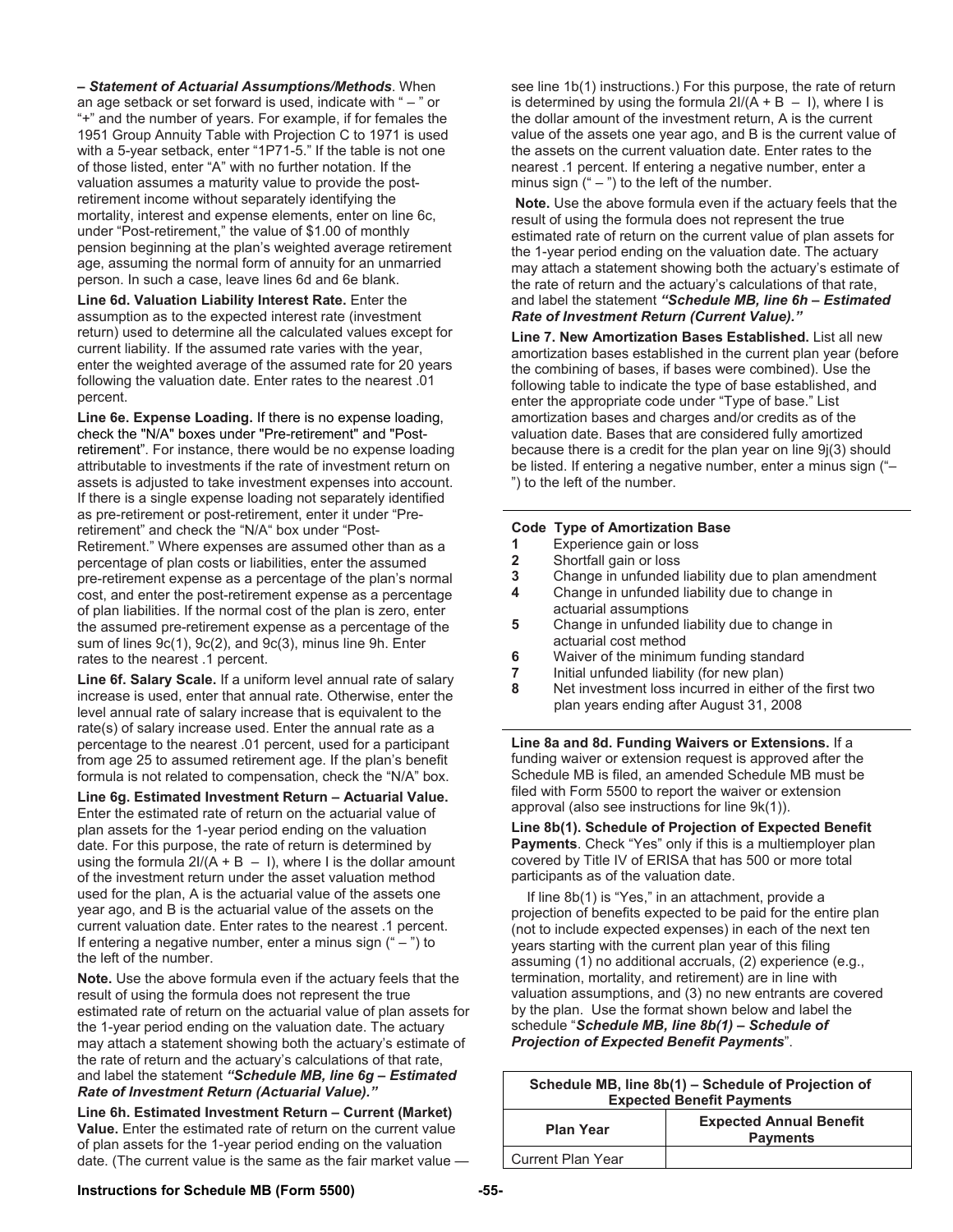– ***Statement of Actuarial Assumptions/Methods***. When an age setback or set forward is used, indicate with " – " or "+" and the number of years. For example, if for females the 1951 Group Annuity Table with Projection C to 1971 is used with a 5-year setback, enter "1P71-5." If the table is not one of those listed, enter "A" with no further notation. If the valuation assumes a maturity value to provide the post-retirement income without separately identifying the mortality, interest and expense elements, enter on line 6c, under "Post-retirement," the value of $1.00 of monthly pension beginning at the plan's weighted average retirement age, assuming the normal form of annuity for an unmarried person. In such a case, leave lines 6d and 6e blank.

**Line 6d. Valuation Liability Interest Rate.** Enter the assumption as to the expected interest rate (investment return) used to determine all the calculated values except for current liability. If the assumed rate varies with the year, enter the weighted average of the assumed rate for 20 years following the valuation date. Enter rates to the nearest .01 percent.

**Line 6e. Expense Loading.** If there is no expense loading, check the "N/A" boxes under "Pre-retirement" and "Post-retirement". For instance, there would be no expense loading attributable to investments if the rate of investment return on assets is adjusted to take investment expenses into account. If there is a single expense loading not separately identified as pre-retirement or post-retirement, enter it under "Pre-retirement" and check the "N/A" box under "Post-Retirement." Where expenses are assumed other than as a percentage of plan costs or liabilities, enter the assumed pre-retirement expense as a percentage of the plan's normal cost, and enter the post-retirement expense as a percentage of plan liabilities. If the normal cost of the plan is zero, enter the assumed pre-retirement expense as a percentage of the sum of lines 9c(1), 9c(2), and 9c(3), minus line 9h. Enter rates to the nearest .1 percent.

**Line 6f. Salary Scale.** If a uniform level annual rate of salary increase is used, enter that annual rate. Otherwise, enter the level annual rate of salary increase that is equivalent to the rate(s) of salary increase used. Enter the annual rate as a percentage to the nearest .01 percent, used for a participant from age 25 to assumed retirement age. If the plan's benefit formula is not related to compensation, check the "N/A" box.

**Line 6g. Estimated Investment Return – Actuarial Value.** Enter the estimated rate of return on the actuarial value of plan assets for the 1-year period ending on the valuation date. For this purpose, the rate of return is determined by using the formula $2I/(A + B - I)$, where I is the dollar amount of the investment return under the asset valuation method used for the plan, A is the actuarial value of the assets one year ago, and B is the actuarial value of the assets on the current valuation date. Enter rates to the nearest .1 percent. If entering a negative number, enter a minus sign (" – ") to the left of the number.

**Note.** Use the above formula even if the actuary feels that the result of using the formula does not represent the true estimated rate of return on the actuarial value of plan assets for the 1-year period ending on the valuation date. The actuary may attach a statement showing both the actuary's estimate of the rate of return and the actuary's calculations of that rate, and label the statement ***"Schedule MB, line 6g – Estimated Rate of Investment Return (Actuarial Value)."***

**Line 6h. Estimated Investment Return – Current (Market) Value.** Enter the estimated rate of return on the current value of plan assets for the 1-year period ending on the valuation date. (The current value is the same as the fair market value — see line 1b(1) instructions.) For this purpose, the rate of return is determined by using the formula $2I/(A + B - I)$, where I is the dollar amount of the investment return, A is the current value of the assets one year ago, and B is the current value of the assets on the current valuation date. Enter rates to the nearest .1 percent. If entering a negative number, enter a minus sign (" – ") to the left of the number.

**Note.** Use the above formula even if the actuary feels that the result of using the formula does not represent the true estimated rate of return on the current value of plan assets for the 1-year period ending on the valuation date. The actuary may attach a statement showing both the actuary's estimate of the rate of return and the actuary's calculations of that rate, and label the statement ***"Schedule MB, line 6h – Estimated Rate of Investment Return (Current Value)."***

**Line 7. New Amortization Bases Established.** List all new amortization bases established in the current plan year (before the combining of bases, if bases were combined). Use the following table to indicate the type of base established, and enter the appropriate code under "Type of base." List amortization bases and charges and/or credits as of the valuation date. Bases that are considered fully amortized because there is a credit for the plan year on line 9j(3) should be listed. If entering a negative number, enter a minus sign ("–") to the left of the number.

| Code | Type of Amortization Base |
|---|---|
| **1** | Experience gain or loss |
| **2** | Shortfall gain or loss |
| **3** | Change in unfunded liability due to plan amendment |
| **4** | Change in unfunded liability due to change in actuarial assumptions |
| **5** | Change in unfunded liability due to change in actuarial cost method |
| **6** | Waiver of the minimum funding standard |
| **7** | Initial unfunded liability (for new plan) |
| **8** | Net investment loss incurred in either of the first two plan years ending after August 31, 2008 |

**Line 8a and 8d. Funding Waivers or Extensions.** If a funding waiver or extension request is approved after the Schedule MB is filed, an amended Schedule MB must be filed with Form 5500 to report the waiver or extension approval (also see instructions for line 9k(1)).

**Line 8b(1). Schedule of Projection of Expected Benefit Payments**. Check "Yes" only if this is a multiemployer plan covered by Title IV of ERISA that has 500 or more total participants as of the valuation date.

If line 8b(1) is "Yes," in an attachment, provide a projection of benefits expected to be paid for the entire plan (not to include expected expenses) in each of the next ten years starting with the current plan year of this filing assuming (1) no additional accruals, (2) experience (e.g., termination, mortality, and retirement) are in line with valuation assumptions, and (3) no new entrants are covered by the plan. Use the format shown below and label the schedule "***Schedule MB, line 8b(1) – Schedule of Projection of Expected Benefit Payments***".

| Schedule MB, line 8b(1) – Schedule of Projection of Expected Benefit Payments | |
|---|---|
| **Plan Year** | **Expected Annual Benefit Payments** |
| Current Plan Year | |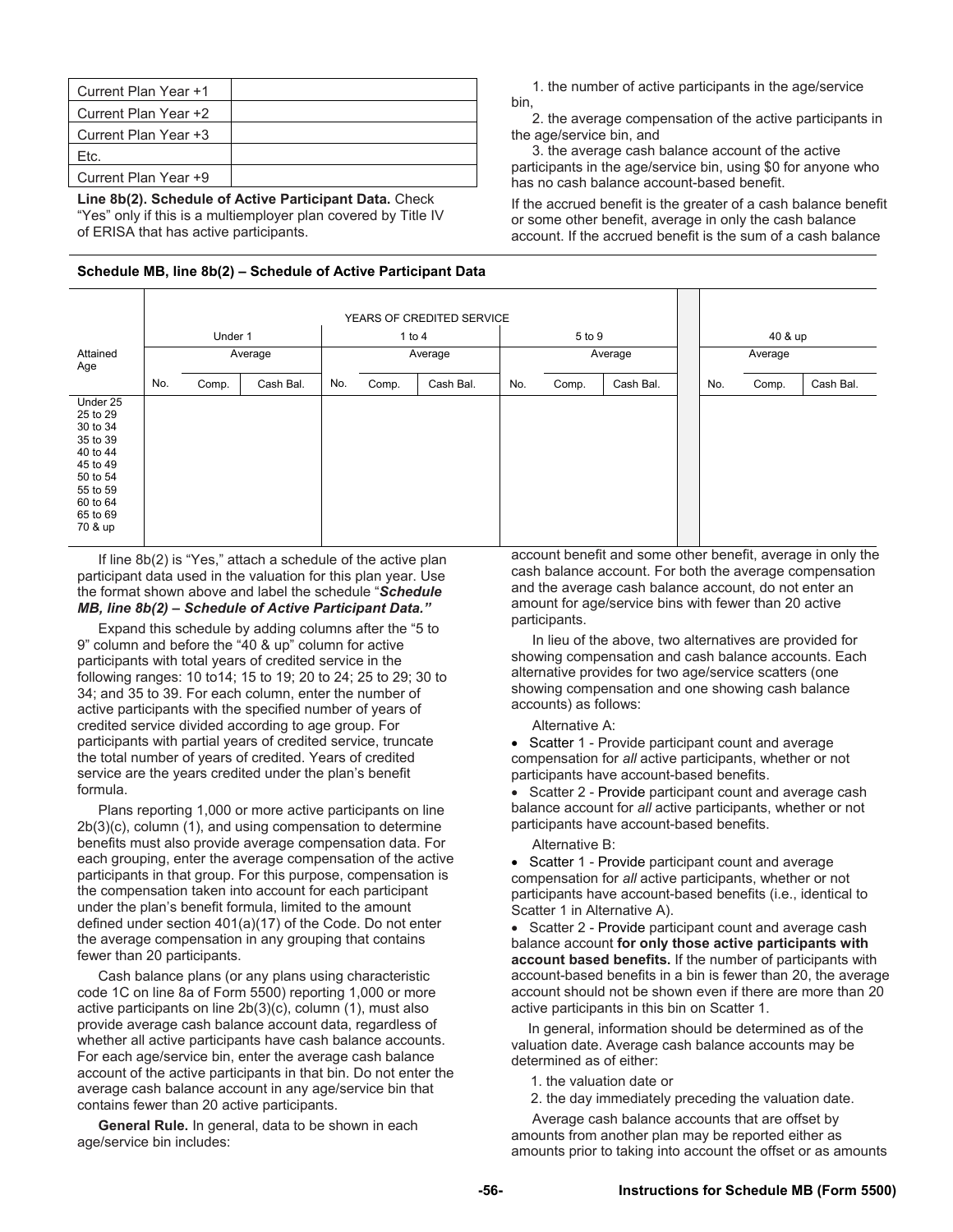| Current Plan Year +1 | |
|---|---|
| Current Plan Year +2 | |
| Current Plan Year +3 | |
| Etc. | |
| Current Plan Year +9 | |

**Line 8b(2). Schedule of Active Participant Data.** Check "Yes" only if this is a multiemployer plan covered by Title IV of ERISA that has active participants.

1. the number of active participants in the age/service bin,

2. the average compensation of the active participants in the age/service bin, and

3. the average cash balance account of the active participants in the age/service bin, using $0 for anyone who has no cash balance account-based benefit.

If the accrued benefit is the greater of a cash balance benefit or some other benefit, average in only the cash balance account. If the accrued benefit is the sum of a cash balance account benefit and some other benefit, average in only the cash balance account. For both the average compensation and the average cash balance account, do not enter an amount for age/service bins with fewer than 20 active participants.

**Schedule MB, line 8b(2) – Schedule of Active Participant Data**

| | YEARS OF CREDITED SERVICE | | | | | | | | | | | |
|---|---|---|---|---|---|---|---|---|---|---|---|---|
| | Under 1 | | | 1 to 4 | | | 5 to 9 | | | 40 & up | | |
| Attained Age | | Average | | | Average | | | Average | | | Average | |
| | No. | Comp. | Cash Bal. | No. | Comp. | Cash Bal. | No. | Comp. | Cash Bal. | No. | Comp. | Cash Bal. |
| Under 25 | | | | | | | | | | | | |
| 25 to 29 | | | | | | | | | | | | |
| 30 to 34 | | | | | | | | | | | | |
| 35 to 39 | | | | | | | | | | | | |
| 40 to 44 | | | | | | | | | | | | |
| 45 to 49 | | | | | | | | | | | | |
| 50 to 54 | | | | | | | | | | | | |
| 55 to 59 | | | | | | | | | | | | |
| 60 to 64 | | | | | | | | | | | | |
| 65 to 69 | | | | | | | | | | | | |
| 70 & up | | | | | | | | | | | | |

If line 8b(2) is "Yes," attach a schedule of the active plan participant data used in the valuation for this plan year. Use the format shown above and label the schedule "***Schedule MB, line 8b(2) – Schedule of Active Participant Data.***"

Expand this schedule by adding columns after the "5 to 9" column and before the "40 & up" column for active participants with total years of credited service in the following ranges: 10 to14; 15 to 19; 20 to 24; 25 to 29; 30 to 34; and 35 to 39. For each column, enter the number of active participants with the specified number of years of credited service divided according to age group. For participants with partial years of credited service, truncate the total number of years of credited. Years of credited service are the years credited under the plan's benefit formula.

Plans reporting 1,000 or more active participants on line 2b(3)(c), column (1), and using compensation to determine benefits must also provide average compensation data. For each grouping, enter the average compensation of the active participants in that group. For this purpose, compensation is the compensation taken into account for each participant under the plan's benefit formula, limited to the amount defined under section 401(a)(17) of the Code. Do not enter the average compensation in any grouping that contains fewer than 20 participants.

Cash balance plans (or any plans using characteristic code 1C on line 8a of Form 5500) reporting 1,000 or more active participants on line 2b(3)(c), column (1), must also provide average cash balance account data, regardless of whether all active participants have cash balance accounts. For each age/service bin, enter the average cash balance account of the active participants in that bin. Do not enter the average cash balance account in any age/service bin that contains fewer than 20 active participants.

**General Rule.** In general, data to be shown in each age/service bin includes:

In lieu of the above, two alternatives are provided for showing compensation and cash balance accounts. Each alternative provides for two age/service scatters (one showing compensation and one showing cash balance accounts) as follows:

Alternative A:

- Scatter 1 - Provide participant count and average compensation for *all* active participants, whether or not participants have account-based benefits.
- Scatter 2 - Provide participant count and average cash balance account for *all* active participants, whether or not participants have account-based benefits.

Alternative B:

- Scatter 1 - Provide participant count and average compensation for *all* active participants, whether or not participants have account-based benefits (i.e., identical to Scatter 1 in Alternative A).
- Scatter 2 - Provide participant count and average cash balance account **for only those active participants with account based benefits.** If the number of participants with account-based benefits in a bin is fewer than 20, the average account should not be shown even if there are more than 20 active participants in this bin on Scatter 1.

In general, information should be determined as of the valuation date. Average cash balance accounts may be determined as of either:

1. the valuation date or
2. the day immediately preceding the valuation date.

Average cash balance accounts that are offset by amounts from another plan may be reported either as amounts prior to taking into account the offset or as amounts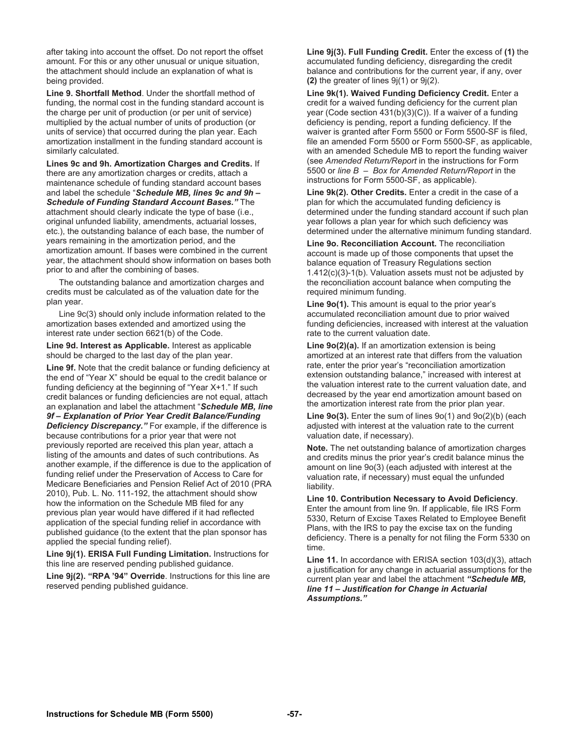after taking into account the offset. Do not report the offset amount. For this or any other unusual or unique situation, the attachment should include an explanation of what is being provided.

**Line 9. Shortfall Method**. Under the shortfall method of funding, the normal cost in the funding standard account is the charge per unit of production (or per unit of service) multiplied by the actual number of units of production (or units of service) that occurred during the plan year. Each amortization installment in the funding standard account is similarly calculated.

**Lines 9c and 9h. Amortization Charges and Credits.** If there are any amortization charges or credits, attach a maintenance schedule of funding standard account bases and label the schedule "***Schedule MB, lines 9c and 9h – Schedule of Funding Standard Account Bases."*** The attachment should clearly indicate the type of base (i.e., original unfunded liability, amendments, actuarial losses, etc.), the outstanding balance of each base, the number of years remaining in the amortization period, and the amortization amount. If bases were combined in the current year, the attachment should show information on bases both prior to and after the combining of bases.

The outstanding balance and amortization charges and credits must be calculated as of the valuation date for the plan year.

Line 9c(3) should only include information related to the amortization bases extended and amortized using the interest rate under section 6621(b) of the Code.

**Line 9d. Interest as Applicable.** Interest as applicable should be charged to the last day of the plan year.

**Line 9f.** Note that the credit balance or funding deficiency at the end of "Year X" should be equal to the credit balance or funding deficiency at the beginning of "Year X+1." If such credit balances or funding deficiencies are not equal, attach an explanation and label the attachment "***Schedule MB, line 9f – Explanation of Prior Year Credit Balance/Funding Deficiency Discrepancy."*** For example, if the difference is because contributions for a prior year that were not previously reported are received this plan year, attach a listing of the amounts and dates of such contributions. As another example, if the difference is due to the application of funding relief under the Preservation of Access to Care for Medicare Beneficiaries and Pension Relief Act of 2010 (PRA 2010), Pub. L. No. 111-192, the attachment should show how the information on the Schedule MB filed for any previous plan year would have differed if it had reflected application of the special funding relief in accordance with published guidance (to the extent that the plan sponsor has applied the special funding relief).

**Line 9j(1). ERISA Full Funding Limitation.** Instructions for this line are reserved pending published guidance.

**Line 9j(2). "RPA '94" Override**. Instructions for this line are reserved pending published guidance.

**Line 9j(3). Full Funding Credit.** Enter the excess of **(1)** the accumulated funding deficiency, disregarding the credit balance and contributions for the current year, if any, over **(2)** the greater of lines 9j(1) or 9j(2).

**Line 9k(1). Waived Funding Deficiency Credit.** Enter a credit for a waived funding deficiency for the current plan year (Code section 431(b)(3)(C)). If a waiver of a funding deficiency is pending, report a funding deficiency. If the waiver is granted after Form 5500 or Form 5500-SF is filed, file an amended Form 5500 or Form 5500-SF, as applicable, with an amended Schedule MB to report the funding waiver (see *Amended Return/Report* in the instructions for Form 5500 or *line B – Box for Amended Return/Report* in the instructions for Form 5500-SF, as applicable).

**Line 9k(2). Other Credits.** Enter a credit in the case of a plan for which the accumulated funding deficiency is determined under the funding standard account if such plan year follows a plan year for which such deficiency was determined under the alternative minimum funding standard.

**Line 9o. Reconciliation Account.** The reconciliation account is made up of those components that upset the balance equation of Treasury Regulations section 1.412(c)(3)-1(b). Valuation assets must not be adjusted by the reconciliation account balance when computing the required minimum funding.

**Line 9o(1).** This amount is equal to the prior year's accumulated reconciliation amount due to prior waived funding deficiencies, increased with interest at the valuation rate to the current valuation date.

**Line 9o(2)(a).** If an amortization extension is being amortized at an interest rate that differs from the valuation rate, enter the prior year's "reconciliation amortization extension outstanding balance," increased with interest at the valuation interest rate to the current valuation date, and decreased by the year end amortization amount based on the amortization interest rate from the prior plan year.

**Line 9o(3).** Enter the sum of lines 9o(1) and 9o(2)(b) (each adjusted with interest at the valuation rate to the current valuation date, if necessary).

**Note.** The net outstanding balance of amortization charges and credits minus the prior year's credit balance minus the amount on line 9o(3) (each adjusted with interest at the valuation rate, if necessary) must equal the unfunded liability.

**Line 10. Contribution Necessary to Avoid Deficiency**. Enter the amount from line 9n. If applicable, file IRS Form 5330, Return of Excise Taxes Related to Employee Benefit Plans, with the IRS to pay the excise tax on the funding deficiency. There is a penalty for not filing the Form 5330 on time.

**Line 11.** In accordance with ERISA section 103(d)(3), attach a justification for any change in actuarial assumptions for the current plan year and label the attachment ***"Schedule MB, line 11 – Justification for Change in Actuarial Assumptions."***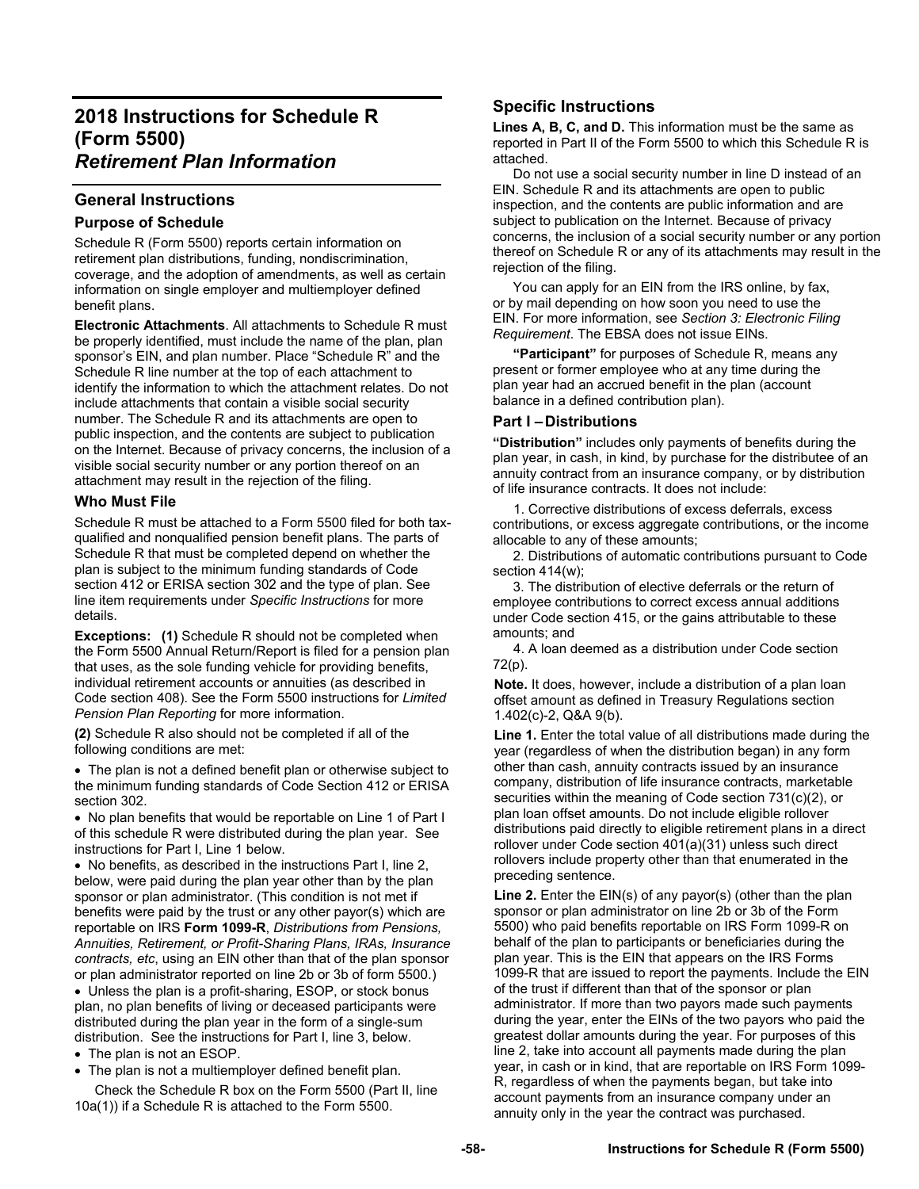# 2018 Instructions for Schedule R (Form 5500)
## *Retirement Plan Information*

## General Instructions

### Purpose of Schedule

Schedule R (Form 5500) reports certain information on retirement plan distributions, funding, nondiscrimination, coverage, and the adoption of amendments, as well as certain information on single employer and multiemployer defined benefit plans.

**Electronic Attachments**. All attachments to Schedule R must be properly identified, must include the name of the plan, plan sponsor's EIN, and plan number. Place "Schedule R" and the Schedule R line number at the top of each attachment to identify the information to which the attachment relates. Do not include attachments that contain a visible social security number. The Schedule R and its attachments are open to public inspection, and the contents are subject to publication on the Internet. Because of privacy concerns, the inclusion of a visible social security number or any portion thereof on an attachment may result in the rejection of the filing.

### Who Must File

Schedule R must be attached to a Form 5500 filed for both tax-qualified and nonqualified pension benefit plans. The parts of Schedule R that must be completed depend on whether the plan is subject to the minimum funding standards of Code section 412 or ERISA section 302 and the type of plan. See line item requirements under *Specific Instructions* for more details.

**Exceptions: (1)** Schedule R should not be completed when the Form 5500 Annual Return/Report is filed for a pension plan that uses, as the sole funding vehicle for providing benefits, individual retirement accounts or annuities (as described in Code section 408). See the Form 5500 instructions for *Limited Pension Plan Reporting* for more information.

**(2)** Schedule R also should not be completed if all of the following conditions are met:

- The plan is not a defined benefit plan or otherwise subject to the minimum funding standards of Code Section 412 or ERISA section 302.
- No plan benefits that would be reportable on Line 1 of Part I of this schedule R were distributed during the plan year. See instructions for Part I, Line 1 below.
- No benefits, as described in the instructions Part I, line 2, below, were paid during the plan year other than by the plan sponsor or plan administrator. (This condition is not met if benefits were paid by the trust or any other payor(s) which are reportable on IRS **Form 1099-R**, *Distributions from Pensions, Annuities, Retirement, or Profit-Sharing Plans, IRAs, Insurance contracts, etc*, using an EIN other than that of the plan sponsor or plan administrator reported on line 2b or 3b of form 5500.)
- Unless the plan is a profit-sharing, ESOP, or stock bonus plan, no plan benefits of living or deceased participants were distributed during the plan year in the form of a single-sum distribution. See the instructions for Part I, line 3, below.
- The plan is not an ESOP.
- The plan is not a multiemployer defined benefit plan.

Check the Schedule R box on the Form 5500 (Part II, line 10a(1)) if a Schedule R is attached to the Form 5500.

## Specific Instructions

**Lines A, B, C, and D.** This information must be the same as reported in Part II of the Form 5500 to which this Schedule R is attached.

Do not use a social security number in line D instead of an EIN. Schedule R and its attachments are open to public inspection, and the contents are public information and are subject to publication on the Internet. Because of privacy concerns, the inclusion of a social security number or any portion thereof on Schedule R or any of its attachments may result in the rejection of the filing.

You can apply for an EIN from the IRS online, by fax, or by mail depending on how soon you need to use the EIN. For more information, see *Section 3: Electronic Filing Requirement*. The EBSA does not issue EINs.

**"Participant"** for purposes of Schedule R, means any present or former employee who at any time during the plan year had an accrued benefit in the plan (account balance in a defined contribution plan).

### Part I – Distributions

**"Distribution"** includes only payments of benefits during the plan year, in cash, in kind, by purchase for the distributee of an annuity contract from an insurance company, or by distribution of life insurance contracts. It does not include:

1. Corrective distributions of excess deferrals, excess contributions, or excess aggregate contributions, or the income allocable to any of these amounts;
2. Distributions of automatic contributions pursuant to Code section 414(w);
3. The distribution of elective deferrals or the return of employee contributions to correct excess annual additions under Code section 415, or the gains attributable to these amounts; and
4. A loan deemed as a distribution under Code section 72(p).

**Note.** It does, however, include a distribution of a plan loan offset amount as defined in Treasury Regulations section 1.402(c)-2, Q&A 9(b).

**Line 1.** Enter the total value of all distributions made during the year (regardless of when the distribution began) in any form other than cash, annuity contracts issued by an insurance company, distribution of life insurance contracts, marketable securities within the meaning of Code section 731(c)(2), or plan loan offset amounts. Do not include eligible rollover distributions paid directly to eligible retirement plans in a direct rollover under Code section 401(a)(31) unless such direct rollovers include property other than that enumerated in the preceding sentence.

**Line 2.** Enter the EIN(s) of any payor(s) (other than the plan sponsor or plan administrator on line 2b or 3b of the Form 5500) who paid benefits reportable on IRS Form 1099-R on behalf of the plan to participants or beneficiaries during the plan year. This is the EIN that appears on the IRS Forms 1099-R that are issued to report the payments. Include the EIN of the trust if different than that of the sponsor or plan administrator. If more than two payors made such payments during the year, enter the EINs of the two payors who paid the greatest dollar amounts during the year. For purposes of this line 2, take into account all payments made during the plan year, in cash or in kind, that are reportable on IRS Form 1099-R, regardless of when the payments began, but take into account payments from an insurance company under an annuity only in the year the contract was purchased.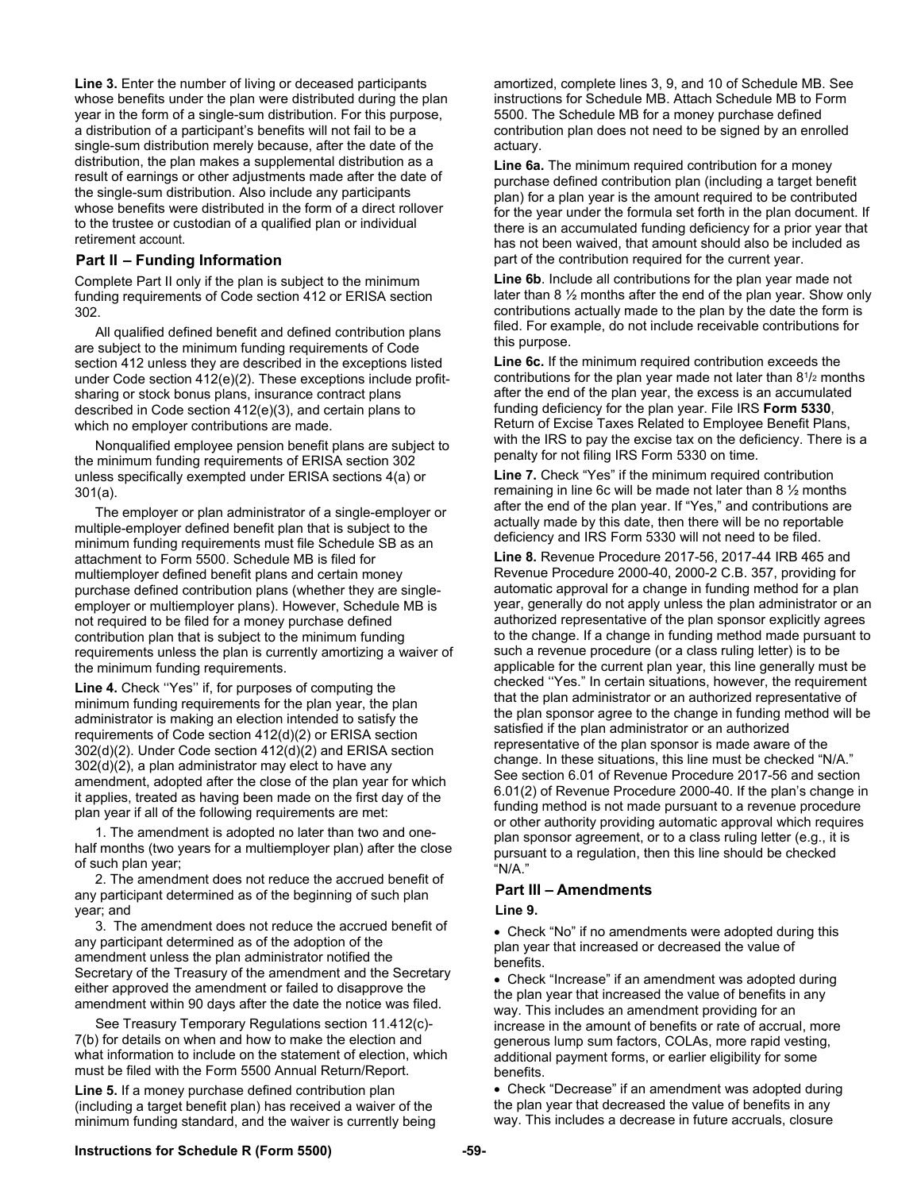**Line 3.** Enter the number of living or deceased participants whose benefits under the plan were distributed during the plan year in the form of a single-sum distribution. For this purpose, a distribution of a participant's benefits will not fail to be a single-sum distribution merely because, after the date of the distribution, the plan makes a supplemental distribution as a result of earnings or other adjustments made after the date of the single-sum distribution. Also include any participants whose benefits were distributed in the form of a direct rollover to the trustee or custodian of a qualified plan or individual retirement account.

## Part II – Funding Information

Complete Part II only if the plan is subject to the minimum funding requirements of Code section 412 or ERISA section 302.

All qualified defined benefit and defined contribution plans are subject to the minimum funding requirements of Code section 412 unless they are described in the exceptions listed under Code section 412(e)(2). These exceptions include profit-sharing or stock bonus plans, insurance contract plans described in Code section 412(e)(3), and certain plans to which no employer contributions are made.

Nonqualified employee pension benefit plans are subject to the minimum funding requirements of ERISA section 302 unless specifically exempted under ERISA sections 4(a) or 301(a).

The employer or plan administrator of a single-employer or multiple-employer defined benefit plan that is subject to the minimum funding requirements must file Schedule SB as an attachment to Form 5500. Schedule MB is filed for multiemployer defined benefit plans and certain money purchase defined contribution plans (whether they are single-employer or multiemployer plans). However, Schedule MB is not required to be filed for a money purchase defined contribution plan that is subject to the minimum funding requirements unless the plan is currently amortizing a waiver of the minimum funding requirements.

**Line 4.** Check ''Yes'' if, for purposes of computing the minimum funding requirements for the plan year, the plan administrator is making an election intended to satisfy the requirements of Code section 412(d)(2) or ERISA section 302(d)(2). Under Code section 412(d)(2) and ERISA section 302(d)(2), a plan administrator may elect to have any amendment, adopted after the close of the plan year for which it applies, treated as having been made on the first day of the plan year if all of the following requirements are met:

1. The amendment is adopted no later than two and one-half months (two years for a multiemployer plan) after the close of such plan year;
2. The amendment does not reduce the accrued benefit of any participant determined as of the beginning of such plan year; and
3. The amendment does not reduce the accrued benefit of any participant determined as of the adoption of the amendment unless the plan administrator notified the Secretary of the Treasury of the amendment and the Secretary either approved the amendment or failed to disapprove the amendment within 90 days after the date the notice was filed.

See Treasury Temporary Regulations section 11.412(c)-7(b) for details on when and how to make the election and what information to include on the statement of election, which must be filed with the Form 5500 Annual Return/Report.

**Line 5.** If a money purchase defined contribution plan (including a target benefit plan) has received a waiver of the minimum funding standard, and the waiver is currently being amortized, complete lines 3, 9, and 10 of Schedule MB. See instructions for Schedule MB. Attach Schedule MB to Form 5500. The Schedule MB for a money purchase defined contribution plan does not need to be signed by an enrolled actuary.

**Line 6a.** The minimum required contribution for a money purchase defined contribution plan (including a target benefit plan) for a plan year is the amount required to be contributed for the year under the formula set forth in the plan document. If there is an accumulated funding deficiency for a prior year that has not been waived, that amount should also be included as part of the contribution required for the current year.

**Line 6b**. Include all contributions for the plan year made not later than 8 ½ months after the end of the plan year. Show only contributions actually made to the plan by the date the form is filed. For example, do not include receivable contributions for this purpose.

**Line 6c.** If the minimum required contribution exceeds the contributions for the plan year made not later than 8½ months after the end of the plan year, the excess is an accumulated funding deficiency for the plan year. File IRS **Form 5330**, Return of Excise Taxes Related to Employee Benefit Plans, with the IRS to pay the excise tax on the deficiency. There is a penalty for not filing IRS Form 5330 on time.

**Line 7.** Check "Yes" if the minimum required contribution remaining in line 6c will be made not later than 8 ½ months after the end of the plan year. If "Yes," and contributions are actually made by this date, then there will be no reportable deficiency and IRS Form 5330 will not need to be filed.

**Line 8.** Revenue Procedure 2017-56, 2017-44 IRB 465 and Revenue Procedure 2000-40, 2000-2 C.B. 357, providing for automatic approval for a change in funding method for a plan year, generally do not apply unless the plan administrator or an authorized representative of the plan sponsor explicitly agrees to the change. If a change in funding method made pursuant to such a revenue procedure (or a class ruling letter) is to be applicable for the current plan year, this line generally must be checked ''Yes." In certain situations, however, the requirement that the plan administrator or an authorized representative of the plan sponsor agree to the change in funding method will be satisfied if the plan administrator or an authorized representative of the plan sponsor is made aware of the change. In these situations, this line must be checked "N/A." See section 6.01 of Revenue Procedure 2017-56 and section 6.01(2) of Revenue Procedure 2000-40. If the plan's change in funding method is not made pursuant to a revenue procedure or other authority providing automatic approval which requires plan sponsor agreement, or to a class ruling letter (e.g., it is pursuant to a regulation, then this line should be checked "N/A."

## Part III – Amendments

**Line 9.**

- Check "No" if no amendments were adopted during this plan year that increased or decreased the value of benefits.
- Check "Increase" if an amendment was adopted during the plan year that increased the value of benefits in any way. This includes an amendment providing for an increase in the amount of benefits or rate of accrual, more generous lump sum factors, COLAs, more rapid vesting, additional payment forms, or earlier eligibility for some benefits.
- Check "Decrease" if an amendment was adopted during the plan year that decreased the value of benefits in any way. This includes a decrease in future accruals, closure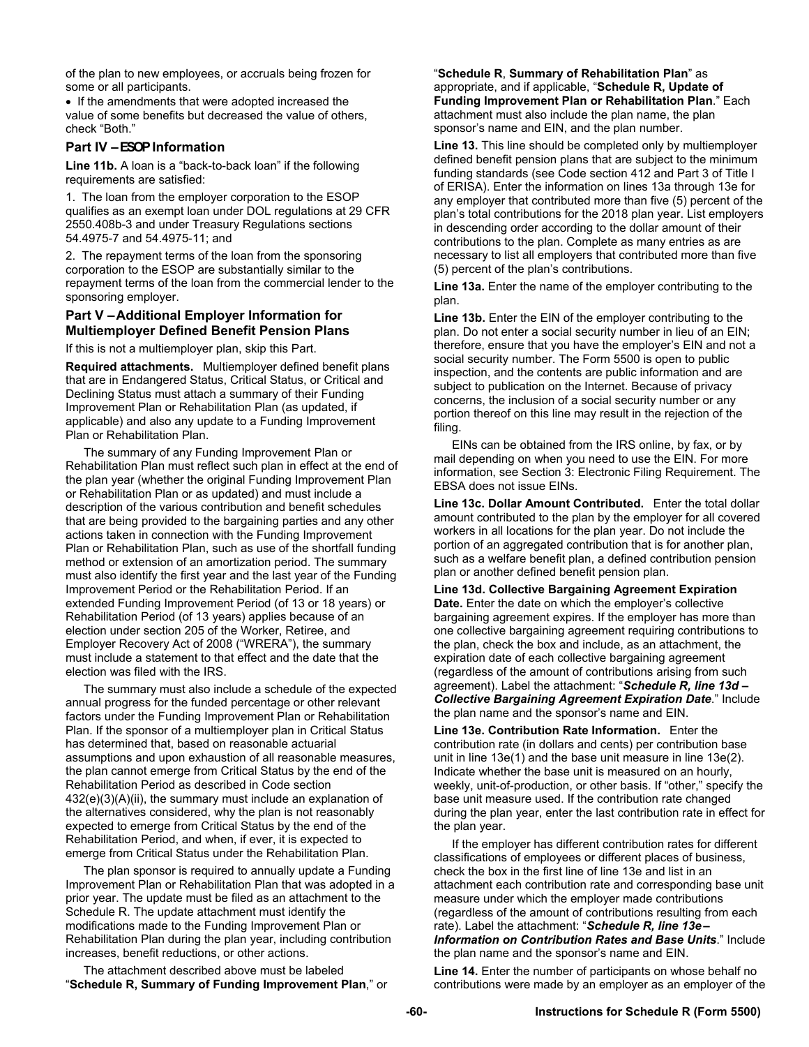of the plan to new employees, or accruals being frozen for some or all participants.

- If the amendments that were adopted increased the value of some benefits but decreased the value of others, check "Both."

### Part IV – ESOP Information

**Line 11b.** A loan is a "back-to-back loan" if the following requirements are satisfied:

1. The loan from the employer corporation to the ESOP qualifies as an exempt loan under DOL regulations at 29 CFR 2550.408b-3 and under Treasury Regulations sections 54.4975-7 and 54.4975-11; and

2. The repayment terms of the loan from the sponsoring corporation to the ESOP are substantially similar to the repayment terms of the loan from the commercial lender to the sponsoring employer.

### Part V – Additional Employer Information for Multiemployer Defined Benefit Pension Plans

If this is not a multiemployer plan, skip this Part.

**Required attachments.** Multiemployer defined benefit plans that are in Endangered Status, Critical Status, or Critical and Declining Status must attach a summary of their Funding Improvement Plan or Rehabilitation Plan (as updated, if applicable) and also any update to a Funding Improvement Plan or Rehabilitation Plan.

The summary of any Funding Improvement Plan or Rehabilitation Plan must reflect such plan in effect at the end of the plan year (whether the original Funding Improvement Plan or Rehabilitation Plan or as updated) and must include a description of the various contribution and benefit schedules that are being provided to the bargaining parties and any other actions taken in connection with the Funding Improvement Plan or Rehabilitation Plan, such as use of the shortfall funding method or extension of an amortization period. The summary must also identify the first year and the last year of the Funding Improvement Period or the Rehabilitation Period. If an extended Funding Improvement Period (of 13 or 18 years) or Rehabilitation Period (of 13 years) applies because of an election under section 205 of the Worker, Retiree, and Employer Recovery Act of 2008 ("WRERA"), the summary must include a statement to that effect and the date that the election was filed with the IRS.

The summary must also include a schedule of the expected annual progress for the funded percentage or other relevant factors under the Funding Improvement Plan or Rehabilitation Plan. If the sponsor of a multiemployer plan in Critical Status has determined that, based on reasonable actuarial assumptions and upon exhaustion of all reasonable measures, the plan cannot emerge from Critical Status by the end of the Rehabilitation Period as described in Code section 432(e)(3)(A)(ii), the summary must include an explanation of the alternatives considered, why the plan is not reasonably expected to emerge from Critical Status by the end of the Rehabilitation Period, and when, if ever, it is expected to emerge from Critical Status under the Rehabilitation Plan.

The plan sponsor is required to annually update a Funding Improvement Plan or Rehabilitation Plan that was adopted in a prior year. The update must be filed as an attachment to the Schedule R. The update attachment must identify the modifications made to the Funding Improvement Plan or Rehabilitation Plan during the plan year, including contribution increases, benefit reductions, or other actions.

The attachment described above must be labeled "**Schedule R, Summary of Funding Improvement Plan**," or "**Schedule R**, **Summary of Rehabilitation Plan**" as appropriate, and if applicable, "**Schedule R, Update of Funding Improvement Plan or Rehabilitation Plan**." Each attachment must also include the plan name, the plan sponsor's name and EIN, and the plan number.

**Line 13.** This line should be completed only by multiemployer defined benefit pension plans that are subject to the minimum funding standards (see Code section 412 and Part 3 of Title I of ERISA). Enter the information on lines 13a through 13e for any employer that contributed more than five (5) percent of the plan's total contributions for the 2018 plan year. List employers in descending order according to the dollar amount of their contributions to the plan. Complete as many entries as are necessary to list all employers that contributed more than five (5) percent of the plan's contributions.

**Line 13a.** Enter the name of the employer contributing to the plan.

**Line 13b.** Enter the EIN of the employer contributing to the plan. Do not enter a social security number in lieu of an EIN; therefore, ensure that you have the employer's EIN and not a social security number. The Form 5500 is open to public inspection, and the contents are public information and are subject to publication on the Internet. Because of privacy concerns, the inclusion of a social security number or any portion thereof on this line may result in the rejection of the filing.

EINs can be obtained from the IRS online, by fax, or by mail depending on when you need to use the EIN. For more information, see Section 3: Electronic Filing Requirement. The EBSA does not issue EINs.

**Line 13c. Dollar Amount Contributed.** Enter the total dollar amount contributed to the plan by the employer for all covered workers in all locations for the plan year. Do not include the portion of an aggregated contribution that is for another plan, such as a welfare benefit plan, a defined contribution pension plan or another defined benefit pension plan.

**Line 13d. Collective Bargaining Agreement Expiration Date.** Enter the date on which the employer's collective bargaining agreement expires. If the employer has more than one collective bargaining agreement requiring contributions to the plan, check the box and include, as an attachment, the expiration date of each collective bargaining agreement (regardless of the amount of contributions arising from such agreement). Label the attachment: "***Schedule R, line 13d – Collective Bargaining Agreement Expiration Date***." Include the plan name and the sponsor's name and EIN.

**Line 13e. Contribution Rate Information.** Enter the contribution rate (in dollars and cents) per contribution base unit in line 13e(1) and the base unit measure in line 13e(2). Indicate whether the base unit is measured on an hourly, weekly, unit-of-production, or other basis. If "other," specify the base unit measure used. If the contribution rate changed during the plan year, enter the last contribution rate in effect for the plan year.

If the employer has different contribution rates for different classifications of employees or different places of business, check the box in the first line of line 13e and list in an attachment each contribution rate and corresponding base unit measure under which the employer made contributions (regardless of the amount of contributions resulting from each rate). Label the attachment: "***Schedule R, line 13e – Information on Contribution Rates and Base Units***." Include the plan name and the sponsor's name and EIN.

**Line 14.** Enter the number of participants on whose behalf no contributions were made by an employer as an employer of the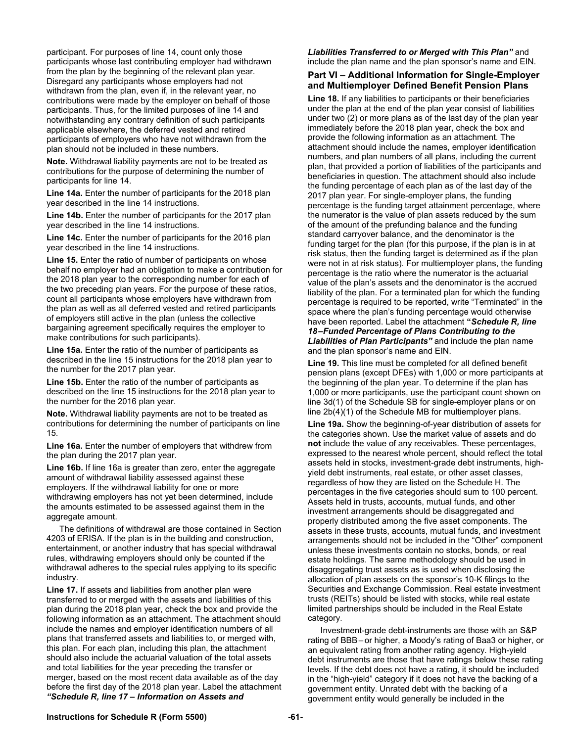participant. For purposes of line 14, count only those participants whose last contributing employer had withdrawn from the plan by the beginning of the relevant plan year. Disregard any participants whose employers had not withdrawn from the plan, even if, in the relevant year, no contributions were made by the employer on behalf of those participants. Thus, for the limited purposes of line 14 and notwithstanding any contrary definition of such participants applicable elsewhere, the deferred vested and retired participants of employers who have not withdrawn from the plan should not be included in these numbers.

**Note.** Withdrawal liability payments are not to be treated as contributions for the purpose of determining the number of participants for line 14.

**Line 14a.** Enter the number of participants for the 2018 plan year described in the line 14 instructions.

**Line 14b.** Enter the number of participants for the 2017 plan year described in the line 14 instructions.

**Line 14c.** Enter the number of participants for the 2016 plan year described in the line 14 instructions.

**Line 15.** Enter the ratio of number of participants on whose behalf no employer had an obligation to make a contribution for the 2018 plan year to the corresponding number for each of the two preceding plan years. For the purpose of these ratios, count all participants whose employers have withdrawn from the plan as well as all deferred vested and retired participants of employers still active in the plan (unless the collective bargaining agreement specifically requires the employer to make contributions for such participants).

**Line 15a.** Enter the ratio of the number of participants as described in the line 15 instructions for the 2018 plan year to the number for the 2017 plan year.

**Line 15b.** Enter the ratio of the number of participants as described on the line 15 instructions for the 2018 plan year to the number for the 2016 plan year.

**Note.** Withdrawal liability payments are not to be treated as contributions for determining the number of participants on line 15.

**Line 16a.** Enter the number of employers that withdrew from the plan during the 2017 plan year.

**Line 16b.** If line 16a is greater than zero, enter the aggregate amount of withdrawal liability assessed against these employers. If the withdrawal liability for one or more withdrawing employers has not yet been determined, include the amounts estimated to be assessed against them in the aggregate amount.

The definitions of withdrawal are those contained in Section 4203 of ERISA. If the plan is in the building and construction, entertainment, or another industry that has special withdrawal rules, withdrawing employers should only be counted if the withdrawal adheres to the special rules applying to its specific industry.

**Line 17.** If assets and liabilities from another plan were transferred to or merged with the assets and liabilities of this plan during the 2018 plan year, check the box and provide the following information as an attachment. The attachment should include the names and employer identification numbers of all plans that transferred assets and liabilities to, or merged with, this plan. For each plan, including this plan, the attachment should also include the actuarial valuation of the total assets and total liabilities for the year preceding the transfer or merger, based on the most recent data available as of the day before the first day of the 2018 plan year. Label the attachment ***"Schedule R, line 17 – Information on Assets and Liabilities Transferred to or Merged with This Plan"*** and include the plan name and the plan sponsor's name and EIN.

## Part VI – Additional Information for Single-Employer and Multiemployer Defined Benefit Pension Plans

**Line 18.** If any liabilities to participants or their beneficiaries under the plan at the end of the plan year consist of liabilities under two (2) or more plans as of the last day of the plan year immediately before the 2018 plan year, check the box and provide the following information as an attachment. The attachment should include the names, employer identification numbers, and plan numbers of all plans, including the current plan, that provided a portion of liabilities of the participants and beneficiaries in question. The attachment should also include the funding percentage of each plan as of the last day of the 2017 plan year. For single-employer plans, the funding percentage is the funding target attainment percentage, where the numerator is the value of plan assets reduced by the sum of the amount of the prefunding balance and the funding standard carryover balance, and the denominator is the funding target for the plan (for this purpose, if the plan is in at risk status, then the funding target is determined as if the plan were not in at risk status). For multiemployer plans, the funding percentage is the ratio where the numerator is the actuarial value of the plan's assets and the denominator is the accrued liability of the plan. For a terminated plan for which the funding percentage is required to be reported, write "Terminated" in the space where the plan's funding percentage would otherwise have been reported. Label the attachment ***"Schedule R, line 18–Funded Percentage of Plans Contributing to the Liabilities of Plan Participants"*** and include the plan name and the plan sponsor's name and EIN.

**Line 19.** This line must be completed for all defined benefit pension plans (except DFEs) with 1,000 or more participants at the beginning of the plan year. To determine if the plan has 1,000 or more participants, use the participant count shown on line 3d(1) of the Schedule SB for single-employer plans or on line 2b(4)(1) of the Schedule MB for multiemployer plans.

**Line 19a.** Show the beginning-of-year distribution of assets for the categories shown. Use the market value of assets and do **not** include the value of any receivables. These percentages, expressed to the nearest whole percent, should reflect the total assets held in stocks, investment-grade debt instruments, high-yield debt instruments, real estate, or other asset classes, regardless of how they are listed on the Schedule H. The percentages in the five categories should sum to 100 percent. Assets held in trusts, accounts, mutual funds, and other investment arrangements should be disaggregated and properly distributed among the five asset components. The assets in these trusts, accounts, mutual funds, and investment arrangements should not be included in the "Other" component unless these investments contain no stocks, bonds, or real estate holdings. The same methodology should be used in disaggregating trust assets as is used when disclosing the allocation of plan assets on the sponsor's 10-K filings to the Securities and Exchange Commission. Real estate investment trusts (REITs) should be listed with stocks, while real estate limited partnerships should be included in the Real Estate category.

Investment-grade debt-instruments are those with an S&P rating of BBB– or higher, a Moody's rating of Baa3 or higher, or an equivalent rating from another rating agency. High-yield debt instruments are those that have ratings below these rating levels. If the debt does not have a rating, it should be included in the "high-yield" category if it does not have the backing of a government entity. Unrated debt with the backing of a government entity would generally be included in the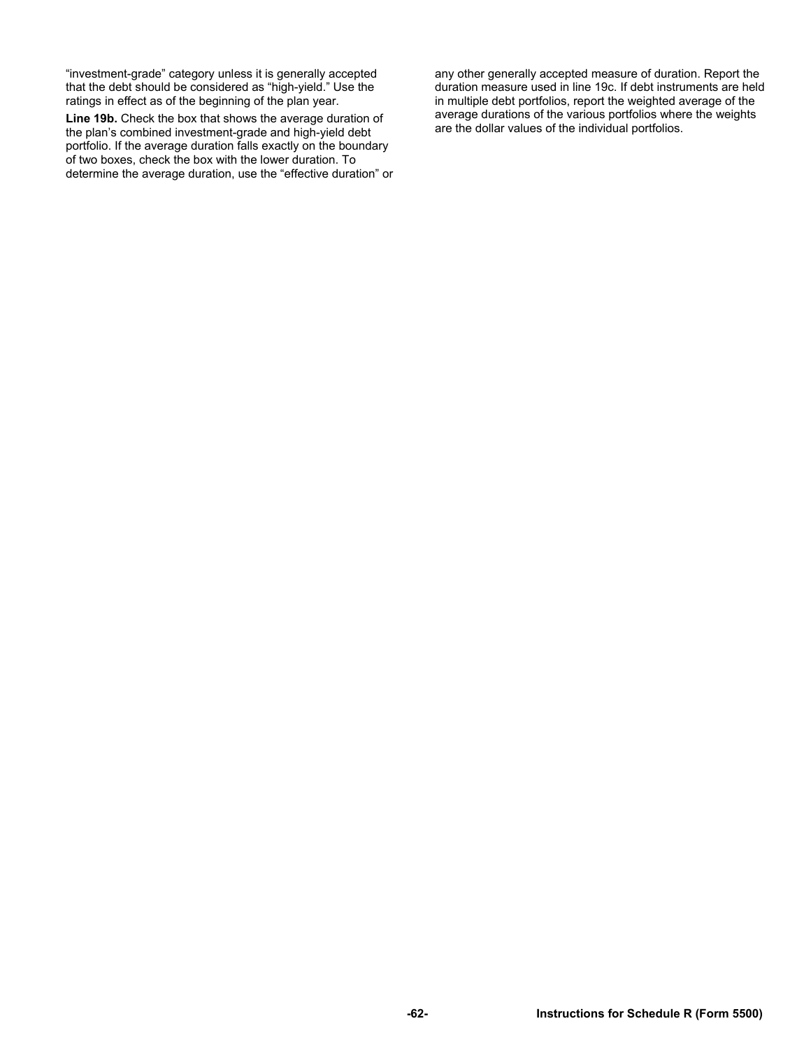"investment-grade" category unless it is generally accepted that the debt should be considered as "high-yield." Use the ratings in effect as of the beginning of the plan year.

**Line 19b.** Check the box that shows the average duration of the plan's combined investment-grade and high-yield debt portfolio. If the average duration falls exactly on the boundary of two boxes, check the box with the lower duration. To determine the average duration, use the "effective duration" or any other generally accepted measure of duration. Report the duration measure used in line 19c. If debt instruments are held in multiple debt portfolios, report the weighted average of the average durations of the various portfolios where the weights are the dollar values of the individual portfolios.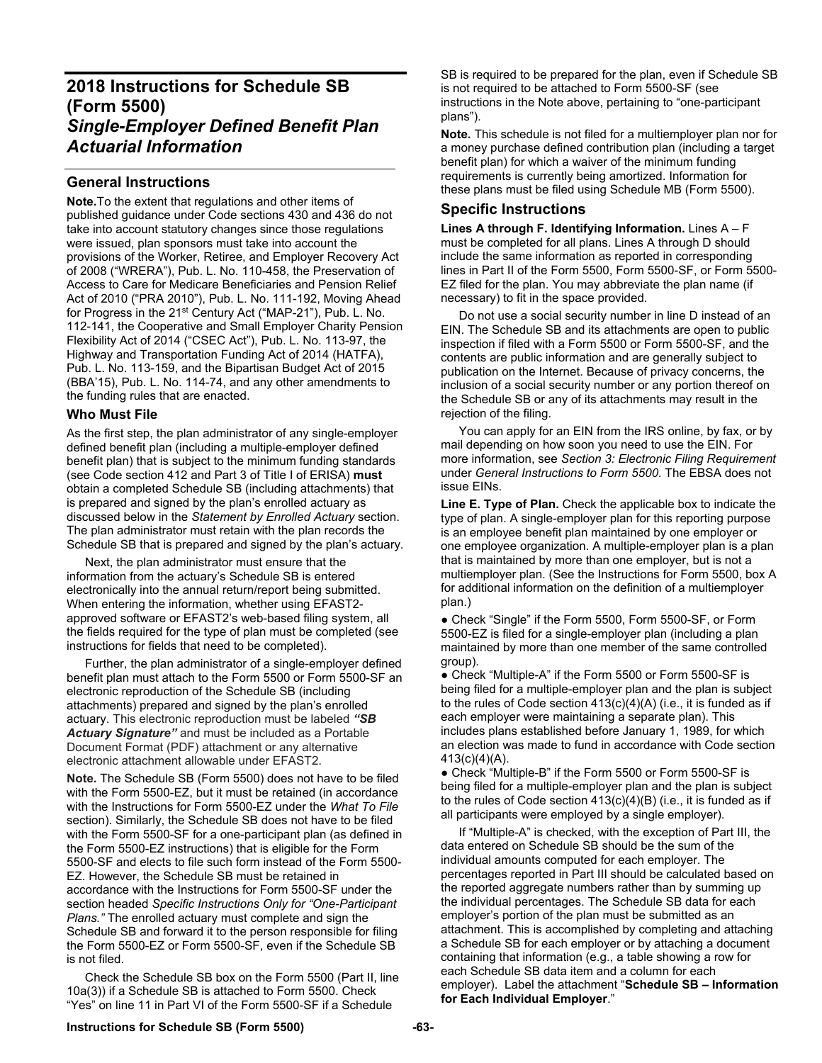# 2018 Instructions for Schedule SB (Form 5500)

## *Single-Employer Defined Benefit Plan Actuarial Information*

## General Instructions

**Note.** To the extent that regulations and other items of published guidance under Code sections 430 and 436 do not take into account statutory changes since those regulations were issued, plan sponsors must take into account the provisions of the Worker, Retiree, and Employer Recovery Act of 2008 ("WRERA"), Pub. L. No. 110-458, the Preservation of Access to Care for Medicare Beneficiaries and Pension Relief Act of 2010 ("PRA 2010"), Pub. L. No. 111-192, Moving Ahead for Progress in the 21st Century Act ("MAP-21"), Pub. L. No. 112-141, the Cooperative and Small Employer Charity Pension Flexibility Act of 2014 ("CSEC Act"), Pub. L. No. 113-97, the Highway and Transportation Funding Act of 2014 (HATFA), Pub. L. No. 113-159, and the Bipartisan Budget Act of 2015 (BBA'15), Pub. L. No. 114-74, and any other amendments to the funding rules that are enacted.

### Who Must File

As the first step, the plan administrator of any single-employer defined benefit plan (including a multiple-employer defined benefit plan) that is subject to the minimum funding standards (see Code section 412 and Part 3 of Title I of ERISA) **must** obtain a completed Schedule SB (including attachments) that is prepared and signed by the plan's enrolled actuary as discussed below in the *Statement by Enrolled Actuary* section. The plan administrator must retain with the plan records the Schedule SB that is prepared and signed by the plan's actuary.

Next, the plan administrator must ensure that the information from the actuary's Schedule SB is entered electronically into the annual return/report being submitted. When entering the information, whether using EFAST2-approved software or EFAST2's web-based filing system, all the fields required for the type of plan must be completed (see instructions for fields that need to be completed).

Further, the plan administrator of a single-employer defined benefit plan must attach to the Form 5500 or Form 5500-SF an electronic reproduction of the Schedule SB (including attachments) prepared and signed by the plan's enrolled actuary. This electronic reproduction must be labeled ***"SB Actuary Signature"*** and must be included as a Portable Document Format (PDF) attachment or any alternative electronic attachment allowable under EFAST2.

**Note.** The Schedule SB (Form 5500) does not have to be filed with the Form 5500-EZ, but it must be retained (in accordance with the Instructions for Form 5500-EZ under the *What To File* section). Similarly, the Schedule SB does not have to be filed with the Form 5500-SF for a one-participant plan (as defined in the Form 5500-EZ instructions) that is eligible for the Form 5500-SF and elects to file such form instead of the Form 5500-EZ. However, the Schedule SB must be retained in accordance with the Instructions for Form 5500-SF under the section headed *Specific Instructions Only for "One-Participant Plans."* The enrolled actuary must complete and sign the Schedule SB and forward it to the person responsible for filing the Form 5500-EZ or Form 5500-SF, even if the Schedule SB is not filed.

Check the Schedule SB box on the Form 5500 (Part II, line 10a(3)) if a Schedule SB is attached to Form 5500. Check "Yes" on line 11 in Part VI of the Form 5500-SF if a Schedule SB is required to be prepared for the plan, even if Schedule SB is not required to be attached to Form 5500-SF (see instructions in the Note above, pertaining to "one-participant plans").

**Note.** This schedule is not filed for a multiemployer plan nor for a money purchase defined contribution plan (including a target benefit plan) for which a waiver of the minimum funding requirements is currently being amortized. Information for these plans must be filed using Schedule MB (Form 5500).

## Specific Instructions

**Lines A through F. Identifying Information.** Lines A – F must be completed for all plans. Lines A through D should include the same information as reported in corresponding lines in Part II of the Form 5500, Form 5500-SF, or Form 5500-EZ filed for the plan. You may abbreviate the plan name (if necessary) to fit in the space provided.

Do not use a social security number in line D instead of an EIN. The Schedule SB and its attachments are open to public inspection if filed with a Form 5500 or Form 5500-SF, and the contents are public information and are generally subject to publication on the Internet. Because of privacy concerns, the inclusion of a social security number or any portion thereof on the Schedule SB or any of its attachments may result in the rejection of the filing.

You can apply for an EIN from the IRS online, by fax, or by mail depending on how soon you need to use the EIN. For more information, see *Section 3: Electronic Filing Requirement* under *General Instructions to Form 5500*. The EBSA does not issue EINs.

**Line E. Type of Plan.** Check the applicable box to indicate the type of plan. A single-employer plan for this reporting purpose is an employee benefit plan maintained by one employer or one employee organization. A multiple-employer plan is a plan that is maintained by more than one employer, but is not a multiemployer plan. (See the Instructions for Form 5500, box A for additional information on the definition of a multiemployer plan.)

- Check "Single" if the Form 5500, Form 5500-SF, or Form 5500-EZ is filed for a single-employer plan (including a plan maintained by more than one member of the same controlled group).
- Check "Multiple-A" if the Form 5500 or Form 5500-SF is being filed for a multiple-employer plan and the plan is subject to the rules of Code section 413(c)(4)(A) (i.e., it is funded as if each employer were maintaining a separate plan). This includes plans established before January 1, 1989, for which an election was made to fund in accordance with Code section 413(c)(4)(A).
- Check "Multiple-B" if the Form 5500 or Form 5500-SF is being filed for a multiple-employer plan and the plan is subject to the rules of Code section 413(c)(4)(B) (i.e., it is funded as if all participants were employed by a single employer).

If "Multiple-A" is checked, with the exception of Part III, the data entered on Schedule SB should be the sum of the individual amounts computed for each employer. The percentages reported in Part III should be calculated based on the reported aggregate numbers rather than by summing up the individual percentages. The Schedule SB data for each employer's portion of the plan must be submitted as an attachment. This is accomplished by completing and attaching a Schedule SB for each employer or by attaching a document containing that information (e.g., a table showing a row for each Schedule SB data item and a column for each employer). Label the attachment "**Schedule SB – Information for Each Individual Employer**."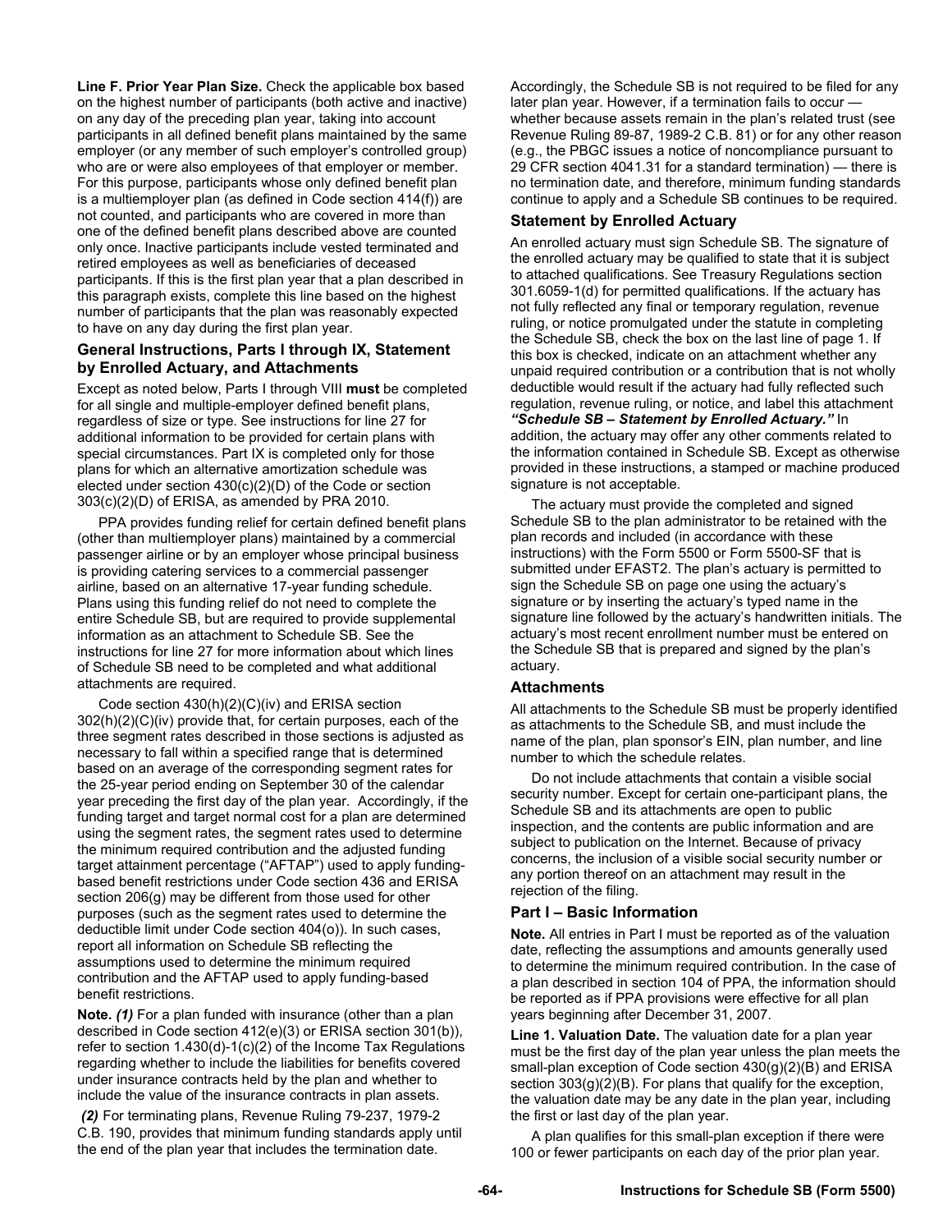**Line F. Prior Year Plan Size.** Check the applicable box based on the highest number of participants (both active and inactive) on any day of the preceding plan year, taking into account participants in all defined benefit plans maintained by the same employer (or any member of such employer's controlled group) who are or were also employees of that employer or member. For this purpose, participants whose only defined benefit plan is a multiemployer plan (as defined in Code section 414(f)) are not counted, and participants who are covered in more than one of the defined benefit plans described above are counted only once. Inactive participants include vested terminated and retired employees as well as beneficiaries of deceased participants. If this is the first plan year that a plan described in this paragraph exists, complete this line based on the highest number of participants that the plan was reasonably expected to have on any day during the first plan year.

### General Instructions, Parts I through IX, Statement by Enrolled Actuary, and Attachments

Except as noted below, Parts I through VIII **must** be completed for all single and multiple-employer defined benefit plans, regardless of size or type. See instructions for line 27 for additional information to be provided for certain plans with special circumstances. Part IX is completed only for those plans for which an alternative amortization schedule was elected under section 430(c)(2)(D) of the Code or section 303(c)(2)(D) of ERISA, as amended by PRA 2010.

PPA provides funding relief for certain defined benefit plans (other than multiemployer plans) maintained by a commercial passenger airline or by an employer whose principal business is providing catering services to a commercial passenger airline, based on an alternative 17-year funding schedule. Plans using this funding relief do not need to complete the entire Schedule SB, but are required to provide supplemental information as an attachment to Schedule SB. See the instructions for line 27 for more information about which lines of Schedule SB need to be completed and what additional attachments are required.

Code section 430(h)(2)(C)(iv) and ERISA section 302(h)(2)(C)(iv) provide that, for certain purposes, each of the three segment rates described in those sections is adjusted as necessary to fall within a specified range that is determined based on an average of the corresponding segment rates for the 25-year period ending on September 30 of the calendar year preceding the first day of the plan year. Accordingly, if the funding target and target normal cost for a plan are determined using the segment rates, the segment rates used to determine the minimum required contribution and the adjusted funding target attainment percentage ("AFTAP") used to apply funding-based benefit restrictions under Code section 436 and ERISA section 206(g) may be different from those used for other purposes (such as the segment rates used to determine the deductible limit under Code section 404(o)). In such cases, report all information on Schedule SB reflecting the assumptions used to determine the minimum required contribution and the AFTAP used to apply funding-based benefit restrictions.

**Note.** ***(1)*** For a plan funded with insurance (other than a plan described in Code section 412(e)(3) or ERISA section 301(b)), refer to section 1.430(d)-1(c)(2) of the Income Tax Regulations regarding whether to include the liabilities for benefits covered under insurance contracts held by the plan and whether to include the value of the insurance contracts in plan assets.

***(2)*** For terminating plans, Revenue Ruling 79-237, 1979-2 C.B. 190, provides that minimum funding standards apply until the end of the plan year that includes the termination date. Accordingly, the Schedule SB is not required to be filed for any later plan year. However, if a termination fails to occur — whether because assets remain in the plan's related trust (see Revenue Ruling 89-87, 1989-2 C.B. 81) or for any other reason (e.g., the PBGC issues a notice of noncompliance pursuant to 29 CFR section 4041.31 for a standard termination) — there is no termination date, and therefore, minimum funding standards continue to apply and a Schedule SB continues to be required.

### Statement by Enrolled Actuary

An enrolled actuary must sign Schedule SB. The signature of the enrolled actuary may be qualified to state that it is subject to attached qualifications. See Treasury Regulations section 301.6059-1(d) for permitted qualifications. If the actuary has not fully reflected any final or temporary regulation, revenue ruling, or notice promulgated under the statute in completing the Schedule SB, check the box on the last line of page 1. If this box is checked, indicate on an attachment whether any unpaid required contribution or a contribution that is not wholly deductible would result if the actuary had fully reflected such regulation, revenue ruling, or notice, and label this attachment ***"Schedule SB – Statement by Enrolled Actuary."*** In addition, the actuary may offer any other comments related to the information contained in Schedule SB. Except as otherwise provided in these instructions, a stamped or machine produced signature is not acceptable.

The actuary must provide the completed and signed Schedule SB to the plan administrator to be retained with the plan records and included (in accordance with these instructions) with the Form 5500 or Form 5500-SF that is submitted under EFAST2. The plan's actuary is permitted to sign the Schedule SB on page one using the actuary's signature or by inserting the actuary's typed name in the signature line followed by the actuary's handwritten initials. The actuary's most recent enrollment number must be entered on the Schedule SB that is prepared and signed by the plan's actuary.

### Attachments

All attachments to the Schedule SB must be properly identified as attachments to the Schedule SB, and must include the name of the plan, plan sponsor's EIN, plan number, and line number to which the schedule relates.

Do not include attachments that contain a visible social security number. Except for certain one-participant plans, the Schedule SB and its attachments are open to public inspection, and the contents are public information and are subject to publication on the Internet. Because of privacy concerns, the inclusion of a visible social security number or any portion thereof on an attachment may result in the rejection of the filing.

### Part I – Basic Information

**Note.** All entries in Part I must be reported as of the valuation date, reflecting the assumptions and amounts generally used to determine the minimum required contribution. In the case of a plan described in section 104 of PPA, the information should be reported as if PPA provisions were effective for all plan years beginning after December 31, 2007.

**Line 1. Valuation Date.** The valuation date for a plan year must be the first day of the plan year unless the plan meets the small-plan exception of Code section 430(g)(2)(B) and ERISA section 303(g)(2)(B). For plans that qualify for the exception, the valuation date may be any date in the plan year, including the first or last day of the plan year.

A plan qualifies for this small-plan exception if there were 100 or fewer participants on each day of the prior plan year.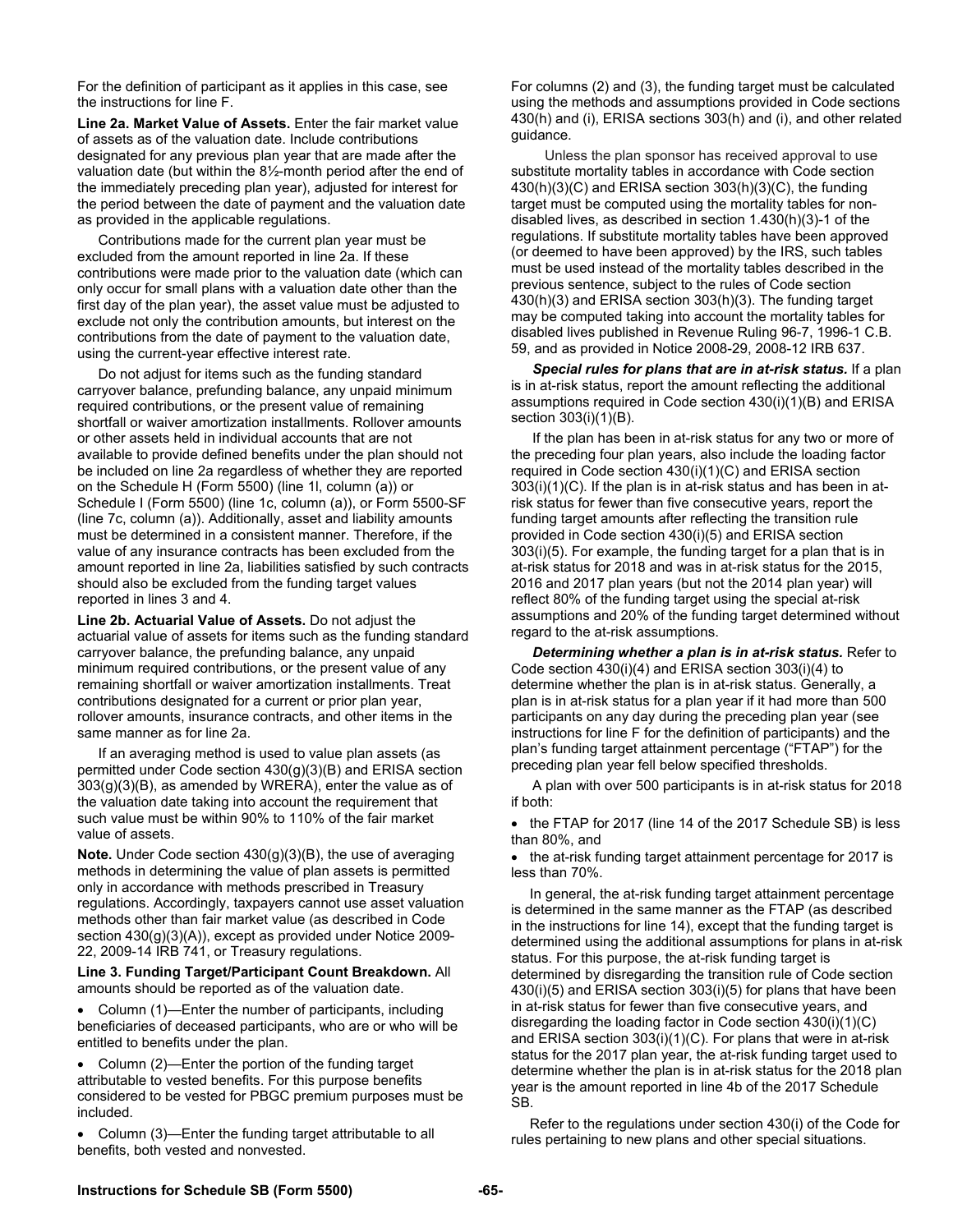For the definition of participant as it applies in this case, see the instructions for line F.

**Line 2a. Market Value of Assets.** Enter the fair market value of assets as of the valuation date. Include contributions designated for any previous plan year that are made after the valuation date (but within the 8½-month period after the end of the immediately preceding plan year), adjusted for interest for the period between the date of payment and the valuation date as provided in the applicable regulations.

Contributions made for the current plan year must be excluded from the amount reported in line 2a. If these contributions were made prior to the valuation date (which can only occur for small plans with a valuation date other than the first day of the plan year), the asset value must be adjusted to exclude not only the contribution amounts, but interest on the contributions from the date of payment to the valuation date, using the current-year effective interest rate.

Do not adjust for items such as the funding standard carryover balance, prefunding balance, any unpaid minimum required contributions, or the present value of remaining shortfall or waiver amortization installments. Rollover amounts or other assets held in individual accounts that are not available to provide defined benefits under the plan should not be included on line 2a regardless of whether they are reported on the Schedule H (Form 5500) (line 1l, column (a)) or Schedule I (Form 5500) (line 1c, column (a)), or Form 5500-SF (line 7c, column (a)). Additionally, asset and liability amounts must be determined in a consistent manner. Therefore, if the value of any insurance contracts has been excluded from the amount reported in line 2a, liabilities satisfied by such contracts should also be excluded from the funding target values reported in lines 3 and 4.

**Line 2b. Actuarial Value of Assets.** Do not adjust the actuarial value of assets for items such as the funding standard carryover balance, the prefunding balance, any unpaid minimum required contributions, or the present value of any remaining shortfall or waiver amortization installments. Treat contributions designated for a current or prior plan year, rollover amounts, insurance contracts, and other items in the same manner as for line 2a.

If an averaging method is used to value plan assets (as permitted under Code section 430(g)(3)(B) and ERISA section 303(g)(3)(B), as amended by WRERA), enter the value as of the valuation date taking into account the requirement that such value must be within 90% to 110% of the fair market value of assets.

**Note.** Under Code section 430(g)(3)(B), the use of averaging methods in determining the value of plan assets is permitted only in accordance with methods prescribed in Treasury regulations. Accordingly, taxpayers cannot use asset valuation methods other than fair market value (as described in Code section 430(g)(3)(A)), except as provided under Notice 2009-22, 2009-14 IRB 741, or Treasury regulations.

**Line 3. Funding Target/Participant Count Breakdown.** All amounts should be reported as of the valuation date.

- Column (1)—Enter the number of participants, including beneficiaries of deceased participants, who are or who will be entitled to benefits under the plan.
- Column (2)—Enter the portion of the funding target attributable to vested benefits. For this purpose benefits considered to be vested for PBGC premium purposes must be included.
- Column (3)—Enter the funding target attributable to all benefits, both vested and nonvested.

For columns (2) and (3), the funding target must be calculated using the methods and assumptions provided in Code sections 430(h) and (i), ERISA sections 303(h) and (i), and other related guidance.

Unless the plan sponsor has received approval to use substitute mortality tables in accordance with Code section 430(h)(3)(C) and ERISA section 303(h)(3)(C), the funding target must be computed using the mortality tables for non-disabled lives, as described in section 1.430(h)(3)-1 of the regulations. If substitute mortality tables have been approved (or deemed to have been approved) by the IRS, such tables must be used instead of the mortality tables described in the previous sentence, subject to the rules of Code section 430(h)(3) and ERISA section 303(h)(3). The funding target may be computed taking into account the mortality tables for disabled lives published in Revenue Ruling 96-7, 1996-1 C.B. 59, and as provided in Notice 2008-29, 2008-12 IRB 637.

***Special rules for plans that are in at-risk status.*** If a plan is in at-risk status, report the amount reflecting the additional assumptions required in Code section 430(i)(1)(B) and ERISA section 303(i)(1)(B).

If the plan has been in at-risk status for any two or more of the preceding four plan years, also include the loading factor required in Code section 430(i)(1)(C) and ERISA section 303(i)(1)(C). If the plan is in at-risk status and has been in at-risk status for fewer than five consecutive years, report the funding target amounts after reflecting the transition rule provided in Code section 430(i)(5) and ERISA section 303(i)(5). For example, the funding target for a plan that is in at-risk status for 2018 and was in at-risk status for the 2015, 2016 and 2017 plan years (but not the 2014 plan year) will reflect 80% of the funding target using the special at-risk assumptions and 20% of the funding target determined without regard to the at-risk assumptions.

***Determining whether a plan is in at-risk status.*** Refer to Code section 430(i)(4) and ERISA section 303(i)(4) to determine whether the plan is in at-risk status. Generally, a plan is in at-risk status for a plan year if it had more than 500 participants on any day during the preceding plan year (see instructions for line F for the definition of participants) and the plan's funding target attainment percentage ("FTAP") for the preceding plan year fell below specified thresholds.

A plan with over 500 participants is in at-risk status for 2018 if both:

- the FTAP for 2017 (line 14 of the 2017 Schedule SB) is less than 80%, and
- the at-risk funding target attainment percentage for 2017 is less than 70%.

In general, the at-risk funding target attainment percentage is determined in the same manner as the FTAP (as described in the instructions for line 14), except that the funding target is determined using the additional assumptions for plans in at-risk status. For this purpose, the at-risk funding target is determined by disregarding the transition rule of Code section 430(i)(5) and ERISA section 303(i)(5) for plans that have been in at-risk status for fewer than five consecutive years, and disregarding the loading factor in Code section 430(i)(1)(C) and ERISA section 303(i)(1)(C). For plans that were in at-risk status for the 2017 plan year, the at-risk funding target used to determine whether the plan is in at-risk status for the 2018 plan year is the amount reported in line 4b of the 2017 Schedule SB.

Refer to the regulations under section 430(i) of the Code for rules pertaining to new plans and other special situations.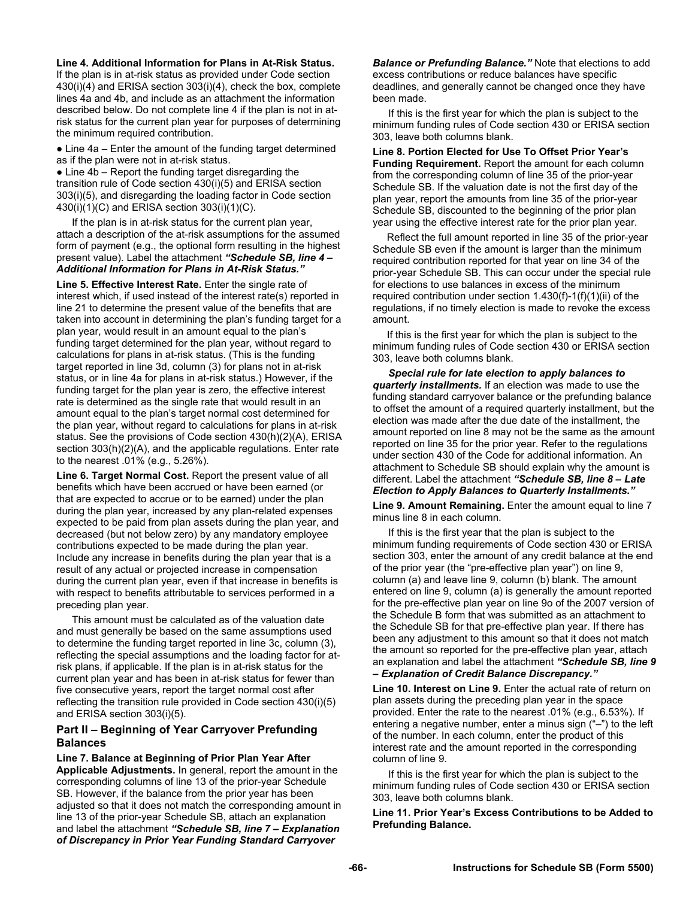**Line 4. Additional Information for Plans in At-Risk Status.** If the plan is in at-risk status as provided under Code section 430(i)(4) and ERISA section 303(i)(4), check the box, complete lines 4a and 4b, and include as an attachment the information described below. Do not complete line 4 if the plan is not in at-risk status for the current plan year for purposes of determining the minimum required contribution.

- Line 4a – Enter the amount of the funding target determined as if the plan were not in at-risk status.
- Line 4b – Report the funding target disregarding the transition rule of Code section 430(i)(5) and ERISA section 303(i)(5), and disregarding the loading factor in Code section 430(i)(1)(C) and ERISA section 303(i)(1)(C).

If the plan is in at-risk status for the current plan year, attach a description of the at-risk assumptions for the assumed form of payment (e.g., the optional form resulting in the highest present value). Label the attachment ***"Schedule SB, line 4 – Additional Information for Plans in At-Risk Status."***

**Line 5. Effective Interest Rate.** Enter the single rate of interest which, if used instead of the interest rate(s) reported in line 21 to determine the present value of the benefits that are taken into account in determining the plan's funding target for a plan year, would result in an amount equal to the plan's funding target determined for the plan year, without regard to calculations for plans in at-risk status. (This is the funding target reported in line 3d, column (3) for plans not in at-risk status, or in line 4a for plans in at-risk status.) However, if the funding target for the plan year is zero, the effective interest rate is determined as the single rate that would result in an amount equal to the plan's target normal cost determined for the plan year, without regard to calculations for plans in at-risk status. See the provisions of Code section 430(h)(2)(A), ERISA section 303(h)(2)(A), and the applicable regulations. Enter rate to the nearest .01% (e.g., 5.26%).

**Line 6. Target Normal Cost.** Report the present value of all benefits which have been accrued or have been earned (or that are expected to accrue or to be earned) under the plan during the plan year, increased by any plan-related expenses expected to be paid from plan assets during the plan year, and decreased (but not below zero) by any mandatory employee contributions expected to be made during the plan year. Include any increase in benefits during the plan year that is a result of any actual or projected increase in compensation during the current plan year, even if that increase in benefits is with respect to benefits attributable to services performed in a preceding plan year.

This amount must be calculated as of the valuation date and must generally be based on the same assumptions used to determine the funding target reported in line 3c, column (3), reflecting the special assumptions and the loading factor for at-risk plans, if applicable. If the plan is in at-risk status for the current plan year and has been in at-risk status for fewer than five consecutive years, report the target normal cost after reflecting the transition rule provided in Code section 430(i)(5) and ERISA section 303(i)(5).

## Part II – Beginning of Year Carryover Prefunding Balances

**Line 7. Balance at Beginning of Prior Plan Year After Applicable Adjustments.** In general, report the amount in the corresponding columns of line 13 of the prior-year Schedule SB. However, if the balance from the prior year has been adjusted so that it does not match the corresponding amount in line 13 of the prior-year Schedule SB, attach an explanation and label the attachment ***"Schedule SB, line 7 – Explanation of Discrepancy in Prior Year Funding Standard Carryover Balance or Prefunding Balance."*** Note that elections to add excess contributions or reduce balances have specific deadlines, and generally cannot be changed once they have been made.

If this is the first year for which the plan is subject to the minimum funding rules of Code section 430 or ERISA section 303, leave both columns blank.

**Line 8. Portion Elected for Use To Offset Prior Year's Funding Requirement.** Report the amount for each column from the corresponding column of line 35 of the prior-year Schedule SB. If the valuation date is not the first day of the plan year, report the amounts from line 35 of the prior-year Schedule SB, discounted to the beginning of the prior plan year using the effective interest rate for the prior plan year.

Reflect the full amount reported in line 35 of the prior-year Schedule SB even if the amount is larger than the minimum required contribution reported for that year on line 34 of the prior-year Schedule SB. This can occur under the special rule for elections to use balances in excess of the minimum required contribution under section 1.430(f)-1(f)(1)(ii) of the regulations, if no timely election is made to revoke the excess amount.

If this is the first year for which the plan is subject to the minimum funding rules of Code section 430 or ERISA section 303, leave both columns blank.

***Special rule for late election to apply balances to quarterly installments.*** If an election was made to use the funding standard carryover balance or the prefunding balance to offset the amount of a required quarterly installment, but the election was made after the due date of the installment, the amount reported on line 8 may not be the same as the amount reported on line 35 for the prior year. Refer to the regulations under section 430 of the Code for additional information. An attachment to Schedule SB should explain why the amount is different. Label the attachment ***"Schedule SB, line 8 – Late Election to Apply Balances to Quarterly Installments."***

**Line 9. Amount Remaining.** Enter the amount equal to line 7 minus line 8 in each column.

If this is the first year that the plan is subject to the minimum funding requirements of Code section 430 or ERISA section 303, enter the amount of any credit balance at the end of the prior year (the "pre-effective plan year") on line 9, column (a) and leave line 9, column (b) blank. The amount entered on line 9, column (a) is generally the amount reported for the pre-effective plan year on line 9o of the 2007 version of the Schedule B form that was submitted as an attachment to the Schedule SB for that pre-effective plan year. If there has been any adjustment to this amount so that it does not match the amount so reported for the pre-effective plan year, attach an explanation and label the attachment ***"Schedule SB, line 9 – Explanation of Credit Balance Discrepancy."***

**Line 10. Interest on Line 9.** Enter the actual rate of return on plan assets during the preceding plan year in the space provided. Enter the rate to the nearest .01% (e.g., 6.53%). If entering a negative number, enter a minus sign ("–") to the left of the number. In each column, enter the product of this interest rate and the amount reported in the corresponding column of line 9.

If this is the first year for which the plan is subject to the minimum funding rules of Code section 430 or ERISA section 303, leave both columns blank.

**Line 11. Prior Year's Excess Contributions to be Added to Prefunding Balance.**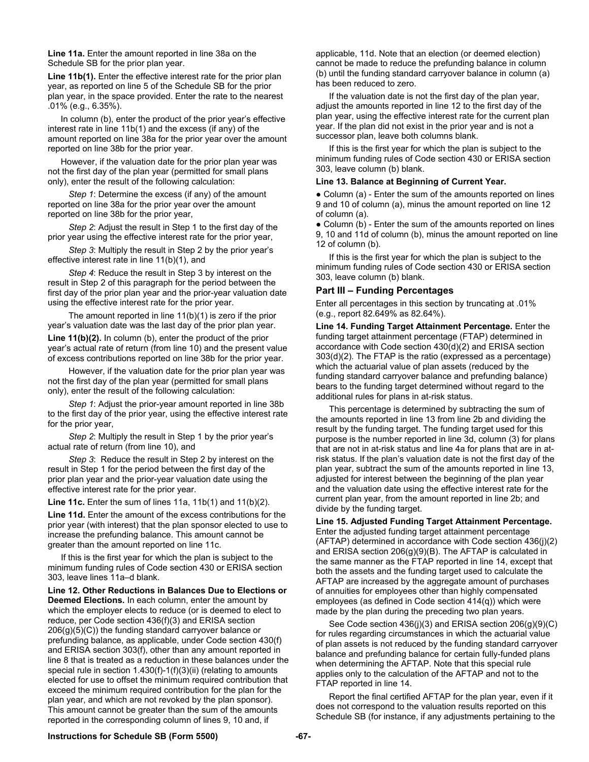**Line 11a.** Enter the amount reported in line 38a on the Schedule SB for the prior plan year.

**Line 11b(1).** Enter the effective interest rate for the prior plan year, as reported on line 5 of the Schedule SB for the prior plan year, in the space provided. Enter the rate to the nearest .01% (e.g., 6.35%).

In column (b), enter the product of the prior year's effective interest rate in line 11b(1) and the excess (if any) of the amount reported on line 38a for the prior year over the amount reported on line 38b for the prior year.

However, if the valuation date for the prior plan year was not the first day of the plan year (permitted for small plans only), enter the result of the following calculation:

*Step 1*: Determine the excess (if any) of the amount reported on line 38a for the prior year over the amount reported on line 38b for the prior year,

*Step 2*: Adjust the result in Step 1 to the first day of the prior year using the effective interest rate for the prior year,

*Step 3*: Multiply the result in Step 2 by the prior year's effective interest rate in line 11(b)(1), and

*Step 4*: Reduce the result in Step 3 by interest on the result in Step 2 of this paragraph for the period between the first day of the prior plan year and the prior-year valuation date using the effective interest rate for the prior year.

The amount reported in line 11(b)(1) is zero if the prior year's valuation date was the last day of the prior plan year.

**Line 11(b)(2).** In column (b), enter the product of the prior year's actual rate of return (from line 10) and the present value of excess contributions reported on line 38b for the prior year.

However, if the valuation date for the prior plan year was not the first day of the plan year (permitted for small plans only), enter the result of the following calculation:

*Step 1*: Adjust the prior-year amount reported in line 38b to the first day of the prior year, using the effective interest rate for the prior year,

*Step 2*: Multiply the result in Step 1 by the prior year's actual rate of return (from line 10), and

*Step 3*: Reduce the result in Step 2 by interest on the result in Step 1 for the period between the first day of the prior plan year and the prior-year valuation date using the effective interest rate for the prior year.

**Line 11c.** Enter the sum of lines 11a, 11b(1) and 11(b)(2).

**Line 11d.** Enter the amount of the excess contributions for the prior year (with interest) that the plan sponsor elected to use to increase the prefunding balance. This amount cannot be greater than the amount reported on line 11c.

If this is the first year for which the plan is subject to the minimum funding rules of Code section 430 or ERISA section 303, leave lines 11a–d blank.

**Line 12. Other Reductions in Balances Due to Elections or Deemed Elections.** In each column, enter the amount by which the employer elects to reduce (or is deemed to elect to reduce, per Code section 436(f)(3) and ERISA section 206(g)(5)(C)) the funding standard carryover balance or prefunding balance, as applicable, under Code section 430(f) and ERISA section 303(f), other than any amount reported in line 8 that is treated as a reduction in these balances under the special rule in section 1.430(f)-1(f)(3)(ii) (relating to amounts elected for use to offset the minimum required contribution that exceed the minimum required contribution for the plan for the plan year, and which are not revoked by the plan sponsor). This amount cannot be greater than the sum of the amounts reported in the corresponding column of lines 9, 10 and, if applicable, 11d. Note that an election (or deemed election) cannot be made to reduce the prefunding balance in column (b) until the funding standard carryover balance in column (a) has been reduced to zero.

If the valuation date is not the first day of the plan year, adjust the amounts reported in line 12 to the first day of the plan year, using the effective interest rate for the current plan year. If the plan did not exist in the prior year and is not a successor plan, leave both columns blank.

If this is the first year for which the plan is subject to the minimum funding rules of Code section 430 or ERISA section 303, leave column (b) blank.

**Line 13. Balance at Beginning of Current Year.**

- Column (a) - Enter the sum of the amounts reported on lines 9 and 10 of column (a), minus the amount reported on line 12 of column (a).
- Column (b) - Enter the sum of the amounts reported on lines 9, 10 and 11d of column (b), minus the amount reported on line 12 of column (b).

If this is the first year for which the plan is subject to the minimum funding rules of Code section 430 or ERISA section 303, leave column (b) blank.

## Part III – Funding Percentages

Enter all percentages in this section by truncating at .01% (e.g., report 82.649% as 82.64%).

**Line 14. Funding Target Attainment Percentage.** Enter the funding target attainment percentage (FTAP) determined in accordance with Code section 430(d)(2) and ERISA section 303(d)(2). The FTAP is the ratio (expressed as a percentage) which the actuarial value of plan assets (reduced by the funding standard carryover balance and prefunding balance) bears to the funding target determined without regard to the additional rules for plans in at-risk status.

This percentage is determined by subtracting the sum of the amounts reported in line 13 from line 2b and dividing the result by the funding target. The funding target used for this purpose is the number reported in line 3d, column (3) for plans that are not in at-risk status and line 4a for plans that are in at-risk status. If the plan's valuation date is not the first day of the plan year, subtract the sum of the amounts reported in line 13, adjusted for interest between the beginning of the plan year and the valuation date using the effective interest rate for the current plan year, from the amount reported in line 2b; and divide by the funding target.

**Line 15. Adjusted Funding Target Attainment Percentage.** Enter the adjusted funding target attainment percentage (AFTAP) determined in accordance with Code section 436(j)(2) and ERISA section 206(g)(9)(B). The AFTAP is calculated in the same manner as the FTAP reported in line 14, except that both the assets and the funding target used to calculate the AFTAP are increased by the aggregate amount of purchases of annuities for employees other than highly compensated employees (as defined in Code section 414(q)) which were made by the plan during the preceding two plan years.

See Code section 436(j)(3) and ERISA section 206(g)(9)(C) for rules regarding circumstances in which the actuarial value of plan assets is not reduced by the funding standard carryover balance and prefunding balance for certain fully-funded plans when determining the AFTAP. Note that this special rule applies only to the calculation of the AFTAP and not to the FTAP reported in line 14.

Report the final certified AFTAP for the plan year, even if it does not correspond to the valuation results reported on this Schedule SB (for instance, if any adjustments pertaining to the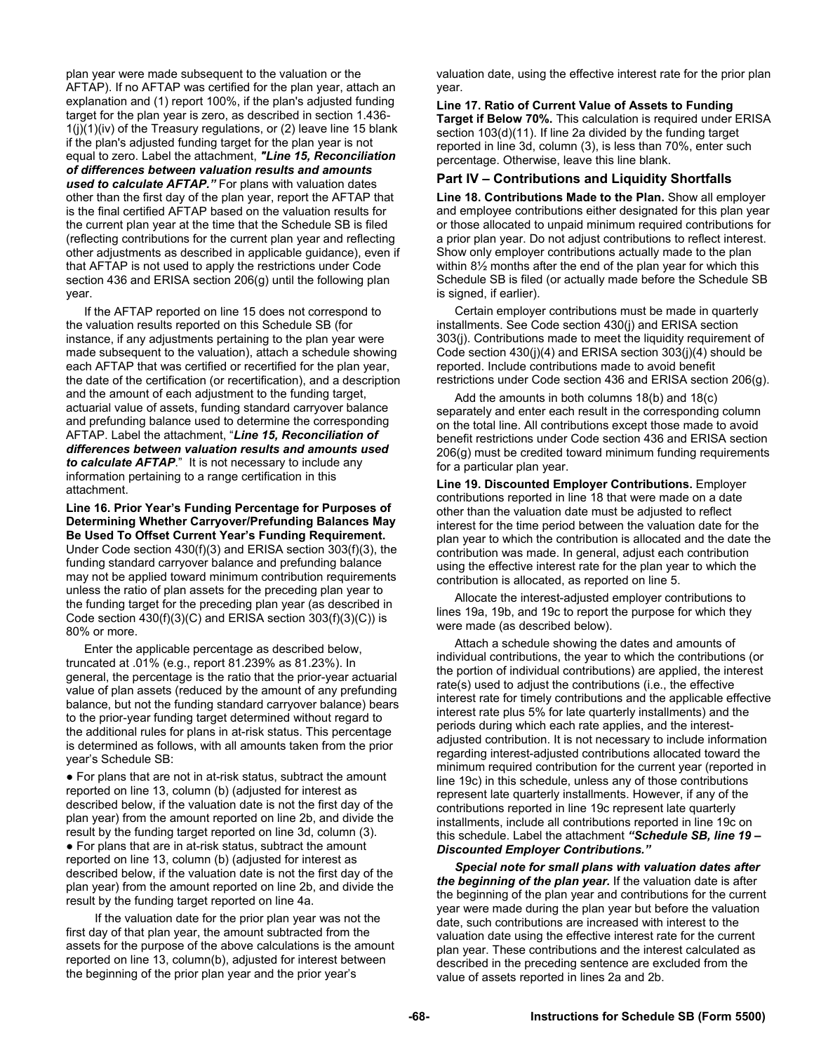plan year were made subsequent to the valuation or the AFTAP). If no AFTAP was certified for the plan year, attach an explanation and (1) report 100%, if the plan's adjusted funding target for the plan year is zero, as described in section 1.436-1(j)(1)(iv) of the Treasury regulations, or (2) leave line 15 blank if the plan's adjusted funding target for the plan year is not equal to zero. Label the attachment, ***"Line 15, Reconciliation of differences between valuation results and amounts used to calculate AFTAP."*** For plans with valuation dates other than the first day of the plan year, report the AFTAP that is the final certified AFTAP based on the valuation results for the current plan year at the time that the Schedule SB is filed (reflecting contributions for the current plan year and reflecting other adjustments as described in applicable guidance), even if that AFTAP is not used to apply the restrictions under Code section 436 and ERISA section 206(g) until the following plan year.

If the AFTAP reported on line 15 does not correspond to the valuation results reported on this Schedule SB (for instance, if any adjustments pertaining to the plan year were made subsequent to the valuation), attach a schedule showing each AFTAP that was certified or recertified for the plan year, the date of the certification (or recertification), and a description and the amount of each adjustment to the funding target, actuarial value of assets, funding standard carryover balance and prefunding balance used to determine the corresponding AFTAP. Label the attachment, "***Line 15, Reconciliation of differences between valuation results and amounts used to calculate AFTAP***." It is not necessary to include any information pertaining to a range certification in this attachment.

**Line 16. Prior Year's Funding Percentage for Purposes of Determining Whether Carryover/Prefunding Balances May Be Used To Offset Current Year's Funding Requirement.** Under Code section 430(f)(3) and ERISA section 303(f)(3), the funding standard carryover balance and prefunding balance may not be applied toward minimum contribution requirements unless the ratio of plan assets for the preceding plan year to the funding target for the preceding plan year (as described in Code section 430(f)(3)(C) and ERISA section 303(f)(3)(C)) is 80% or more.

Enter the applicable percentage as described below, truncated at .01% (e.g., report 81.239% as 81.23%). In general, the percentage is the ratio that the prior-year actuarial value of plan assets (reduced by the amount of any prefunding balance, but not the funding standard carryover balance) bears to the prior-year funding target determined without regard to the additional rules for plans in at-risk status. This percentage is determined as follows, with all amounts taken from the prior year's Schedule SB:

- For plans that are not in at-risk status, subtract the amount reported on line 13, column (b) (adjusted for interest as described below, if the valuation date is not the first day of the plan year) from the amount reported on line 2b, and divide the result by the funding target reported on line 3d, column (3).
- For plans that are in at-risk status, subtract the amount reported on line 13, column (b) (adjusted for interest as described below, if the valuation date is not the first day of the plan year) from the amount reported on line 2b, and divide the result by the funding target reported on line 4a.

If the valuation date for the prior plan year was not the first day of that plan year, the amount subtracted from the assets for the purpose of the above calculations is the amount reported on line 13, column(b), adjusted for interest between the beginning of the prior plan year and the prior year's valuation date, using the effective interest rate for the prior plan year.

**Line 17. Ratio of Current Value of Assets to Funding Target if Below 70%.** This calculation is required under ERISA section 103(d)(11). If line 2a divided by the funding target reported in line 3d, column (3), is less than 70%, enter such percentage. Otherwise, leave this line blank.

## Part IV – Contributions and Liquidity Shortfalls

**Line 18. Contributions Made to the Plan.** Show all employer and employee contributions either designated for this plan year or those allocated to unpaid minimum required contributions for a prior plan year. Do not adjust contributions to reflect interest. Show only employer contributions actually made to the plan within 8½ months after the end of the plan year for which this Schedule SB is filed (or actually made before the Schedule SB is signed, if earlier).

Certain employer contributions must be made in quarterly installments. See Code section 430(j) and ERISA section 303(j). Contributions made to meet the liquidity requirement of Code section 430(j)(4) and ERISA section 303(j)(4) should be reported. Include contributions made to avoid benefit restrictions under Code section 436 and ERISA section 206(g).

Add the amounts in both columns 18(b) and 18(c) separately and enter each result in the corresponding column on the total line. All contributions except those made to avoid benefit restrictions under Code section 436 and ERISA section 206(g) must be credited toward minimum funding requirements for a particular plan year.

**Line 19. Discounted Employer Contributions.** Employer contributions reported in line 18 that were made on a date other than the valuation date must be adjusted to reflect interest for the time period between the valuation date for the plan year to which the contribution is allocated and the date the contribution was made. In general, adjust each contribution using the effective interest rate for the plan year to which the contribution is allocated, as reported on line 5.

Allocate the interest-adjusted employer contributions to lines 19a, 19b, and 19c to report the purpose for which they were made (as described below).

Attach a schedule showing the dates and amounts of individual contributions, the year to which the contributions (or the portion of individual contributions) are applied, the interest rate(s) used to adjust the contributions (i.e., the effective interest rate for timely contributions and the applicable effective interest rate plus 5% for late quarterly installments) and the periods during which each rate applies, and the interest-adjusted contribution. It is not necessary to include information regarding interest-adjusted contributions allocated toward the minimum required contribution for the current year (reported in line 19c) in this schedule, unless any of those contributions represent late quarterly installments. However, if any of the contributions reported in line 19c represent late quarterly installments, include all contributions reported in line 19c on this schedule. Label the attachment ***"Schedule SB, line 19 – Discounted Employer Contributions."***

***Special note for small plans with valuation dates after the beginning of the plan year.*** If the valuation date is after the beginning of the plan year and contributions for the current year were made during the plan year but before the valuation date, such contributions are increased with interest to the valuation date using the effective interest rate for the current plan year. These contributions and the interest calculated as described in the preceding sentence are excluded from the value of assets reported in lines 2a and 2b.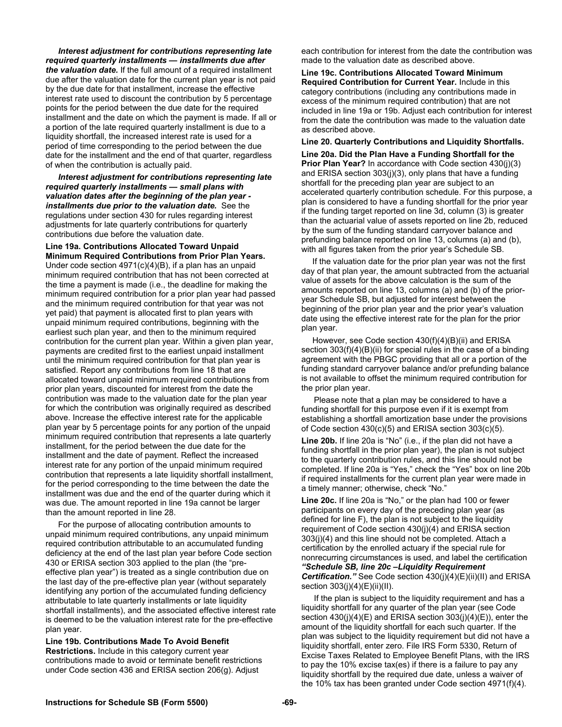***Interest adjustment for contributions representing late required quarterly installments — installments due after the valuation date.*** If the full amount of a required installment due after the valuation date for the current plan year is not paid by the due date for that installment, increase the effective interest rate used to discount the contribution by 5 percentage points for the period between the due date for the required installment and the date on which the payment is made. If all or a portion of the late required quarterly installment is due to a liquidity shortfall, the increased interest rate is used for a period of time corresponding to the period between the due date for the installment and the end of that quarter, regardless of when the contribution is actually paid.

***Interest adjustment for contributions representing late required quarterly installments — small plans with valuation dates after the beginning of the plan year - installments due prior to the valuation date.*** See the regulations under section 430 for rules regarding interest adjustments for late quarterly contributions for quarterly contributions due before the valuation date.

**Line 19a. Contributions Allocated Toward Unpaid Minimum Required Contributions from Prior Plan Years.** Under code section 4971(c)(4)(B), if a plan has an unpaid minimum required contribution that has not been corrected at the time a payment is made (i.e., the deadline for making the minimum required contribution for a prior plan year had passed and the minimum required contribution for that year was not yet paid) that payment is allocated first to plan years with unpaid minimum required contributions, beginning with the earliest such plan year, and then to the minimum required contribution for the current plan year. Within a given plan year, payments are credited first to the earliest unpaid installment until the minimum required contribution for that plan year is satisfied. Report any contributions from line 18 that are allocated toward unpaid minimum required contributions from prior plan years, discounted for interest from the date the contribution was made to the valuation date for the plan year for which the contribution was originally required as described above. Increase the effective interest rate for the applicable plan year by 5 percentage points for any portion of the unpaid minimum required contribution that represents a late quarterly installment, for the period between the due date for the installment and the date of payment. Reflect the increased interest rate for any portion of the unpaid minimum required contribution that represents a late liquidity shortfall installment, for the period corresponding to the time between the date the installment was due and the end of the quarter during which it was due. The amount reported in line 19a cannot be larger than the amount reported in line 28.

For the purpose of allocating contribution amounts to unpaid minimum required contributions, any unpaid minimum required contribution attributable to an accumulated funding deficiency at the end of the last plan year before Code section 430 or ERISA section 303 applied to the plan (the "pre-effective plan year") is treated as a single contribution due on the last day of the pre-effective plan year (without separately identifying any portion of the accumulated funding deficiency attributable to late quarterly installments or late liquidity shortfall installments), and the associated effective interest rate is deemed to be the valuation interest rate for the pre-effective plan year.

**Line 19b. Contributions Made To Avoid Benefit Restrictions.** Include in this category current year contributions made to avoid or terminate benefit restrictions under Code section 436 and ERISA section 206(g). Adjust each contribution for interest from the date the contribution was made to the valuation date as described above.

**Line 19c. Contributions Allocated Toward Minimum Required Contribution for Current Year.** Include in this category contributions (including any contributions made in excess of the minimum required contribution) that are not included in line 19a or 19b. Adjust each contribution for interest from the date the contribution was made to the valuation date as described above.

**Line 20. Quarterly Contributions and Liquidity Shortfalls.**

**Line 20a. Did the Plan Have a Funding Shortfall for the Prior Plan Year?** In accordance with Code section 430(j)(3) and ERISA section 303(j)(3), only plans that have a funding shortfall for the preceding plan year are subject to an accelerated quarterly contribution schedule. For this purpose, a plan is considered to have a funding shortfall for the prior year if the funding target reported on line 3d, column (3) is greater than the actuarial value of assets reported on line 2b, reduced by the sum of the funding standard carryover balance and prefunding balance reported on line 13, columns (a) and (b), with all figures taken from the prior year's Schedule SB.

If the valuation date for the prior plan year was not the first day of that plan year, the amount subtracted from the actuarial value of assets for the above calculation is the sum of the amounts reported on line 13, columns (a) and (b) of the prior-year Schedule SB, but adjusted for interest between the beginning of the prior plan year and the prior year's valuation date using the effective interest rate for the plan for the prior plan year.

However, see Code section 430(f)(4)(B)(ii) and ERISA section 303(f)(4)(B)(ii) for special rules in the case of a binding agreement with the PBGC providing that all or a portion of the funding standard carryover balance and/or prefunding balance is not available to offset the minimum required contribution for the prior plan year.

Please note that a plan may be considered to have a funding shortfall for this purpose even if it is exempt from establishing a shortfall amortization base under the provisions of Code section 430(c)(5) and ERISA section 303(c)(5).

**Line 20b.** If line 20a is "No" (i.e., if the plan did not have a funding shortfall in the prior plan year), the plan is not subject to the quarterly contribution rules, and this line should not be completed. If line 20a is "Yes," check the "Yes" box on line 20b if required installments for the current plan year were made in a timely manner; otherwise, check "No."

**Line 20c.** If line 20a is "No," or the plan had 100 or fewer participants on every day of the preceding plan year (as defined for line F), the plan is not subject to the liquidity requirement of Code section 430(j)(4) and ERISA section 303(j)(4) and this line should not be completed. Attach a certification by the enrolled actuary if the special rule for nonrecurring circumstances is used, and label the certification ***"Schedule SB, line 20c –Liquidity Requirement Certification."*** See Code section 430(j)(4)(E)(ii)(II) and ERISA section 303(j)(4)(E)(ii)(II).

If the plan is subject to the liquidity requirement and has a liquidity shortfall for any quarter of the plan year (see Code section 430(j)(4)(E) and ERISA section 303(j)(4)(E)), enter the amount of the liquidity shortfall for each such quarter. If the plan was subject to the liquidity requirement but did not have a liquidity shortfall, enter zero. File IRS Form 5330, Return of Excise Taxes Related to Employee Benefit Plans, with the IRS to pay the 10% excise tax(es) if there is a failure to pay any liquidity shortfall by the required due date, unless a waiver of the 10% tax has been granted under Code section 4971(f)(4).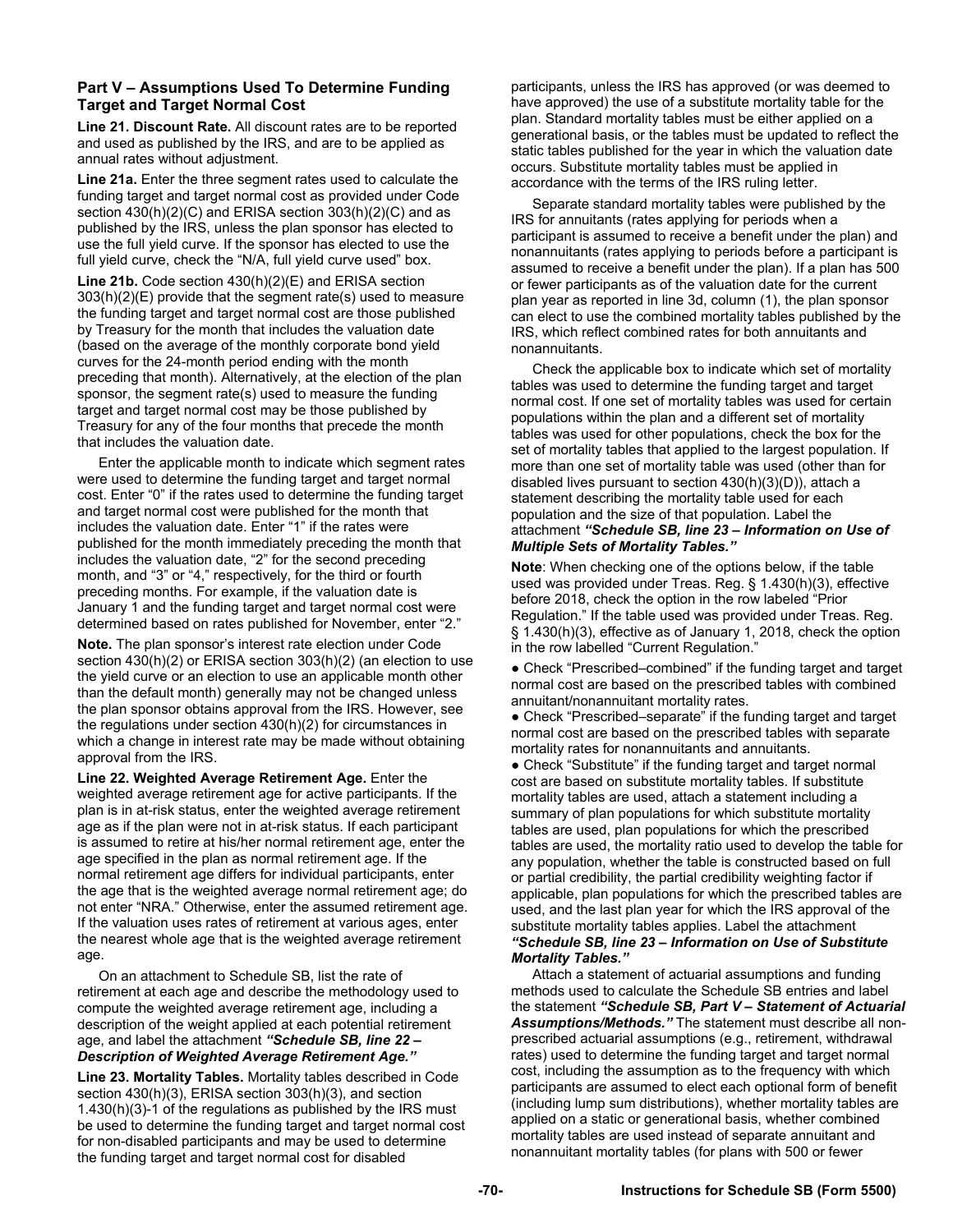### Part V – Assumptions Used To Determine Funding Target and Target Normal Cost

**Line 21. Discount Rate.** All discount rates are to be reported and used as published by the IRS, and are to be applied as annual rates without adjustment.

**Line 21a.** Enter the three segment rates used to calculate the funding target and target normal cost as provided under Code section 430(h)(2)(C) and ERISA section 303(h)(2)(C) and as published by the IRS, unless the plan sponsor has elected to use the full yield curve. If the sponsor has elected to use the full yield curve, check the "N/A, full yield curve used" box.

**Line 21b.** Code section 430(h)(2)(E) and ERISA section 303(h)(2)(E) provide that the segment rate(s) used to measure the funding target and target normal cost are those published by Treasury for the month that includes the valuation date (based on the average of the monthly corporate bond yield curves for the 24-month period ending with the month preceding that month). Alternatively, at the election of the plan sponsor, the segment rate(s) used to measure the funding target and target normal cost may be those published by Treasury for any of the four months that precede the month that includes the valuation date.

Enter the applicable month to indicate which segment rates were used to determine the funding target and target normal cost. Enter "0" if the rates used to determine the funding target and target normal cost were published for the month that includes the valuation date. Enter "1" if the rates were published for the month immediately preceding the month that includes the valuation date, "2" for the second preceding month, and "3" or "4," respectively, for the third or fourth preceding months. For example, if the valuation date is January 1 and the funding target and target normal cost were determined based on rates published for November, enter "2."

**Note.** The plan sponsor's interest rate election under Code section 430(h)(2) or ERISA section 303(h)(2) (an election to use the yield curve or an election to use an applicable month other than the default month) generally may not be changed unless the plan sponsor obtains approval from the IRS. However, see the regulations under section 430(h)(2) for circumstances in which a change in interest rate may be made without obtaining approval from the IRS.

**Line 22. Weighted Average Retirement Age.** Enter the weighted average retirement age for active participants. If the plan is in at-risk status, enter the weighted average retirement age as if the plan were not in at-risk status. If each participant is assumed to retire at his/her normal retirement age, enter the age specified in the plan as normal retirement age. If the normal retirement age differs for individual participants, enter the age that is the weighted average normal retirement age; do not enter "NRA." Otherwise, enter the assumed retirement age. If the valuation uses rates of retirement at various ages, enter the nearest whole age that is the weighted average retirement age.

On an attachment to Schedule SB, list the rate of retirement at each age and describe the methodology used to compute the weighted average retirement age, including a description of the weight applied at each potential retirement age, and label the attachment ***"Schedule SB, line 22 – Description of Weighted Average Retirement Age."***

**Line 23. Mortality Tables.** Mortality tables described in Code section 430(h)(3), ERISA section 303(h)(3), and section 1.430(h)(3)-1 of the regulations as published by the IRS must be used to determine the funding target and target normal cost for non-disabled participants and may be used to determine the funding target and target normal cost for disabled participants, unless the IRS has approved (or was deemed to have approved) the use of a substitute mortality table for the plan. Standard mortality tables must be either applied on a generational basis, or the tables must be updated to reflect the static tables published for the year in which the valuation date occurs. Substitute mortality tables must be applied in accordance with the terms of the IRS ruling letter.

Separate standard mortality tables were published by the IRS for annuitants (rates applying for periods when a participant is assumed to receive a benefit under the plan) and nonannuitants (rates applying to periods before a participant is assumed to receive a benefit under the plan). If a plan has 500 or fewer participants as of the valuation date for the current plan year as reported in line 3d, column (1), the plan sponsor can elect to use the combined mortality tables published by the IRS, which reflect combined rates for both annuitants and nonannuitants.

Check the applicable box to indicate which set of mortality tables was used to determine the funding target and target normal cost. If one set of mortality tables was used for certain populations within the plan and a different set of mortality tables was used for other populations, check the box for the set of mortality tables that applied to the largest population. If more than one set of mortality table was used (other than for disabled lives pursuant to section 430(h)(3)(D)), attach a statement describing the mortality table used for each population and the size of that population. Label the attachment ***"Schedule SB, line 23 – Information on Use of Multiple Sets of Mortality Tables."***

**Note**: When checking one of the options below, if the table used was provided under Treas. Reg. § 1.430(h)(3), effective before 2018, check the option in the row labeled "Prior Regulation." If the table used was provided under Treas. Reg. § 1.430(h)(3), effective as of January 1, 2018, check the option in the row labelled "Current Regulation."

- Check "Prescribed–combined" if the funding target and target normal cost are based on the prescribed tables with combined annuitant/nonannuitant mortality rates.
- Check "Prescribed–separate" if the funding target and target normal cost are based on the prescribed tables with separate mortality rates for nonannuitants and annuitants.
- Check "Substitute" if the funding target and target normal cost are based on substitute mortality tables. If substitute mortality tables are used, attach a statement including a summary of plan populations for which substitute mortality tables are used, plan populations for which the prescribed tables are used, the mortality ratio used to develop the table for any population, whether the table is constructed based on full or partial credibility, the partial credibility weighting factor if applicable, plan populations for which the prescribed tables are used, and the last plan year for which the IRS approval of the substitute mortality tables applies. Label the attachment ***"Schedule SB, line 23 – Information on Use of Substitute Mortality Tables."***

Attach a statement of actuarial assumptions and funding methods used to calculate the Schedule SB entries and label the statement ***"Schedule SB, Part V – Statement of Actuarial Assumptions/Methods."*** The statement must describe all non-prescribed actuarial assumptions (e.g., retirement, withdrawal rates) used to determine the funding target and target normal cost, including the assumption as to the frequency with which participants are assumed to elect each optional form of benefit (including lump sum distributions), whether mortality tables are applied on a static or generational basis, whether combined mortality tables are used instead of separate annuitant and nonannuitant mortality tables (for plans with 500 or fewer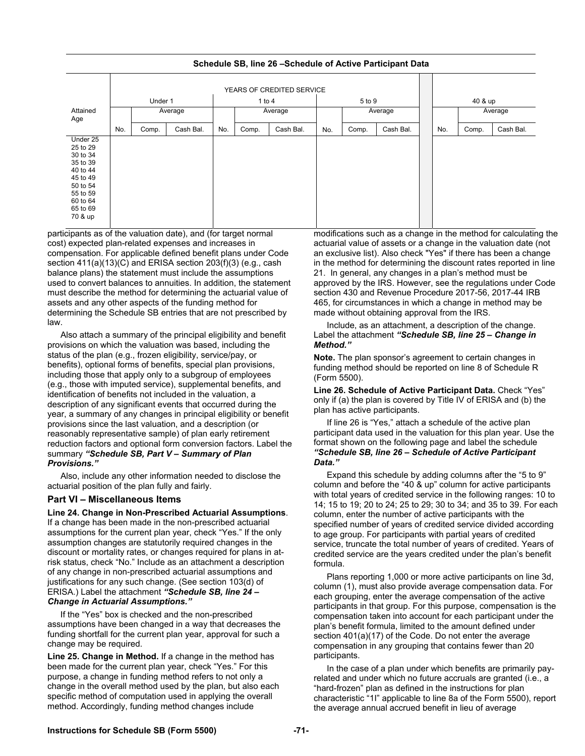**Schedule SB, line 26 –Schedule of Active Participant Data**

| Attained Age | YEARS OF CREDITED SERVICE | | | | | | | | | | | | |
|---|---|---|---|---|---|---|---|---|---|---|---|---|---|
| | Under 1 | | | 1 to 4 | | | 5 to 9 | | | | 40 & up | | |
| | | Average | | | Average | | | Average | | | | Average | |
| | No. | Comp. | Cash Bal. | No. | Comp. | Cash Bal. | No. | Comp. | Cash Bal. | | No. | Comp. | Cash Bal. |
| Under 25 | | | | | | | | | | | | | |
| 25 to 29 | | | | | | | | | | | | | |
| 30 to 34 | | | | | | | | | | | | | |
| 35 to 39 | | | | | | | | | | | | | |
| 40 to 44 | | | | | | | | | | | | | |
| 45 to 49 | | | | | | | | | | | | | |
| 50 to 54 | | | | | | | | | | | | | |
| 55 to 59 | | | | | | | | | | | | | |
| 60 to 64 | | | | | | | | | | | | | |
| 65 to 69 | | | | | | | | | | | | | |
| 70 & up | | | | | | | | | | | | | |

participants as of the valuation date), and (for target normal cost) expected plan-related expenses and increases in compensation. For applicable defined benefit plans under Code section 411(a)(13)(C) and ERISA section 203(f)(3) (e.g., cash balance plans) the statement must include the assumptions used to convert balances to annuities. In addition, the statement must describe the method for determining the actuarial value of assets and any other aspects of the funding method for determining the Schedule SB entries that are not prescribed by law.

Also attach a summary of the principal eligibility and benefit provisions on which the valuation was based, including the status of the plan (e.g., frozen eligibility, service/pay, or benefits), optional forms of benefits, special plan provisions, including those that apply only to a subgroup of employees (e.g., those with imputed service), supplemental benefits, and identification of benefits not included in the valuation, a description of any significant events that occurred during the year, a summary of any changes in principal eligibility or benefit provisions since the last valuation, and a description (or reasonably representative sample) of plan early retirement reduction factors and optional form conversion factors. Label the summary ***"Schedule SB, Part V – Summary of Plan Provisions."***

Also, include any other information needed to disclose the actuarial position of the plan fully and fairly.

### Part VI – Miscellaneous Items

**Line 24. Change in Non-Prescribed Actuarial Assumptions**. If a change has been made in the non-prescribed actuarial assumptions for the current plan year, check "Yes." If the only assumption changes are statutorily required changes in the discount or mortality rates, or changes required for plans in at-risk status, check "No." Include as an attachment a description of any change in non-prescribed actuarial assumptions and justifications for any such change. (See section 103(d) of ERISA.) Label the attachment ***"Schedule SB, line 24 – Change in Actuarial Assumptions."***

If the "Yes" box is checked and the non-prescribed assumptions have been changed in a way that decreases the funding shortfall for the current plan year, approval for such a change may be required.

**Line 25. Change in Method.** If a change in the method has been made for the current plan year, check "Yes." For this purpose, a change in funding method refers to not only a change in the overall method used by the plan, but also each specific method of computation used in applying the overall method. Accordingly, funding method changes include modifications such as a change in the method for calculating the actuarial value of assets or a change in the valuation date (not an exclusive list). Also check "Yes" if there has been a change in the method for determining the discount rates reported in line 21. In general, any changes in a plan's method must be approved by the IRS. However, see the regulations under Code section 430 and Revenue Procedure 2017-56, 2017-44 IRB 465, for circumstances in which a change in method may be made without obtaining approval from the IRS.

Include, as an attachment, a description of the change. Label the attachment ***"Schedule SB, line 25 – Change in Method."***

**Note.** The plan sponsor's agreement to certain changes in funding method should be reported on line 8 of Schedule R (Form 5500).

**Line 26. Schedule of Active Participant Data.** Check "Yes" only if (a) the plan is covered by Title IV of ERISA and (b) the plan has active participants.

If line 26 is "Yes," attach a schedule of the active plan participant data used in the valuation for this plan year. Use the format shown on the following page and label the schedule ***"Schedule SB, line 26 – Schedule of Active Participant Data."***

Expand this schedule by adding columns after the "5 to 9" column and before the "40 & up" column for active participants with total years of credited service in the following ranges: 10 to 14; 15 to 19; 20 to 24; 25 to 29; 30 to 34; and 35 to 39. For each column, enter the number of active participants with the specified number of years of credited service divided according to age group. For participants with partial years of credited service, truncate the total number of years of credited. Years of credited service are the years credited under the plan's benefit formula.

Plans reporting 1,000 or more active participants on line 3d, column (1), must also provide average compensation data. For each grouping, enter the average compensation of the active participants in that group. For this purpose, compensation is the compensation taken into account for each participant under the plan's benefit formula, limited to the amount defined under section 401(a)(17) of the Code. Do not enter the average compensation in any grouping that contains fewer than 20 participants.

In the case of a plan under which benefits are primarily pay-related and under which no future accruals are granted (i.e., a "hard-frozen" plan as defined in the instructions for plan characteristic "1I" applicable to line 8a of the Form 5500), report the average annual accrued benefit in lieu of average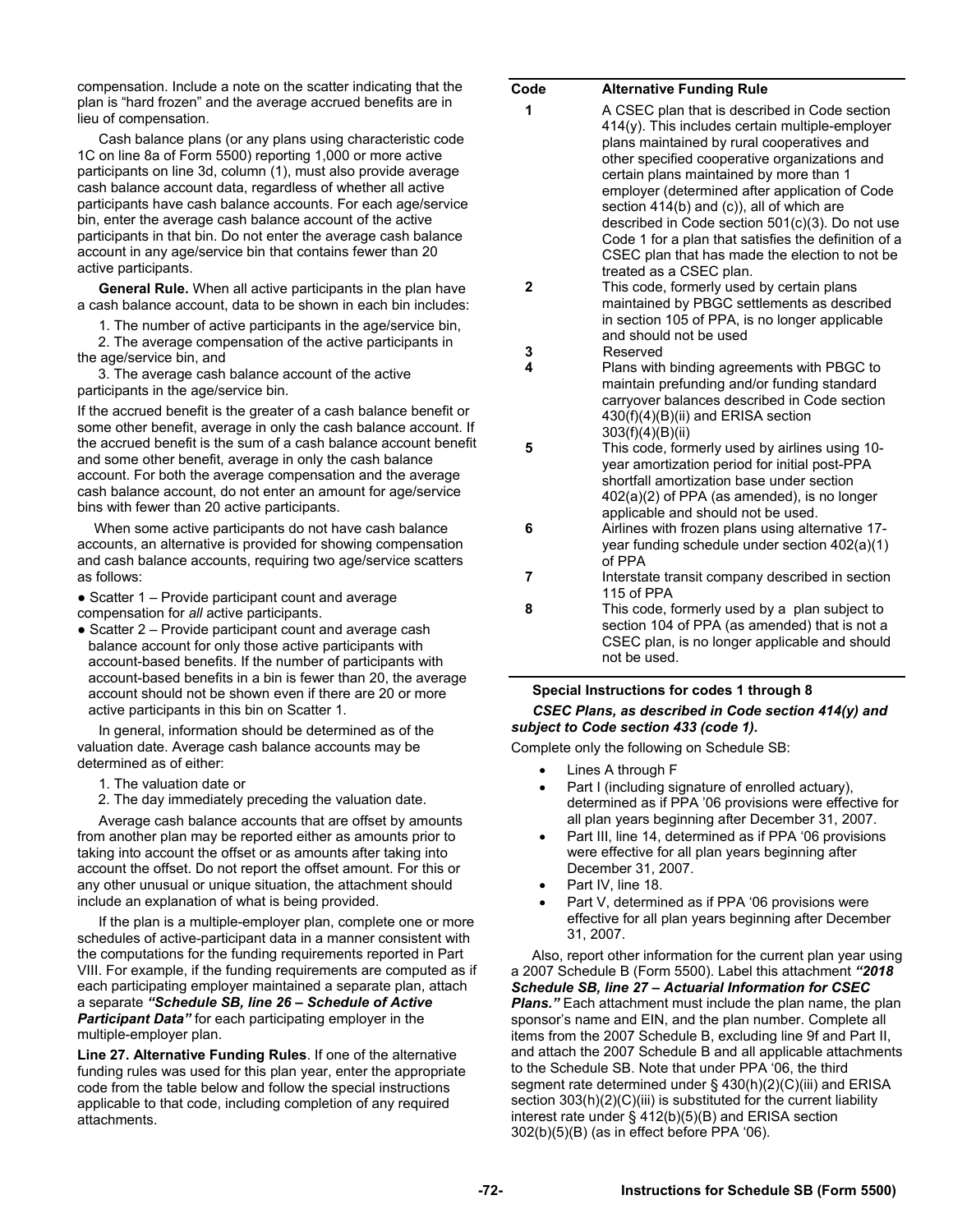compensation. Include a note on the scatter indicating that the plan is "hard frozen" and the average accrued benefits are in lieu of compensation.

Cash balance plans (or any plans using characteristic code 1C on line 8a of Form 5500) reporting 1,000 or more active participants on line 3d, column (1), must also provide average cash balance account data, regardless of whether all active participants have cash balance accounts. For each age/service bin, enter the average cash balance account of the active participants in that bin. Do not enter the average cash balance account in any age/service bin that contains fewer than 20 active participants.

**General Rule.** When all active participants in the plan have a cash balance account, data to be shown in each bin includes:

1. The number of active participants in the age/service bin,
2. The average compensation of the active participants in the age/service bin, and
3. The average cash balance account of the active participants in the age/service bin.

If the accrued benefit is the greater of a cash balance benefit or some other benefit, average in only the cash balance account. If the accrued benefit is the sum of a cash balance account benefit and some other benefit, average in only the cash balance account. For both the average compensation and the average cash balance account, do not enter an amount for age/service bins with fewer than 20 active participants.

When some active participants do not have cash balance accounts, an alternative is provided for showing compensation and cash balance accounts, requiring two age/service scatters as follows:

- Scatter 1 – Provide participant count and average compensation for *all* active participants.
- Scatter 2 – Provide participant count and average cash balance account for only those active participants with account-based benefits. If the number of participants with account-based benefits in a bin is fewer than 20, the average account should not be shown even if there are 20 or more active participants in this bin on Scatter 1.

In general, information should be determined as of the valuation date. Average cash balance accounts may be determined as of either:

1. The valuation date or
2. The day immediately preceding the valuation date.

Average cash balance accounts that are offset by amounts from another plan may be reported either as amounts prior to taking into account the offset or as amounts after taking into account the offset. Do not report the offset amount. For this or any other unusual or unique situation, the attachment should include an explanation of what is being provided.

If the plan is a multiple-employer plan, complete one or more schedules of active-participant data in a manner consistent with the computations for the funding requirements reported in Part VIII. For example, if the funding requirements are computed as if each participating employer maintained a separate plan, attach a separate ***"Schedule SB, line 26 – Schedule of Active Participant Data"*** for each participating employer in the multiple-employer plan.

**Line 27. Alternative Funding Rules**. If one of the alternative funding rules was used for this plan year, enter the appropriate code from the table below and follow the special instructions applicable to that code, including completion of any required attachments.

| Code | Alternative Funding Rule |
|---|---|
| 1 | A CSEC plan that is described in Code section 414(y). This includes certain multiple-employer plans maintained by rural cooperatives and other specified cooperative organizations and certain plans maintained by more than 1 employer (determined after application of Code section 414(b) and (c)), all of which are described in Code section 501(c)(3). Do not use Code 1 for a plan that satisfies the definition of a CSEC plan that has made the election to not be treated as a CSEC plan. |
| 2 | This code, formerly used by certain plans maintained by PBGC settlements as described in section 105 of PPA, is no longer applicable and should not be used |
| 3 | Reserved |
| 4 | Plans with binding agreements with PBGC to maintain prefunding and/or funding standard carryover balances described in Code section 430(f)(4)(B)(ii) and ERISA section 303(f)(4)(B)(ii) |
| 5 | This code, formerly used by airlines using 10-year amortization period for initial post-PPA shortfall amortization base under section 402(a)(2) of PPA (as amended), is no longer applicable and should not be used. |
| 6 | Airlines with frozen plans using alternative 17-year funding schedule under section 402(a)(1) of PPA |
| 7 | Interstate transit company described in section 115 of PPA |
| 8 | This code, formerly used by a plan subject to section 104 of PPA (as amended) that is not a CSEC plan, is no longer applicable and should not be used. |

**Special Instructions for codes 1 through 8**

***CSEC Plans, as described in Code section 414(y) and subject to Code section 433 (code 1).***

Complete only the following on Schedule SB:

- Lines A through F
- Part I (including signature of enrolled actuary), determined as if PPA '06 provisions were effective for all plan years beginning after December 31, 2007.
- Part III, line 14, determined as if PPA '06 provisions were effective for all plan years beginning after December 31, 2007.
- Part IV, line 18.
- Part V, determined as if PPA '06 provisions were effective for all plan years beginning after December 31, 2007.

Also, report other information for the current plan year using a 2007 Schedule B (Form 5500). Label this attachment ***"2018 Schedule SB, line 27 – Actuarial Information for CSEC Plans."*** Each attachment must include the plan name, the plan sponsor's name and EIN, and the plan number. Complete all items from the 2007 Schedule B, excluding line 9f and Part II, and attach the 2007 Schedule B and all applicable attachments to the Schedule SB. Note that under PPA '06, the third segment rate determined under § 430(h)(2)(C)(iii) and ERISA section 303(h)(2)(C)(iii) is substituted for the current liability interest rate under § 412(b)(5)(B) and ERISA section 302(b)(5)(B) (as in effect before PPA '06).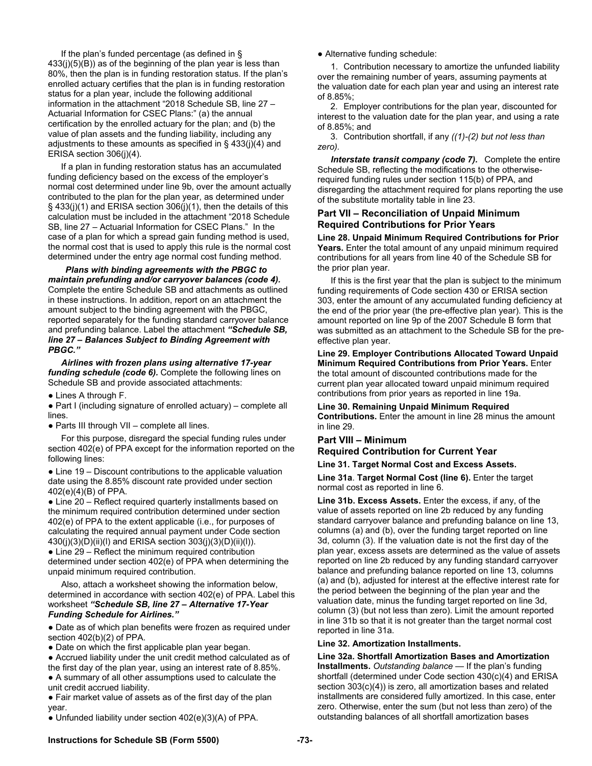If the plan's funded percentage (as defined in § 433(j)(5)(B)) as of the beginning of the plan year is less than 80%, then the plan is in funding restoration status. If the plan's enrolled actuary certifies that the plan is in funding restoration status for a plan year, include the following additional information in the attachment "2018 Schedule SB, line 27 – Actuarial Information for CSEC Plans:" (a) the annual certification by the enrolled actuary for the plan; and (b) the value of plan assets and the funding liability, including any adjustments to these amounts as specified in § 433(j)(4) and ERISA section 306(j)(4).

If a plan in funding restoration status has an accumulated funding deficiency based on the excess of the employer's normal cost determined under line 9b, over the amount actually contributed to the plan for the plan year, as determined under § 433(j)(1) and ERISA section 306(j)(1), then the details of this calculation must be included in the attachment "2018 Schedule SB, line 27 – Actuarial Information for CSEC Plans." In the case of a plan for which a spread gain funding method is used, the normal cost that is used to apply this rule is the normal cost determined under the entry age normal cost funding method.

***Plans with binding agreements with the PBGC to maintain prefunding and/or carryover balances (code 4).*** Complete the entire Schedule SB and attachments as outlined in these instructions. In addition, report on an attachment the amount subject to the binding agreement with the PBGC, reported separately for the funding standard carryover balance and prefunding balance. Label the attachment ***"Schedule SB, line 27 – Balances Subject to Binding Agreement with PBGC."***

***Airlines with frozen plans using alternative 17-year funding schedule (code 6).*** Complete the following lines on Schedule SB and provide associated attachments:

- Lines A through F.
- Part I (including signature of enrolled actuary) – complete all lines.
- Parts III through VII – complete all lines.

For this purpose, disregard the special funding rules under section 402(e) of PPA except for the information reported on the following lines:

- Line 19 – Discount contributions to the applicable valuation date using the 8.85% discount rate provided under section 402(e)(4)(B) of PPA.
- Line 20 – Reflect required quarterly installments based on the minimum required contribution determined under section 402(e) of PPA to the extent applicable (i.e., for purposes of calculating the required annual payment under Code section 430(j)(3)(D)(ii)(I) and ERISA section 303(j)(3)(D)(ii)(I)).
- Line 29 – Reflect the minimum required contribution determined under section 402(e) of PPA when determining the unpaid minimum required contribution.

Also, attach a worksheet showing the information below, determined in accordance with section 402(e) of PPA. Label this worksheet ***"Schedule SB, line 27 – Alternative 17-Year Funding Schedule for Airlines."***

- Date as of which plan benefits were frozen as required under section 402(b)(2) of PPA.
- Date on which the first applicable plan year began.
- Accrued liability under the unit credit method calculated as of the first day of the plan year, using an interest rate of 8.85%.
- A summary of all other assumptions used to calculate the unit credit accrued liability.
- Fair market value of assets as of the first day of the plan year.
- Unfunded liability under section 402(e)(3)(A) of PPA.
- Alternative funding schedule:

  1. Contribution necessary to amortize the unfunded liability over the remaining number of years, assuming payments at the valuation date for each plan year and using an interest rate of 8.85%;
  2. Employer contributions for the plan year, discounted for interest to the valuation date for the plan year, and using a rate of 8.85%; and
  3. Contribution shortfall, if any *((1)-(2) but not less than zero).*

***Interstate transit company (code 7).*** Complete the entire Schedule SB, reflecting the modifications to the otherwise-required funding rules under section 115(b) of PPA, and disregarding the attachment required for plans reporting the use of the substitute mortality table in line 23.

## Part VII – Reconciliation of Unpaid Minimum Required Contributions for Prior Years

**Line 28. Unpaid Minimum Required Contributions for Prior Years.** Enter the total amount of any unpaid minimum required contributions for all years from line 40 of the Schedule SB for the prior plan year.

If this is the first year that the plan is subject to the minimum funding requirements of Code section 430 or ERISA section 303, enter the amount of any accumulated funding deficiency at the end of the prior year (the pre-effective plan year). This is the amount reported on line 9p of the 2007 Schedule B form that was submitted as an attachment to the Schedule SB for the pre-effective plan year.

**Line 29. Employer Contributions Allocated Toward Unpaid Minimum Required Contributions from Prior Years.** Enter the total amount of discounted contributions made for the current plan year allocated toward unpaid minimum required contributions from prior years as reported in line 19a.

**Line 30. Remaining Unpaid Minimum Required Contributions.** Enter the amount in line 28 minus the amount in line 29.

## Part VIII – Minimum Required Contribution for Current Year

**Line 31. Target Normal Cost and Excess Assets.**

**Line 31a. Target Normal Cost (line 6).** Enter the target normal cost as reported in line 6.

**Line 31b. Excess Assets.** Enter the excess, if any, of the value of assets reported on line 2b reduced by any funding standard carryover balance and prefunding balance on line 13, columns (a) and (b), over the funding target reported on line 3d, column (3). If the valuation date is not the first day of the plan year, excess assets are determined as the value of assets reported on line 2b reduced by any funding standard carryover balance and prefunding balance reported on line 13, columns (a) and (b), adjusted for interest at the effective interest rate for the period between the beginning of the plan year and the valuation date, minus the funding target reported on line 3d, column (3) (but not less than zero). Limit the amount reported in line 31b so that it is not greater than the target normal cost reported in line 31a.

**Line 32. Amortization Installments.**

**Line 32a. Shortfall Amortization Bases and Amortization Installments.** *Outstanding balance* — If the plan's funding shortfall (determined under Code section 430(c)(4) and ERISA section 303(c)(4)) is zero, all amortization bases and related installments are considered fully amortized. In this case, enter zero. Otherwise, enter the sum (but not less than zero) of the outstanding balances of all shortfall amortization bases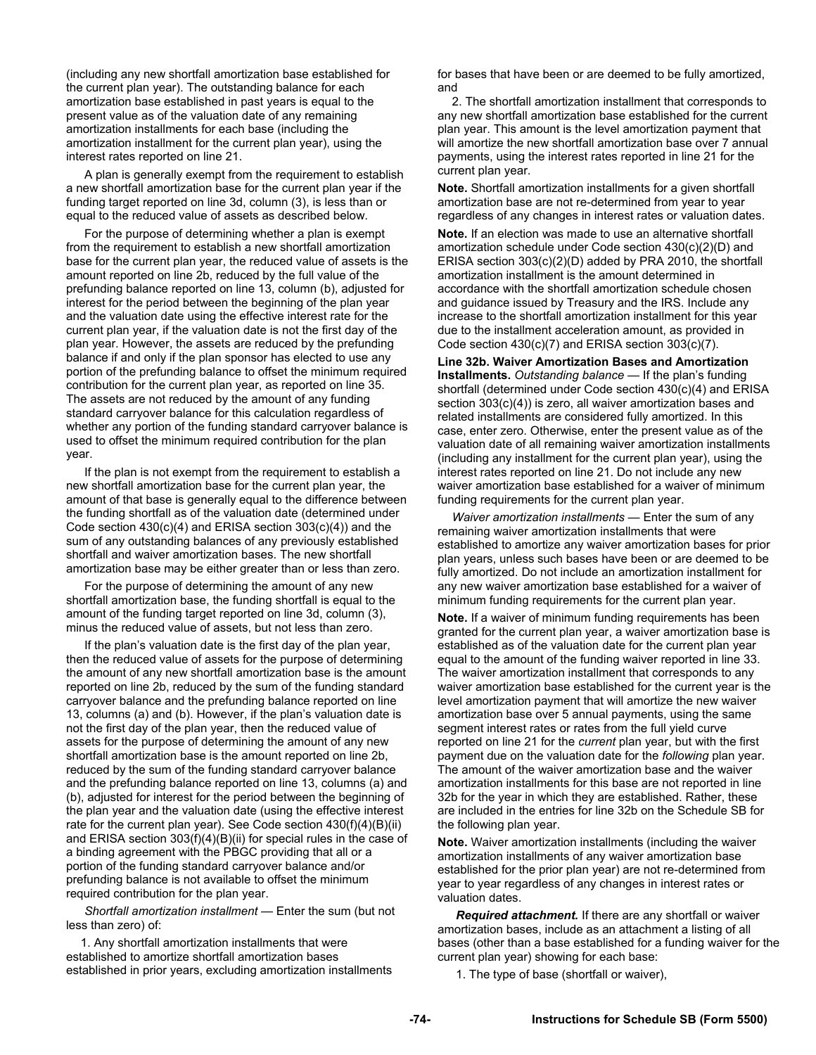(including any new shortfall amortization base established for the current plan year). The outstanding balance for each amortization base established in past years is equal to the present value as of the valuation date of any remaining amortization installments for each base (including the amortization installment for the current plan year), using the interest rates reported on line 21.

A plan is generally exempt from the requirement to establish a new shortfall amortization base for the current plan year if the funding target reported on line 3d, column (3), is less than or equal to the reduced value of assets as described below.

For the purpose of determining whether a plan is exempt from the requirement to establish a new shortfall amortization base for the current plan year, the reduced value of assets is the amount reported on line 2b, reduced by the full value of the prefunding balance reported on line 13, column (b), adjusted for interest for the period between the beginning of the plan year and the valuation date using the effective interest rate for the current plan year, if the valuation date is not the first day of the plan year. However, the assets are reduced by the prefunding balance if and only if the plan sponsor has elected to use any portion of the prefunding balance to offset the minimum required contribution for the current plan year, as reported on line 35. The assets are not reduced by the amount of any funding standard carryover balance for this calculation regardless of whether any portion of the funding standard carryover balance is used to offset the minimum required contribution for the plan year.

If the plan is not exempt from the requirement to establish a new shortfall amortization base for the current plan year, the amount of that base is generally equal to the difference between the funding shortfall as of the valuation date (determined under Code section 430(c)(4) and ERISA section 303(c)(4)) and the sum of any outstanding balances of any previously established shortfall and waiver amortization bases. The new shortfall amortization base may be either greater than or less than zero.

For the purpose of determining the amount of any new shortfall amortization base, the funding shortfall is equal to the amount of the funding target reported on line 3d, column (3), minus the reduced value of assets, but not less than zero.

If the plan's valuation date is the first day of the plan year, then the reduced value of assets for the purpose of determining the amount of any new shortfall amortization base is the amount reported on line 2b, reduced by the sum of the funding standard carryover balance and the prefunding balance reported on line 13, columns (a) and (b). However, if the plan's valuation date is not the first day of the plan year, then the reduced value of assets for the purpose of determining the amount of any new shortfall amortization base is the amount reported on line 2b, reduced by the sum of the funding standard carryover balance and the prefunding balance reported on line 13, columns (a) and (b), adjusted for interest for the period between the beginning of the plan year and the valuation date (using the effective interest rate for the current plan year). See Code section 430(f)(4)(B)(ii) and ERISA section 303(f)(4)(B)(ii) for special rules in the case of a binding agreement with the PBGC providing that all or a portion of the funding standard carryover balance and/or prefunding balance is not available to offset the minimum required contribution for the plan year.

*Shortfall amortization installment* — Enter the sum (but not less than zero) of:

1. Any shortfall amortization installments that were established to amortize shortfall amortization bases established in prior years, excluding amortization installments for bases that have been or are deemed to be fully amortized, and

2. The shortfall amortization installment that corresponds to any new shortfall amortization base established for the current plan year. This amount is the level amortization payment that will amortize the new shortfall amortization base over 7 annual payments, using the interest rates reported in line 21 for the current plan year.

**Note.** Shortfall amortization installments for a given shortfall amortization base are not re-determined from year to year regardless of any changes in interest rates or valuation dates.

**Note.** If an election was made to use an alternative shortfall amortization schedule under Code section 430(c)(2)(D) and ERISA section 303(c)(2)(D) added by PRA 2010, the shortfall amortization installment is the amount determined in accordance with the shortfall amortization schedule chosen and guidance issued by Treasury and the IRS. Include any increase to the shortfall amortization installment for this year due to the installment acceleration amount, as provided in Code section 430(c)(7) and ERISA section 303(c)(7).

**Line 32b. Waiver Amortization Bases and Amortization Installments.** *Outstanding balance* — If the plan's funding shortfall (determined under Code section 430(c)(4) and ERISA section 303(c)(4)) is zero, all waiver amortization bases and related installments are considered fully amortized. In this case, enter zero. Otherwise, enter the present value as of the valuation date of all remaining waiver amortization installments (including any installment for the current plan year), using the interest rates reported on line 21. Do not include any new waiver amortization base established for a waiver of minimum funding requirements for the current plan year.

*Waiver amortization installments* — Enter the sum of any remaining waiver amortization installments that were established to amortize any waiver amortization bases for prior plan years, unless such bases have been or are deemed to be fully amortized. Do not include an amortization installment for any new waiver amortization base established for a waiver of minimum funding requirements for the current plan year.

**Note.** If a waiver of minimum funding requirements has been granted for the current plan year, a waiver amortization base is established as of the valuation date for the current plan year equal to the amount of the funding waiver reported in line 33. The waiver amortization installment that corresponds to any waiver amortization base established for the current year is the level amortization payment that will amortize the new waiver amortization base over 5 annual payments, using the same segment interest rates or rates from the full yield curve reported on line 21 for the *current* plan year, but with the first payment due on the valuation date for the *following* plan year. The amount of the waiver amortization base and the waiver amortization installments for this base are not reported in line 32b for the year in which they are established. Rather, these are included in the entries for line 32b on the Schedule SB for the following plan year.

**Note.** Waiver amortization installments (including the waiver amortization installments of any waiver amortization base established for the prior plan year) are not re-determined from year to year regardless of any changes in interest rates or valuation dates.

***Required attachment.*** If there are any shortfall or waiver amortization bases, include as an attachment a listing of all bases (other than a base established for a funding waiver for the current plan year) showing for each base:

1. The type of base (shortfall or waiver),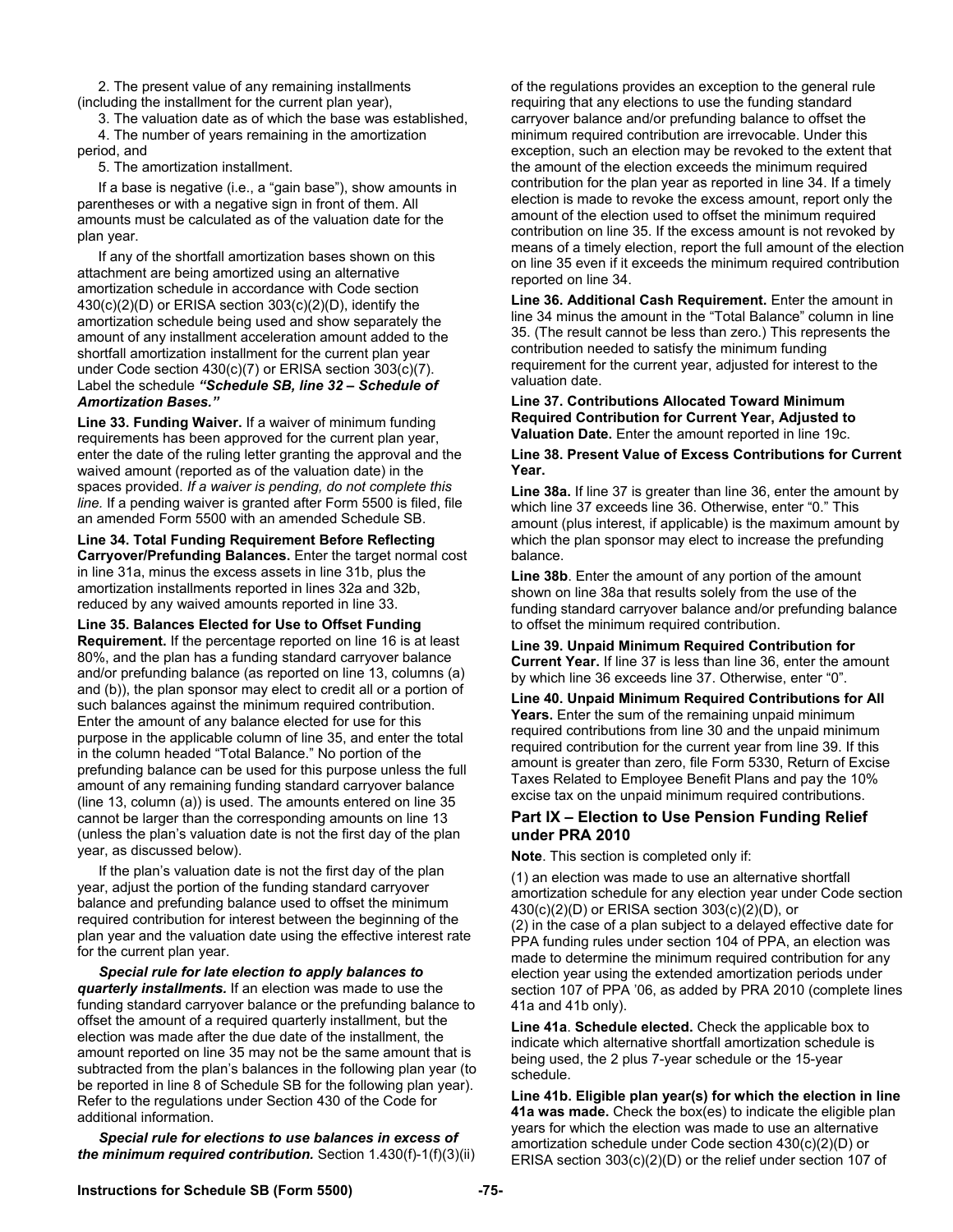2. The present value of any remaining installments (including the installment for the current plan year),

3. The valuation date as of which the base was established,

4. The number of years remaining in the amortization period, and

5. The amortization installment.

If a base is negative (i.e., a "gain base"), show amounts in parentheses or with a negative sign in front of them. All amounts must be calculated as of the valuation date for the plan year.

If any of the shortfall amortization bases shown on this attachment are being amortized using an alternative amortization schedule in accordance with Code section 430(c)(2)(D) or ERISA section 303(c)(2)(D), identify the amortization schedule being used and show separately the amount of any installment acceleration amount added to the shortfall amortization installment for the current plan year under Code section 430(c)(7) or ERISA section 303(c)(7). Label the schedule ***"Schedule SB, line 32 – Schedule of Amortization Bases."***

**Line 33. Funding Waiver.** If a waiver of minimum funding requirements has been approved for the current plan year, enter the date of the ruling letter granting the approval and the waived amount (reported as of the valuation date) in the spaces provided. *If a waiver is pending, do not complete this line.* If a pending waiver is granted after Form 5500 is filed, file an amended Form 5500 with an amended Schedule SB.

**Line 34. Total Funding Requirement Before Reflecting Carryover/Prefunding Balances.** Enter the target normal cost in line 31a, minus the excess assets in line 31b, plus the amortization installments reported in lines 32a and 32b, reduced by any waived amounts reported in line 33.

**Line 35. Balances Elected for Use to Offset Funding Requirement.** If the percentage reported on line 16 is at least 80%, and the plan has a funding standard carryover balance and/or prefunding balance (as reported on line 13, columns (a) and (b)), the plan sponsor may elect to credit all or a portion of such balances against the minimum required contribution. Enter the amount of any balance elected for use for this purpose in the applicable column of line 35, and enter the total in the column headed "Total Balance." No portion of the prefunding balance can be used for this purpose unless the full amount of any remaining funding standard carryover balance (line 13, column (a)) is used. The amounts entered on line 35 cannot be larger than the corresponding amounts on line 13 (unless the plan's valuation date is not the first day of the plan year, as discussed below).

If the plan's valuation date is not the first day of the plan year, adjust the portion of the funding standard carryover balance and prefunding balance used to offset the minimum required contribution for interest between the beginning of the plan year and the valuation date using the effective interest rate for the current plan year.

***Special rule for late election to apply balances to quarterly installments.*** If an election was made to use the funding standard carryover balance or the prefunding balance to offset the amount of a required quarterly installment, but the election was made after the due date of the installment, the amount reported on line 35 may not be the same amount that is subtracted from the plan's balances in the following plan year (to be reported in line 8 of Schedule SB for the following plan year). Refer to the regulations under Section 430 of the Code for additional information.

***Special rule for elections to use balances in excess of the minimum required contribution.*** Section 1.430(f)-1(f)(3)(ii) of the regulations provides an exception to the general rule requiring that any elections to use the funding standard carryover balance and/or prefunding balance to offset the minimum required contribution are irrevocable. Under this exception, such an election may be revoked to the extent that the amount of the election exceeds the minimum required contribution for the plan year as reported in line 34. If a timely election is made to revoke the excess amount, report only the amount of the election used to offset the minimum required contribution on line 35. If the excess amount is not revoked by means of a timely election, report the full amount of the election on line 35 even if it exceeds the minimum required contribution reported on line 34.

**Line 36. Additional Cash Requirement.** Enter the amount in line 34 minus the amount in the "Total Balance" column in line 35. (The result cannot be less than zero.) This represents the contribution needed to satisfy the minimum funding requirement for the current year, adjusted for interest to the valuation date.

**Line 37. Contributions Allocated Toward Minimum Required Contribution for Current Year, Adjusted to Valuation Date.** Enter the amount reported in line 19c.

**Line 38. Present Value of Excess Contributions for Current Year.**

**Line 38a.** If line 37 is greater than line 36, enter the amount by which line 37 exceeds line 36. Otherwise, enter "0." This amount (plus interest, if applicable) is the maximum amount by which the plan sponsor may elect to increase the prefunding balance.

**Line 38b**. Enter the amount of any portion of the amount shown on line 38a that results solely from the use of the funding standard carryover balance and/or prefunding balance to offset the minimum required contribution.

**Line 39. Unpaid Minimum Required Contribution for Current Year.** If line 37 is less than line 36, enter the amount by which line 36 exceeds line 37. Otherwise, enter "0".

**Line 40. Unpaid Minimum Required Contributions for All Years.** Enter the sum of the remaining unpaid minimum required contributions from line 30 and the unpaid minimum required contribution for the current year from line 39. If this amount is greater than zero, file Form 5330, Return of Excise Taxes Related to Employee Benefit Plans and pay the 10% excise tax on the unpaid minimum required contributions.

## Part IX – Election to Use Pension Funding Relief under PRA 2010

**Note**. This section is completed only if:

(1) an election was made to use an alternative shortfall amortization schedule for any election year under Code section 430(c)(2)(D) or ERISA section 303(c)(2)(D), or

(2) in the case of a plan subject to a delayed effective date for PPA funding rules under section 104 of PPA, an election was made to determine the minimum required contribution for any election year using the extended amortization periods under section 107 of PPA '06, as added by PRA 2010 (complete lines 41a and 41b only).

**Line 41a**. **Schedule elected.** Check the applicable box to indicate which alternative shortfall amortization schedule is being used, the 2 plus 7-year schedule or the 15-year schedule.

**Line 41b. Eligible plan year(s) for which the election in line 41a was made.** Check the box(es) to indicate the eligible plan years for which the election was made to use an alternative amortization schedule under Code section 430(c)(2)(D) or ERISA section 303(c)(2)(D) or the relief under section 107 of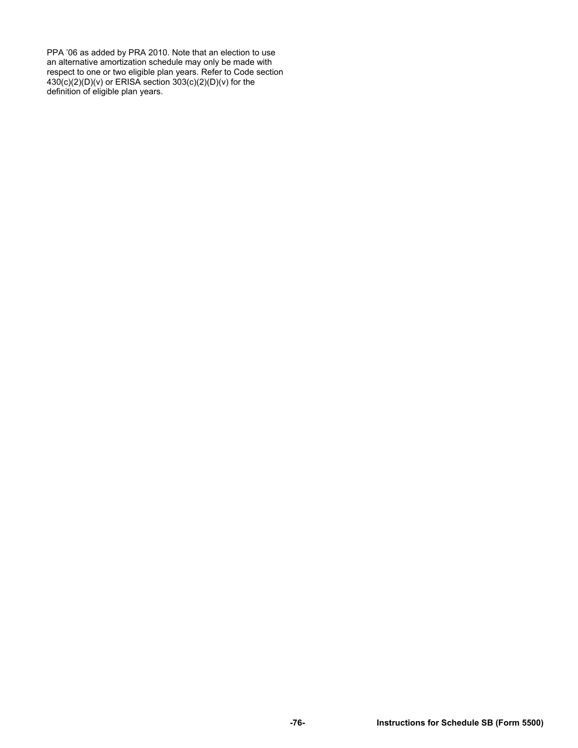PPA ’06 as added by PRA 2010. Note that an election to use an alternative amortization schedule may only be made with respect to one or two eligible plan years. Refer to Code section 430(c)(2)(D)(v) or ERISA section 303(c)(2)(D)(v) for the definition of eligible plan years.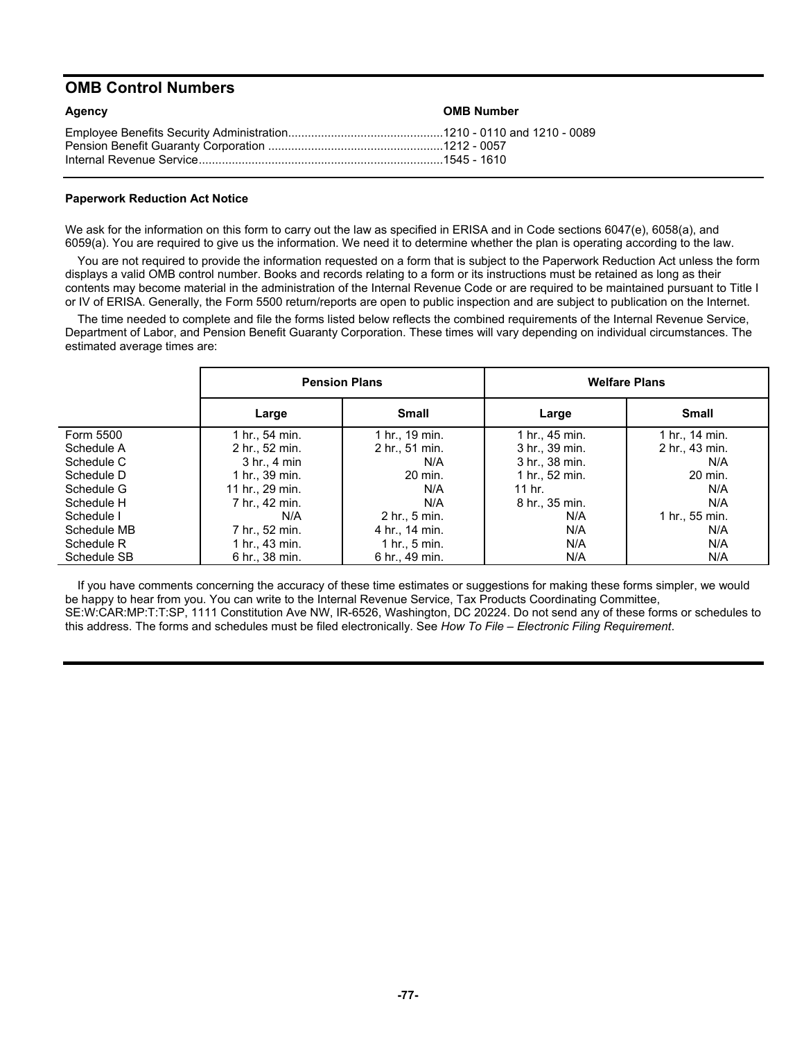## OMB Control Numbers

| Agency | OMB Number |
|---|---|
| Employee Benefits Security Administration | 1210 - 0110 and 1210 - 0089 |
| Pension Benefit Guaranty Corporation | 1212 - 0057 |
| Internal Revenue Service | 1545 - 1610 |

**Paperwork Reduction Act Notice**

We ask for the information on this form to carry out the law as specified in ERISA and in Code sections 6047(e), 6058(a), and 6059(a). You are required to give us the information. We need it to determine whether the plan is operating according to the law.

You are not required to provide the information requested on a form that is subject to the Paperwork Reduction Act unless the form displays a valid OMB control number. Books and records relating to a form or its instructions must be retained as long as their contents may become material in the administration of the Internal Revenue Code or are required to be maintained pursuant to Title I or IV of ERISA. Generally, the Form 5500 return/reports are open to public inspection and are subject to publication on the Internet.

The time needed to complete and file the forms listed below reflects the combined requirements of the Internal Revenue Service, Department of Labor, and Pension Benefit Guaranty Corporation. These times will vary depending on individual circumstances. The estimated average times are:

| | Pension Plans | | Welfare Plans | |
|---|---|---|---|---|
| | **Large** | **Small** | **Large** | **Small** |
| Form 5500 | 1 hr., 54 min. | 1 hr., 19 min. | 1 hr., 45 min. | 1 hr., 14 min. |
| Schedule A | 2 hr., 52 min. | 2 hr., 51 min. | 3 hr., 39 min. | 2 hr., 43 min. |
| Schedule C | 3 hr., 4 min | N/A | 3 hr., 38 min. | N/A |
| Schedule D | 1 hr., 39 min. | 20 min. | 1 hr., 52 min. | 20 min. |
| Schedule G | 11 hr., 29 min. | N/A | 11 hr. | N/A |
| Schedule H | 7 hr., 42 min. | N/A | 8 hr., 35 min. | N/A |
| Schedule I | N/A | 2 hr., 5 min. | N/A | 1 hr., 55 min. |
| Schedule MB | 7 hr., 52 min. | 4 hr., 14 min. | N/A | N/A |
| Schedule R | 1 hr., 43 min. | 1 hr., 5 min. | N/A | N/A |
| Schedule SB | 6 hr., 38 min. | 6 hr., 49 min. | N/A | N/A |

If you have comments concerning the accuracy of these time estimates or suggestions for making these forms simpler, we would be happy to hear from you. You can write to the Internal Revenue Service, Tax Products Coordinating Committee, SE:W:CAR:MP:T:T:SP, 1111 Constitution Ave NW, IR-6526, Washington, DC 20224. Do not send any of these forms or schedules to this address. The forms and schedules must be filed electronically. See *How To File – Electronic Filing Requirement*.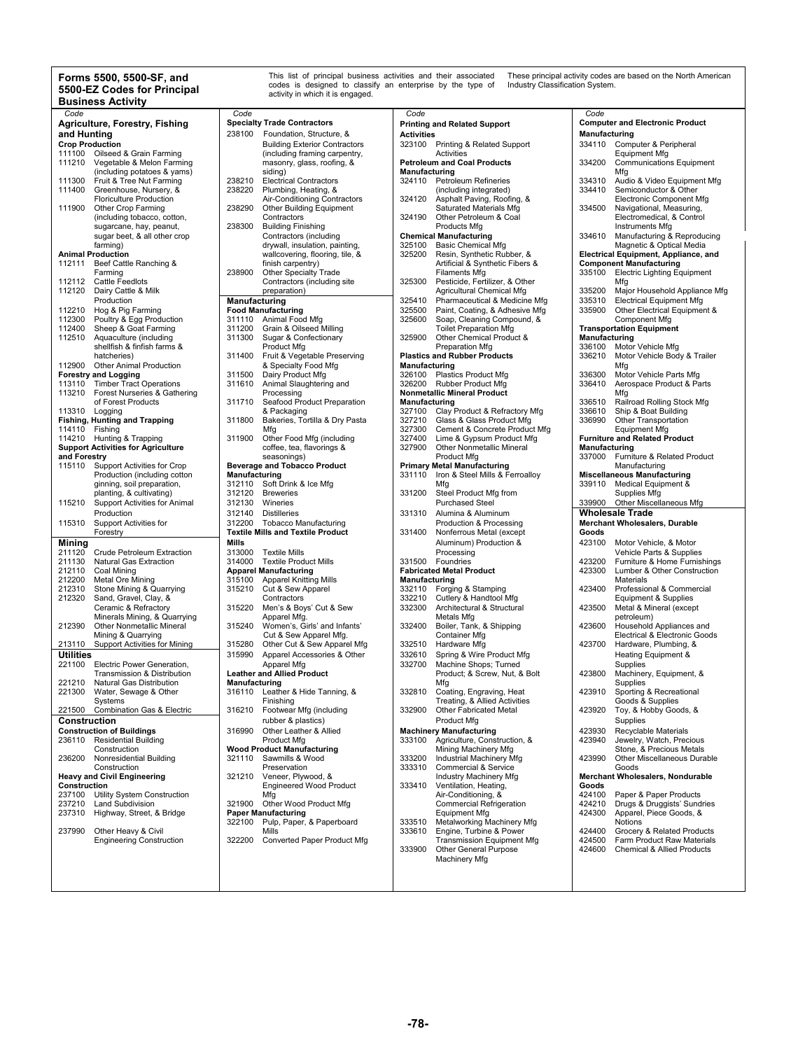## Forms 5500, 5500-SF, and 5500-EZ Codes for Principal Business Activity

This list of principal business activities and their associated codes is designed to classify an enterprise by the type of activity in which it is engaged.

These principal activity codes are based on the North American Industry Classification System.

| Code | |
|---|---|
| **Agriculture, Forestry, Fishing and Hunting** | |
| **Crop Production** | |
| 111100 | Oilseed & Grain Farming |
| 111210 | Vegetable & Melon Farming (including potatoes & yams) |
| 111300 | Fruit & Tree Nut Farming |
| 111400 | Greenhouse, Nursery, & Floriculture Production |
| 111900 | Other Crop Farming (including tobacco, cotton, sugarcane, hay, peanut, sugar beet, & all other crop farming) |
| **Animal Production** | |
| 112111 | Beef Cattle Ranching & Farming |
| 112112 | Cattle Feedlots |
| 112120 | Dairy Cattle & Milk Production |
| 112210 | Hog & Pig Farming |
| 112300 | Poultry & Egg Production |
| 112400 | Sheep & Goat Farming |
| 112510 | Aquaculture (including shellfish & finfish farms & hatcheries) |
| 112900 | Other Animal Production |
| **Forestry and Logging** | |
| 113110 | Timber Tract Operations |
| 113210 | Forest Nurseries & Gathering of Forest Products |
| 113310 | Logging |
| **Fishing, Hunting and Trapping** | |
| 114110 | Fishing |
| 114210 | Hunting & Trapping |
| **Support Activities for Agriculture and Forestry** | |
| 115110 | Support Activities for Crop Production (including cotton ginning, soil preparation, planting, & cultivating) |
| 115210 | Support Activities for Animal Production |
| 115310 | Support Activities for Forestry |
| **Mining** | |
| 211120 | Crude Petroleum Extraction |
| 211130 | Natural Gas Extraction |
| 212110 | Coal Mining |
| 212200 | Metal Ore Mining |
| 212310 | Stone Mining & Quarrying |
| 212320 | Sand, Gravel, Clay, & Ceramic & Refractory Minerals Mining, & Quarrying |
| 212390 | Other Nonmetallic Mineral Mining & Quarrying |
| 213110 | Support Activities for Mining |
| **Utilities** | |
| 221100 | Electric Power Generation, Transmission & Distribution |
| 221210 | Natural Gas Distribution |
| 221300 | Water, Sewage & Other Systems |
| 221500 | Combination Gas & Electric |
| **Construction** | |
| **Construction of Buildings** | |
| 236110 | Residential Building Construction |
| 236200 | Nonresidential Building Construction |
| **Heavy and Civil Engineering Construction** | |
| 237100 | Utility System Construction |
| 237210 | Land Subdivision |
| 237310 | Highway, Street, & Bridge |
| 237990 | Other Heavy & Civil Engineering Construction |
| **Specialty Trade Contractors** | |
| 238100 | Foundation, Structure, & Building Exterior Contractors (including framing carpentry, masonry, glass, roofing, & siding) |
| 238210 | Electrical Contractors |
| 238220 | Plumbing, Heating, & Air-Conditioning Contractors |
| 238290 | Other Building Equipment Contractors |
| 238300 | Building Finishing Contractors (including drywall, insulation, painting, wallcovering, flooring, tile, & finish carpentry) |
| 238900 | Other Specialty Trade Contractors (including site preparation) |
| **Manufacturing** | |
| **Food Manufacturing** | |
| 311110 | Animal Food Mfg |
| 311200 | Grain & Oilseed Milling |
| 311300 | Sugar & Confectionary Product Mfg |
| 311400 | Fruit & Vegetable Preserving & Specialty Food Mfg |
| 311500 | Dairy Product Mfg |
| 311610 | Animal Slaughtering and Processing |
| 311710 | Seafood Product Preparation & Packaging |
| 311800 | Bakeries, Tortilla & Dry Pasta Mfg |
| 311900 | Other Food Mfg (including coffee, tea, flavorings & seasonings) |
| **Beverage and Tobacco Product Manufacturing** | |
| 312110 | Soft Drink & Ice Mfg |
| 312120 | Breweries |
| 312130 | Wineries |
| 312140 | Distilleries |
| 312200 | Tobacco Manufacturing |
| **Textile Mills and Textile Product Mills** | |
| 313000 | Textile Mills |
| 314000 | Textile Product Mills |
| **Apparel Manufacturing** | |
| 315100 | Apparel Knitting Mills |
| 315210 | Cut & Sew Apparel Contractors |
| 315220 | Men's & Boys' Cut & Sew Apparel Mfg. |
| 315240 | Women's, Girls' and Infants' Cut & Sew Apparel Mfg. |
| 315280 | Other Cut & Sew Apparel Mfg |
| 315990 | Apparel Accessories & Other Apparel Mfg |
| **Leather and Allied Product Manufacturing** | |
| 316110 | Leather & Hide Tanning, & Finishing |
| 316210 | Footwear Mfg (including rubber & plastics) |
| 316990 | Other Leather & Allied Product Mfg |
| **Wood Product Manufacturing** | |
| 321110 | Sawmills & Wood Preservation |
| 321210 | Veneer, Plywood, & Engineered Wood Product Mfg |
| 321900 | Other Wood Product Mfg |
| **Paper Manufacturing** | |
| 322100 | Pulp, Paper, & Paperboard Mills |
| 322200 | Converted Paper Product Mfg |
| **Printing and Related Support Activities** | |
| 323100 | Printing & Related Support Activities |
| **Petroleum and Coal Products Manufacturing** | |
| 324110 | Petroleum Refineries (including integrated) |
| 324120 | Asphalt Paving, Roofing, & Saturated Materials Mfg |
| 324190 | Other Petroleum & Coal Products Mfg |
| **Chemical Manufacturing** | |
| 325100 | Basic Chemical Mfg |
| 325200 | Resin, Synthetic Rubber, & Artificial & Synthetic Fibers & Filaments Mfg |
| 325300 | Pesticide, Fertilizer, & Other Agricultural Chemical Mfg |
| 325410 | Pharmaceutical & Medicine Mfg |
| 325500 | Paint, Coating, & Adhesive Mfg |
| 325600 | Soap, Cleaning Compound, & Toilet Preparation Mfg |
| 325900 | Other Chemical Product & Preparation Mfg |
| **Plastics and Rubber Products Manufacturing** | |
| 326100 | Plastics Product Mfg |
| 326200 | Rubber Product Mfg |
| **Nonmetallic Mineral Product Manufacturing** | |
| 327100 | Clay Product & Refractory Mfg |
| 327210 | Glass & Glass Product Mfg |
| 327300 | Cement & Concrete Product Mfg |
| 327400 | Lime & Gypsum Product Mfg |
| 327900 | Other Nonmetallic Mineral Product Mfg |
| **Primary Metal Manufacturing** | |
| 331110 | Iron & Steel Mills & Ferroalloy Mfg |
| 331200 | Steel Product Mfg from Purchased Steel |
| 331310 | Alumina & Aluminum Production & Processing |
| 331400 | Nonferrous Metal (except Aluminum) Production & Processing |
| 331500 | Foundries |
| **Fabricated Metal Product Manufacturing** | |
| 332110 | Forging & Stamping |
| 332210 | Cutlery & Handtool Mfg |
| 332300 | Architectural & Structural Metals Mfg |
| 332400 | Boiler, Tank, & Shipping Container Mfg |
| 332510 | Hardware Mfg |
| 332610 | Spring & Wire Product Mfg |
| 332700 | Machine Shops; Turned Product; & Screw, Nut, & Bolt Mfg |
| 332810 | Coating, Engraving, Heat Treating, & Allied Activities |
| 332900 | Other Fabricated Metal Product Mfg |
| **Machinery Manufacturing** | |
| 333100 | Agriculture, Construction, & Mining Machinery Mfg |
| 333200 | Industrial Machinery Mfg |
| 333310 | Commercial & Service Industry Machinery Mfg |
| 333410 | Ventilation, Heating, Air-Conditioning, & Commercial Refrigeration Equipment Mfg |
| 333510 | Metalworking Machinery Mfg |
| 333610 | Engine, Turbine & Power Transmission Equipment Mfg |
| 333900 | Other General Purpose Machinery Mfg |
| **Computer and Electronic Product Manufacturing** | |
| 334110 | Computer & Peripheral Equipment Mfg |
| 334200 | Communications Equipment Mfg |
| 334310 | Audio & Video Equipment Mfg |
| 334410 | Semiconductor & Other Electronic Component Mfg |
| 334500 | Navigational, Measuring, Electromedical, & Control Instruments Mfg |
| 334610 | Manufacturing & Reproducing Magnetic & Optical Media |
| **Electrical Equipment, Appliance, and Component Manufacturing** | |
| 335100 | Electric Lighting Equipment Mfg |
| 335200 | Major Household Appliance Mfg |
| 335310 | Electrical Equipment Mfg |
| 335900 | Other Electrical Equipment & Component Mfg |
| **Transportation Equipment Manufacturing** | |
| 336100 | Motor Vehicle Mfg |
| 336210 | Motor Vehicle Body & Trailer Mfg |
| 336300 | Motor Vehicle Parts Mfg |
| 336410 | Aerospace Product & Parts Mfg |
| 336510 | Railroad Rolling Stock Mfg |
| 336610 | Ship & Boat Building |
| 336990 | Other Transportation Equipment Mfg |
| **Furniture and Related Product Manufacturing** | |
| 337000 | Furniture & Related Product Manufacturing |
| **Miscellaneous Manufacturing** | |
| 339110 | Medical Equipment & Supplies Mfg |
| 339900 | Other Miscellaneous Mfg |
| **Wholesale Trade** | |
| **Merchant Wholesalers, Durable Goods** | |
| 423100 | Motor Vehicle, & Motor Vehicle Parts & Supplies |
| 423200 | Furniture & Home Furnishings |
| 423300 | Lumber & Other Construction Materials |
| 423400 | Professional & Commercial Equipment & Supplies |
| 423500 | Metal & Mineral (except petroleum) |
| 423600 | Household Appliances and Electrical & Electronic Goods |
| 423700 | Hardware, Plumbing, & Heating Equipment & Supplies |
| 423800 | Machinery, Equipment, & Supplies |
| 423910 | Sporting & Recreational Goods & Supplies |
| 423920 | Toy, & Hobby Goods, & Supplies |
| 423930 | Recyclable Materials |
| 423940 | Jewelry, Watch, Precious Stone, & Precious Metals |
| 423990 | Other Miscellaneous Durable Goods |
| **Merchant Wholesalers, Nondurable Goods** | |
| 424100 | Paper & Paper Products |
| 424210 | Drugs & Druggists' Sundries |
| 424300 | Apparel, Piece Goods, & Notions |
| 424400 | Grocery & Related Products |
| 424500 | Farm Product Raw Materials |
| 424600 | Chemical & Allied Products |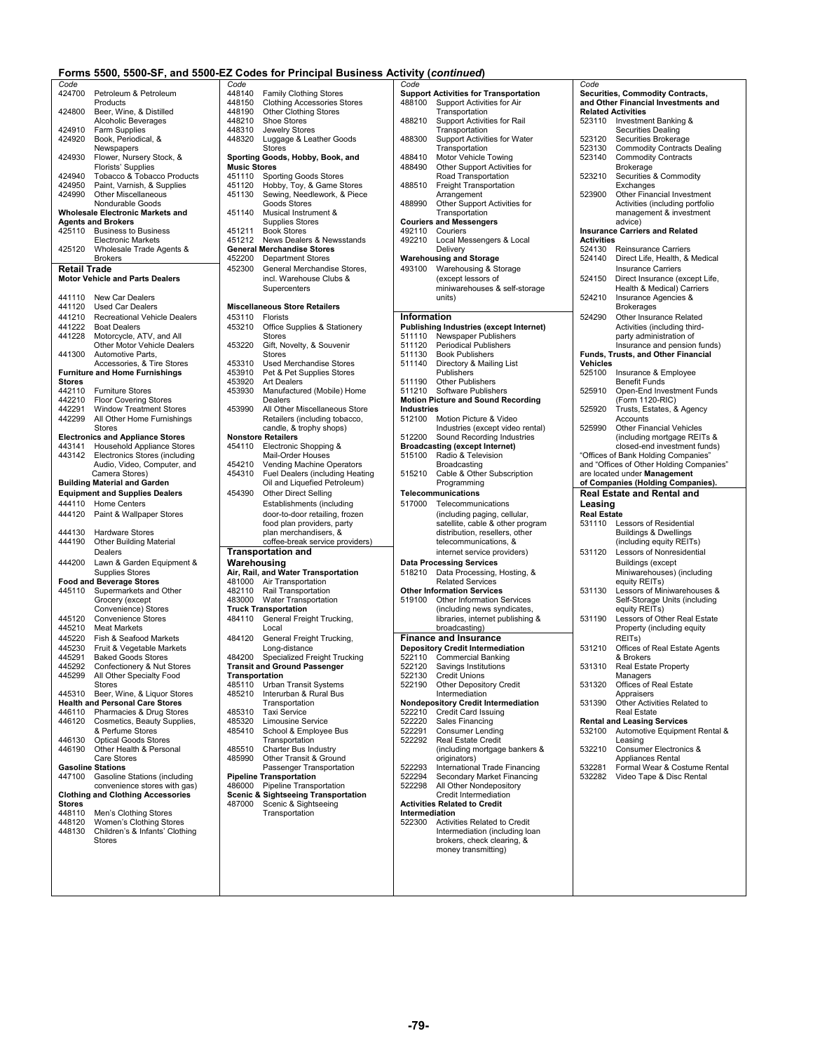## Forms 5500, 5500-SF, and 5500-EZ Codes for Principal Business Activity (*continued*)

| Code | |
|---|---|
| 424700 | Petroleum & Petroleum Products |
| 424800 | Beer, Wine, & Distilled Alcoholic Beverages |
| 424910 | Farm Supplies |
| 424920 | Book, Periodical, & Newspapers |
| 424930 | Flower, Nursery Stock, & Florists' Supplies |
| 424940 | Tobacco & Tobacco Products |
| 424950 | Paint, Varnish, & Supplies |
| 424990 | Other Miscellaneous Nondurable Goods |

**Wholesale Electronic Markets and Agents and Brokers**

| Code | |
|---|---|
| 425110 | Business to Business Electronic Markets |
| 425120 | Wholesale Trade Agents & Brokers |

### Retail Trade

**Motor Vehicle and Parts Dealers**

| Code | |
|---|---|
| 441110 | New Car Dealers |
| 441120 | Used Car Dealers |
| 441210 | Recreational Vehicle Dealers |
| 441222 | Boat Dealers |
| 441228 | Motorcycle, ATV, and All Other Motor Vehicle Dealers |
| 441300 | Automotive Parts, Accessories, & Tire Stores |

**Furniture and Home Furnishings Stores**

| Code | |
|---|---|
| 442110 | Furniture Stores |
| 442210 | Floor Covering Stores |
| 442291 | Window Treatment Stores |
| 442299 | All Other Home Furnishings Stores |

**Electronics and Appliance Stores**

| Code | |
|---|---|
| 443141 | Household Appliance Stores |
| 443142 | Electronics Stores (including Audio, Video, Computer, and Camera Stores) |

**Building Material and Garden Equipment and Supplies Dealers**

| Code | |
|---|---|
| 444110 | Home Centers |
| 444120 | Paint & Wallpaper Stores |
| 444130 | Hardware Stores |
| 444190 | Other Building Material Dealers |
| 444200 | Lawn & Garden Equipment & Supplies Stores |

**Food and Beverage Stores**

| Code | |
|---|---|
| 445110 | Supermarkets and Other Grocery (except Convenience) Stores |
| 445120 | Convenience Stores |
| 445210 | Meat Markets |
| 445220 | Fish & Seafood Markets |
| 445230 | Fruit & Vegetable Markets |
| 445291 | Baked Goods Stores |
| 445292 | Confectionery & Nut Stores |
| 445299 | All Other Specialty Food Stores |
| 445310 | Beer, Wine, & Liquor Stores |

**Health and Personal Care Stores**

| Code | |
|---|---|
| 446110 | Pharmacies & Drug Stores |
| 446120 | Cosmetics, Beauty Supplies, & Perfume Stores |
| 446130 | Optical Goods Stores |
| 446190 | Other Health & Personal Care Stores |

**Gasoline Stations**

| Code | |
|---|---|
| 447100 | Gasoline Stations (including convenience stores with gas) |

**Clothing and Clothing Accessories Stores**

| Code | |
|---|---|
| 448110 | Men's Clothing Stores |
| 448120 | Women's Clothing Stores |
| 448130 | Children's & Infants' Clothing Stores |
| 448140 | Family Clothing Stores |
| 448150 | Clothing Accessories Stores |
| 448190 | Other Clothing Stores |
| 448210 | Shoe Stores |
| 448310 | Jewelry Stores |
| 448320 | Luggage & Leather Goods Stores |

**Sporting Goods, Hobby, Book, and Music Stores**

| Code | |
|---|---|
| 451110 | Sporting Goods Stores |
| 451120 | Hobby, Toy, & Game Stores |
| 451130 | Sewing, Needlework, & Piece Goods Stores |
| 451140 | Musical Instrument & Supplies Stores |
| 451211 | Book Stores |
| 451212 | News Dealers & Newsstands |

**General Merchandise Stores**

| Code | |
|---|---|
| 452200 | Department Stores |
| 452300 | General Merchandise Stores, incl. Warehouse Clubs & Supercenters |

**Miscellaneous Store Retailers**

| Code | |
|---|---|
| 453110 | Florists |
| 453210 | Office Supplies & Stationery Stores |
| 453220 | Gift, Novelty, & Souvenir Stores |
| 453310 | Used Merchandise Stores |
| 453910 | Pet & Pet Supplies Stores |
| 453920 | Art Dealers |
| 453930 | Manufactured (Mobile) Home Dealers |
| 453990 | All Other Miscellaneous Store Retailers (including tobacco, candle, & trophy shops) |

**Nonstore Retailers**

| Code | |
|---|---|
| 454110 | Electronic Shopping & Mail-Order Houses |
| 454210 | Vending Machine Operators |
| 454310 | Fuel Dealers (including Heating Oil and Liquefied Petroleum) |
| 454390 | Other Direct Selling Establishments (including door-to-door retailing, frozen food plan providers, party plan merchandisers, & coffee-break service providers) |

### Transportation and Warehousing

**Air, Rail, and Water Transportation**

| Code | |
|---|---|
| 481000 | Air Transportation |
| 482110 | Rail Transportation |
| 483000 | Water Transportation |

**Truck Transportation**

| Code | |
|---|---|
| 484110 | General Freight Trucking, Local |
| 484120 | General Freight Trucking, Long-distance |
| 484200 | Specialized Freight Trucking |

**Transit and Ground Passenger Transportation**

| Code | |
|---|---|
| 485110 | Urban Transit Systems |
| 485210 | Interurban & Rural Bus Transportation |
| 485310 | Taxi Service |
| 485320 | Limousine Service |
| 485410 | School & Employee Bus Transportation |
| 485510 | Charter Bus Industry |
| 485990 | Other Transit & Ground Passenger Transportation |

**Pipeline Transportation**

| Code | |
|---|---|
| 486000 | Pipeline Transportation |

**Scenic & Sightseeing Transportation**

| Code | |
|---|---|
| 487000 | Scenic & Sightseeing Transportation |

**Support Activities for Transportation**

| Code | |
|---|---|
| 488100 | Support Activities for Air Transportation |
| 488210 | Support Activities for Rail Transportation |
| 488300 | Support Activities for Water Transportation |
| 488410 | Motor Vehicle Towing |
| 488490 | Other Support Activities for Road Transportation |
| 488510 | Freight Transportation Arrangement |
| 488990 | Other Support Activities for Transportation |

**Couriers and Messengers**

| Code | |
|---|---|
| 492110 | Couriers |
| 492210 | Local Messengers & Local Delivery |

**Warehousing and Storage**

| Code | |
|---|---|
| 493100 | Warehousing & Storage (except lessors of miniwarehouses & self-storage units) |

### Information

**Publishing Industries (except Internet)**

| Code | |
|---|---|
| 511110 | Newspaper Publishers |
| 511120 | Periodical Publishers |
| 511130 | Book Publishers |
| 511140 | Directory & Mailing List Publishers |
| 511190 | Other Publishers |
| 511210 | Software Publishers |

**Motion Picture and Sound Recording Industries**

| Code | |
|---|---|
| 512100 | Motion Picture & Video Industries (except video rental) |
| 512200 | Sound Recording Industries |

**Broadcasting (except Internet)**

| Code | |
|---|---|
| 515100 | Radio & Television Broadcasting |
| 515210 | Cable & Other Subscription Programming |

**Telecommunications**

| Code | |
|---|---|
| 517000 | Telecommunications (including paging, cellular, satellite, cable & other program distribution, resellers, other telecommunications, & internet service providers) |

**Data Processing Services**

| Code | |
|---|---|
| 518210 | Data Processing, Hosting, & Related Services |

**Other Information Services**

| Code | |
|---|---|
| 519100 | Other Information Services (including news syndicates, libraries, internet publishing & broadcasting) |

### Finance and Insurance

**Depository Credit Intermediation**

| Code | |
|---|---|
| 522110 | Commercial Banking |
| 522120 | Savings Institutions |
| 522130 | Credit Unions |
| 522190 | Other Depository Credit Intermediation |

**Nondepository Credit Intermediation**

| Code | |
|---|---|
| 522210 | Credit Card Issuing |
| 522220 | Sales Financing |
| 522291 | Consumer Lending |
| 522292 | Real Estate Credit (including mortgage bankers & originators) |
| 522293 | International Trade Financing |
| 522294 | Secondary Market Financing |
| 522298 | All Other Nondepository Credit Intermediation |

**Activities Related to Credit Intermediation**

| Code | |
|---|---|
| 522300 | Activities Related to Credit Intermediation (including loan brokers, check clearing, & money transmitting) |

**Securities, Commodity Contracts, and Other Financial Investments and Related Activities**

| Code | |
|---|---|
| 523110 | Investment Banking & Securities Dealing |
| 523120 | Securities Brokerage |
| 523130 | Commodity Contracts Dealing |
| 523140 | Commodity Contracts Brokerage |
| 523210 | Securities & Commodity Exchanges |
| 523900 | Other Financial Investment Activities (including portfolio management & investment advice) |

**Insurance Carriers and Related Activities**

| Code | |
|---|---|
| 524130 | Reinsurance Carriers |
| 524140 | Direct Life, Health, & Medical Insurance Carriers |
| 524150 | Direct Insurance (except Life, Health & Medical) Carriers |
| 524210 | Insurance Agencies & Brokerages |
| 524290 | Other Insurance Related Activities (including third-party administration of insurance and pension funds) |

**Funds, Trusts, and Other Financial Vehicles**

| Code | |
|---|---|
| 525100 | Insurance & Employee Benefit Funds |
| 525910 | Open-End Investment Funds (Form 1120-RIC) |
| 525920 | Trusts, Estates, & Agency Accounts |
| 525990 | Other Financial Vehicles (including mortgage REITs & closed-end investment funds) |

"Offices of Bank Holding Companies" and "Offices of Other Holding Companies" are located under **Management of Companies (Holding Companies).**

### Real Estate and Rental and Leasing

**Real Estate**

| Code | |
|---|---|
| 531110 | Lessors of Residential Buildings & Dwellings (including equity REITs) |
| 531120 | Lessors of Nonresidential Buildings (except Miniwarehouses) (including equity REITs) |
| 531130 | Lessors of Miniwarehouses & Self-Storage Units (including equity REITs) |
| 531190 | Lessors of Other Real Estate Property (including equity REITs) |
| 531210 | Offices of Real Estate Agents & Brokers |
| 531310 | Real Estate Property Managers |
| 531320 | Offices of Real Estate Appraisers |
| 531390 | Other Activities Related to Real Estate |

**Rental and Leasing Services**

| Code | |
|---|---|
| 532100 | Automotive Equipment Rental & Leasing |
| 532210 | Consumer Electronics & Appliances Rental |
| 532281 | Formal Wear & Costume Rental |
| 532282 | Video Tape & Disc Rental |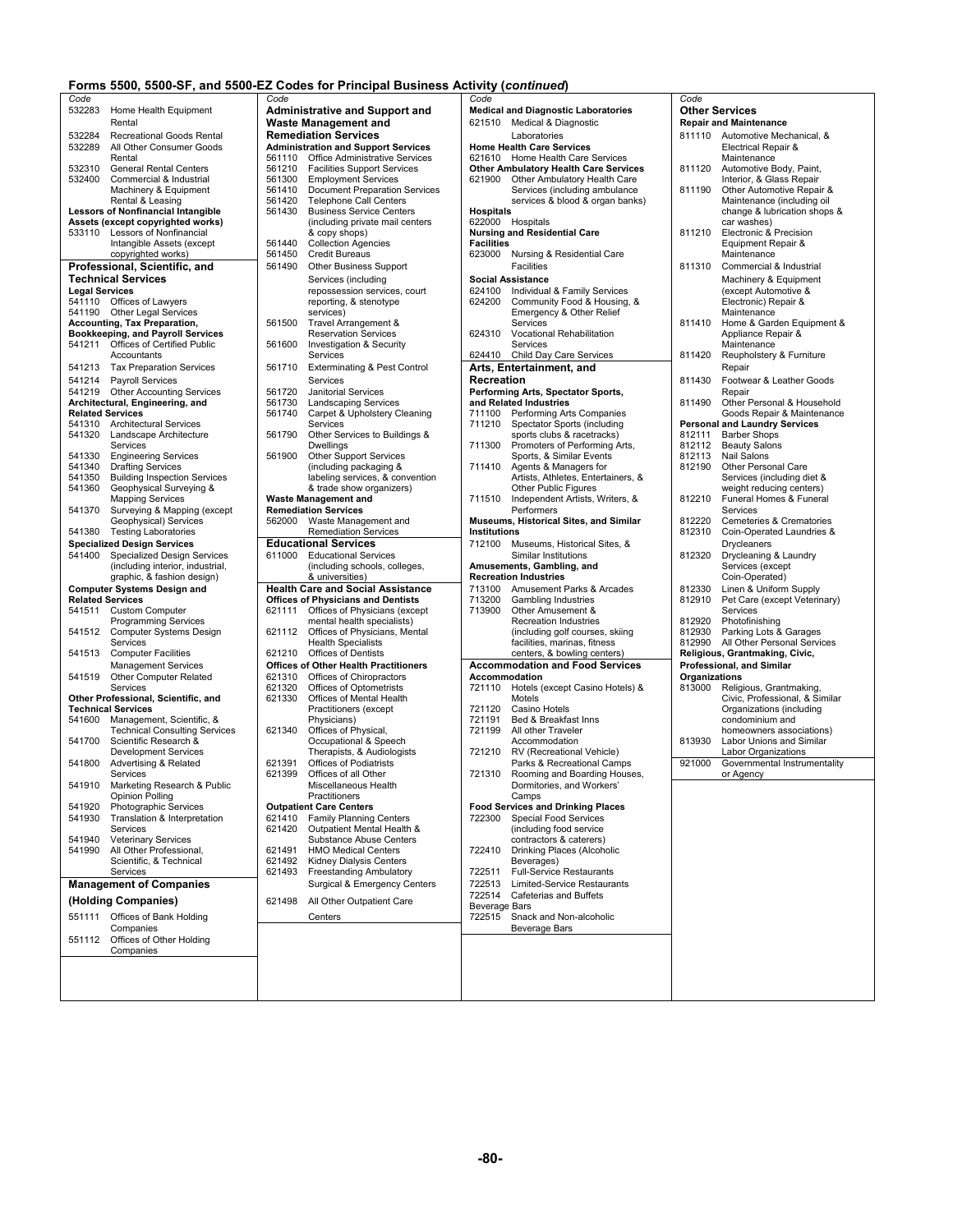## Forms 5500, 5500-SF, and 5500-EZ Codes for Principal Business Activity (*continued*)

| Code | |
|---|---|
| 532283 | Home Health Equipment Rental |
| 532284 | Recreational Goods Rental |
| 532289 | All Other Consumer Goods Rental |
| 532310 | General Rental Centers |
| 532400 | Commercial & Industrial Machinery & Equipment Rental & Leasing |
| | **Lessors of Nonfinancial Intangible Assets (except copyrighted works)** |
| 533110 | Lessors of Nonfinancial Intangible Assets (except copyrighted works) |

### Professional, Scientific, and Technical Services

| Code | |
|---|---|
| | **Legal Services** |
| 541110 | Offices of Lawyers |
| 541190 | Other Legal Services |
| | **Accounting, Tax Preparation, Bookkeeping, and Payroll Services** |
| 541211 | Offices of Certified Public Accountants |
| 541213 | Tax Preparation Services |
| 541214 | Payroll Services |
| 541219 | Other Accounting Services |
| | **Architectural, Engineering, and Related Services** |
| 541310 | Architectural Services |
| 541320 | Landscape Architecture Services |
| 541330 | Engineering Services |
| 541340 | Drafting Services |
| 541350 | Building Inspection Services |
| 541360 | Geophysical Surveying & Mapping Services |
| 541370 | Surveying & Mapping (except Geophysical) Services |
| 541380 | Testing Laboratories |
| | **Specialized Design Services** |
| 541400 | Specialized Design Services (including interior, industrial, graphic, & fashion design) |
| | **Computer Systems Design and Related Services** |
| 541511 | Custom Computer Programming Services |
| 541512 | Computer Systems Design Services |
| 541513 | Computer Facilities Management Services |
| 541519 | Other Computer Related Services |
| | **Other Professional, Scientific, and Technical Services** |
| 541600 | Management, Scientific, & Technical Consulting Services |
| 541700 | Scientific Research & Development Services |
| 541800 | Advertising & Related Services |
| 541910 | Marketing Research & Public Opinion Polling |
| 541920 | Photographic Services |
| 541930 | Translation & Interpretation Services |
| 541940 | Veterinary Services |
| 541990 | All Other Professional, Scientific, & Technical Services |

### Management of Companies (Holding Companies)

| Code | |
|---|---|
| 551111 | Offices of Bank Holding Companies |
| 551112 | Offices of Other Holding Companies |

### Administrative and Support and Waste Management and Remediation Services

| Code | |
|---|---|
| | **Administration and Support Services** |
| 561110 | Office Administrative Services |
| 561210 | Facilities Support Services |
| 561300 | Employment Services |
| 561410 | Document Preparation Services |
| 561420 | Telephone Call Centers |
| 561430 | Business Service Centers (including private mail centers & copy shops) |
| 561440 | Collection Agencies |
| 561450 | Credit Bureaus |
| 561490 | Other Business Support Services (including repossession services, court reporting, & stenotype services) |
| 561500 | Travel Arrangement & Reservation Services |
| 561600 | Investigation & Security Services |
| 561710 | Exterminating & Pest Control Services |
| 561720 | Janitorial Services |
| 561730 | Landscaping Services |
| 561740 | Carpet & Upholstery Cleaning Services |
| 561790 | Other Services to Buildings & Dwellings |
| 561900 | Other Support Services (including packaging & labeling services, & convention & trade show organizers) |
| | **Waste Management and Remediation Services** |
| 562000 | Waste Management and Remediation Services |

### Educational Services

| Code | |
|---|---|
| 611000 | Educational Services (including schools, colleges, & universities) |

### Health Care and Social Assistance

| Code | |
|---|---|
| | **Offices of Physicians and Dentists** |
| 621111 | Offices of Physicians (except mental health specialists) |
| 621112 | Offices of Physicians, Mental Health Specialists |
| 621210 | Offices of Dentists |
| | **Offices of Other Health Practitioners** |
| 621310 | Offices of Chiropractors |
| 621320 | Offices of Optometrists |
| 621330 | Offices of Mental Health Practitioners (except Physicians) |
| 621340 | Offices of Physical, Occupational & Speech Therapists, & Audiologists |
| 621391 | Offices of Podiatrists |
| 621399 | Offices of all Other Miscellaneous Health Practitioners |
| | **Outpatient Care Centers** |
| 621410 | Family Planning Centers |
| 621420 | Outpatient Mental Health & Substance Abuse Centers |
| 621491 | HMO Medical Centers |
| 621492 | Kidney Dialysis Centers |
| 621493 | Freestanding Ambulatory Surgical & Emergency Centers |
| 621498 | All Other Outpatient Care Centers |
| | **Medical and Diagnostic Laboratories** |
| 621510 | Medical & Diagnostic Laboratories |
| | **Home Health Care Services** |
| 621610 | Home Health Care Services |
| | **Other Ambulatory Health Care Services** |
| 621900 | Other Ambulatory Health Care Services (including ambulance services & blood & organ banks) |
| | **Hospitals** |
| 622000 | Hospitals |
| | **Nursing and Residential Care Facilities** |
| 623000 | Nursing & Residential Care Facilities |
| | **Social Assistance** |
| 624100 | Individual & Family Services |
| 624200 | Community Food & Housing, & Emergency & Other Relief Services |
| 624310 | Vocational Rehabilitation Services |
| 624410 | Child Day Care Services |

### Arts, Entertainment, and Recreation

| Code | |
|---|---|
| | **Performing Arts, Spectator Sports, and Related Industries** |
| 711100 | Performing Arts Companies |
| 711210 | Spectator Sports (including sports clubs & racetracks) |
| 711300 | Promoters of Performing Arts, Sports, & Similar Events |
| 711410 | Agents & Managers for Artists, Athletes, Entertainers, & Other Public Figures |
| 711510 | Independent Artists, Writers, & Performers |
| | **Museums, Historical Sites, and Similar Institutions** |
| 712100 | Museums, Historical Sites, & Similar Institutions |
| | **Amusements, Gambling, and Recreation Industries** |
| 713100 | Amusement Parks & Arcades |
| 713200 | Gambling Industries |
| 713900 | Other Amusement & Recreation Industries (including golf courses, skiing facilities, marinas, fitness centers, & bowling centers) |

### Accommodation and Food Services

| Code | |
|---|---|
| | **Accommodation** |
| 721110 | Hotels (except Casino Hotels) & Motels |
| 721120 | Casino Hotels |
| 721191 | Bed & Breakfast Inns |
| 721199 | All other Traveler Accommodation |
| 721210 | RV (Recreational Vehicle) Parks & Recreational Camps |
| 721310 | Rooming and Boarding Houses, Dormitories, and Workers' Camps |
| | **Food Services and Drinking Places** |
| 722300 | Special Food Services (including food service contractors & caterers) |
| 722410 | Drinking Places (Alcoholic Beverages) |
| 722511 | Full-Service Restaurants |
| 722513 | Limited-Service Restaurants |
| 722514 | Cafeterias and Buffets Beverage Bars |
| 722515 | Snack and Non-alcoholic Beverage Bars |

### Other Services

| Code | |
|---|---|
| | **Repair and Maintenance** |
| 811110 | Automotive Mechanical, & Electrical Repair & Maintenance |
| 811120 | Automotive Body, Paint, Interior, & Glass Repair |
| 811190 | Other Automotive Repair & Maintenance (including oil change & lubrication shops & car washes) |
| 811210 | Electronic & Precision Equipment Repair & Maintenance |
| 811310 | Commercial & Industrial Machinery & Equipment (except Automotive & Electronic) Repair & Maintenance |
| 811410 | Home & Garden Equipment & Appliance Repair & Maintenance |
| 811420 | Reupholstery & Furniture Repair |
| 811430 | Footwear & Leather Goods Repair |
| 811490 | Other Personal & Household Goods Repair & Maintenance |
| | **Personal and Laundry Services** |
| 812111 | Barber Shops |
| 812112 | Beauty Salons |
| 812113 | Nail Salons |
| 812190 | Other Personal Care Services (including diet & weight reducing centers) |
| 812210 | Funeral Homes & Funeral Services |
| 812220 | Cemeteries & Crematories |
| 812310 | Coin-Operated Laundries & Drycleaners |
| 812320 | Drycleaning & Laundry Services (except Coin-Operated) |
| 812330 | Linen & Uniform Supply |
| 812910 | Pet Care (except Veterinary) Services |
| 812920 | Photofinishing |
| 812930 | Parking Lots & Garages |
| 812990 | All Other Personal Services |
| | **Religious, Grantmaking, Civic, Professional, and Similar Organizations** |
| 813000 | Religious, Grantmaking, Civic, Professional, & Similar Organizations (including condominium and homeowners associations) |
| 813930 | Labor Unions and Similar Labor Organizations |
| 921000 | Governmental Instrumentality or Agency |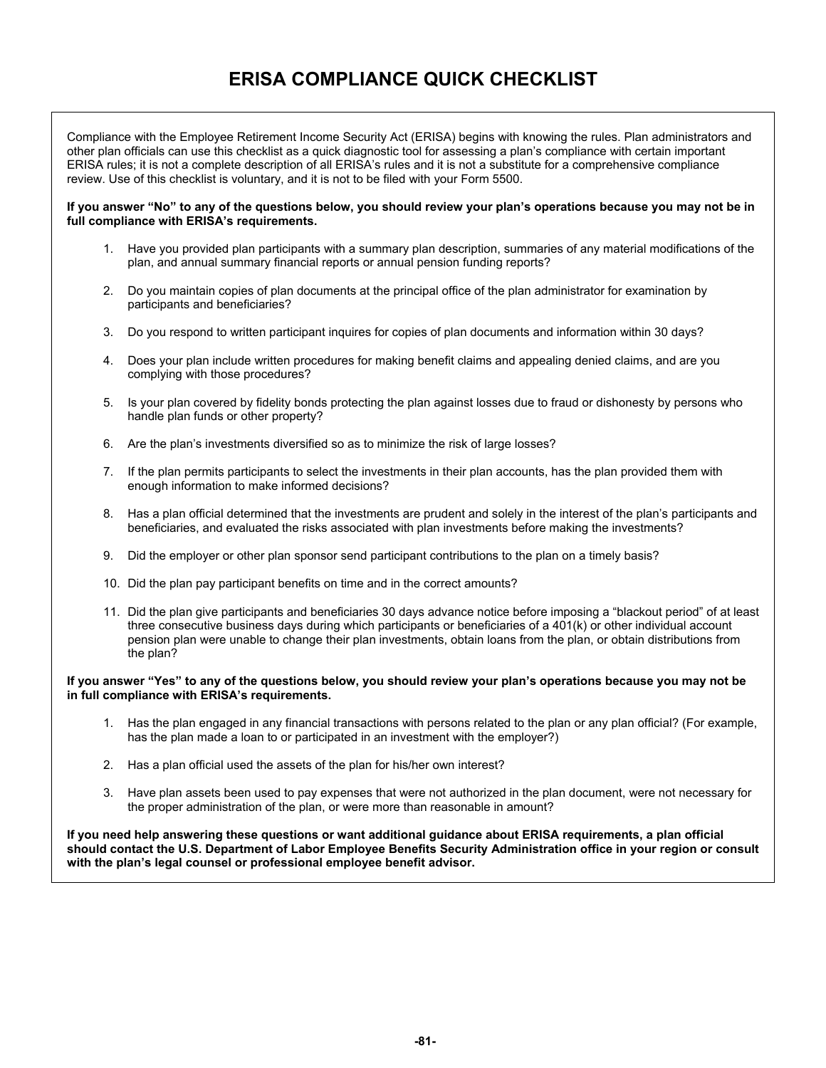# ERISA COMPLIANCE QUICK CHECKLIST

Compliance with the Employee Retirement Income Security Act (ERISA) begins with knowing the rules. Plan administrators and other plan officials can use this checklist as a quick diagnostic tool for assessing a plan's compliance with certain important ERISA rules; it is not a complete description of all ERISA's rules and it is not a substitute for a comprehensive compliance review. Use of this checklist is voluntary, and it is not to be filed with your Form 5500.

**If you answer "No" to any of the questions below, you should review your plan's operations because you may not be in full compliance with ERISA's requirements.**

1. Have you provided plan participants with a summary plan description, summaries of any material modifications of the plan, and annual summary financial reports or annual pension funding reports?

2. Do you maintain copies of plan documents at the principal office of the plan administrator for examination by participants and beneficiaries?

3. Do you respond to written participant inquires for copies of plan documents and information within 30 days?

4. Does your plan include written procedures for making benefit claims and appealing denied claims, and are you complying with those procedures?

5. Is your plan covered by fidelity bonds protecting the plan against losses due to fraud or dishonesty by persons who handle plan funds or other property?

6. Are the plan's investments diversified so as to minimize the risk of large losses?

7. If the plan permits participants to select the investments in their plan accounts, has the plan provided them with enough information to make informed decisions?

8. Has a plan official determined that the investments are prudent and solely in the interest of the plan's participants and beneficiaries, and evaluated the risks associated with plan investments before making the investments?

9. Did the employer or other plan sponsor send participant contributions to the plan on a timely basis?

10. Did the plan pay participant benefits on time and in the correct amounts?

11. Did the plan give participants and beneficiaries 30 days advance notice before imposing a "blackout period" of at least three consecutive business days during which participants or beneficiaries of a 401(k) or other individual account pension plan were unable to change their plan investments, obtain loans from the plan, or obtain distributions from the plan?

**If you answer "Yes" to any of the questions below, you should review your plan's operations because you may not be in full compliance with ERISA's requirements.**

1. Has the plan engaged in any financial transactions with persons related to the plan or any plan official? (For example, has the plan made a loan to or participated in an investment with the employer?)

2. Has a plan official used the assets of the plan for his/her own interest?

3. Have plan assets been used to pay expenses that were not authorized in the plan document, were not necessary for the proper administration of the plan, or were more than reasonable in amount?

**If you need help answering these questions or want additional guidance about ERISA requirements, a plan official should contact the U.S. Department of Labor Employee Benefits Security Administration office in your region or consult with the plan's legal counsel or professional employee benefit advisor.**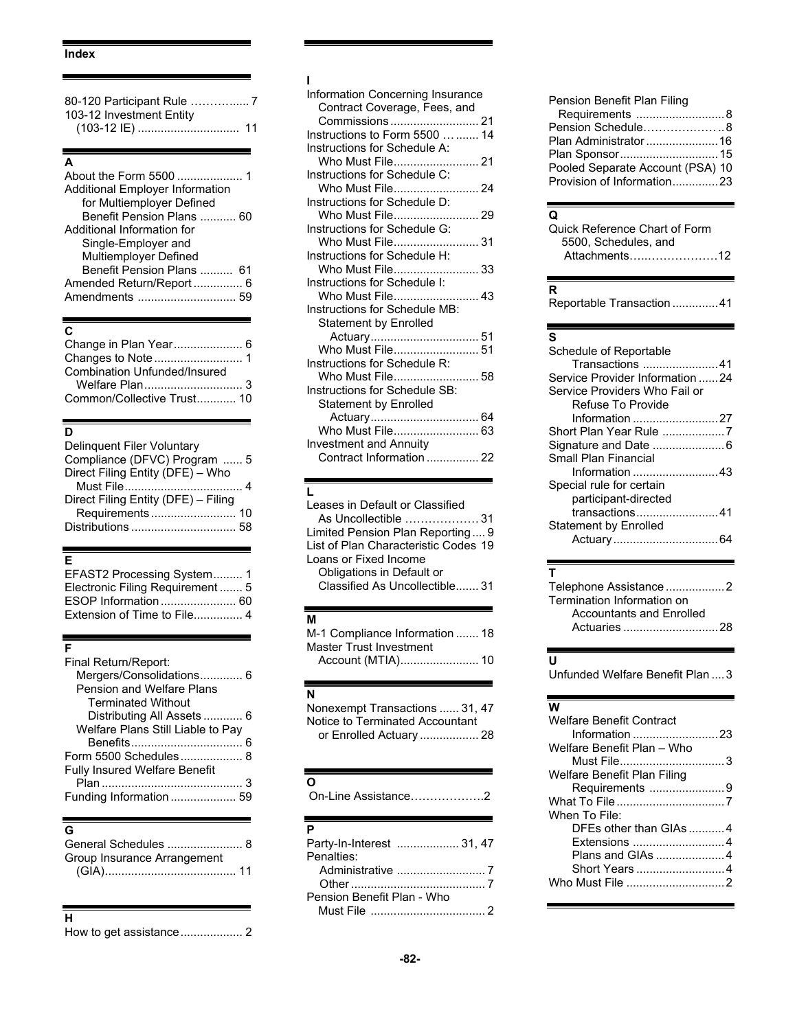## Index

80-120 Participant Rule ............... 7
103-12 Investment Entity (103-12 IE) ............................... 11

### A

About the Form 5500 .................... 1
Additional Employer Information for Multiemployer Defined Benefit Pension Plans ........... 60
Additional Information for Single-Employer and Multiemployer Defined Benefit Pension Plans .......... 61
Amended Return/Report ............... 6
Amendments ............................. 59

### C

Change in Plan Year ..................... 6
Changes to Note ........................... 1
Combination Unfunded/Insured Welfare Plan .............................. 3
Common/Collective Trust ............ 10

### D

Delinquent Filer Voluntary Compliance (DFVC) Program ...... 5
Direct Filing Entity (DFE) – Who Must File .................................... 4
Direct Filing Entity (DFE) – Filing Requirements .......................... 10
Distributions ................................ 58

### E

EFAST2 Processing System ......... 1
Electronic Filing Requirement ....... 5
ESOP Information ....................... 60
Extension of Time to File ............... 4

### F

Final Return/Report:
- Mergers/Consolidations ............. 6
- Pension and Welfare Plans Terminated Without Distributing All Assets ............ 6
- Welfare Plans Still Liable to Pay Benefits .................................. 6

Form 5500 Schedules ................... 8
Fully Insured Welfare Benefit Plan ........................................... 3
Funding Information .................... 59

### G

General Schedules ....................... 8
Group Insurance Arrangement (GIA) ........................................ 11

### H

How to get assistance ................... 2

### I

Information Concerning Insurance Contract Coverage, Fees, and Commissions ........................... 21
Instructions to Form 5500 ........... 14
Instructions for Schedule A: Who Must File .......................... 21
Instructions for Schedule C: Who Must File .......................... 24
Instructions for Schedule D: Who Must File .......................... 29
Instructions for Schedule G: Who Must File .......................... 31
Instructions for Schedule H: Who Must File .......................... 33
Instructions for Schedule I: Who Must File .......................... 43
Instructions for Schedule MB:
- Statement by Enrolled Actuary ................................ 51
- Who Must File .......................... 51

Instructions for Schedule R: Who Must File .......................... 58
Instructions for Schedule SB:
- Statement by Enrolled Actuary ................................ 64
- Who Must File .......................... 63

Investment and Annuity Contract Information ................ 22

### L

Leases in Default or Classified As Uncollectible .................. 31
Limited Pension Plan Reporting .... 9
List of Plan Characteristic Codes 19
Loans or Fixed Income Obligations in Default or Classified As Uncollectible ....... 31

### M

M-1 Compliance Information ....... 18
Master Trust Investment Account (MTIA) ........................ 10

### N

Nonexempt Transactions ...... 31, 47
Notice to Terminated Accountant or Enrolled Actuary .................. 28

### O

On-Line Assistance ..................2

### P

Party-In-Interest ................... 31, 47
Penalties:
- Administrative ........................... 7
- Other ......................................... 7

Pension Benefit Plan - Who Must File ................................... 2
Pension Benefit Plan Filing Requirements ........................... 8
Pension Schedule ...................... 8
Plan Administrator ...................... 16
Plan Sponsor .............................. 15
Pooled Separate Account (PSA) 10
Provision of Information .............. 23

### Q

Quick Reference Chart of Form 5500, Schedules, and Attachments ........................12

### R

Reportable Transaction .............. 41

### S

Schedule of Reportable Transactions ....................... 41
Service Provider Information ...... 24
Service Providers Who Fail or Refuse To Provide Information .......................... 27
Short Plan Year Rule ................... 7
Signature and Date ...................... 6
Small Plan Financial Information .......................... 43
Special rule for certain participant-directed transactions ......................... 41
Statement by Enrolled Actuary ................................ 64

### T

Telephone Assistance .................. 2
Termination Information on Accountants and Enrolled Actuaries ............................. 28

### U

Unfunded Welfare Benefit Plan .... 3

### W

Welfare Benefit Contract Information .......................... 23
Welfare Benefit Plan – Who Must File ................................ 3
Welfare Benefit Plan Filing Requirements ....................... 9
What To File ................................. 7
When To File:
- DFEs other than GIAs ........... 4
- Extensions ............................ 4
- Plans and GIAs ..................... 4
- Short Years ........................... 4

Who Must File .............................. 2